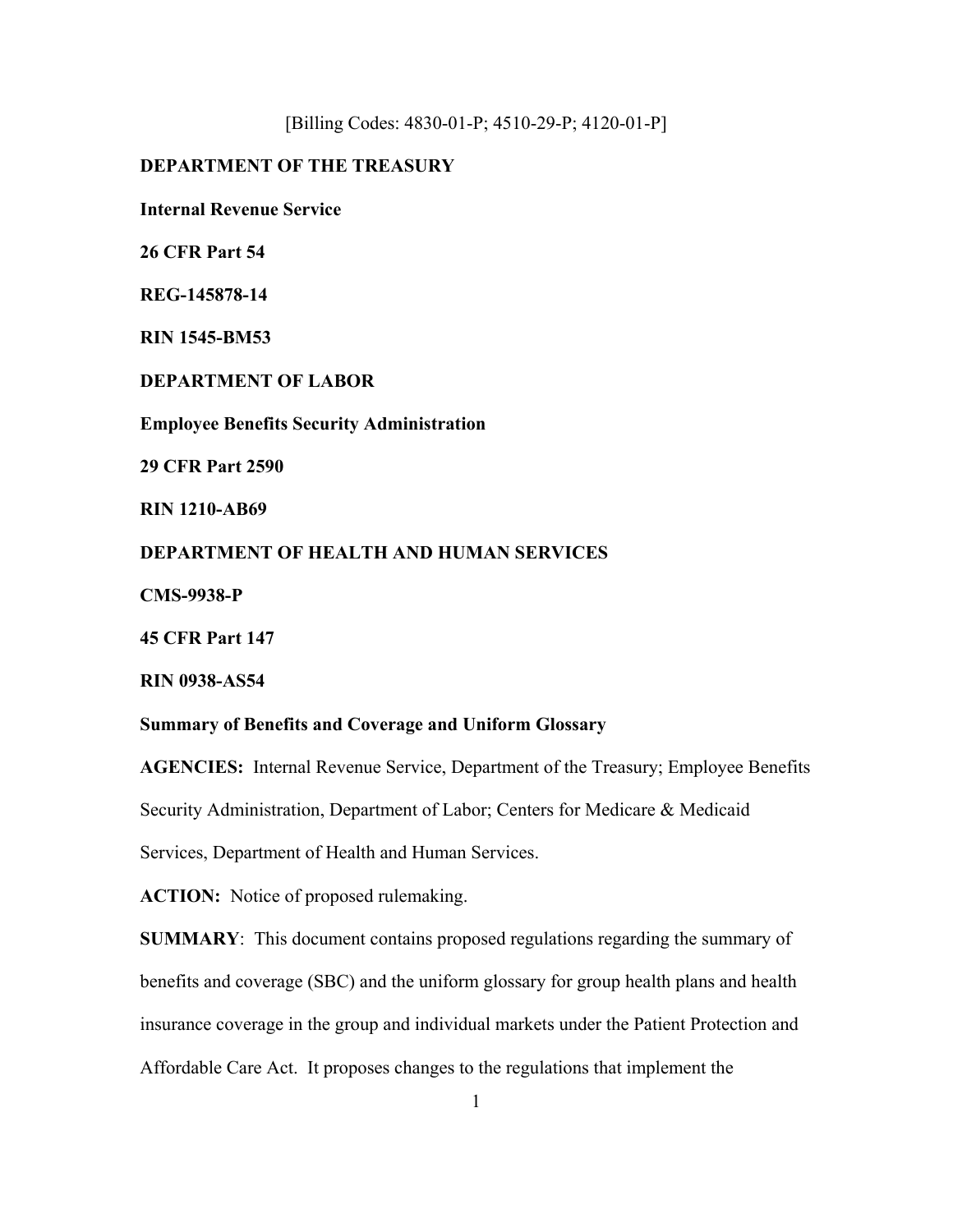[Billing Codes: 4830-01-P; 4510-29-P; 4120-01-P]

**DEPARTMENT OF THE TREASURY**

**Internal Revenue Service**

**26 CFR Part 54**

**REG-145878-14**

**RIN 1545-BM53**

**DEPARTMENT OF LABOR**

**Employee Benefits Security Administration**

**29 CFR Part 2590**

**RIN 1210-AB69**

**DEPARTMENT OF HEALTH AND HUMAN SERVICES**

**CMS-9938-P**

**45 CFR Part 147**

**RIN 0938-AS54**

**Summary of Benefits and Coverage and Uniform Glossary**

**AGENCIES:** Internal Revenue Service, Department of the Treasury; Employee Benefits Security Administration, Department of Labor; Centers for Medicare & Medicaid Services, Department of Health and Human Services.

**ACTION:** Notice of proposed rulemaking.

**SUMMARY**: This document contains proposed regulations regarding the summary of benefits and coverage (SBC) and the uniform glossary for group health plans and health insurance coverage in the group and individual markets under the Patient Protection and Affordable Care Act. It proposes changes to the regulations that implement the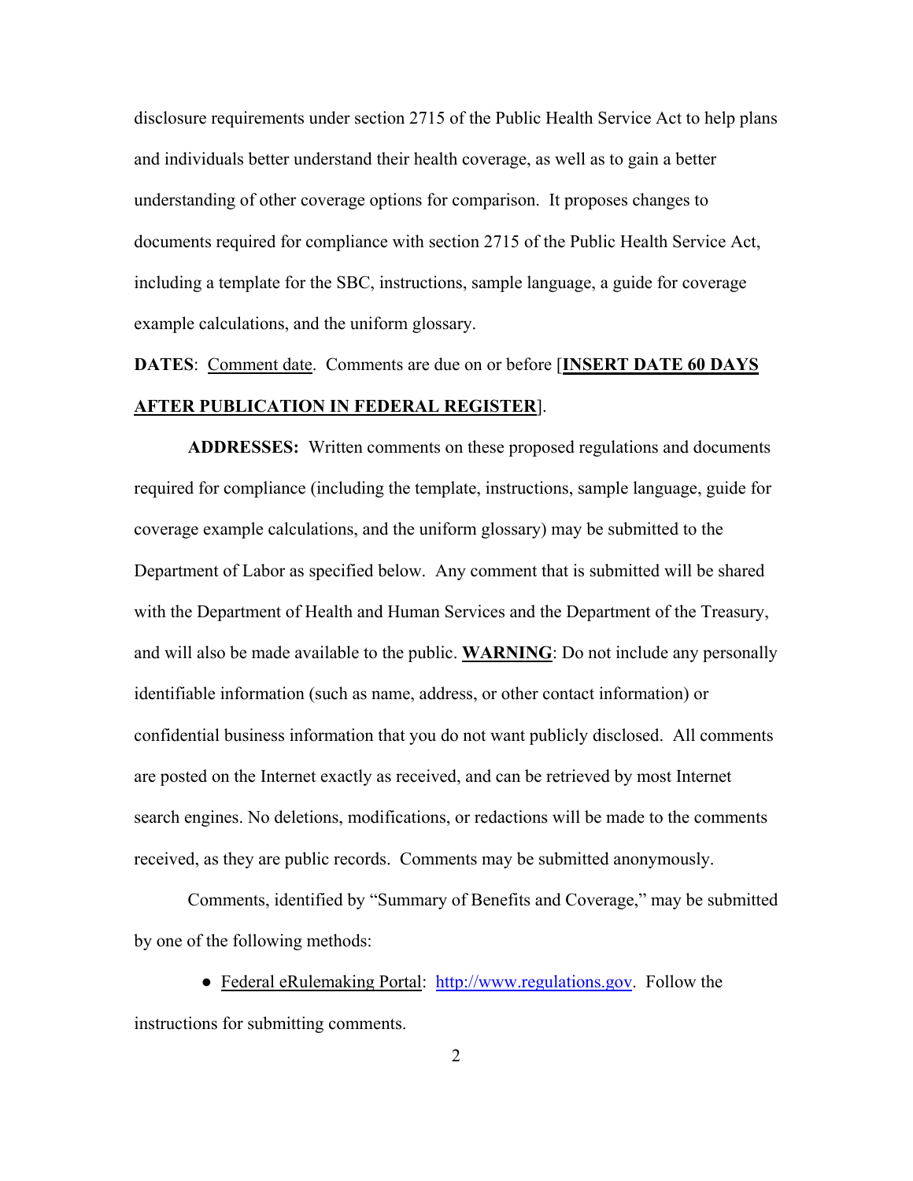disclosure requirements under section 2715 of the Public Health Service Act to help plans and individuals better understand their health coverage, as well as to gain a better understanding of other coverage options for comparison. It proposes changes to documents required for compliance with section 2715 of the Public Health Service Act, including a template for the SBC, instructions, sample language, a guide for coverage example calculations, and the uniform glossary.

**DATES**: Comment date. Comments are due on or before [**INSERT DATE 60 DAYS AFTER PUBLICATION IN FEDERAL REGISTER**].

**ADDRESSES:** Written comments on these proposed regulations and documents required for compliance (including the template, instructions, sample language, guide for coverage example calculations, and the uniform glossary) may be submitted to the Department of Labor as specified below. Any comment that is submitted will be shared with the Department of Health and Human Services and the Department of the Treasury, and will also be made available to the public. **WARNING**: Do not include any personally identifiable information (such as name, address, or other contact information) or confidential business information that you do not want publicly disclosed. All comments are posted on the Internet exactly as received, and can be retrieved by most Internet search engines. No deletions, modifications, or redactions will be made to the comments received, as they are public records. Comments may be submitted anonymously.

Comments, identified by "Summary of Benefits and Coverage," may be submitted by one of the following methods:

- Federal eRulemaking Portal: http://www.regulations.gov. Follow the instructions for submitting comments.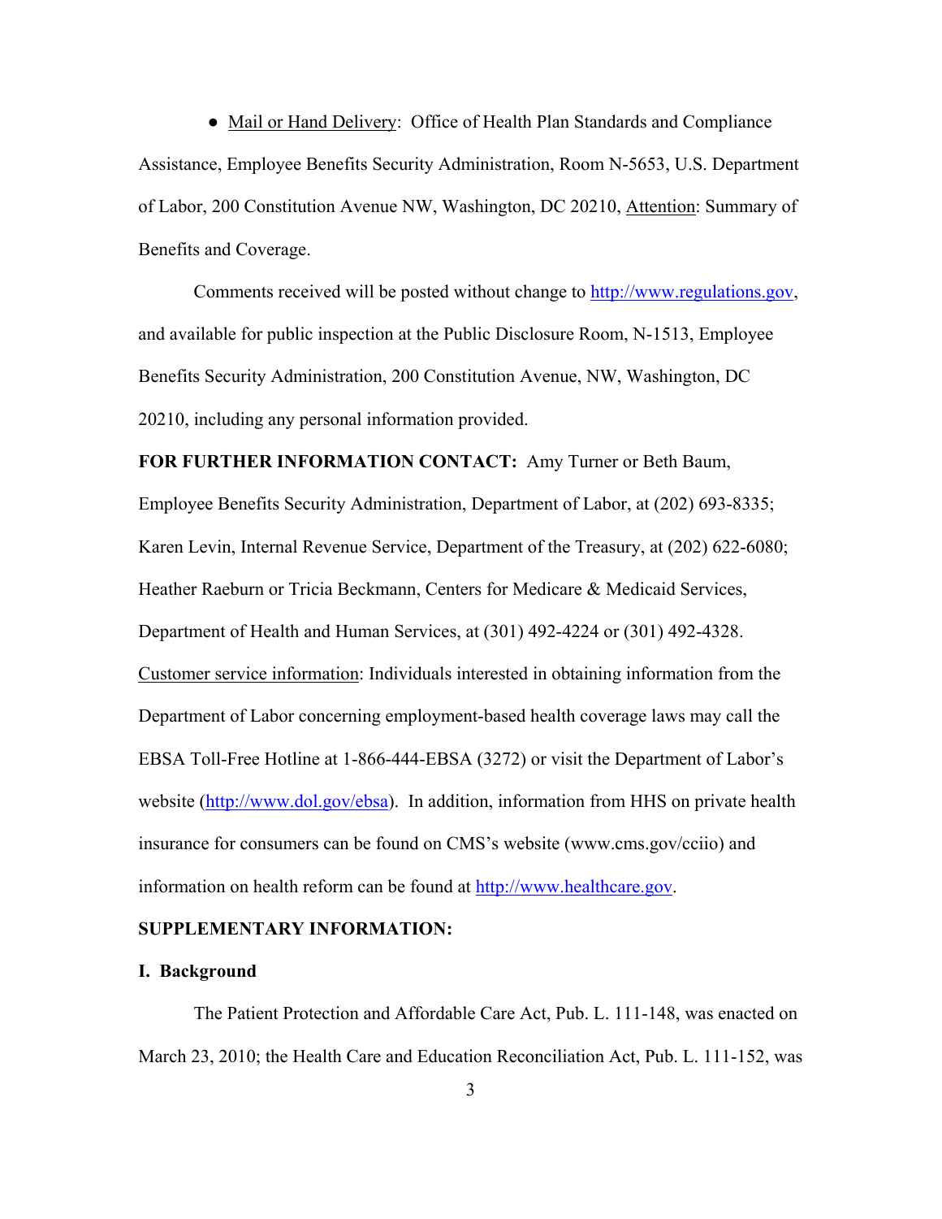- Mail or Hand Delivery: Office of Health Plan Standards and Compliance Assistance, Employee Benefits Security Administration, Room N-5653, U.S. Department of Labor, 200 Constitution Avenue NW, Washington, DC 20210, Attention: Summary of Benefits and Coverage.

Comments received will be posted without change to http://www.regulations.gov, and available for public inspection at the Public Disclosure Room, N-1513, Employee Benefits Security Administration, 200 Constitution Avenue, NW, Washington, DC 20210, including any personal information provided.

**FOR FURTHER INFORMATION CONTACT:** Amy Turner or Beth Baum, Employee Benefits Security Administration, Department of Labor, at (202) 693-8335; Karen Levin, Internal Revenue Service, Department of the Treasury, at (202) 622-6080; Heather Raeburn or Tricia Beckmann, Centers for Medicare & Medicaid Services, Department of Health and Human Services, at (301) 492-4224 or (301) 492-4328.

Customer service information: Individuals interested in obtaining information from the Department of Labor concerning employment-based health coverage laws may call the EBSA Toll-Free Hotline at 1-866-444-EBSA (3272) or visit the Department of Labor's website (http://www.dol.gov/ebsa). In addition, information from HHS on private health insurance for consumers can be found on CMS's website (www.cms.gov/cciio) and information on health reform can be found at http://www.healthcare.gov.

**SUPPLEMENTARY INFORMATION:**

**I. Background**

The Patient Protection and Affordable Care Act, Pub. L. 111-148, was enacted on March 23, 2010; the Health Care and Education Reconciliation Act, Pub. L. 111-152, was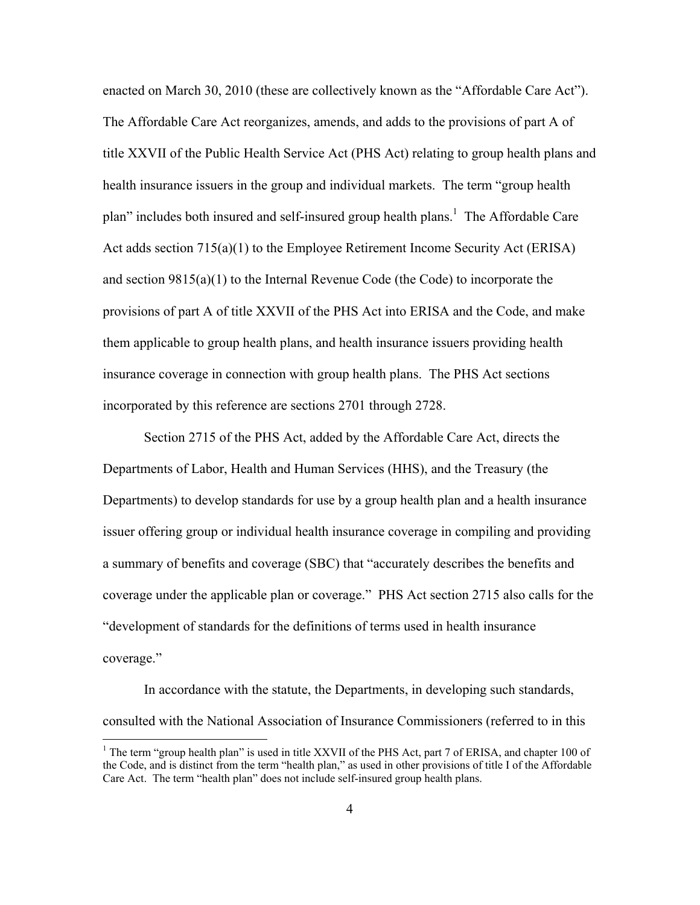enacted on March 30, 2010 (these are collectively known as the "Affordable Care Act"). The Affordable Care Act reorganizes, amends, and adds to the provisions of part A of title XXVII of the Public Health Service Act (PHS Act) relating to group health plans and health insurance issuers in the group and individual markets. The term "group health plan" includes both insured and self-insured group health plans.[1] The Affordable Care Act adds section 715(a)(1) to the Employee Retirement Income Security Act (ERISA) and section 9815(a)(1) to the Internal Revenue Code (the Code) to incorporate the provisions of part A of title XXVII of the PHS Act into ERISA and the Code, and make them applicable to group health plans, and health insurance issuers providing health insurance coverage in connection with group health plans. The PHS Act sections incorporated by this reference are sections 2701 through 2728.

Section 2715 of the PHS Act, added by the Affordable Care Act, directs the Departments of Labor, Health and Human Services (HHS), and the Treasury (the Departments) to develop standards for use by a group health plan and a health insurance issuer offering group or individual health insurance coverage in compiling and providing a summary of benefits and coverage (SBC) that "accurately describes the benefits and coverage under the applicable plan or coverage." PHS Act section 2715 also calls for the "development of standards for the definitions of terms used in health insurance coverage."

In accordance with the statute, the Departments, in developing such standards, consulted with the National Association of Insurance Commissioners (referred to in this

[1] The term "group health plan" is used in title XXVII of the PHS Act, part 7 of ERISA, and chapter 100 of the Code, and is distinct from the term "health plan," as used in other provisions of title I of the Affordable Care Act. The term "health plan" does not include self-insured group health plans.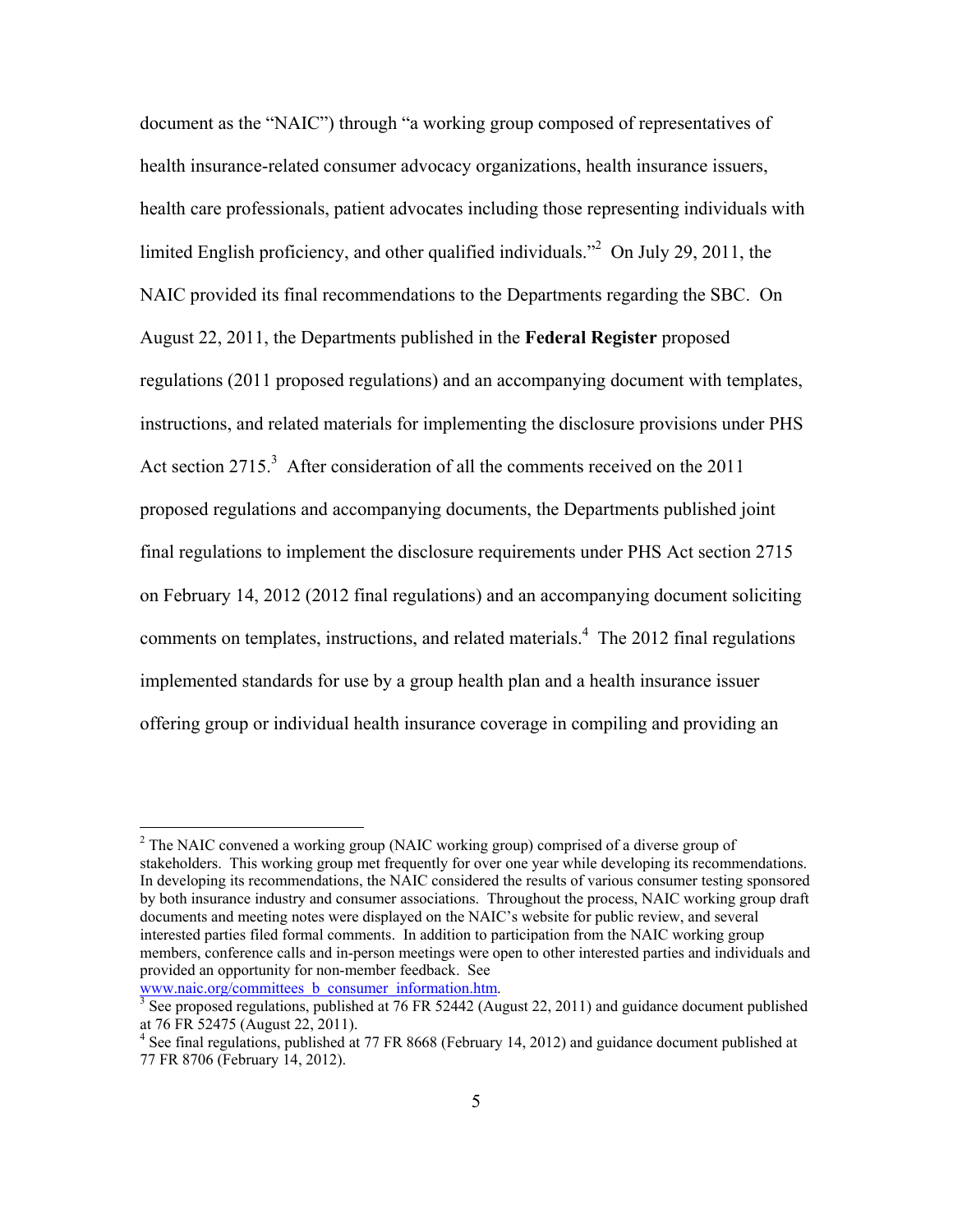document as the "NAIC") through "a working group composed of representatives of health insurance-related consumer advocacy organizations, health insurance issuers, health care professionals, patient advocates including those representing individuals with limited English proficiency, and other qualified individuals."[2] On July 29, 2011, the NAIC provided its final recommendations to the Departments regarding the SBC. On August 22, 2011, the Departments published in the **Federal Register** proposed regulations (2011 proposed regulations) and an accompanying document with templates, instructions, and related materials for implementing the disclosure provisions under PHS Act section 2715.[3] After consideration of all the comments received on the 2011 proposed regulations and accompanying documents, the Departments published joint final regulations to implement the disclosure requirements under PHS Act section 2715 on February 14, 2012 (2012 final regulations) and an accompanying document soliciting comments on templates, instructions, and related materials.[4] The 2012 final regulations implemented standards for use by a group health plan and a health insurance issuer offering group or individual health insurance coverage in compiling and providing an

---

[2] The NAIC convened a working group (NAIC working group) comprised of a diverse group of stakeholders. This working group met frequently for over one year while developing its recommendations. In developing its recommendations, the NAIC considered the results of various consumer testing sponsored by both insurance industry and consumer associations. Throughout the process, NAIC working group draft documents and meeting notes were displayed on the NAIC's website for public review, and several interested parties filed formal comments. In addition to participation from the NAIC working group members, conference calls and in-person meetings were open to other interested parties and individuals and provided an opportunity for non-member feedback. See www.naic.org/committees_b_consumer_information.htm.

[3] See proposed regulations, published at 76 FR 52442 (August 22, 2011) and guidance document published at 76 FR 52475 (August 22, 2011).

[4] See final regulations, published at 77 FR 8668 (February 14, 2012) and guidance document published at 77 FR 8706 (February 14, 2012).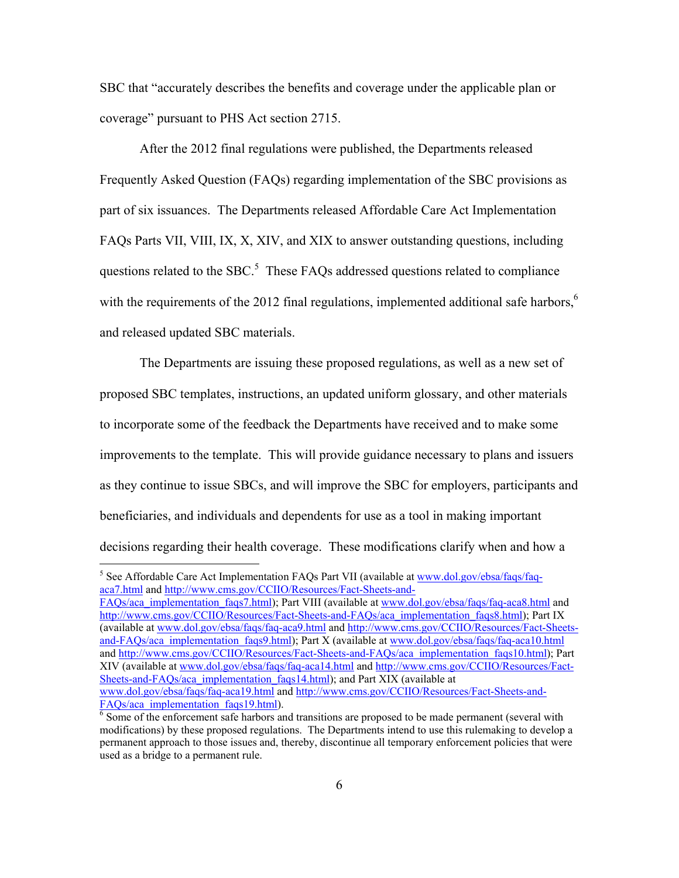SBC that "accurately describes the benefits and coverage under the applicable plan or coverage" pursuant to PHS Act section 2715.

After the 2012 final regulations were published, the Departments released Frequently Asked Question (FAQs) regarding implementation of the SBC provisions as part of six issuances. The Departments released Affordable Care Act Implementation FAQs Parts VII, VIII, IX, X, XIV, and XIX to answer outstanding questions, including questions related to the SBC.[5] These FAQs addressed questions related to compliance with the requirements of the 2012 final regulations, implemented additional safe harbors,[6] and released updated SBC materials.

The Departments are issuing these proposed regulations, as well as a new set of proposed SBC templates, instructions, an updated uniform glossary, and other materials to incorporate some of the feedback the Departments have received and to make some improvements to the template. This will provide guidance necessary to plans and issuers as they continue to issue SBCs, and will improve the SBC for employers, participants and beneficiaries, and individuals and dependents for use as a tool in making important decisions regarding their health coverage. These modifications clarify when and how a

---

[5] See Affordable Care Act Implementation FAQs Part VII (available at www.dol.gov/ebsa/faqs/faq-aca7.html and http://www.cms.gov/CCIIO/Resources/Fact-Sheets-and-FAQs/aca_implementation_faqs7.html); Part VIII (available at www.dol.gov/ebsa/faqs/faq-aca8.html and http://www.cms.gov/CCIIO/Resources/Fact-Sheets-and-FAQs/aca_implementation_faqs8.html); Part IX (available at www.dol.gov/ebsa/faqs/faq-aca9.html and http://www.cms.gov/CCIIO/Resources/Fact-Sheets-and-FAQs/aca_implementation_faqs9.html); Part X (available at www.dol.gov/ebsa/faqs/faq-aca10.html and http://www.cms.gov/CCIIO/Resources/Fact-Sheets-and-FAQs/aca_implementation_faqs10.html); Part XIV (available at www.dol.gov/ebsa/faqs/faq-aca14.html and http://www.cms.gov/CCIIO/Resources/Fact-Sheets-and-FAQs/aca_implementation_faqs14.html); and Part XIX (available at www.dol.gov/ebsa/faqs/faq-aca19.html and http://www.cms.gov/CCIIO/Resources/Fact-Sheets-and-FAQs/aca_implementation_faqs19.html).

[6] Some of the enforcement safe harbors and transitions are proposed to be made permanent (several with modifications) by these proposed regulations. The Departments intend to use this rulemaking to develop a permanent approach to those issues and, thereby, discontinue all temporary enforcement policies that were used as a bridge to a permanent rule.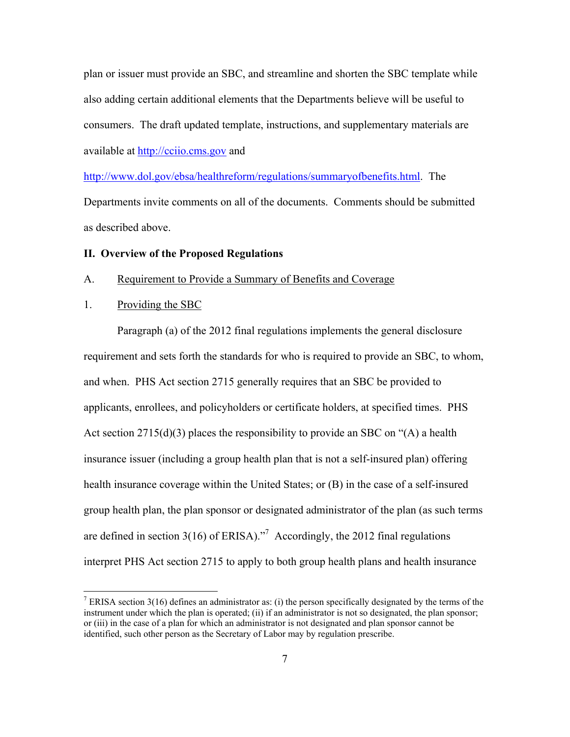plan or issuer must provide an SBC, and streamline and shorten the SBC template while also adding certain additional elements that the Departments believe will be useful to consumers. The draft updated template, instructions, and supplementary materials are available at http://cciio.cms.gov and http://www.dol.gov/ebsa/healthreform/regulations/summaryofbenefits.html. The Departments invite comments on all of the documents. Comments should be submitted as described above.

## II. Overview of the Proposed Regulations

### A. Requirement to Provide a Summary of Benefits and Coverage

#### 1. Providing the SBC

Paragraph (a) of the 2012 final regulations implements the general disclosure requirement and sets forth the standards for who is required to provide an SBC, to whom, and when. PHS Act section 2715 generally requires that an SBC be provided to applicants, enrollees, and policyholders or certificate holders, at specified times. PHS Act section 2715(d)(3) places the responsibility to provide an SBC on "(A) a health insurance issuer (including a group health plan that is not a self-insured plan) offering health insurance coverage within the United States; or (B) in the case of a self-insured group health plan, the plan sponsor or designated administrator of the plan (as such terms are defined in section 3(16) of ERISA)."[7] Accordingly, the 2012 final regulations interpret PHS Act section 2715 to apply to both group health plans and health insurance

---

[7] ERISA section 3(16) defines an administrator as: (i) the person specifically designated by the terms of the instrument under which the plan is operated; (ii) if an administrator is not so designated, the plan sponsor; or (iii) in the case of a plan for which an administrator is not designated and plan sponsor cannot be identified, such other person as the Secretary of Labor may by regulation prescribe.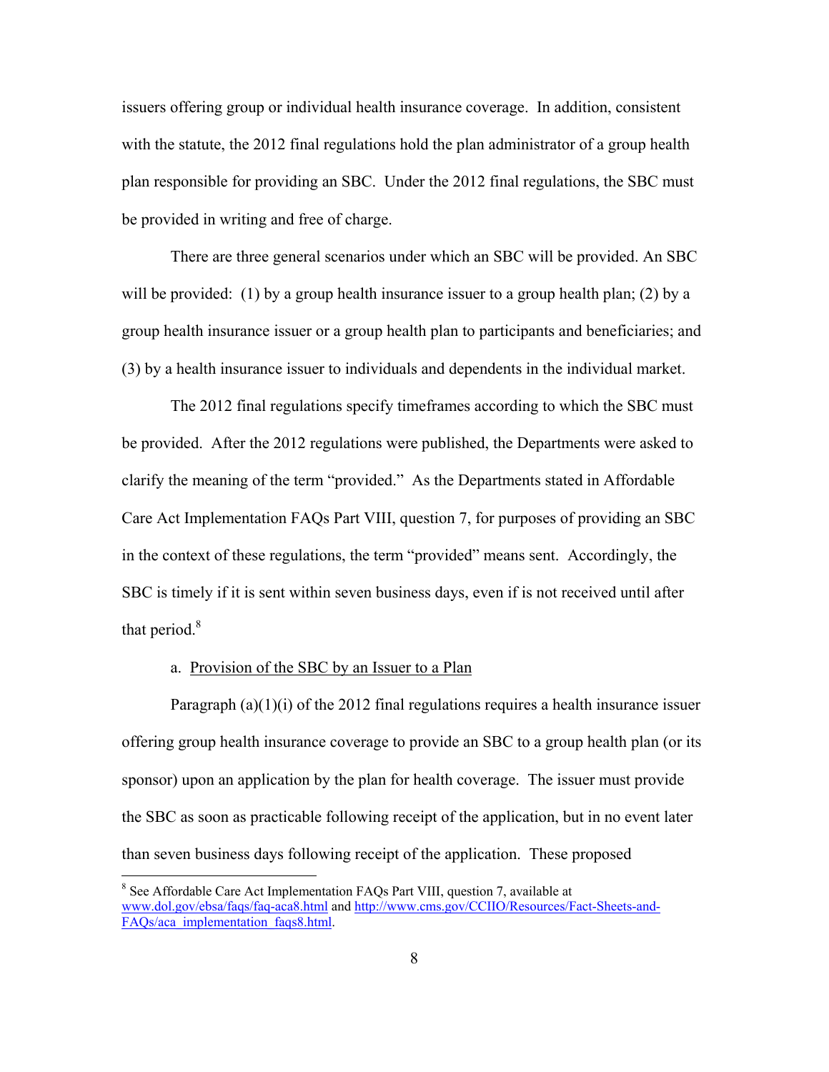issuers offering group or individual health insurance coverage. In addition, consistent with the statute, the 2012 final regulations hold the plan administrator of a group health plan responsible for providing an SBC. Under the 2012 final regulations, the SBC must be provided in writing and free of charge.

There are three general scenarios under which an SBC will be provided. An SBC will be provided: (1) by a group health insurance issuer to a group health plan; (2) by a group health insurance issuer or a group health plan to participants and beneficiaries; and (3) by a health insurance issuer to individuals and dependents in the individual market.

The 2012 final regulations specify timeframes according to which the SBC must be provided. After the 2012 regulations were published, the Departments were asked to clarify the meaning of the term "provided." As the Departments stated in Affordable Care Act Implementation FAQs Part VIII, question 7, for purposes of providing an SBC in the context of these regulations, the term "provided" means sent. Accordingly, the SBC is timely if it is sent within seven business days, even if is not received until after that period.[8]

a. <u>Provision of the SBC by an Issuer to a Plan</u>

Paragraph (a)(1)(i) of the 2012 final regulations requires a health insurance issuer offering group health insurance coverage to provide an SBC to a group health plan (or its sponsor) upon an application by the plan for health coverage. The issuer must provide the SBC as soon as practicable following receipt of the application, but in no event later than seven business days following receipt of the application. These proposed

---

[8] See Affordable Care Act Implementation FAQs Part VIII, question 7, available at www.dol.gov/ebsa/faqs/faq-aca8.html and http://www.cms.gov/CCIIO/Resources/Fact-Sheets-and-FAQs/aca_implementation_faqs8.html.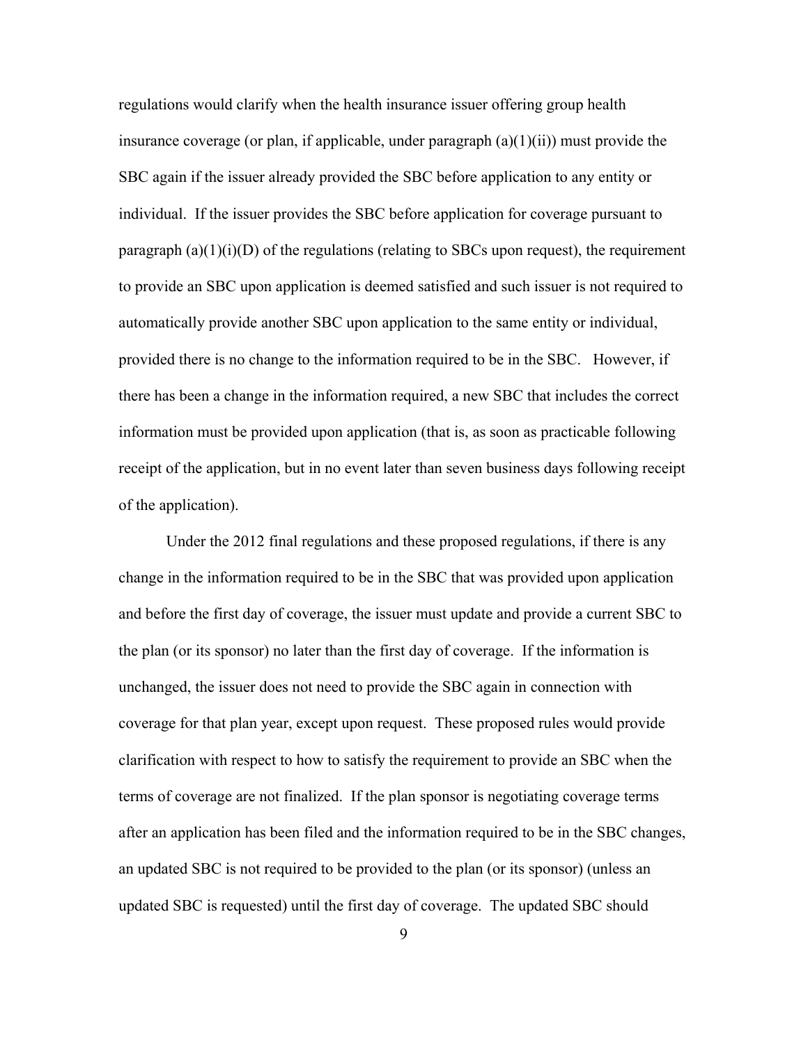regulations would clarify when the health insurance issuer offering group health insurance coverage (or plan, if applicable, under paragraph (a)(1)(ii)) must provide the SBC again if the issuer already provided the SBC before application to any entity or individual. If the issuer provides the SBC before application for coverage pursuant to paragraph (a)(1)(i)(D) of the regulations (relating to SBCs upon request), the requirement to provide an SBC upon application is deemed satisfied and such issuer is not required to automatically provide another SBC upon application to the same entity or individual, provided there is no change to the information required to be in the SBC. However, if there has been a change in the information required, a new SBC that includes the correct information must be provided upon application (that is, as soon as practicable following receipt of the application, but in no event later than seven business days following receipt of the application).

Under the 2012 final regulations and these proposed regulations, if there is any change in the information required to be in the SBC that was provided upon application and before the first day of coverage, the issuer must update and provide a current SBC to the plan (or its sponsor) no later than the first day of coverage. If the information is unchanged, the issuer does not need to provide the SBC again in connection with coverage for that plan year, except upon request. These proposed rules would provide clarification with respect to how to satisfy the requirement to provide an SBC when the terms of coverage are not finalized. If the plan sponsor is negotiating coverage terms after an application has been filed and the information required to be in the SBC changes, an updated SBC is not required to be provided to the plan (or its sponsor) (unless an updated SBC is requested) until the first day of coverage. The updated SBC should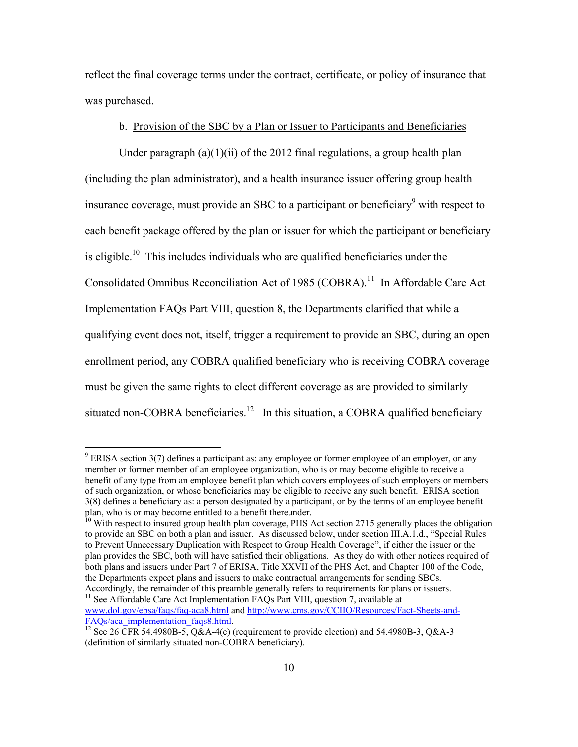reflect the final coverage terms under the contract, certificate, or policy of insurance that was purchased.

b. Provision of the SBC by a Plan or Issuer to Participants and Beneficiaries

Under paragraph (a)(1)(ii) of the 2012 final regulations, a group health plan (including the plan administrator), and a health insurance issuer offering group health insurance coverage, must provide an SBC to a participant or beneficiary[9] with respect to each benefit package offered by the plan or issuer for which the participant or beneficiary is eligible.[10] This includes individuals who are qualified beneficiaries under the Consolidated Omnibus Reconciliation Act of 1985 (COBRA).[11] In Affordable Care Act Implementation FAQs Part VIII, question 8, the Departments clarified that while a qualifying event does not, itself, trigger a requirement to provide an SBC, during an open enrollment period, any COBRA qualified beneficiary who is receiving COBRA coverage must be given the same rights to elect different coverage as are provided to similarly situated non-COBRA beneficiaries.[12] In this situation, a COBRA qualified beneficiary

---

[9] ERISA section 3(7) defines a participant as: any employee or former employee of an employer, or any member or former member of an employee organization, who is or may become eligible to receive a benefit of any type from an employee benefit plan which covers employees of such employers or members of such organization, or whose beneficiaries may be eligible to receive any such benefit. ERISA section 3(8) defines a beneficiary as: a person designated by a participant, or by the terms of an employee benefit plan, who is or may become entitled to a benefit thereunder.

[10] With respect to insured group health plan coverage, PHS Act section 2715 generally places the obligation to provide an SBC on both a plan and issuer. As discussed below, under section III.A.1.d., "Special Rules to Prevent Unnecessary Duplication with Respect to Group Health Coverage", if either the issuer or the plan provides the SBC, both will have satisfied their obligations. As they do with other notices required of both plans and issuers under Part 7 of ERISA, Title XXVII of the PHS Act, and Chapter 100 of the Code, the Departments expect plans and issuers to make contractual arrangements for sending SBCs. Accordingly, the remainder of this preamble generally refers to requirements for plans or issuers.

[11] See Affordable Care Act Implementation FAQs Part VIII, question 7, available at www.dol.gov/ebsa/faqs/faq-aca8.html and http://www.cms.gov/CCIIO/Resources/Fact-Sheets-and-FAQs/aca_implementation_faqs8.html.

[12] See 26 CFR 54.4980B-5, Q&A-4(c) (requirement to provide election) and 54.4980B-3, Q&A-3 (definition of similarly situated non-COBRA beneficiary).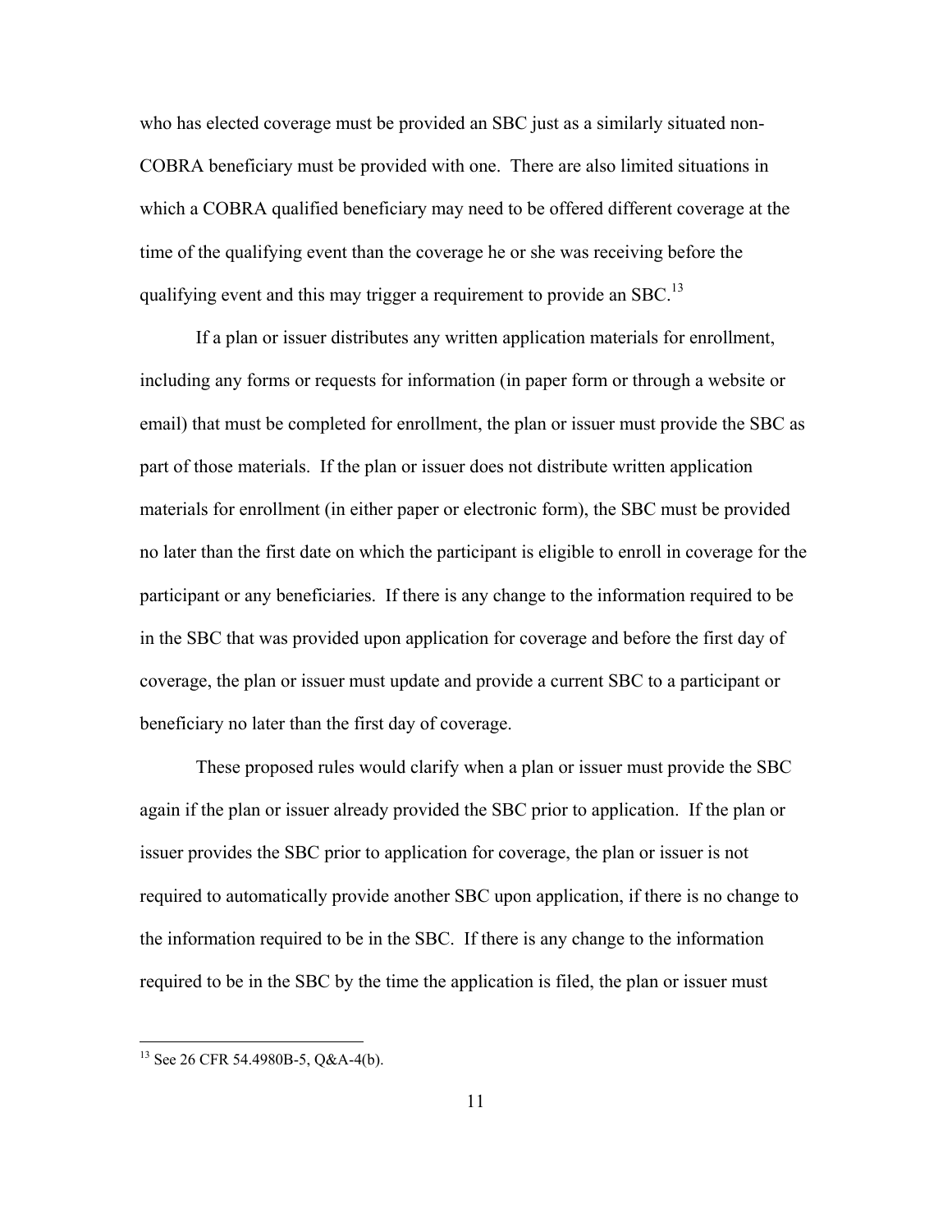who has elected coverage must be provided an SBC just as a similarly situated non-COBRA beneficiary must be provided with one. There are also limited situations in which a COBRA qualified beneficiary may need to be offered different coverage at the time of the qualifying event than the coverage he or she was receiving before the qualifying event and this may trigger a requirement to provide an SBC.[13]

If a plan or issuer distributes any written application materials for enrollment, including any forms or requests for information (in paper form or through a website or email) that must be completed for enrollment, the plan or issuer must provide the SBC as part of those materials. If the plan or issuer does not distribute written application materials for enrollment (in either paper or electronic form), the SBC must be provided no later than the first date on which the participant is eligible to enroll in coverage for the participant or any beneficiaries. If there is any change to the information required to be in the SBC that was provided upon application for coverage and before the first day of coverage, the plan or issuer must update and provide a current SBC to a participant or beneficiary no later than the first day of coverage.

These proposed rules would clarify when a plan or issuer must provide the SBC again if the plan or issuer already provided the SBC prior to application. If the plan or issuer provides the SBC prior to application for coverage, the plan or issuer is not required to automatically provide another SBC upon application, if there is no change to the information required to be in the SBC. If there is any change to the information required to be in the SBC by the time the application is filed, the plan or issuer must

[13] See 26 CFR 54.4980B-5, Q&A-4(b).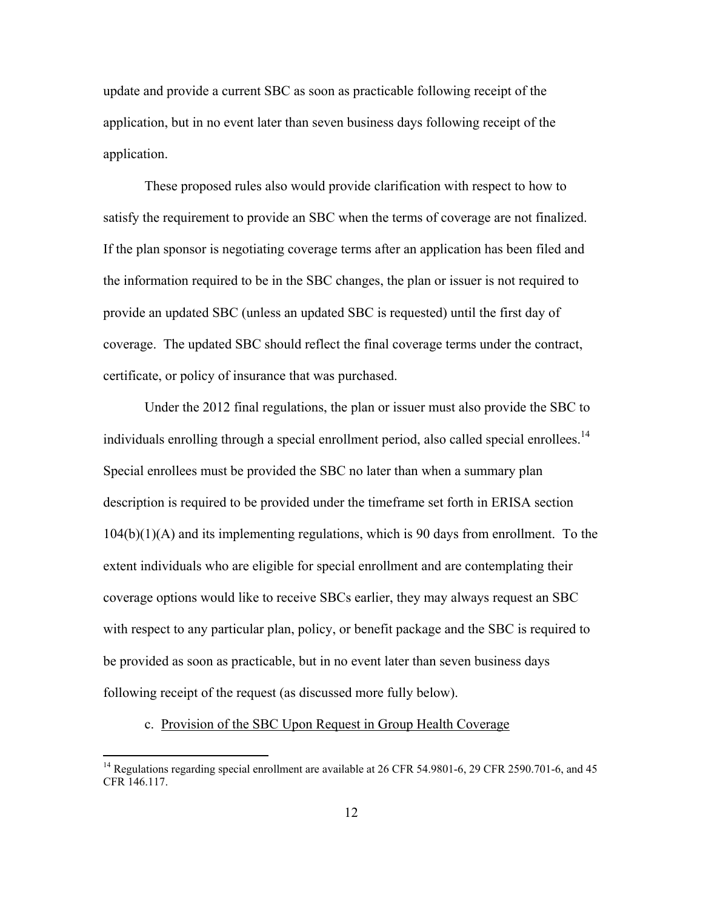update and provide a current SBC as soon as practicable following receipt of the application, but in no event later than seven business days following receipt of the application.

These proposed rules also would provide clarification with respect to how to satisfy the requirement to provide an SBC when the terms of coverage are not finalized. If the plan sponsor is negotiating coverage terms after an application has been filed and the information required to be in the SBC changes, the plan or issuer is not required to provide an updated SBC (unless an updated SBC is requested) until the first day of coverage. The updated SBC should reflect the final coverage terms under the contract, certificate, or policy of insurance that was purchased.

Under the 2012 final regulations, the plan or issuer must also provide the SBC to individuals enrolling through a special enrollment period, also called special enrollees.[14] Special enrollees must be provided the SBC no later than when a summary plan description is required to be provided under the timeframe set forth in ERISA section 104(b)(1)(A) and its implementing regulations, which is 90 days from enrollment. To the extent individuals who are eligible for special enrollment and are contemplating their coverage options would like to receive SBCs earlier, they may always request an SBC with respect to any particular plan, policy, or benefit package and the SBC is required to be provided as soon as practicable, but in no event later than seven business days following receipt of the request (as discussed more fully below).

c. <u>Provision of the SBC Upon Request in Group Health Coverage</u>

[14] Regulations regarding special enrollment are available at 26 CFR 54.9801-6, 29 CFR 2590.701-6, and 45 CFR 146.117.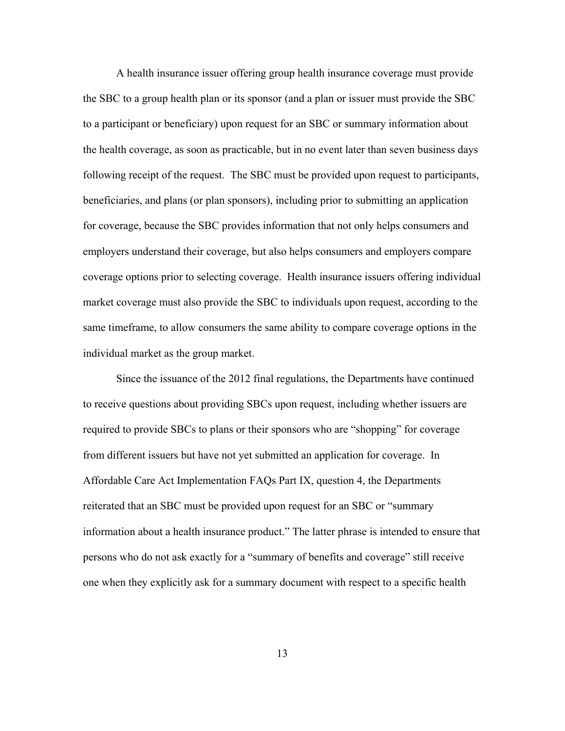A health insurance issuer offering group health insurance coverage must provide the SBC to a group health plan or its sponsor (and a plan or issuer must provide the SBC to a participant or beneficiary) upon request for an SBC or summary information about the health coverage, as soon as practicable, but in no event later than seven business days following receipt of the request. The SBC must be provided upon request to participants, beneficiaries, and plans (or plan sponsors), including prior to submitting an application for coverage, because the SBC provides information that not only helps consumers and employers understand their coverage, but also helps consumers and employers compare coverage options prior to selecting coverage. Health insurance issuers offering individual market coverage must also provide the SBC to individuals upon request, according to the same timeframe, to allow consumers the same ability to compare coverage options in the individual market as the group market.

Since the issuance of the 2012 final regulations, the Departments have continued to receive questions about providing SBCs upon request, including whether issuers are required to provide SBCs to plans or their sponsors who are "shopping" for coverage from different issuers but have not yet submitted an application for coverage. In Affordable Care Act Implementation FAQs Part IX, question 4, the Departments reiterated that an SBC must be provided upon request for an SBC or "summary information about a health insurance product." The latter phrase is intended to ensure that persons who do not ask exactly for a "summary of benefits and coverage" still receive one when they explicitly ask for a summary document with respect to a specific health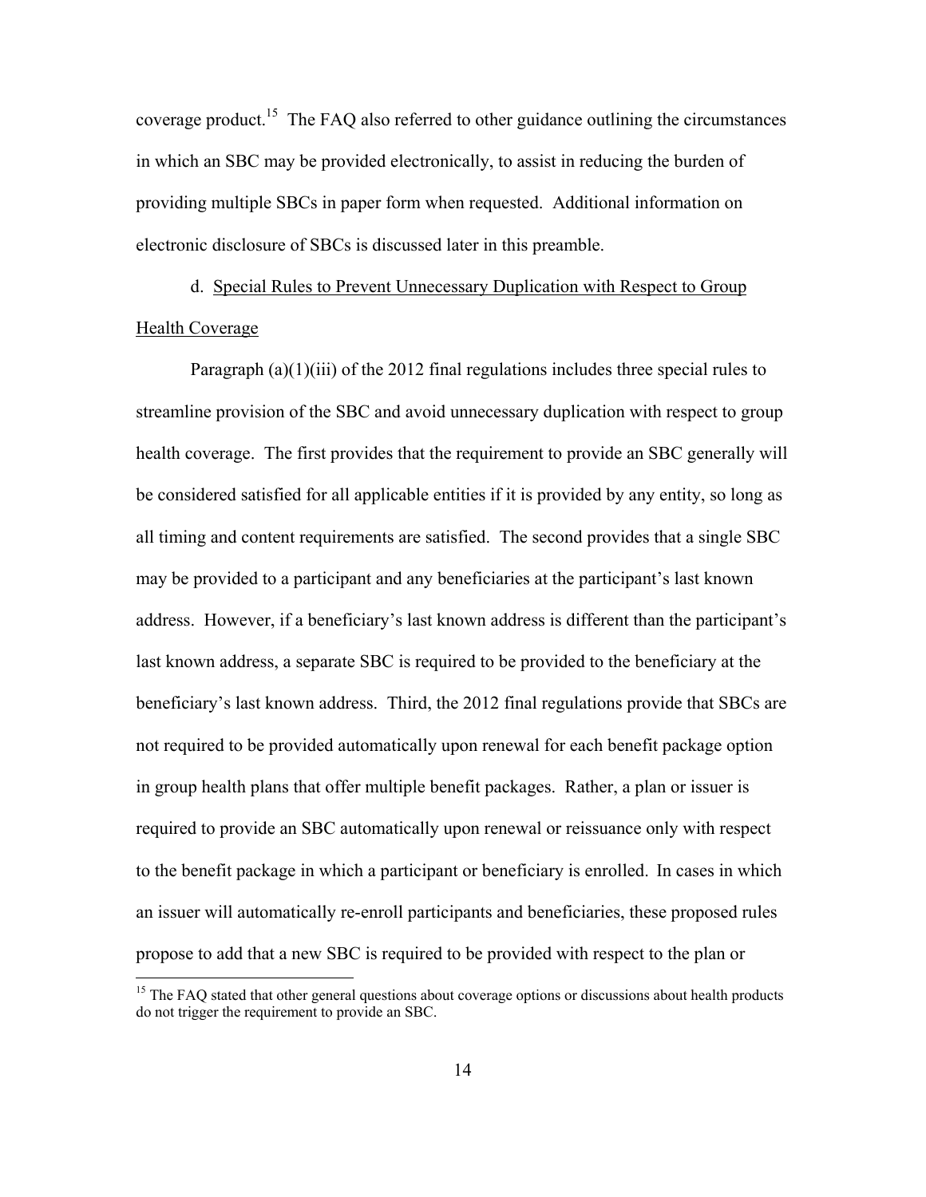coverage product.[15] The FAQ also referred to other guidance outlining the circumstances in which an SBC may be provided electronically, to assist in reducing the burden of providing multiple SBCs in paper form when requested. Additional information on electronic disclosure of SBCs is discussed later in this preamble.

d. Special Rules to Prevent Unnecessary Duplication with Respect to Group Health Coverage

Paragraph (a)(1)(iii) of the 2012 final regulations includes three special rules to streamline provision of the SBC and avoid unnecessary duplication with respect to group health coverage. The first provides that the requirement to provide an SBC generally will be considered satisfied for all applicable entities if it is provided by any entity, so long as all timing and content requirements are satisfied. The second provides that a single SBC may be provided to a participant and any beneficiaries at the participant's last known address. However, if a beneficiary's last known address is different than the participant's last known address, a separate SBC is required to be provided to the beneficiary at the beneficiary's last known address. Third, the 2012 final regulations provide that SBCs are not required to be provided automatically upon renewal for each benefit package option in group health plans that offer multiple benefit packages. Rather, a plan or issuer is required to provide an SBC automatically upon renewal or reissuance only with respect to the benefit package in which a participant or beneficiary is enrolled. In cases in which an issuer will automatically re-enroll participants and beneficiaries, these proposed rules propose to add that a new SBC is required to be provided with respect to the plan or

[15] The FAQ stated that other general questions about coverage options or discussions about health products do not trigger the requirement to provide an SBC.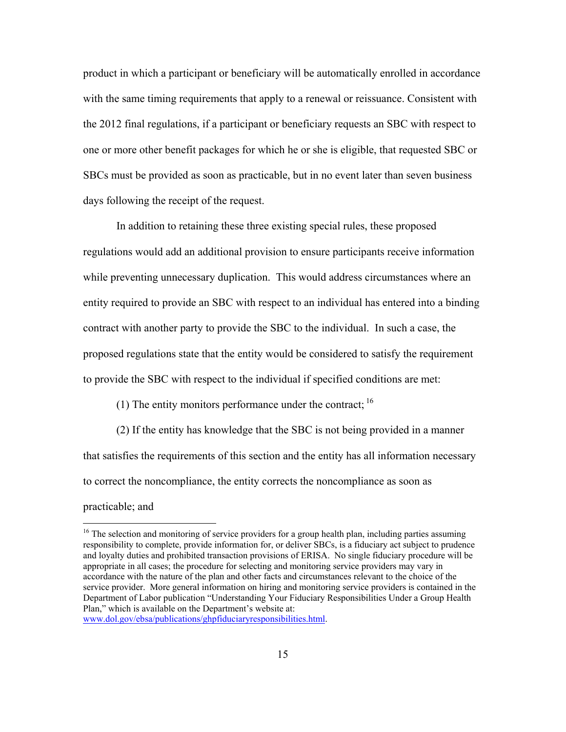product in which a participant or beneficiary will be automatically enrolled in accordance with the same timing requirements that apply to a renewal or reissuance. Consistent with the 2012 final regulations, if a participant or beneficiary requests an SBC with respect to one or more other benefit packages for which he or she is eligible, that requested SBC or SBCs must be provided as soon as practicable, but in no event later than seven business days following the receipt of the request.

In addition to retaining these three existing special rules, these proposed regulations would add an additional provision to ensure participants receive information while preventing unnecessary duplication. This would address circumstances where an entity required to provide an SBC with respect to an individual has entered into a binding contract with another party to provide the SBC to the individual. In such a case, the proposed regulations state that the entity would be considered to satisfy the requirement to provide the SBC with respect to the individual if specified conditions are met:

(1) The entity monitors performance under the contract; [16]

(2) If the entity has knowledge that the SBC is not being provided in a manner that satisfies the requirements of this section and the entity has all information necessary to correct the noncompliance, the entity corrects the noncompliance as soon as practicable; and

---

[16] The selection and monitoring of service providers for a group health plan, including parties assuming responsibility to complete, provide information for, or deliver SBCs, is a fiduciary act subject to prudence and loyalty duties and prohibited transaction provisions of ERISA. No single fiduciary procedure will be appropriate in all cases; the procedure for selecting and monitoring service providers may vary in accordance with the nature of the plan and other facts and circumstances relevant to the choice of the service provider. More general information on hiring and monitoring service providers is contained in the Department of Labor publication "Understanding Your Fiduciary Responsibilities Under a Group Health Plan," which is available on the Department's website at: www.dol.gov/ebsa/publications/ghpfiduciaryresponsibilities.html.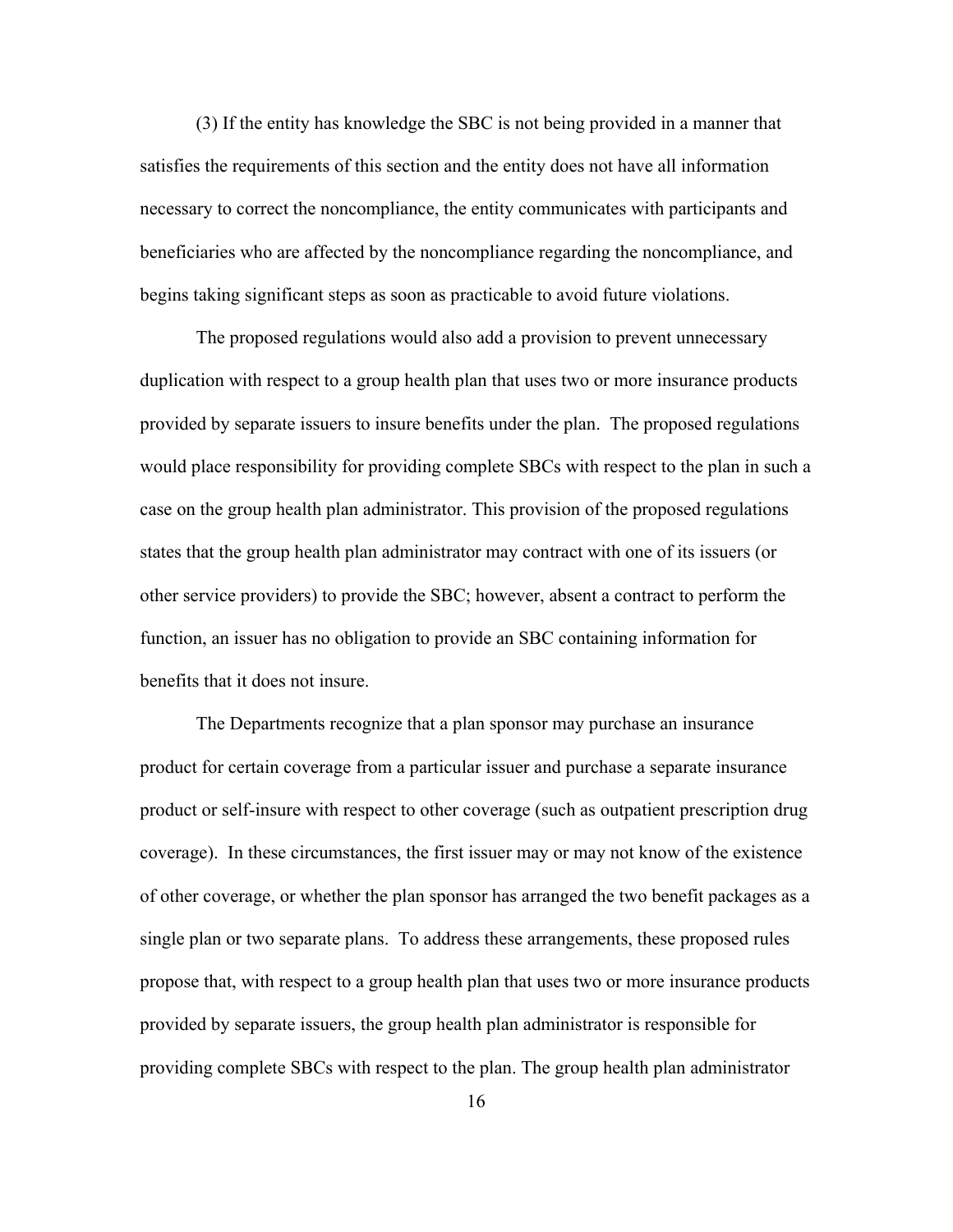(3) If the entity has knowledge the SBC is not being provided in a manner that satisfies the requirements of this section and the entity does not have all information necessary to correct the noncompliance, the entity communicates with participants and beneficiaries who are affected by the noncompliance regarding the noncompliance, and begins taking significant steps as soon as practicable to avoid future violations.

The proposed regulations would also add a provision to prevent unnecessary duplication with respect to a group health plan that uses two or more insurance products provided by separate issuers to insure benefits under the plan. The proposed regulations would place responsibility for providing complete SBCs with respect to the plan in such a case on the group health plan administrator. This provision of the proposed regulations states that the group health plan administrator may contract with one of its issuers (or other service providers) to provide the SBC; however, absent a contract to perform the function, an issuer has no obligation to provide an SBC containing information for benefits that it does not insure.

The Departments recognize that a plan sponsor may purchase an insurance product for certain coverage from a particular issuer and purchase a separate insurance product or self-insure with respect to other coverage (such as outpatient prescription drug coverage). In these circumstances, the first issuer may or may not know of the existence of other coverage, or whether the plan sponsor has arranged the two benefit packages as a single plan or two separate plans. To address these arrangements, these proposed rules propose that, with respect to a group health plan that uses two or more insurance products provided by separate issuers, the group health plan administrator is responsible for providing complete SBCs with respect to the plan. The group health plan administrator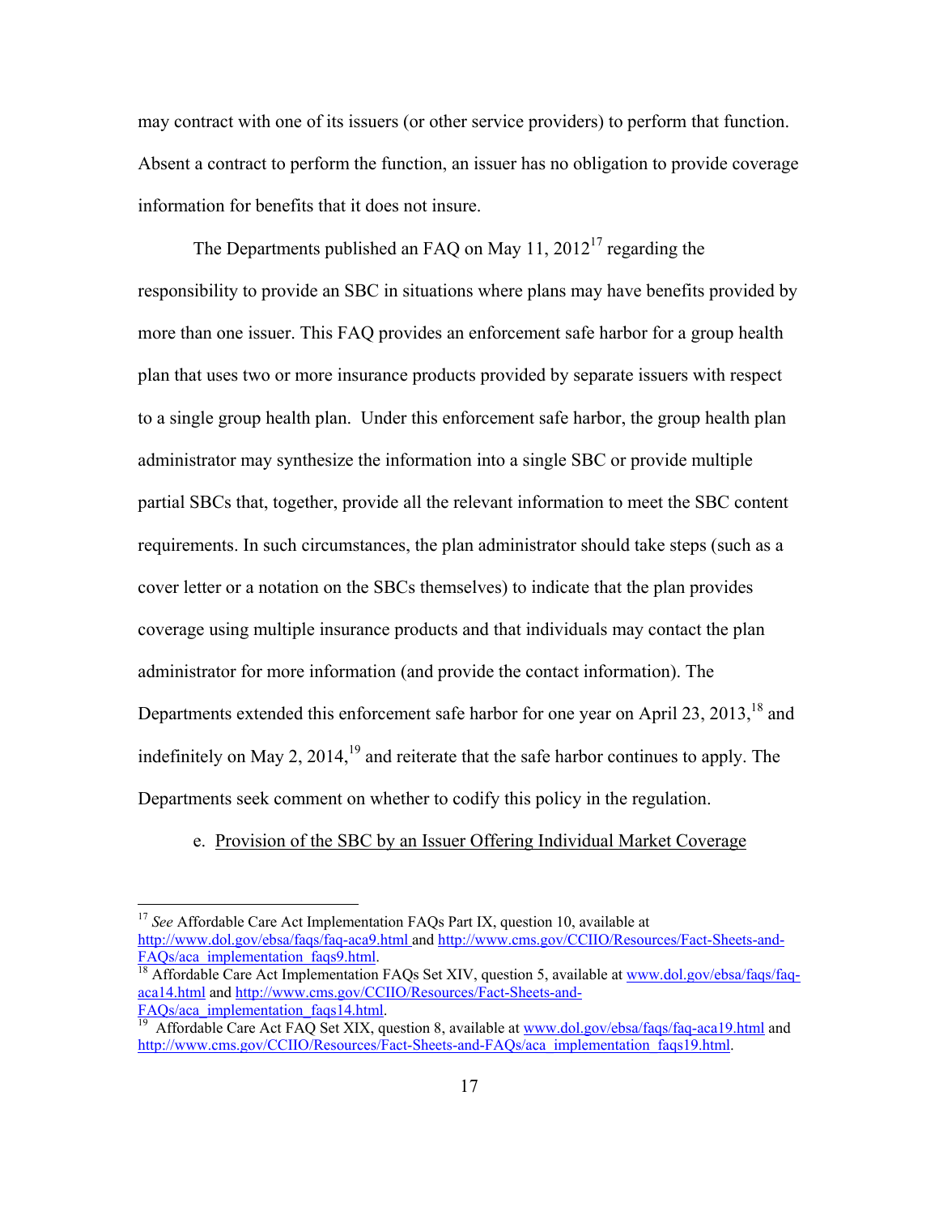may contract with one of its issuers (or other service providers) to perform that function. Absent a contract to perform the function, an issuer has no obligation to provide coverage information for benefits that it does not insure.

The Departments published an FAQ on May 11, 2012[17] regarding the responsibility to provide an SBC in situations where plans may have benefits provided by more than one issuer. This FAQ provides an enforcement safe harbor for a group health plan that uses two or more insurance products provided by separate issuers with respect to a single group health plan. Under this enforcement safe harbor, the group health plan administrator may synthesize the information into a single SBC or provide multiple partial SBCs that, together, provide all the relevant information to meet the SBC content requirements. In such circumstances, the plan administrator should take steps (such as a cover letter or a notation on the SBCs themselves) to indicate that the plan provides coverage using multiple insurance products and that individuals may contact the plan administrator for more information (and provide the contact information). The Departments extended this enforcement safe harbor for one year on April 23, 2013,[18] and indefinitely on May 2, 2014,[19] and reiterate that the safe harbor continues to apply. The Departments seek comment on whether to codify this policy in the regulation.

e. Provision of the SBC by an Issuer Offering Individual Market Coverage

---

[17] *See* Affordable Care Act Implementation FAQs Part IX, question 10, available at http://www.dol.gov/ebsa/faqs/faq-aca9.html and http://www.cms.gov/CCIIO/Resources/Fact-Sheets-and-FAQs/aca_implementation_faqs9.html.

[18] Affordable Care Act Implementation FAQs Set XIV, question 5, available at www.dol.gov/ebsa/faqs/faq-aca14.html and http://www.cms.gov/CCIIO/Resources/Fact-Sheets-and-FAQs/aca_implementation_faqs14.html.

[19] Affordable Care Act FAQ Set XIX, question 8, available at www.dol.gov/ebsa/faqs/faq-aca19.html and http://www.cms.gov/CCIIO/Resources/Fact-Sheets-and-FAQs/aca_implementation_faqs19.html.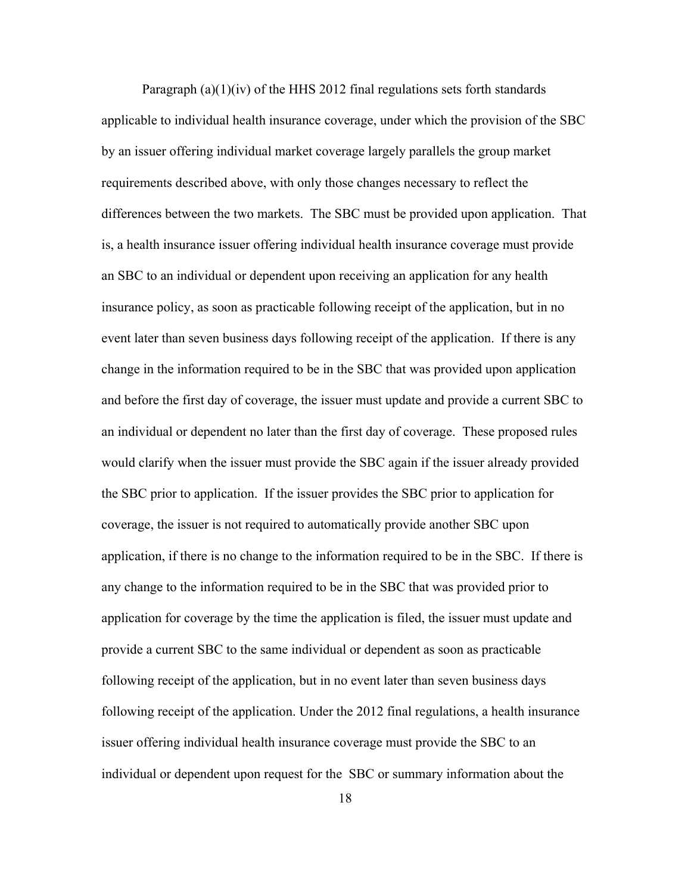Paragraph (a)(1)(iv) of the HHS 2012 final regulations sets forth standards applicable to individual health insurance coverage, under which the provision of the SBC by an issuer offering individual market coverage largely parallels the group market requirements described above, with only those changes necessary to reflect the differences between the two markets. The SBC must be provided upon application. That is, a health insurance issuer offering individual health insurance coverage must provide an SBC to an individual or dependent upon receiving an application for any health insurance policy, as soon as practicable following receipt of the application, but in no event later than seven business days following receipt of the application. If there is any change in the information required to be in the SBC that was provided upon application and before the first day of coverage, the issuer must update and provide a current SBC to an individual or dependent no later than the first day of coverage. These proposed rules would clarify when the issuer must provide the SBC again if the issuer already provided the SBC prior to application. If the issuer provides the SBC prior to application for coverage, the issuer is not required to automatically provide another SBC upon application, if there is no change to the information required to be in the SBC. If there is any change to the information required to be in the SBC that was provided prior to application for coverage by the time the application is filed, the issuer must update and provide a current SBC to the same individual or dependent as soon as practicable following receipt of the application, but in no event later than seven business days following receipt of the application. Under the 2012 final regulations, a health insurance issuer offering individual health insurance coverage must provide the SBC to an individual or dependent upon request for the SBC or summary information about the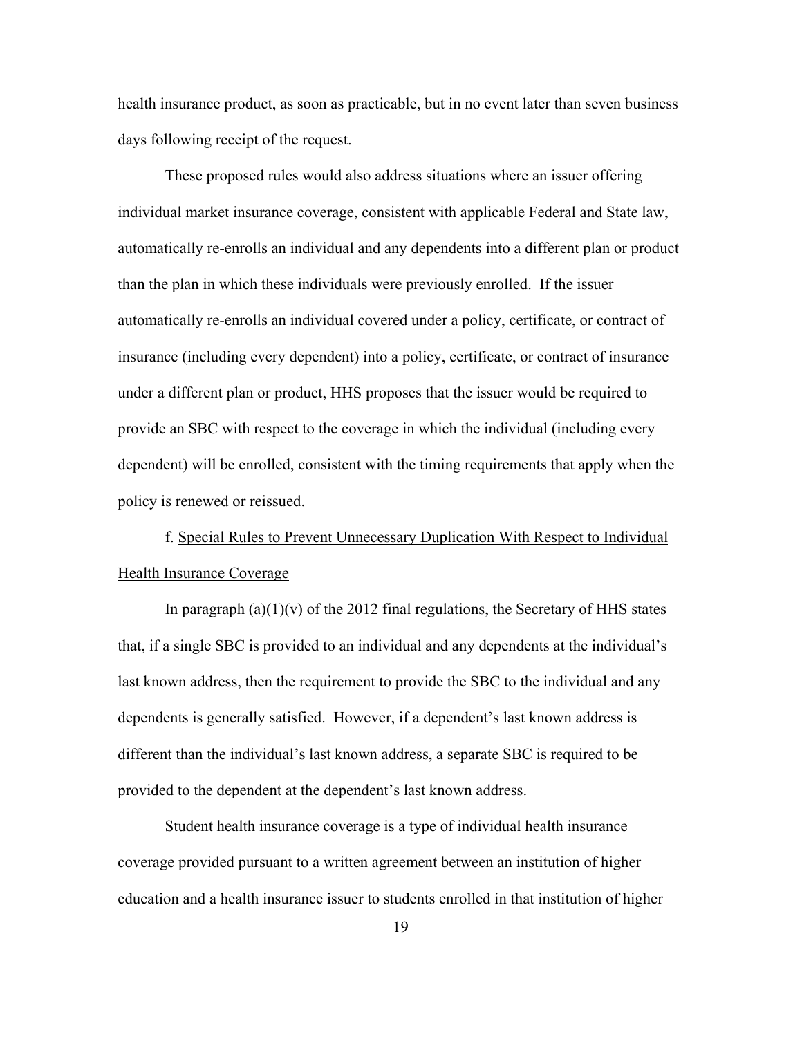health insurance product, as soon as practicable, but in no event later than seven business days following receipt of the request.

These proposed rules would also address situations where an issuer offering individual market insurance coverage, consistent with applicable Federal and State law, automatically re-enrolls an individual and any dependents into a different plan or product than the plan in which these individuals were previously enrolled. If the issuer automatically re-enrolls an individual covered under a policy, certificate, or contract of insurance (including every dependent) into a policy, certificate, or contract of insurance under a different plan or product, HHS proposes that the issuer would be required to provide an SBC with respect to the coverage in which the individual (including every dependent) will be enrolled, consistent with the timing requirements that apply when the policy is renewed or reissued.

f. Special Rules to Prevent Unnecessary Duplication With Respect to Individual Health Insurance Coverage

In paragraph (a)(1)(v) of the 2012 final regulations, the Secretary of HHS states that, if a single SBC is provided to an individual and any dependents at the individual's last known address, then the requirement to provide the SBC to the individual and any dependents is generally satisfied. However, if a dependent's last known address is different than the individual's last known address, a separate SBC is required to be provided to the dependent at the dependent's last known address.

Student health insurance coverage is a type of individual health insurance coverage provided pursuant to a written agreement between an institution of higher education and a health insurance issuer to students enrolled in that institution of higher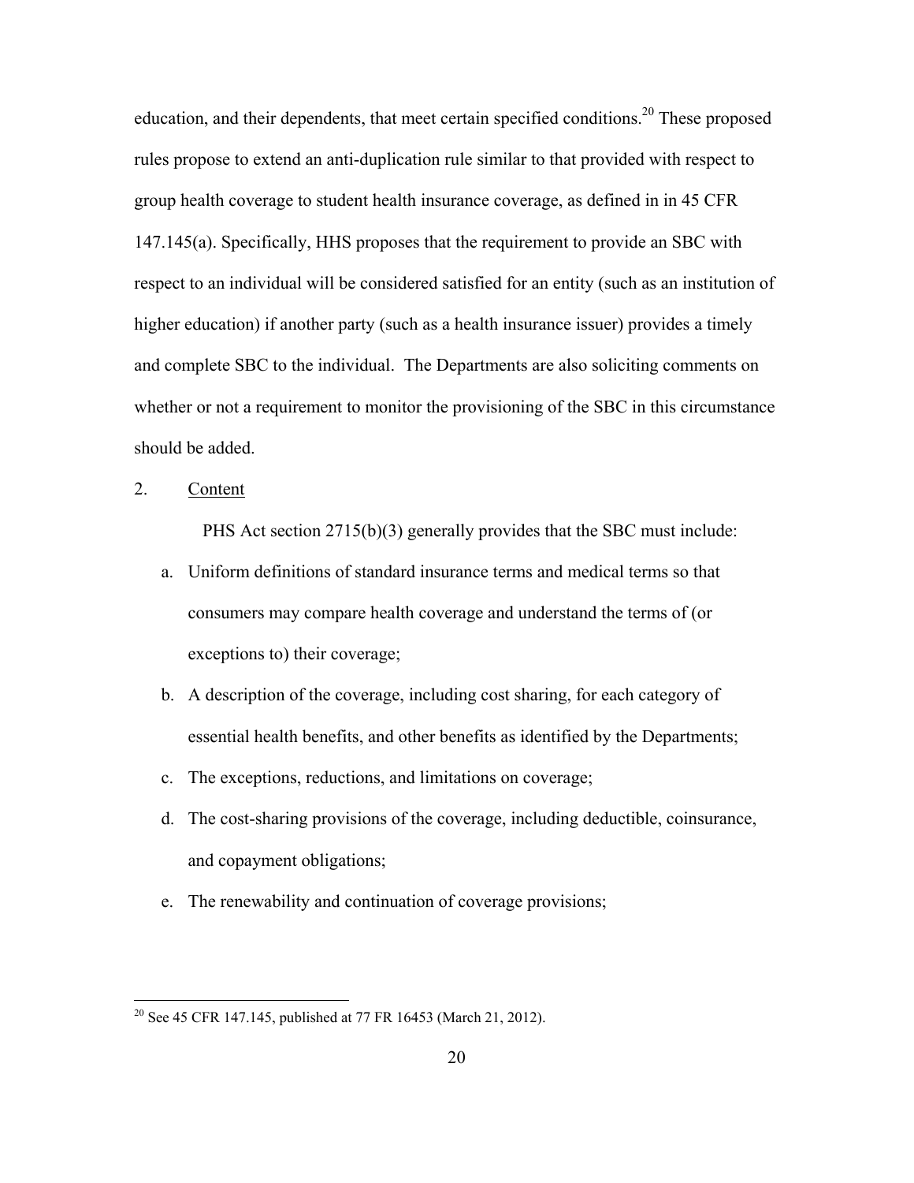education, and their dependents, that meet certain specified conditions.[20] These proposed rules propose to extend an anti-duplication rule similar to that provided with respect to group health coverage to student health insurance coverage, as defined in in 45 CFR 147.145(a). Specifically, HHS proposes that the requirement to provide an SBC with respect to an individual will be considered satisfied for an entity (such as an institution of higher education) if another party (such as a health insurance issuer) provides a timely and complete SBC to the individual. The Departments are also soliciting comments on whether or not a requirement to monitor the provisioning of the SBC in this circumstance should be added.

2. <u>Content</u>

PHS Act section 2715(b)(3) generally provides that the SBC must include:

a. Uniform definitions of standard insurance terms and medical terms so that consumers may compare health coverage and understand the terms of (or exceptions to) their coverage;
b. A description of the coverage, including cost sharing, for each category of essential health benefits, and other benefits as identified by the Departments;
c. The exceptions, reductions, and limitations on coverage;
d. The cost-sharing provisions of the coverage, including deductible, coinsurance, and copayment obligations;
e. The renewability and continuation of coverage provisions;

---

[20] See 45 CFR 147.145, published at 77 FR 16453 (March 21, 2012).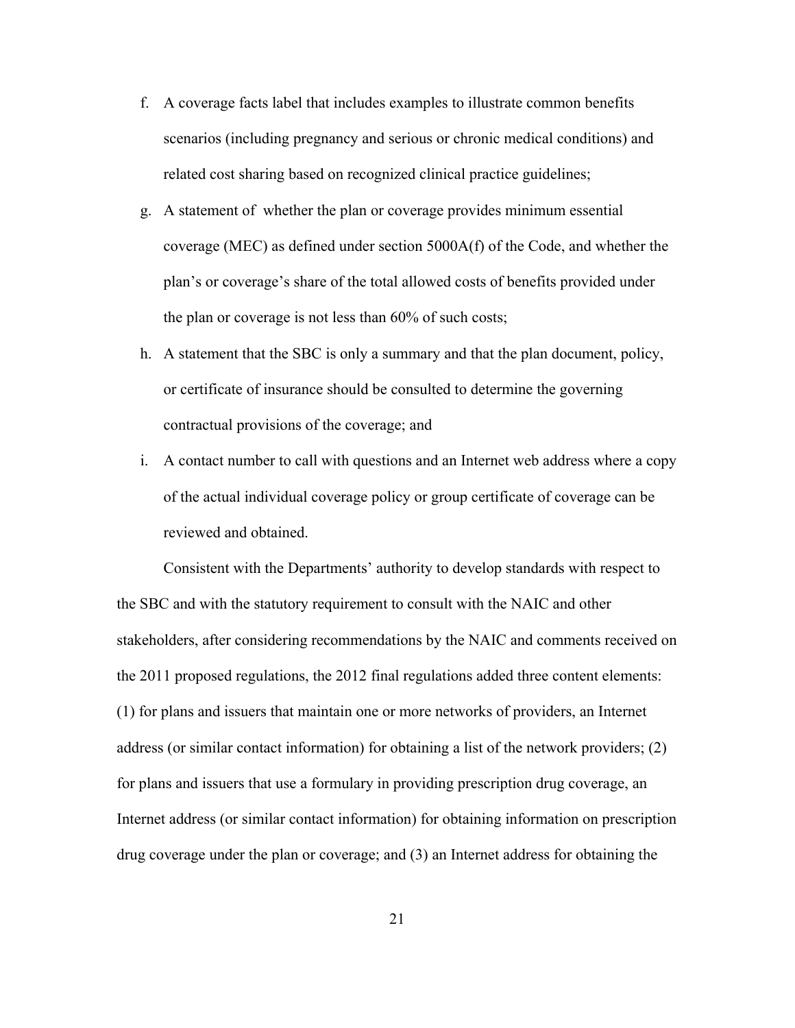f. A coverage facts label that includes examples to illustrate common benefits scenarios (including pregnancy and serious or chronic medical conditions) and related cost sharing based on recognized clinical practice guidelines;

g. A statement of whether the plan or coverage provides minimum essential coverage (MEC) as defined under section 5000A(f) of the Code, and whether the plan's or coverage's share of the total allowed costs of benefits provided under the plan or coverage is not less than 60% of such costs;

h. A statement that the SBC is only a summary and that the plan document, policy, or certificate of insurance should be consulted to determine the governing contractual provisions of the coverage; and

i. A contact number to call with questions and an Internet web address where a copy of the actual individual coverage policy or group certificate of coverage can be reviewed and obtained.

Consistent with the Departments' authority to develop standards with respect to the SBC and with the statutory requirement to consult with the NAIC and other stakeholders, after considering recommendations by the NAIC and comments received on the 2011 proposed regulations, the 2012 final regulations added three content elements: (1) for plans and issuers that maintain one or more networks of providers, an Internet address (or similar contact information) for obtaining a list of the network providers; (2) for plans and issuers that use a formulary in providing prescription drug coverage, an Internet address (or similar contact information) for obtaining information on prescription drug coverage under the plan or coverage; and (3) an Internet address for obtaining the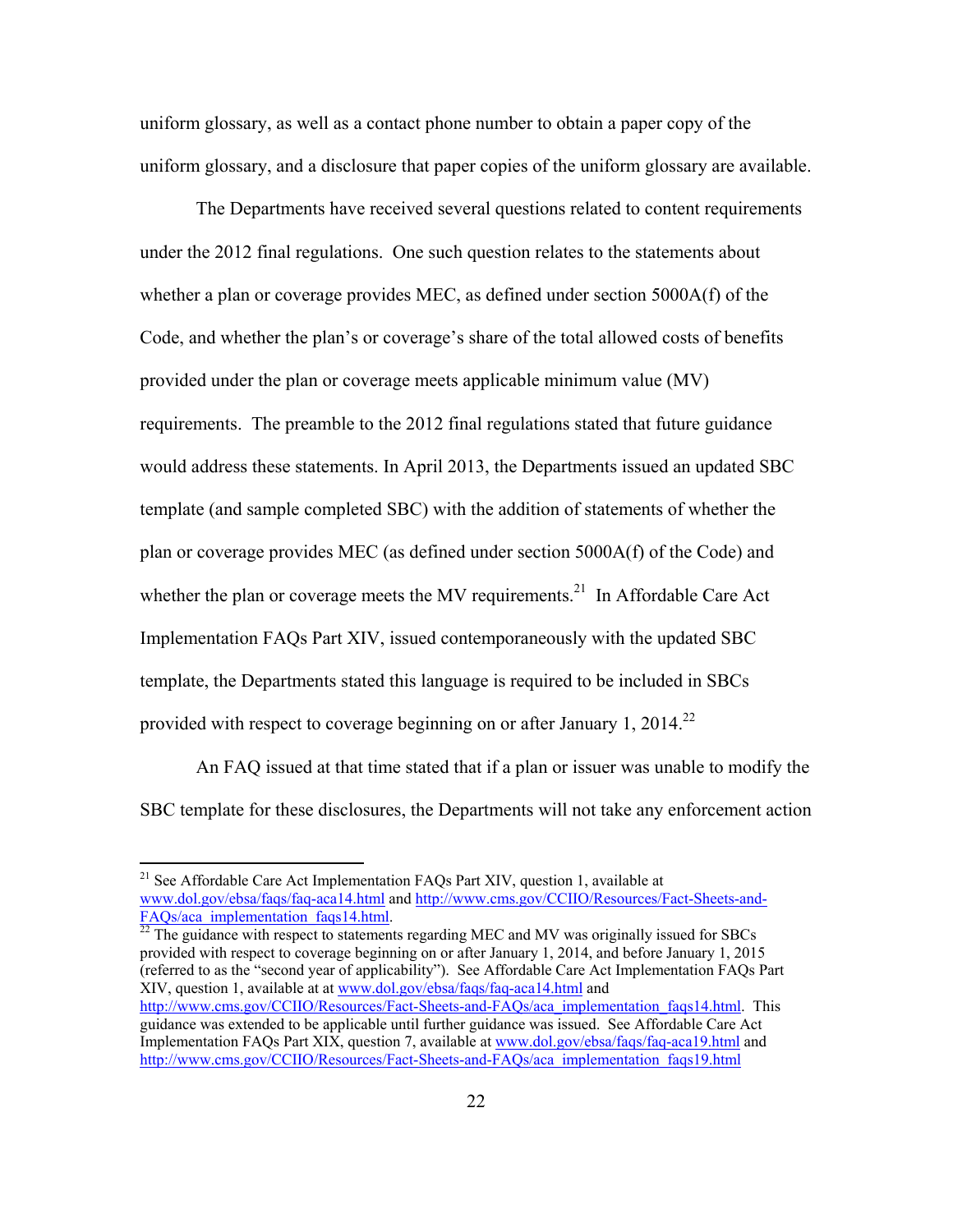uniform glossary, as well as a contact phone number to obtain a paper copy of the uniform glossary, and a disclosure that paper copies of the uniform glossary are available.

The Departments have received several questions related to content requirements under the 2012 final regulations. One such question relates to the statements about whether a plan or coverage provides MEC, as defined under section 5000A(f) of the Code, and whether the plan's or coverage's share of the total allowed costs of benefits provided under the plan or coverage meets applicable minimum value (MV) requirements. The preamble to the 2012 final regulations stated that future guidance would address these statements. In April 2013, the Departments issued an updated SBC template (and sample completed SBC) with the addition of statements of whether the plan or coverage provides MEC (as defined under section 5000A(f) of the Code) and whether the plan or coverage meets the MV requirements.[21] In Affordable Care Act Implementation FAQs Part XIV, issued contemporaneously with the updated SBC template, the Departments stated this language is required to be included in SBCs provided with respect to coverage beginning on or after January 1, 2014.[22]

An FAQ issued at that time stated that if a plan or issuer was unable to modify the SBC template for these disclosures, the Departments will not take any enforcement action

---

[21] See Affordable Care Act Implementation FAQs Part XIV, question 1, available at www.dol.gov/ebsa/faqs/faq-aca14.html and http://www.cms.gov/CCIIO/Resources/Fact-Sheets-and-FAQs/aca_implementation_faqs14.html.

[22] The guidance with respect to statements regarding MEC and MV was originally issued for SBCs provided with respect to coverage beginning on or after January 1, 2014, and before January 1, 2015 (referred to as the "second year of applicability"). See Affordable Care Act Implementation FAQs Part XIV, question 1, available at at www.dol.gov/ebsa/faqs/faq-aca14.html and http://www.cms.gov/CCIIO/Resources/Fact-Sheets-and-FAQs/aca_implementation_faqs14.html. This guidance was extended to be applicable until further guidance was issued. See Affordable Care Act Implementation FAQs Part XIX, question 7, available at www.dol.gov/ebsa/faqs/faq-aca19.html and http://www.cms.gov/CCIIO/Resources/Fact-Sheets-and-FAQs/aca_implementation_faqs19.html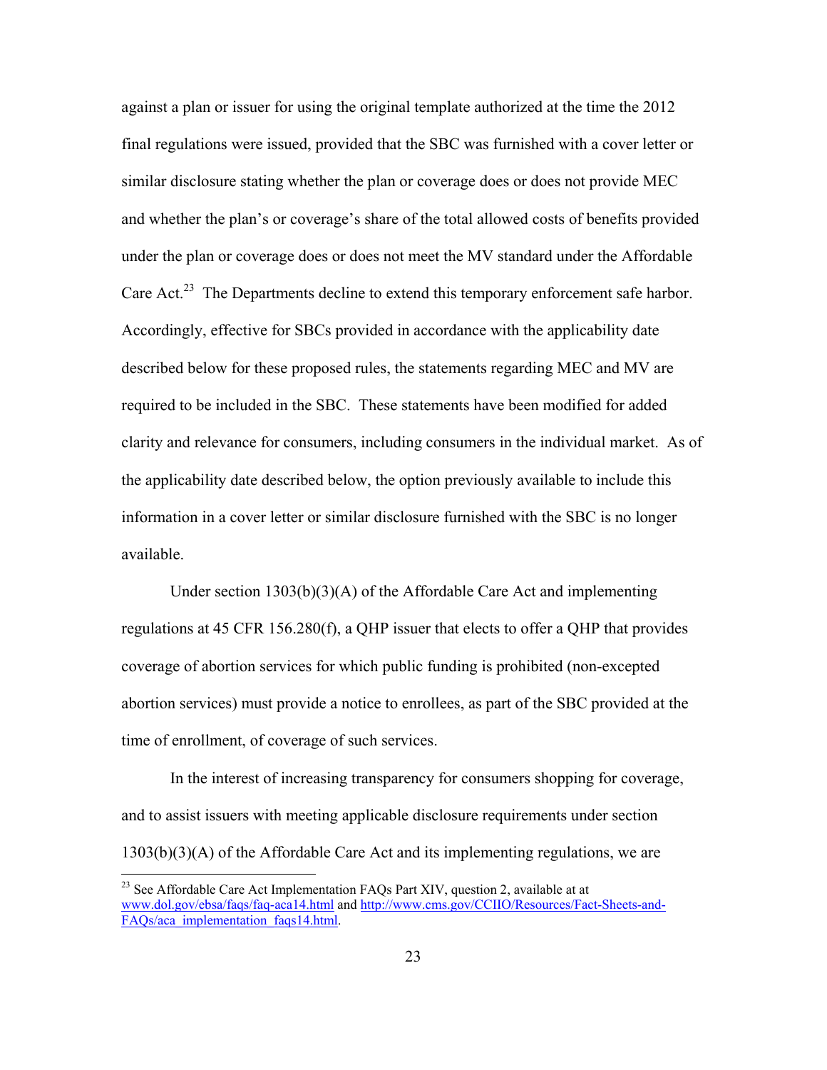against a plan or issuer for using the original template authorized at the time the 2012 final regulations were issued, provided that the SBC was furnished with a cover letter or similar disclosure stating whether the plan or coverage does or does not provide MEC and whether the plan's or coverage's share of the total allowed costs of benefits provided under the plan or coverage does or does not meet the MV standard under the Affordable Care Act.[23] The Departments decline to extend this temporary enforcement safe harbor. Accordingly, effective for SBCs provided in accordance with the applicability date described below for these proposed rules, the statements regarding MEC and MV are required to be included in the SBC. These statements have been modified for added clarity and relevance for consumers, including consumers in the individual market. As of the applicability date described below, the option previously available to include this information in a cover letter or similar disclosure furnished with the SBC is no longer available.

Under section 1303(b)(3)(A) of the Affordable Care Act and implementing regulations at 45 CFR 156.280(f), a QHP issuer that elects to offer a QHP that provides coverage of abortion services for which public funding is prohibited (non-excepted abortion services) must provide a notice to enrollees, as part of the SBC provided at the time of enrollment, of coverage of such services.

In the interest of increasing transparency for consumers shopping for coverage, and to assist issuers with meeting applicable disclosure requirements under section 1303(b)(3)(A) of the Affordable Care Act and its implementing regulations, we are

[23] See Affordable Care Act Implementation FAQs Part XIV, question 2, available at at www.dol.gov/ebsa/faqs/faq-aca14.html and http://www.cms.gov/CCIIO/Resources/Fact-Sheets-and-FAQs/aca_implementation_faqs14.html.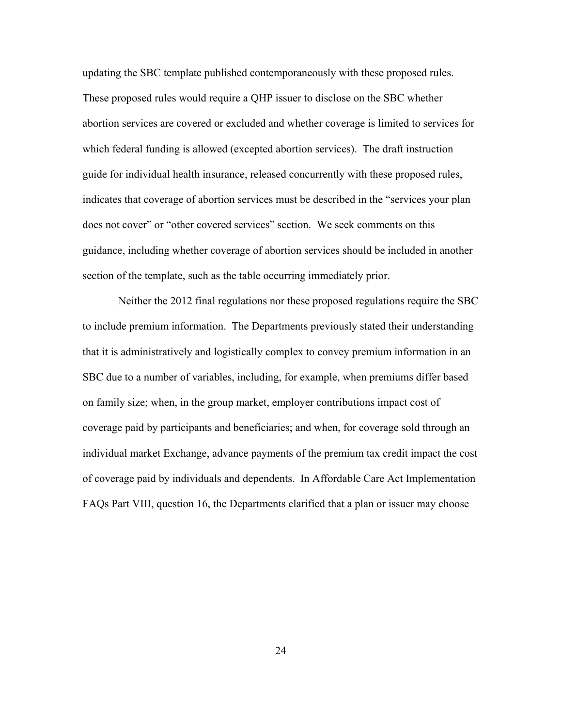updating the SBC template published contemporaneously with these proposed rules. These proposed rules would require a QHP issuer to disclose on the SBC whether abortion services are covered or excluded and whether coverage is limited to services for which federal funding is allowed (excepted abortion services). The draft instruction guide for individual health insurance, released concurrently with these proposed rules, indicates that coverage of abortion services must be described in the "services your plan does not cover" or "other covered services" section. We seek comments on this guidance, including whether coverage of abortion services should be included in another section of the template, such as the table occurring immediately prior.

Neither the 2012 final regulations nor these proposed regulations require the SBC to include premium information. The Departments previously stated their understanding that it is administratively and logistically complex to convey premium information in an SBC due to a number of variables, including, for example, when premiums differ based on family size; when, in the group market, employer contributions impact cost of coverage paid by participants and beneficiaries; and when, for coverage sold through an individual market Exchange, advance payments of the premium tax credit impact the cost of coverage paid by individuals and dependents. In Affordable Care Act Implementation FAQs Part VIII, question 16, the Departments clarified that a plan or issuer may choose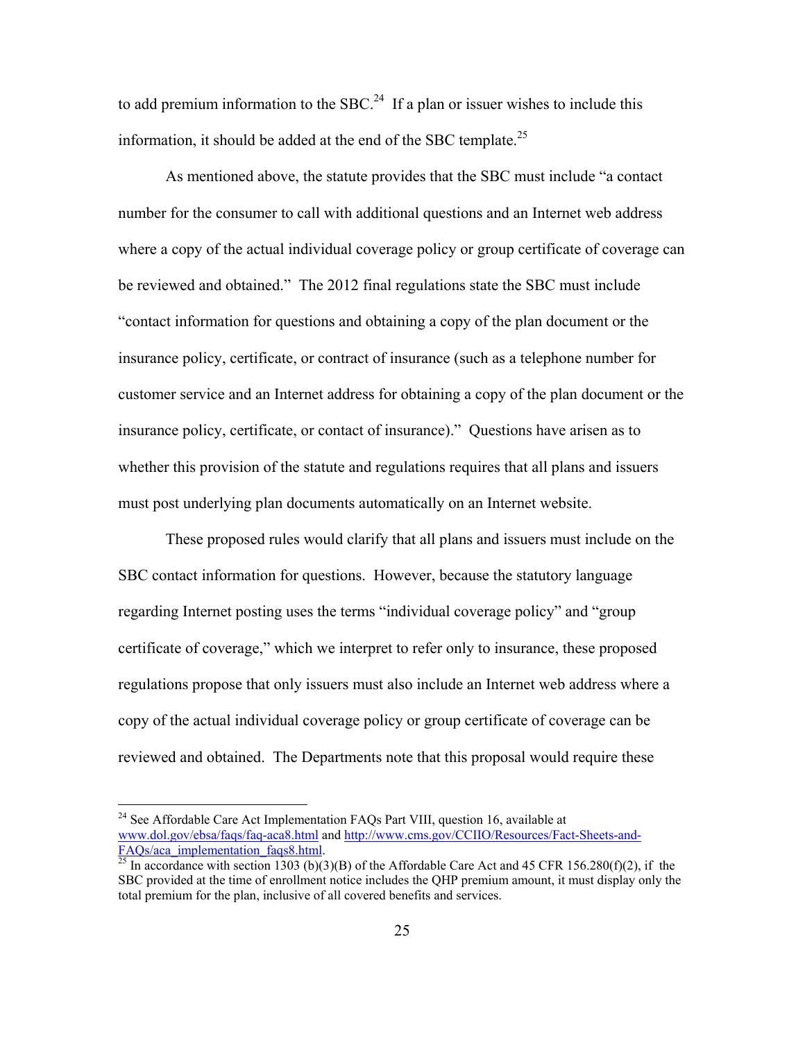to add premium information to the SBC.[24] If a plan or issuer wishes to include this information, it should be added at the end of the SBC template.[25]

As mentioned above, the statute provides that the SBC must include "a contact number for the consumer to call with additional questions and an Internet web address where a copy of the actual individual coverage policy or group certificate of coverage can be reviewed and obtained." The 2012 final regulations state the SBC must include "contact information for questions and obtaining a copy of the plan document or the insurance policy, certificate, or contract of insurance (such as a telephone number for customer service and an Internet address for obtaining a copy of the plan document or the insurance policy, certificate, or contact of insurance)." Questions have arisen as to whether this provision of the statute and regulations requires that all plans and issuers must post underlying plan documents automatically on an Internet website.

These proposed rules would clarify that all plans and issuers must include on the SBC contact information for questions. However, because the statutory language regarding Internet posting uses the terms "individual coverage policy" and "group certificate of coverage," which we interpret to refer only to insurance, these proposed regulations propose that only issuers must also include an Internet web address where a copy of the actual individual coverage policy or group certificate of coverage can be reviewed and obtained. The Departments note that this proposal would require these

---

[24] See Affordable Care Act Implementation FAQs Part VIII, question 16, available at www.dol.gov/ebsa/faqs/faq-aca8.html and http://www.cms.gov/CCIIO/Resources/Fact-Sheets-and-FAQs/aca_implementation_faqs8.html.

[25] In accordance with section 1303 (b)(3)(B) of the Affordable Care Act and 45 CFR 156.280(f)(2), if the SBC provided at the time of enrollment notice includes the QHP premium amount, it must display only the total premium for the plan, inclusive of all covered benefits and services.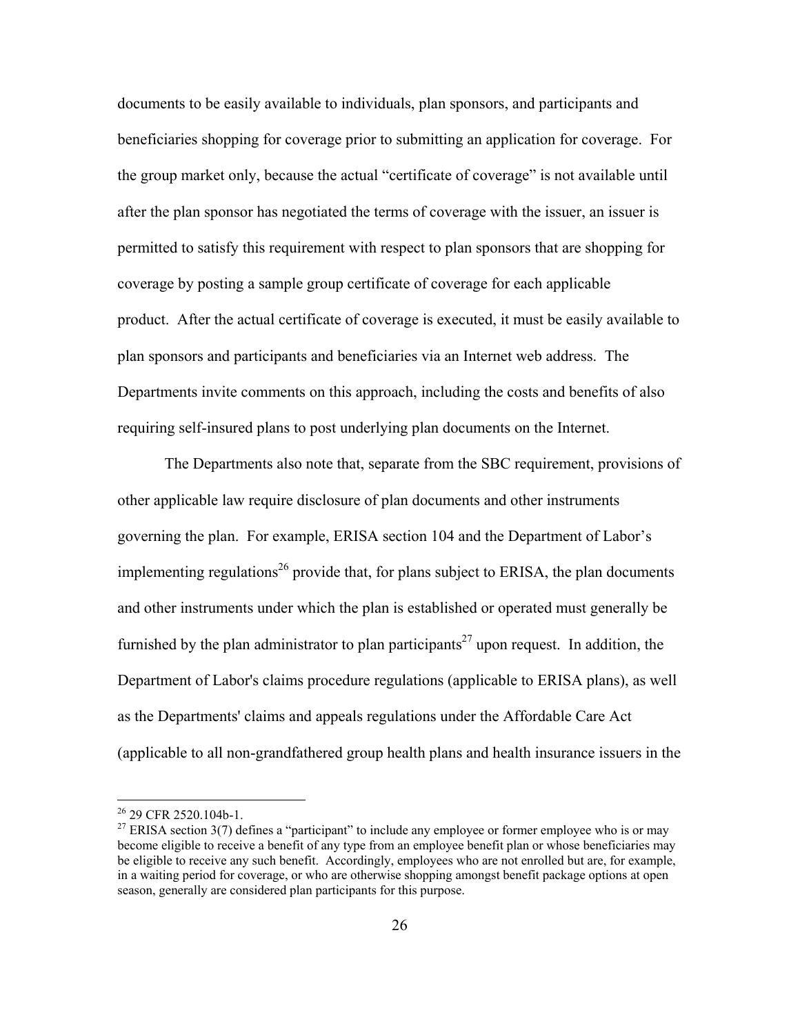documents to be easily available to individuals, plan sponsors, and participants and beneficiaries shopping for coverage prior to submitting an application for coverage. For the group market only, because the actual "certificate of coverage" is not available until after the plan sponsor has negotiated the terms of coverage with the issuer, an issuer is permitted to satisfy this requirement with respect to plan sponsors that are shopping for coverage by posting a sample group certificate of coverage for each applicable product. After the actual certificate of coverage is executed, it must be easily available to plan sponsors and participants and beneficiaries via an Internet web address. The Departments invite comments on this approach, including the costs and benefits of also requiring self-insured plans to post underlying plan documents on the Internet.

The Departments also note that, separate from the SBC requirement, provisions of other applicable law require disclosure of plan documents and other instruments governing the plan. For example, ERISA section 104 and the Department of Labor's implementing regulations[26] provide that, for plans subject to ERISA, the plan documents and other instruments under which the plan is established or operated must generally be furnished by the plan administrator to plan participants[27] upon request. In addition, the Department of Labor's claims procedure regulations (applicable to ERISA plans), as well as the Departments' claims and appeals regulations under the Affordable Care Act (applicable to all non-grandfathered group health plans and health insurance issuers in the

---

[26] 29 CFR 2520.104b-1.

[27] ERISA section 3(7) defines a "participant" to include any employee or former employee who is or may become eligible to receive a benefit of any type from an employee benefit plan or whose beneficiaries may be eligible to receive any such benefit. Accordingly, employees who are not enrolled but are, for example, in a waiting period for coverage, or who are otherwise shopping amongst benefit package options at open season, generally are considered plan participants for this purpose.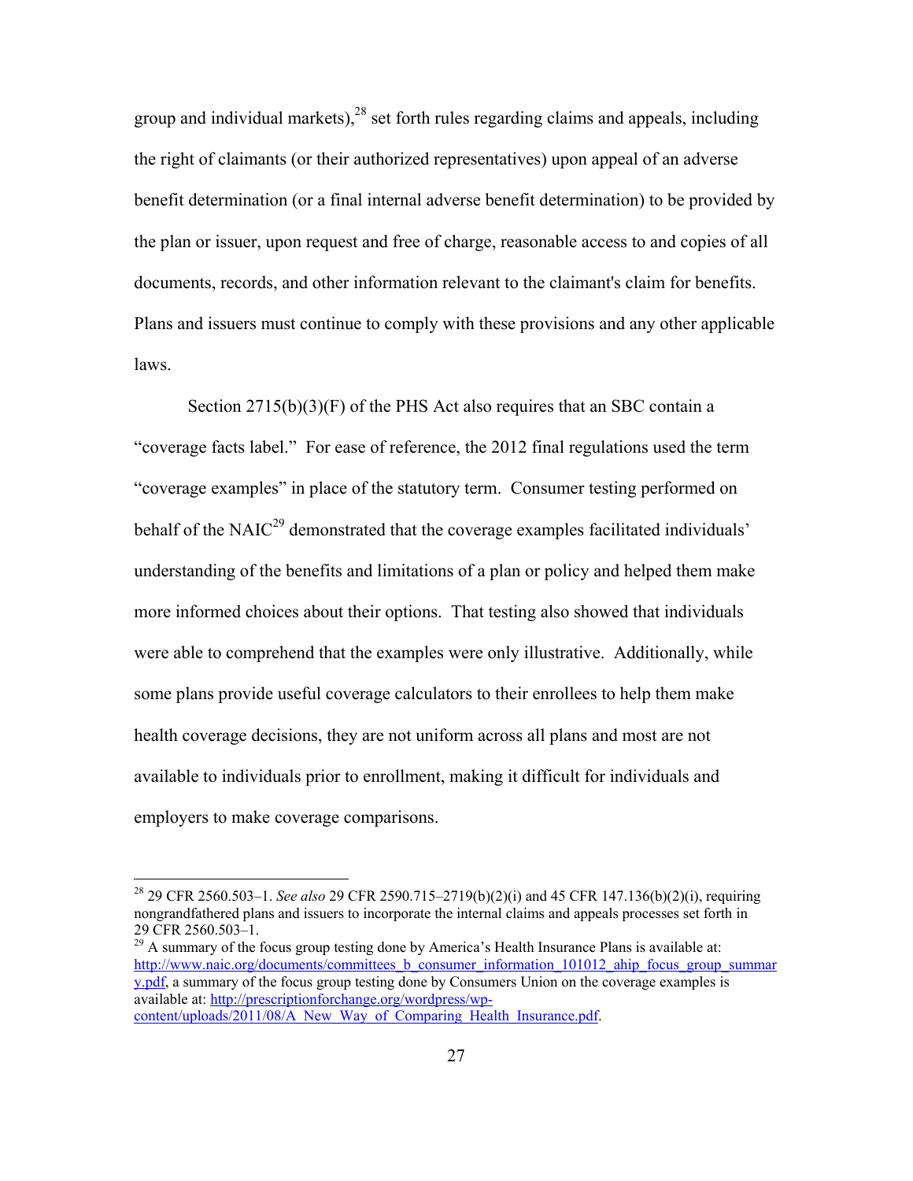group and individual markets),[28] set forth rules regarding claims and appeals, including the right of claimants (or their authorized representatives) upon appeal of an adverse benefit determination (or a final internal adverse benefit determination) to be provided by the plan or issuer, upon request and free of charge, reasonable access to and copies of all documents, records, and other information relevant to the claimant's claim for benefits. Plans and issuers must continue to comply with these provisions and any other applicable laws.

Section 2715(b)(3)(F) of the PHS Act also requires that an SBC contain a "coverage facts label." For ease of reference, the 2012 final regulations used the term "coverage examples" in place of the statutory term. Consumer testing performed on behalf of the NAIC[29] demonstrated that the coverage examples facilitated individuals' understanding of the benefits and limitations of a plan or policy and helped them make more informed choices about their options. That testing also showed that individuals were able to comprehend that the examples were only illustrative. Additionally, while some plans provide useful coverage calculators to their enrollees to help them make health coverage decisions, they are not uniform across all plans and most are not available to individuals prior to enrollment, making it difficult for individuals and employers to make coverage comparisons.

---

[28] 29 CFR 2560.503–1. *See also* 29 CFR 2590.715–2719(b)(2)(i) and 45 CFR 147.136(b)(2)(i), requiring nongrandfathered plans and issuers to incorporate the internal claims and appeals processes set forth in 29 CFR 2560.503–1.

[29] A summary of the focus group testing done by America's Health Insurance Plans is available at: http://www.naic.org/documents/committees_b_consumer_information_101012_ahip_focus_group_summary.pdf, a summary of the focus group testing done by Consumers Union on the coverage examples is available at: http://prescriptionforchange.org/wordpress/wp-content/uploads/2011/08/A_New_Way_of_Comparing_Health_Insurance.pdf.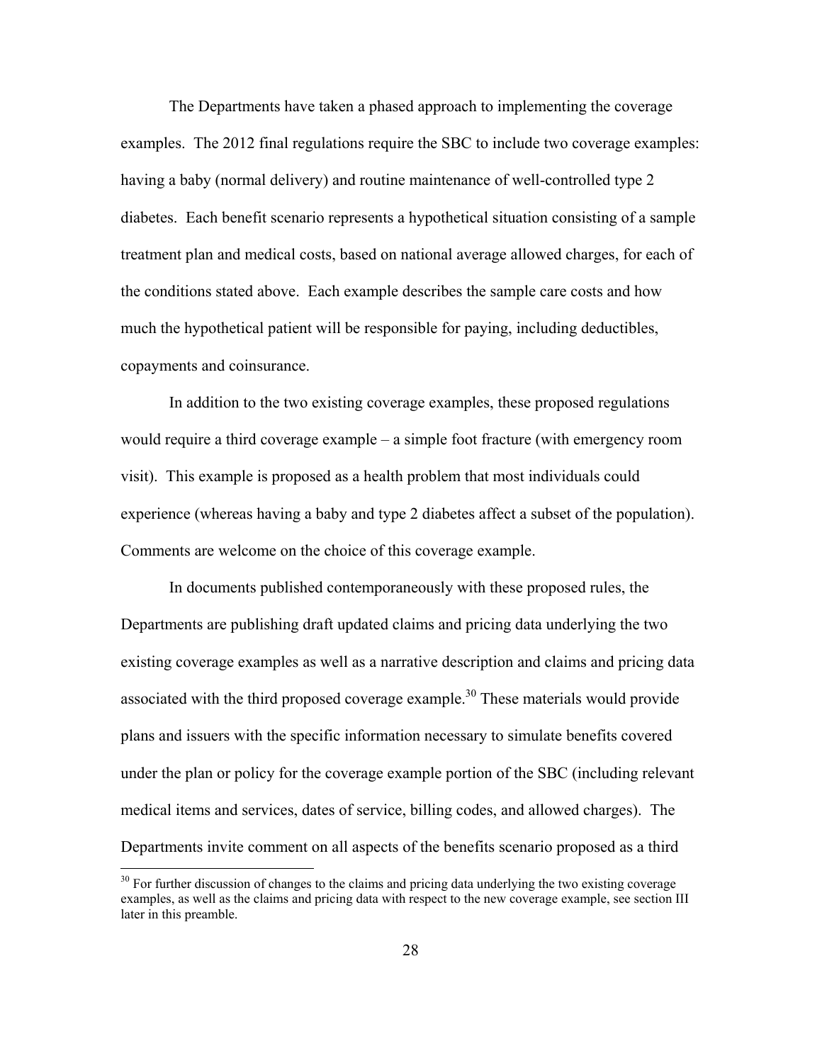The Departments have taken a phased approach to implementing the coverage examples. The 2012 final regulations require the SBC to include two coverage examples: having a baby (normal delivery) and routine maintenance of well-controlled type 2 diabetes. Each benefit scenario represents a hypothetical situation consisting of a sample treatment plan and medical costs, based on national average allowed charges, for each of the conditions stated above. Each example describes the sample care costs and how much the hypothetical patient will be responsible for paying, including deductibles, copayments and coinsurance.

In addition to the two existing coverage examples, these proposed regulations would require a third coverage example – a simple foot fracture (with emergency room visit). This example is proposed as a health problem that most individuals could experience (whereas having a baby and type 2 diabetes affect a subset of the population). Comments are welcome on the choice of this coverage example.

In documents published contemporaneously with these proposed rules, the Departments are publishing draft updated claims and pricing data underlying the two existing coverage examples as well as a narrative description and claims and pricing data associated with the third proposed coverage example.[30] These materials would provide plans and issuers with the specific information necessary to simulate benefits covered under the plan or policy for the coverage example portion of the SBC (including relevant medical items and services, dates of service, billing codes, and allowed charges). The Departments invite comment on all aspects of the benefits scenario proposed as a third

[30] For further discussion of changes to the claims and pricing data underlying the two existing coverage examples, as well as the claims and pricing data with respect to the new coverage example, see section III later in this preamble.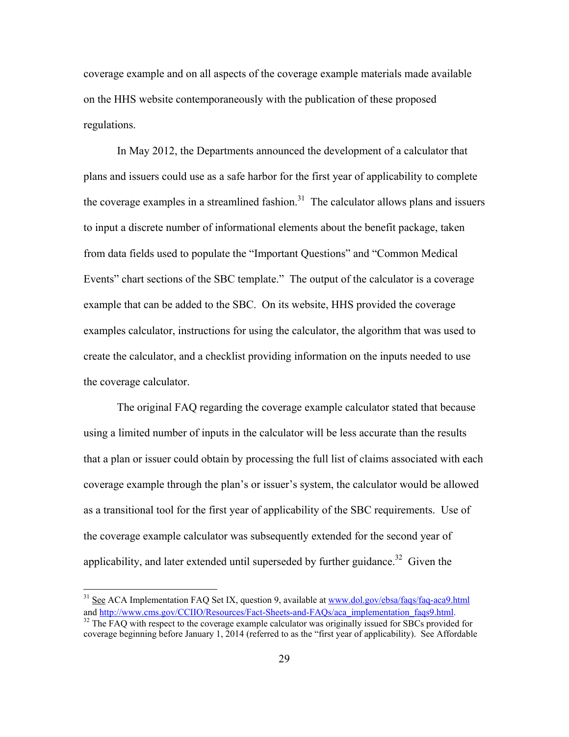coverage example and on all aspects of the coverage example materials made available on the HHS website contemporaneously with the publication of these proposed regulations.

In May 2012, the Departments announced the development of a calculator that plans and issuers could use as a safe harbor for the first year of applicability to complete the coverage examples in a streamlined fashion.[31] The calculator allows plans and issuers to input a discrete number of informational elements about the benefit package, taken from data fields used to populate the "Important Questions" and "Common Medical Events" chart sections of the SBC template." The output of the calculator is a coverage example that can be added to the SBC. On its website, HHS provided the coverage examples calculator, instructions for using the calculator, the algorithm that was used to create the calculator, and a checklist providing information on the inputs needed to use the coverage calculator.

The original FAQ regarding the coverage example calculator stated that because using a limited number of inputs in the calculator will be less accurate than the results that a plan or issuer could obtain by processing the full list of claims associated with each coverage example through the plan's or issuer's system, the calculator would be allowed as a transitional tool for the first year of applicability of the SBC requirements. Use of the coverage example calculator was subsequently extended for the second year of applicability, and later extended until superseded by further guidance.[32] Given the

---

[31] See ACA Implementation FAQ Set IX, question 9, available at www.dol.gov/ebsa/faqs/faq-aca9.html and http://www.cms.gov/CCIIO/Resources/Fact-Sheets-and-FAQs/aca_implementation_faqs9.html.

[32] The FAQ with respect to the coverage example calculator was originally issued for SBCs provided for coverage beginning before January 1, 2014 (referred to as the "first year of applicability). See Affordable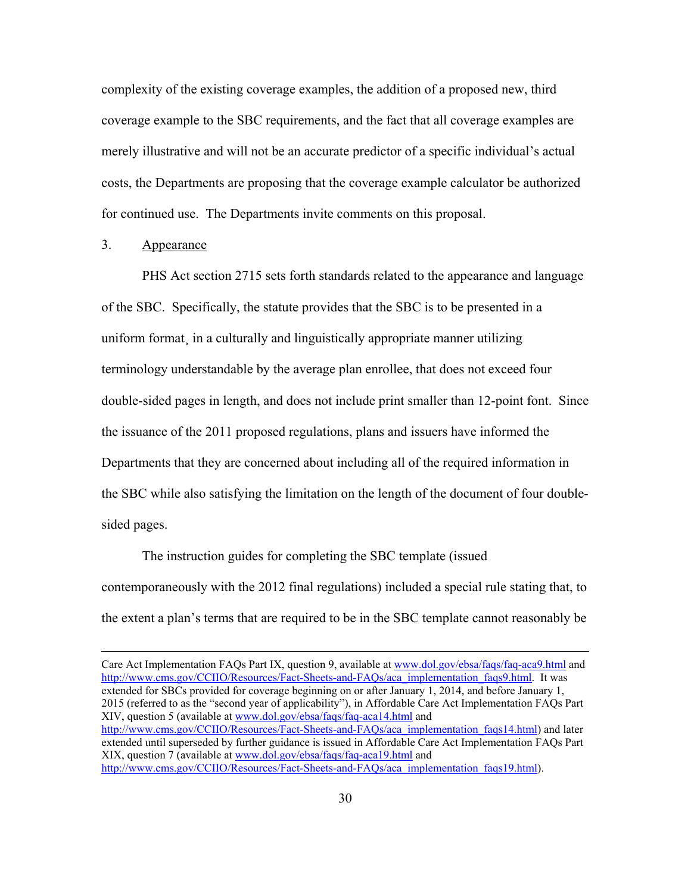complexity of the existing coverage examples, the addition of a proposed new, third coverage example to the SBC requirements, and the fact that all coverage examples are merely illustrative and will not be an accurate predictor of a specific individual's actual costs, the Departments are proposing that the coverage example calculator be authorized for continued use. The Departments invite comments on this proposal.

3. Appearance

PHS Act section 2715 sets forth standards related to the appearance and language of the SBC. Specifically, the statute provides that the SBC is to be presented in a uniform format¸ in a culturally and linguistically appropriate manner utilizing terminology understandable by the average plan enrollee, that does not exceed four double-sided pages in length, and does not include print smaller than 12-point font. Since the issuance of the 2011 proposed regulations, plans and issuers have informed the Departments that they are concerned about including all of the required information in the SBC while also satisfying the limitation on the length of the document of four double-sided pages.

The instruction guides for completing the SBC template (issued contemporaneously with the 2012 final regulations) included a special rule stating that, to the extent a plan's terms that are required to be in the SBC template cannot reasonably be

---

Care Act Implementation FAQs Part IX, question 9, available at www.dol.gov/ebsa/faqs/faq-aca9.html and http://www.cms.gov/CCIIO/Resources/Fact-Sheets-and-FAQs/aca_implementation_faqs9.html. It was extended for SBCs provided for coverage beginning on or after January 1, 2014, and before January 1, 2015 (referred to as the "second year of applicability"), in Affordable Care Act Implementation FAQs Part XIV, question 5 (available at www.dol.gov/ebsa/faqs/faq-aca14.html and http://www.cms.gov/CCIIO/Resources/Fact-Sheets-and-FAQs/aca_implementation_faqs14.html) and later extended until superseded by further guidance is issued in Affordable Care Act Implementation FAQs Part XIX, question 7 (available at www.dol.gov/ebsa/faqs/faq-aca19.html and http://www.cms.gov/CCIIO/Resources/Fact-Sheets-and-FAQs/aca_implementation_faqs19.html).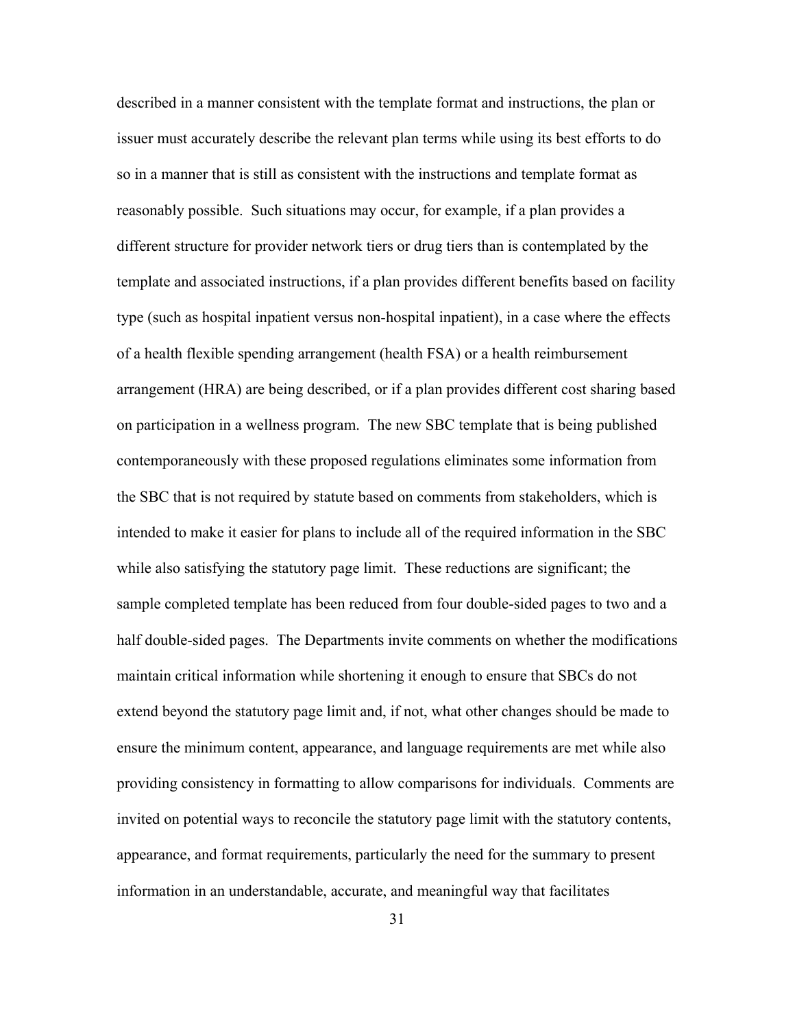described in a manner consistent with the template format and instructions, the plan or issuer must accurately describe the relevant plan terms while using its best efforts to do so in a manner that is still as consistent with the instructions and template format as reasonably possible. Such situations may occur, for example, if a plan provides a different structure for provider network tiers or drug tiers than is contemplated by the template and associated instructions, if a plan provides different benefits based on facility type (such as hospital inpatient versus non-hospital inpatient), in a case where the effects of a health flexible spending arrangement (health FSA) or a health reimbursement arrangement (HRA) are being described, or if a plan provides different cost sharing based on participation in a wellness program. The new SBC template that is being published contemporaneously with these proposed regulations eliminates some information from the SBC that is not required by statute based on comments from stakeholders, which is intended to make it easier for plans to include all of the required information in the SBC while also satisfying the statutory page limit. These reductions are significant; the sample completed template has been reduced from four double-sided pages to two and a half double-sided pages. The Departments invite comments on whether the modifications maintain critical information while shortening it enough to ensure that SBCs do not extend beyond the statutory page limit and, if not, what other changes should be made to ensure the minimum content, appearance, and language requirements are met while also providing consistency in formatting to allow comparisons for individuals. Comments are invited on potential ways to reconcile the statutory page limit with the statutory contents, appearance, and format requirements, particularly the need for the summary to present information in an understandable, accurate, and meaningful way that facilitates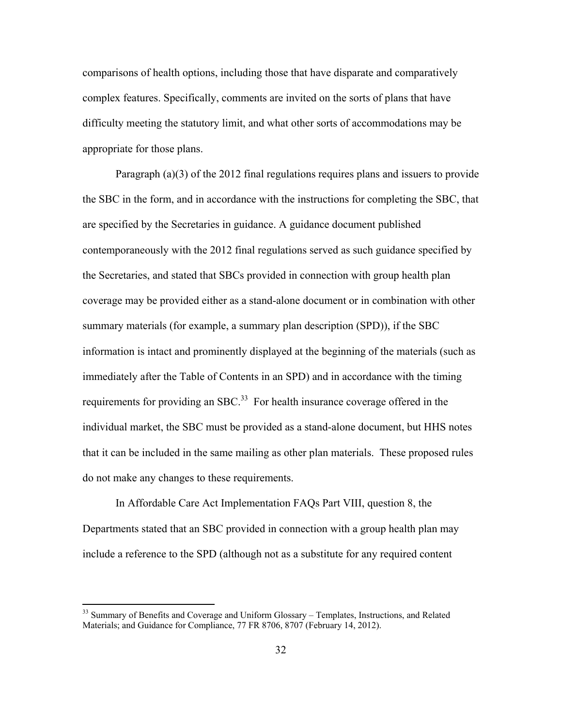comparisons of health options, including those that have disparate and comparatively complex features. Specifically, comments are invited on the sorts of plans that have difficulty meeting the statutory limit, and what other sorts of accommodations may be appropriate for those plans.

Paragraph (a)(3) of the 2012 final regulations requires plans and issuers to provide the SBC in the form, and in accordance with the instructions for completing the SBC, that are specified by the Secretaries in guidance. A guidance document published contemporaneously with the 2012 final regulations served as such guidance specified by the Secretaries, and stated that SBCs provided in connection with group health plan coverage may be provided either as a stand-alone document or in combination with other summary materials (for example, a summary plan description (SPD)), if the SBC information is intact and prominently displayed at the beginning of the materials (such as immediately after the Table of Contents in an SPD) and in accordance with the timing requirements for providing an SBC.[33] For health insurance coverage offered in the individual market, the SBC must be provided as a stand-alone document, but HHS notes that it can be included in the same mailing as other plan materials. These proposed rules do not make any changes to these requirements.

In Affordable Care Act Implementation FAQs Part VIII, question 8, the Departments stated that an SBC provided in connection with a group health plan may include a reference to the SPD (although not as a substitute for any required content

---

[33] Summary of Benefits and Coverage and Uniform Glossary – Templates, Instructions, and Related Materials; and Guidance for Compliance, 77 FR 8706, 8707 (February 14, 2012).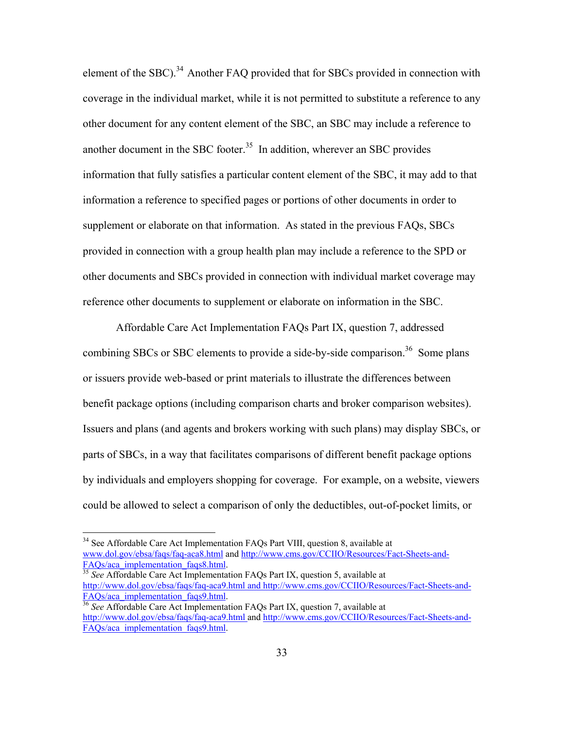element of the SBC).[34] Another FAQ provided that for SBCs provided in connection with coverage in the individual market, while it is not permitted to substitute a reference to any other document for any content element of the SBC, an SBC may include a reference to another document in the SBC footer.[35] In addition, wherever an SBC provides information that fully satisfies a particular content element of the SBC, it may add to that information a reference to specified pages or portions of other documents in order to supplement or elaborate on that information. As stated in the previous FAQs, SBCs provided in connection with a group health plan may include a reference to the SPD or other documents and SBCs provided in connection with individual market coverage may reference other documents to supplement or elaborate on information in the SBC.

Affordable Care Act Implementation FAQs Part IX, question 7, addressed combining SBCs or SBC elements to provide a side-by-side comparison.[36] Some plans or issuers provide web-based or print materials to illustrate the differences between benefit package options (including comparison charts and broker comparison websites). Issuers and plans (and agents and brokers working with such plans) may display SBCs, or parts of SBCs, in a way that facilitates comparisons of different benefit package options by individuals and employers shopping for coverage. For example, on a website, viewers could be allowed to select a comparison of only the deductibles, out-of-pocket limits, or

---

[34] See Affordable Care Act Implementation FAQs Part VIII, question 8, available at www.dol.gov/ebsa/faqs/faq-aca8.html and http://www.cms.gov/CCIIO/Resources/Fact-Sheets-and-FAQs/aca_implementation_faqs8.html.

[35] *See* Affordable Care Act Implementation FAQs Part IX, question 5, available at http://www.dol.gov/ebsa/faqs/faq-aca9.html and http://www.cms.gov/CCIIO/Resources/Fact-Sheets-and-FAQs/aca_implementation_faqs9.html.

[36] *See* Affordable Care Act Implementation FAQs Part IX, question 7, available at http://www.dol.gov/ebsa/faqs/faq-aca9.html and http://www.cms.gov/CCIIO/Resources/Fact-Sheets-and-FAQs/aca_implementation_faqs9.html.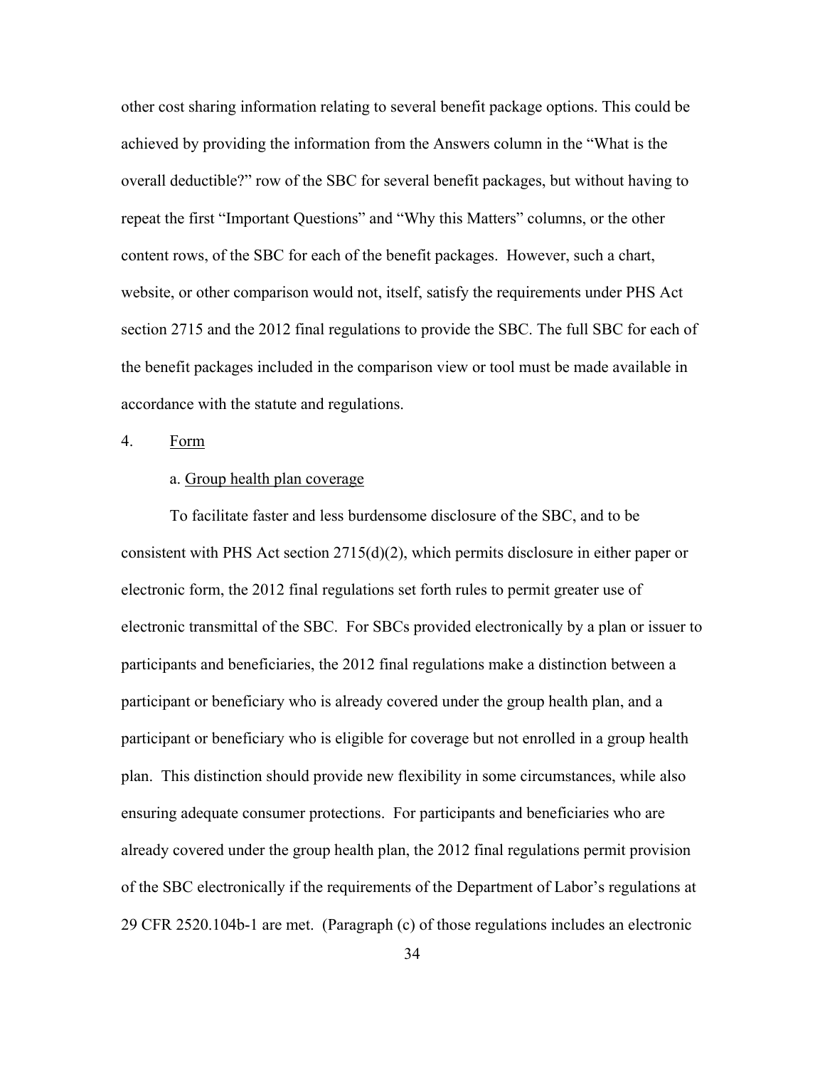other cost sharing information relating to several benefit package options. This could be achieved by providing the information from the Answers column in the "What is the overall deductible?" row of the SBC for several benefit packages, but without having to repeat the first "Important Questions" and "Why this Matters" columns, or the other content rows, of the SBC for each of the benefit packages. However, such a chart, website, or other comparison would not, itself, satisfy the requirements under PHS Act section 2715 and the 2012 final regulations to provide the SBC. The full SBC for each of the benefit packages included in the comparison view or tool must be made available in accordance with the statute and regulations.

4. Form

a. Group health plan coverage

To facilitate faster and less burdensome disclosure of the SBC, and to be consistent with PHS Act section 2715(d)(2), which permits disclosure in either paper or electronic form, the 2012 final regulations set forth rules to permit greater use of electronic transmittal of the SBC. For SBCs provided electronically by a plan or issuer to participants and beneficiaries, the 2012 final regulations make a distinction between a participant or beneficiary who is already covered under the group health plan, and a participant or beneficiary who is eligible for coverage but not enrolled in a group health plan. This distinction should provide new flexibility in some circumstances, while also ensuring adequate consumer protections. For participants and beneficiaries who are already covered under the group health plan, the 2012 final regulations permit provision of the SBC electronically if the requirements of the Department of Labor's regulations at 29 CFR 2520.104b-1 are met. (Paragraph (c) of those regulations includes an electronic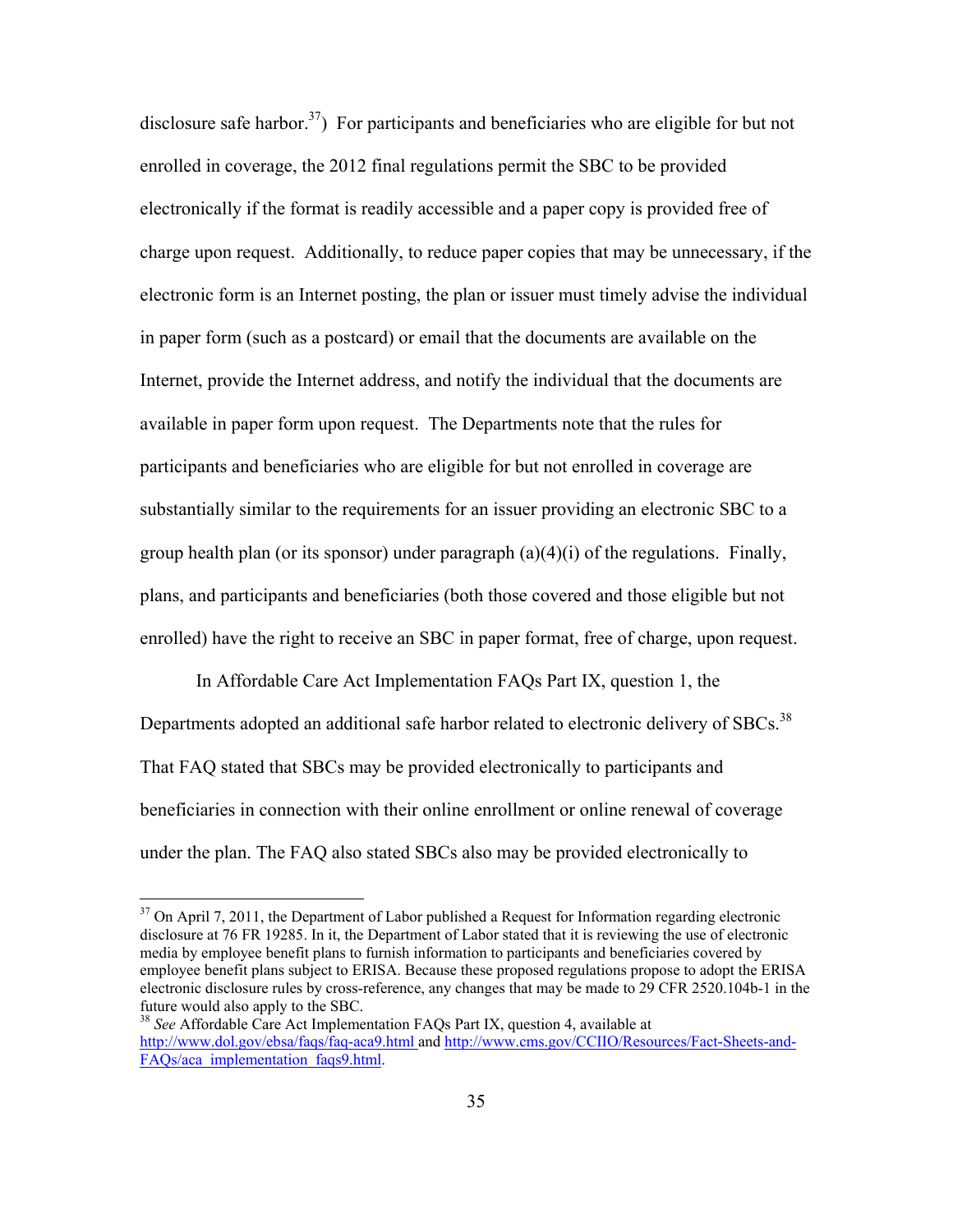disclosure safe harbor.[37]) For participants and beneficiaries who are eligible for but not enrolled in coverage, the 2012 final regulations permit the SBC to be provided electronically if the format is readily accessible and a paper copy is provided free of charge upon request. Additionally, to reduce paper copies that may be unnecessary, if the electronic form is an Internet posting, the plan or issuer must timely advise the individual in paper form (such as a postcard) or email that the documents are available on the Internet, provide the Internet address, and notify the individual that the documents are available in paper form upon request. The Departments note that the rules for participants and beneficiaries who are eligible for but not enrolled in coverage are substantially similar to the requirements for an issuer providing an electronic SBC to a group health plan (or its sponsor) under paragraph (a)(4)(i) of the regulations. Finally, plans, and participants and beneficiaries (both those covered and those eligible but not enrolled) have the right to receive an SBC in paper format, free of charge, upon request.

In Affordable Care Act Implementation FAQs Part IX, question 1, the Departments adopted an additional safe harbor related to electronic delivery of SBCs.[38] That FAQ stated that SBCs may be provided electronically to participants and beneficiaries in connection with their online enrollment or online renewal of coverage under the plan. The FAQ also stated SBCs also may be provided electronically to

---

[37] On April 7, 2011, the Department of Labor published a Request for Information regarding electronic disclosure at 76 FR 19285. In it, the Department of Labor stated that it is reviewing the use of electronic media by employee benefit plans to furnish information to participants and beneficiaries covered by employee benefit plans subject to ERISA. Because these proposed regulations propose to adopt the ERISA electronic disclosure rules by cross-reference, any changes that may be made to 29 CFR 2520.104b-1 in the future would also apply to the SBC.

[38] *See* Affordable Care Act Implementation FAQs Part IX, question 4, available at http://www.dol.gov/ebsa/faqs/faq-aca9.html and http://www.cms.gov/CCIIO/Resources/Fact-Sheets-and-FAQs/aca_implementation_faqs9.html.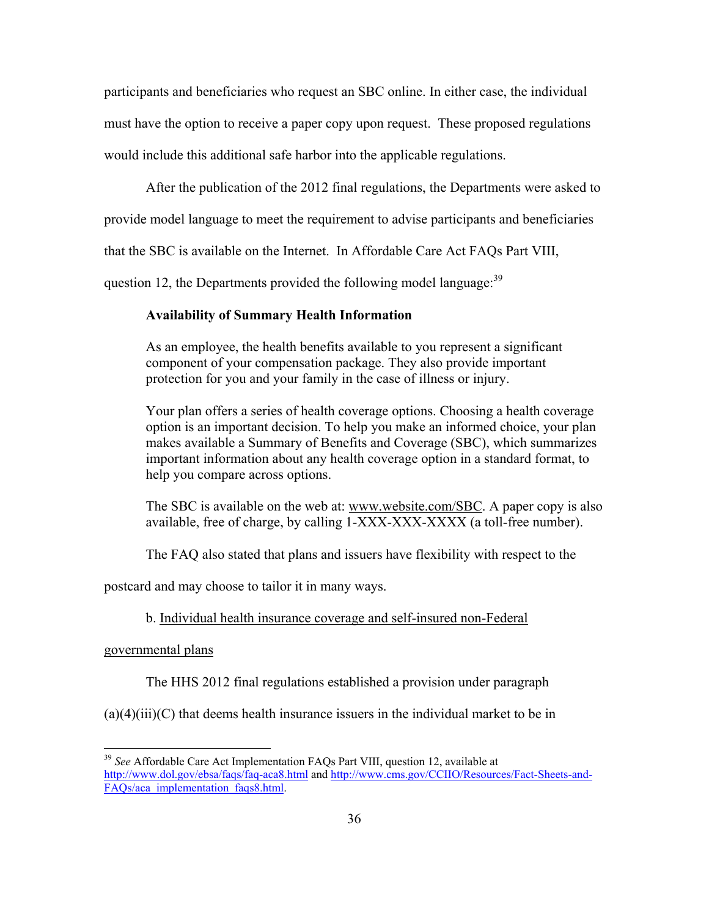participants and beneficiaries who request an SBC online. In either case, the individual must have the option to receive a paper copy upon request. These proposed regulations would include this additional safe harbor into the applicable regulations.

After the publication of the 2012 final regulations, the Departments were asked to provide model language to meet the requirement to advise participants and beneficiaries that the SBC is available on the Internet. In Affordable Care Act FAQs Part VIII, question 12, the Departments provided the following model language:[39]

> **Availability of Summary Health Information**
>
> As an employee, the health benefits available to you represent a significant component of your compensation package. They also provide important protection for you and your family in the case of illness or injury.
>
> Your plan offers a series of health coverage options. Choosing a health coverage option is an important decision. To help you make an informed choice, your plan makes available a Summary of Benefits and Coverage (SBC), which summarizes important information about any health coverage option in a standard format, to help you compare across options.
>
> The SBC is available on the web at: www.website.com/SBC. A paper copy is also available, free of charge, by calling 1-XXX-XXX-XXXX (a toll-free number).

The FAQ also stated that plans and issuers have flexibility with respect to the postcard and may choose to tailor it in many ways.

b. Individual health insurance coverage and self-insured non-Federal governmental plans

The HHS 2012 final regulations established a provision under paragraph (a)(4)(iii)(C) that deems health insurance issuers in the individual market to be in

---

[39] *See* Affordable Care Act Implementation FAQs Part VIII, question 12, available at http://www.dol.gov/ebsa/faqs/faq-aca8.html and http://www.cms.gov/CCIIO/Resources/Fact-Sheets-and-FAQs/aca_implementation_faqs8.html.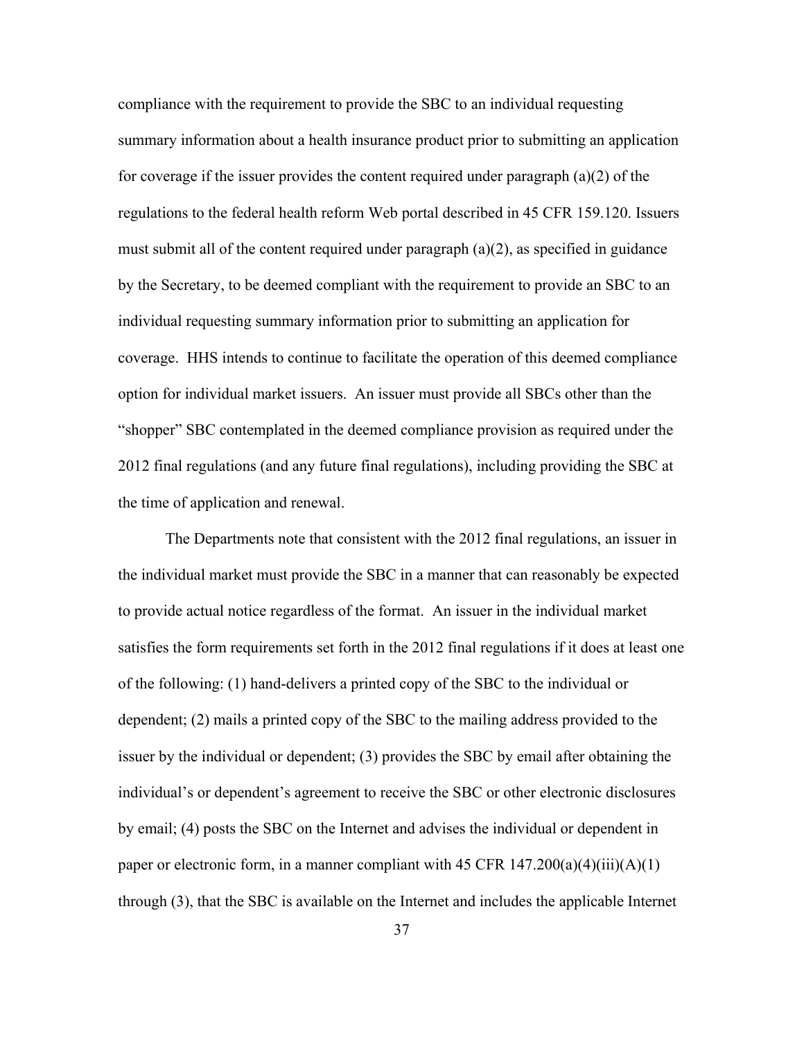compliance with the requirement to provide the SBC to an individual requesting summary information about a health insurance product prior to submitting an application for coverage if the issuer provides the content required under paragraph (a)(2) of the regulations to the federal health reform Web portal described in 45 CFR 159.120. Issuers must submit all of the content required under paragraph (a)(2), as specified in guidance by the Secretary, to be deemed compliant with the requirement to provide an SBC to an individual requesting summary information prior to submitting an application for coverage. HHS intends to continue to facilitate the operation of this deemed compliance option for individual market issuers. An issuer must provide all SBCs other than the "shopper" SBC contemplated in the deemed compliance provision as required under the 2012 final regulations (and any future final regulations), including providing the SBC at the time of application and renewal.

The Departments note that consistent with the 2012 final regulations, an issuer in the individual market must provide the SBC in a manner that can reasonably be expected to provide actual notice regardless of the format. An issuer in the individual market satisfies the form requirements set forth in the 2012 final regulations if it does at least one of the following: (1) hand-delivers a printed copy of the SBC to the individual or dependent; (2) mails a printed copy of the SBC to the mailing address provided to the issuer by the individual or dependent; (3) provides the SBC by email after obtaining the individual's or dependent's agreement to receive the SBC or other electronic disclosures by email; (4) posts the SBC on the Internet and advises the individual or dependent in paper or electronic form, in a manner compliant with 45 CFR 147.200(a)(4)(iii)(A)(1) through (3), that the SBC is available on the Internet and includes the applicable Internet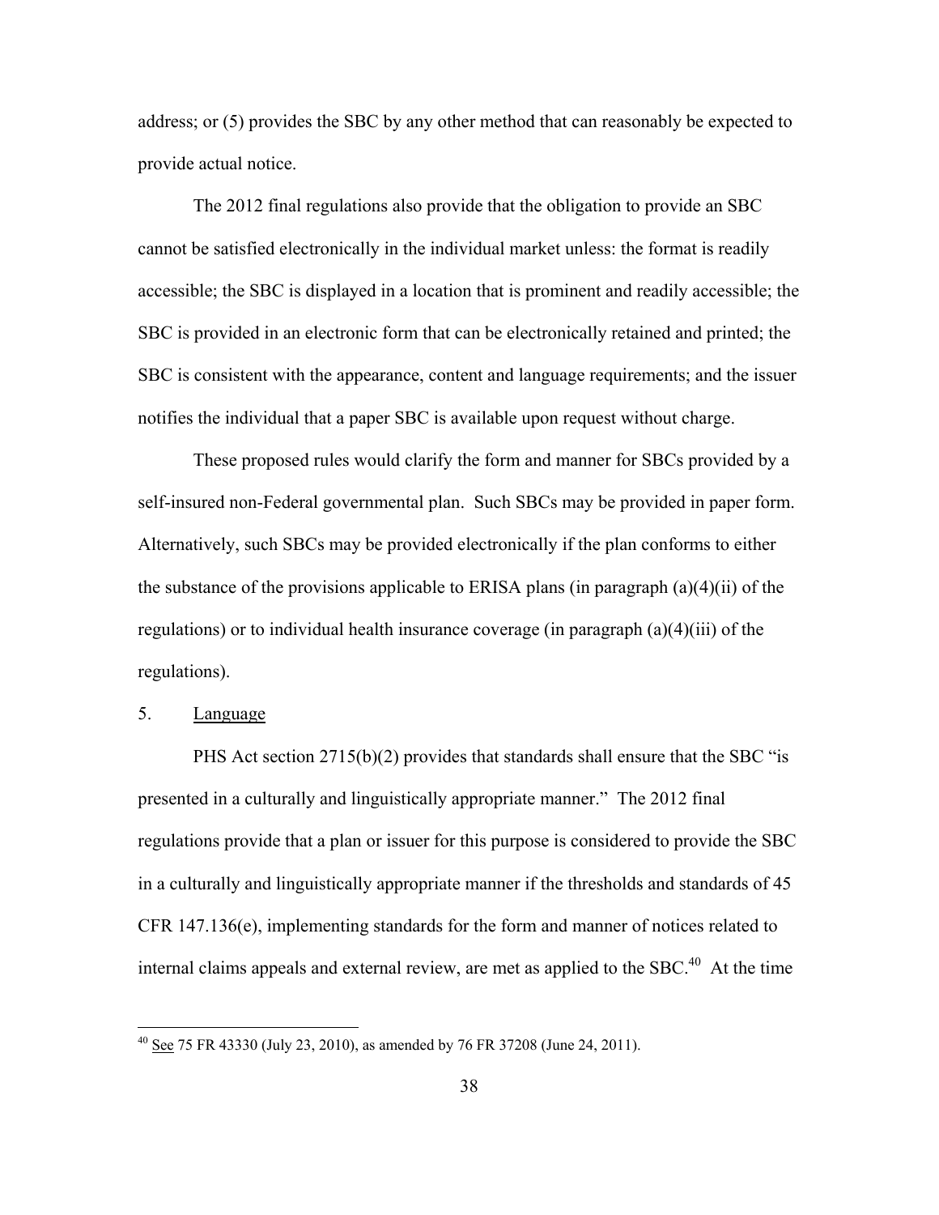address; or (5) provides the SBC by any other method that can reasonably be expected to provide actual notice.

The 2012 final regulations also provide that the obligation to provide an SBC cannot be satisfied electronically in the individual market unless: the format is readily accessible; the SBC is displayed in a location that is prominent and readily accessible; the SBC is provided in an electronic form that can be electronically retained and printed; the SBC is consistent with the appearance, content and language requirements; and the issuer notifies the individual that a paper SBC is available upon request without charge.

These proposed rules would clarify the form and manner for SBCs provided by a self-insured non-Federal governmental plan. Such SBCs may be provided in paper form. Alternatively, such SBCs may be provided electronically if the plan conforms to either the substance of the provisions applicable to ERISA plans (in paragraph (a)(4)(ii) of the regulations) or to individual health insurance coverage (in paragraph (a)(4)(iii) of the regulations).

5. Language

PHS Act section 2715(b)(2) provides that standards shall ensure that the SBC "is presented in a culturally and linguistically appropriate manner." The 2012 final regulations provide that a plan or issuer for this purpose is considered to provide the SBC in a culturally and linguistically appropriate manner if the thresholds and standards of 45 CFR 147.136(e), implementing standards for the form and manner of notices related to internal claims appeals and external review, are met as applied to the SBC.[40] At the time

[40] See 75 FR 43330 (July 23, 2010), as amended by 76 FR 37208 (June 24, 2011).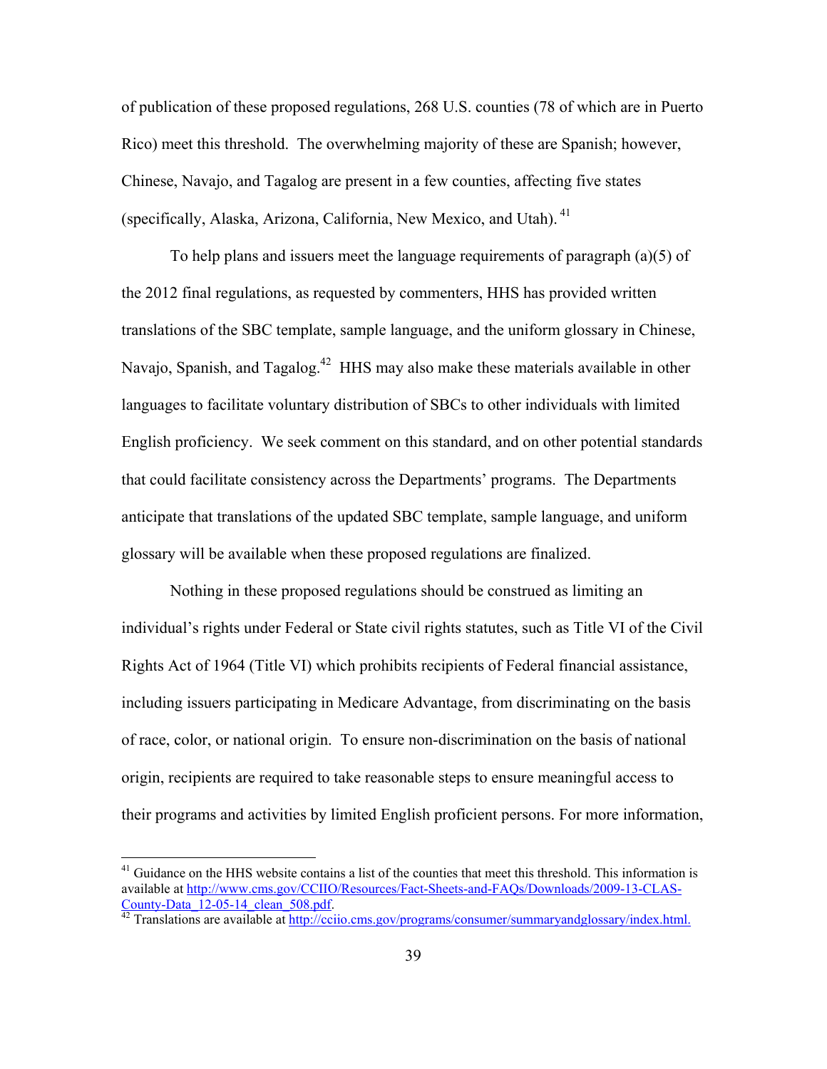of publication of these proposed regulations, 268 U.S. counties (78 of which are in Puerto Rico) meet this threshold. The overwhelming majority of these are Spanish; however, Chinese, Navajo, and Tagalog are present in a few counties, affecting five states (specifically, Alaska, Arizona, California, New Mexico, and Utah).[41]

To help plans and issuers meet the language requirements of paragraph (a)(5) of the 2012 final regulations, as requested by commenters, HHS has provided written translations of the SBC template, sample language, and the uniform glossary in Chinese, Navajo, Spanish, and Tagalog.[42] HHS may also make these materials available in other languages to facilitate voluntary distribution of SBCs to other individuals with limited English proficiency. We seek comment on this standard, and on other potential standards that could facilitate consistency across the Departments' programs. The Departments anticipate that translations of the updated SBC template, sample language, and uniform glossary will be available when these proposed regulations are finalized.

Nothing in these proposed regulations should be construed as limiting an individual's rights under Federal or State civil rights statutes, such as Title VI of the Civil Rights Act of 1964 (Title VI) which prohibits recipients of Federal financial assistance, including issuers participating in Medicare Advantage, from discriminating on the basis of race, color, or national origin. To ensure non-discrimination on the basis of national origin, recipients are required to take reasonable steps to ensure meaningful access to their programs and activities by limited English proficient persons. For more information,

---

[41] Guidance on the HHS website contains a list of the counties that meet this threshold. This information is available at http://www.cms.gov/CCIIO/Resources/Fact-Sheets-and-FAQs/Downloads/2009-13-CLAS-County-Data_12-05-14_clean_508.pdf.

[42] Translations are available at http://cciio.cms.gov/programs/consumer/summaryandglossary/index.html.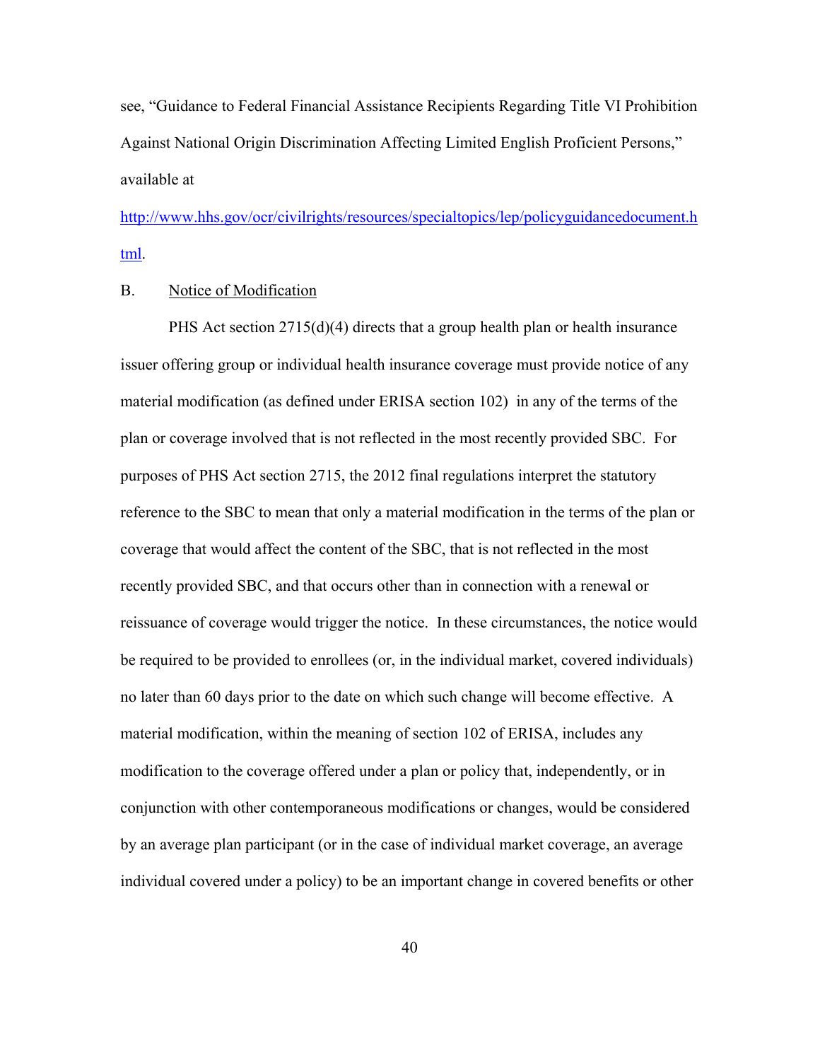see, “Guidance to Federal Financial Assistance Recipients Regarding Title VI Prohibition Against National Origin Discrimination Affecting Limited English Proficient Persons,” available at [http://www.hhs.gov/ocr/civilrights/resources/specialtopics/lep/policyguidancedocument.html](http://www.hhs.gov/ocr/civilrights/resources/specialtopics/lep/policyguidancedocument.html).

B. Notice of Modification

PHS Act section 2715(d)(4) directs that a group health plan or health insurance issuer offering group or individual health insurance coverage must provide notice of any material modification (as defined under ERISA section 102) in any of the terms of the plan or coverage involved that is not reflected in the most recently provided SBC. For purposes of PHS Act section 2715, the 2012 final regulations interpret the statutory reference to the SBC to mean that only a material modification in the terms of the plan or coverage that would affect the content of the SBC, that is not reflected in the most recently provided SBC, and that occurs other than in connection with a renewal or reissuance of coverage would trigger the notice. In these circumstances, the notice would be required to be provided to enrollees (or, in the individual market, covered individuals) no later than 60 days prior to the date on which such change will become effective. A material modification, within the meaning of section 102 of ERISA, includes any modification to the coverage offered under a plan or policy that, independently, or in conjunction with other contemporaneous modifications or changes, would be considered by an average plan participant (or in the case of individual market coverage, an average individual covered under a policy) to be an important change in covered benefits or other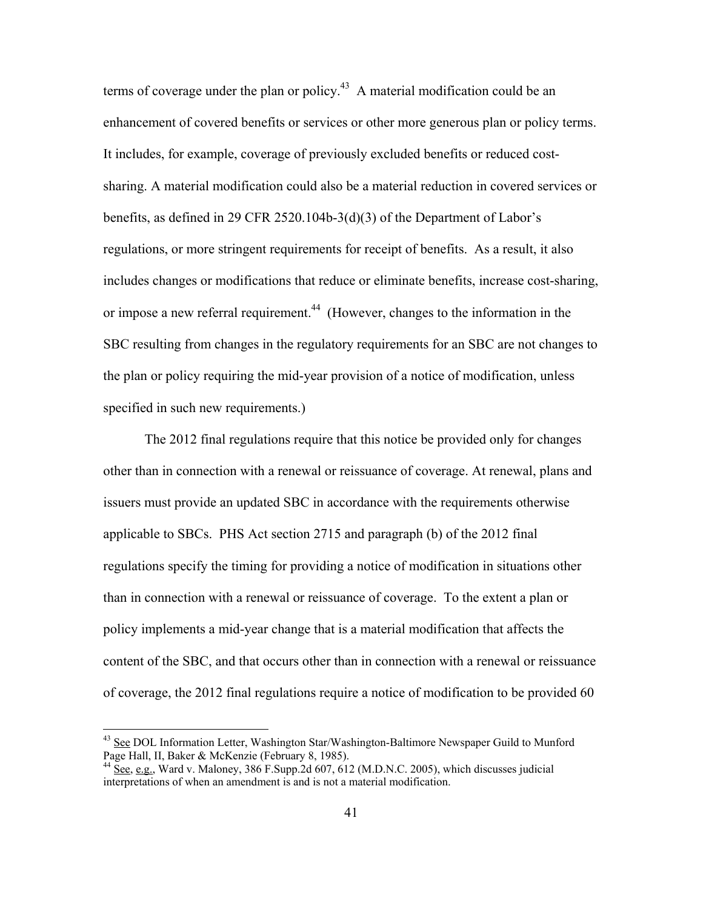terms of coverage under the plan or policy.[43] A material modification could be an enhancement of covered benefits or services or other more generous plan or policy terms. It includes, for example, coverage of previously excluded benefits or reduced cost-sharing. A material modification could also be a material reduction in covered services or benefits, as defined in 29 CFR 2520.104b-3(d)(3) of the Department of Labor's regulations, or more stringent requirements for receipt of benefits. As a result, it also includes changes or modifications that reduce or eliminate benefits, increase cost-sharing, or impose a new referral requirement.[44] (However, changes to the information in the SBC resulting from changes in the regulatory requirements for an SBC are not changes to the plan or policy requiring the mid-year provision of a notice of modification, unless specified in such new requirements.)

The 2012 final regulations require that this notice be provided only for changes other than in connection with a renewal or reissuance of coverage. At renewal, plans and issuers must provide an updated SBC in accordance with the requirements otherwise applicable to SBCs. PHS Act section 2715 and paragraph (b) of the 2012 final regulations specify the timing for providing a notice of modification in situations other than in connection with a renewal or reissuance of coverage. To the extent a plan or policy implements a mid-year change that is a material modification that affects the content of the SBC, and that occurs other than in connection with a renewal or reissuance of coverage, the 2012 final regulations require a notice of modification to be provided 60

---

[43] See DOL Information Letter, Washington Star/Washington-Baltimore Newspaper Guild to Munford Page Hall, II, Baker & McKenzie (February 8, 1985).

[44] See, e.g., Ward v. Maloney, 386 F.Supp.2d 607, 612 (M.D.N.C. 2005), which discusses judicial interpretations of when an amendment is and is not a material modification.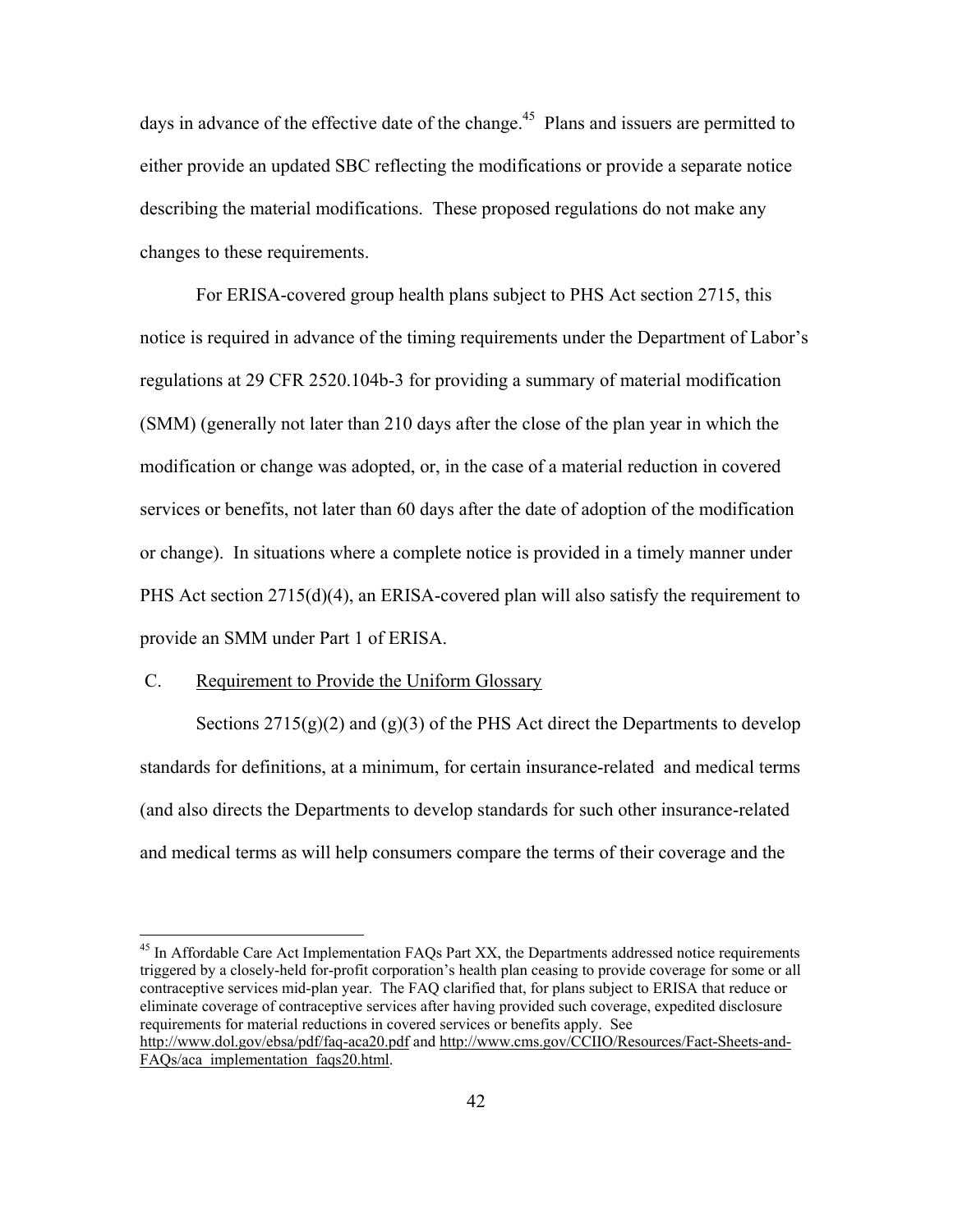days in advance of the effective date of the change.[45] Plans and issuers are permitted to either provide an updated SBC reflecting the modifications or provide a separate notice describing the material modifications. These proposed regulations do not make any changes to these requirements.

For ERISA-covered group health plans subject to PHS Act section 2715, this notice is required in advance of the timing requirements under the Department of Labor's regulations at 29 CFR 2520.104b-3 for providing a summary of material modification (SMM) (generally not later than 210 days after the close of the plan year in which the modification or change was adopted, or, in the case of a material reduction in covered services or benefits, not later than 60 days after the date of adoption of the modification or change). In situations where a complete notice is provided in a timely manner under PHS Act section 2715(d)(4), an ERISA-covered plan will also satisfy the requirement to provide an SMM under Part 1 of ERISA.

C. Requirement to Provide the Uniform Glossary

Sections 2715(g)(2) and (g)(3) of the PHS Act direct the Departments to develop standards for definitions, at a minimum, for certain insurance-related and medical terms (and also directs the Departments to develop standards for such other insurance-related and medical terms as will help consumers compare the terms of their coverage and the

---

[45] In Affordable Care Act Implementation FAQs Part XX, the Departments addressed notice requirements triggered by a closely-held for-profit corporation's health plan ceasing to provide coverage for some or all contraceptive services mid-plan year. The FAQ clarified that, for plans subject to ERISA that reduce or eliminate coverage of contraceptive services after having provided such coverage, expedited disclosure requirements for material reductions in covered services or benefits apply. See http://www.dol.gov/ebsa/pdf/faq-aca20.pdf and http://www.cms.gov/CCIIO/Resources/Fact-Sheets-and-FAQs/aca_implementation_faqs20.html.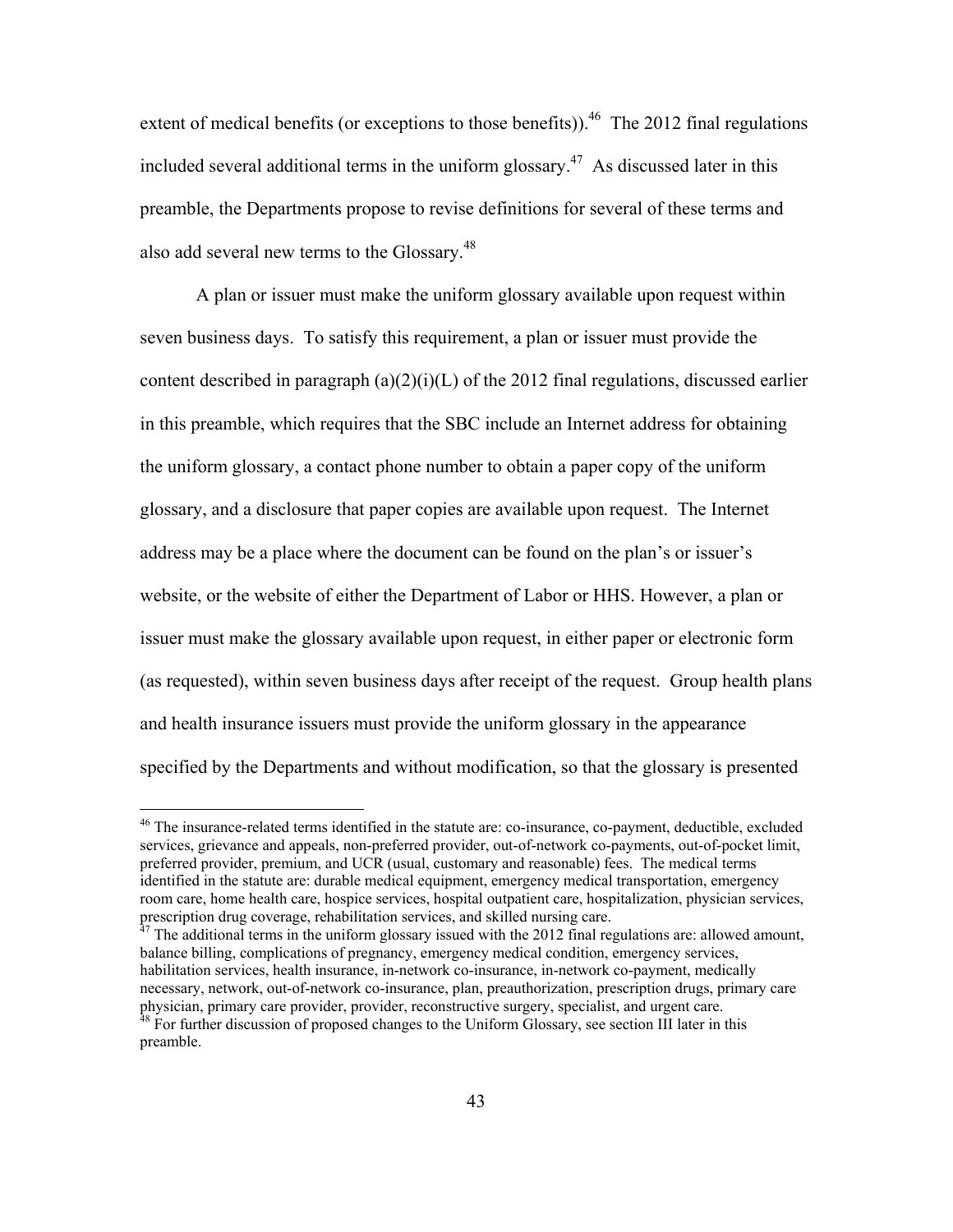extent of medical benefits (or exceptions to those benefits)).[46] The 2012 final regulations included several additional terms in the uniform glossary.[47] As discussed later in this preamble, the Departments propose to revise definitions for several of these terms and also add several new terms to the Glossary.[48]

A plan or issuer must make the uniform glossary available upon request within seven business days. To satisfy this requirement, a plan or issuer must provide the content described in paragraph (a)(2)(i)(L) of the 2012 final regulations, discussed earlier in this preamble, which requires that the SBC include an Internet address for obtaining the uniform glossary, a contact phone number to obtain a paper copy of the uniform glossary, and a disclosure that paper copies are available upon request. The Internet address may be a place where the document can be found on the plan's or issuer's website, or the website of either the Department of Labor or HHS. However, a plan or issuer must make the glossary available upon request, in either paper or electronic form (as requested), within seven business days after receipt of the request. Group health plans and health insurance issuers must provide the uniform glossary in the appearance specified by the Departments and without modification, so that the glossary is presented

---

[46] The insurance-related terms identified in the statute are: co-insurance, co-payment, deductible, excluded services, grievance and appeals, non-preferred provider, out-of-network co-payments, out-of-pocket limit, preferred provider, premium, and UCR (usual, customary and reasonable) fees. The medical terms identified in the statute are: durable medical equipment, emergency medical transportation, emergency room care, home health care, hospice services, hospital outpatient care, hospitalization, physician services, prescription drug coverage, rehabilitation services, and skilled nursing care.

[47] The additional terms in the uniform glossary issued with the 2012 final regulations are: allowed amount, balance billing, complications of pregnancy, emergency medical condition, emergency services, habilitation services, health insurance, in-network co-insurance, in-network co-payment, medically necessary, network, out-of-network co-insurance, plan, preauthorization, prescription drugs, primary care physician, primary care provider, provider, reconstructive surgery, specialist, and urgent care.

[48] For further discussion of proposed changes to the Uniform Glossary, see section III later in this preamble.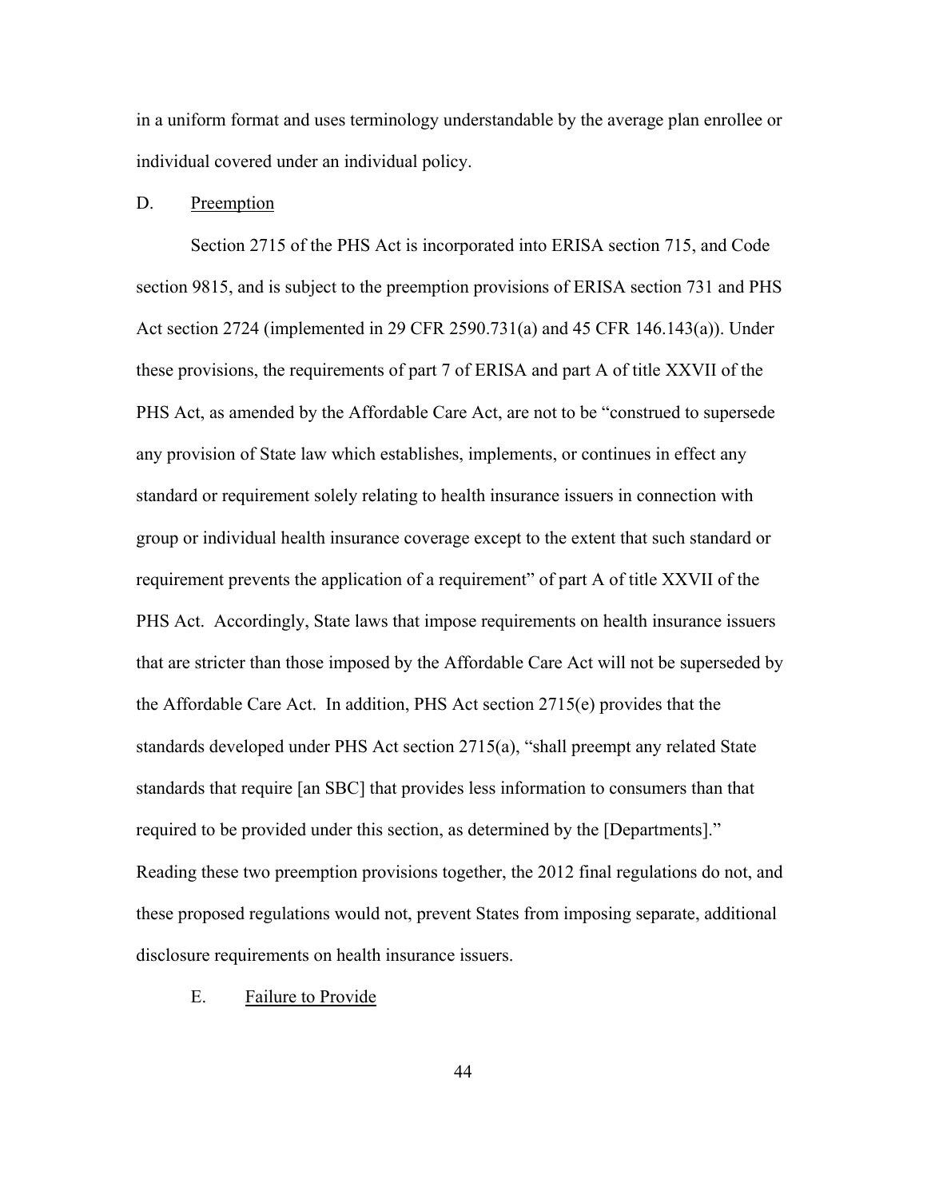in a uniform format and uses terminology understandable by the average plan enrollee or individual covered under an individual policy.

### D. Preemption

Section 2715 of the PHS Act is incorporated into ERISA section 715, and Code section 9815, and is subject to the preemption provisions of ERISA section 731 and PHS Act section 2724 (implemented in 29 CFR 2590.731(a) and 45 CFR 146.143(a)). Under these provisions, the requirements of part 7 of ERISA and part A of title XXVII of the PHS Act, as amended by the Affordable Care Act, are not to be "construed to supersede any provision of State law which establishes, implements, or continues in effect any standard or requirement solely relating to health insurance issuers in connection with group or individual health insurance coverage except to the extent that such standard or requirement prevents the application of a requirement" of part A of title XXVII of the PHS Act. Accordingly, State laws that impose requirements on health insurance issuers that are stricter than those imposed by the Affordable Care Act will not be superseded by the Affordable Care Act. In addition, PHS Act section 2715(e) provides that the standards developed under PHS Act section 2715(a), "shall preempt any related State standards that require [an SBC] that provides less information to consumers than that required to be provided under this section, as determined by the [Departments]." Reading these two preemption provisions together, the 2012 final regulations do not, and these proposed regulations would not, prevent States from imposing separate, additional disclosure requirements on health insurance issuers.

### E. Failure to Provide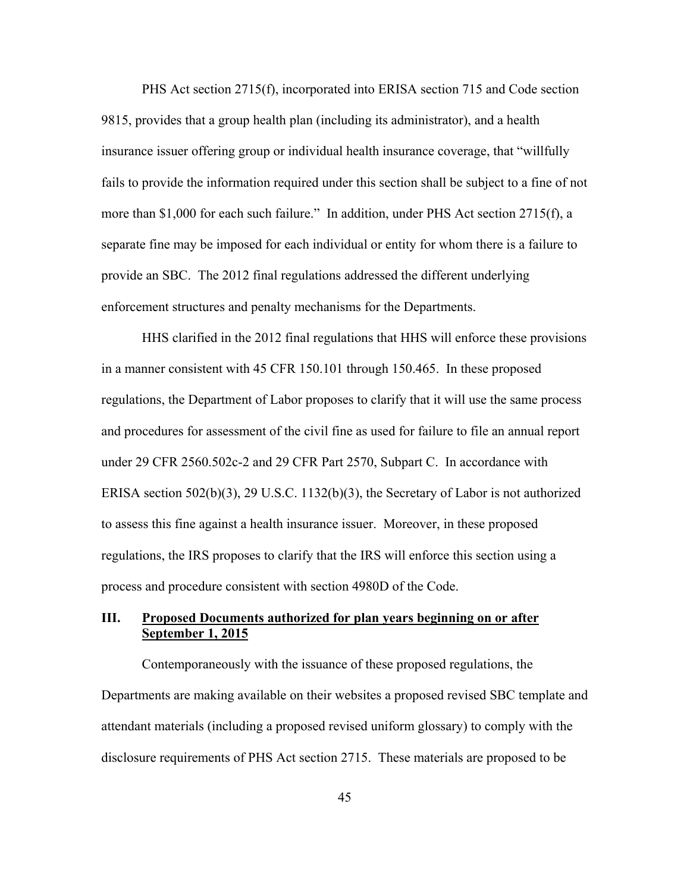PHS Act section 2715(f), incorporated into ERISA section 715 and Code section 9815, provides that a group health plan (including its administrator), and a health insurance issuer offering group or individual health insurance coverage, that "willfully fails to provide the information required under this section shall be subject to a fine of not more than $1,000 for each such failure." In addition, under PHS Act section 2715(f), a separate fine may be imposed for each individual or entity for whom there is a failure to provide an SBC. The 2012 final regulations addressed the different underlying enforcement structures and penalty mechanisms for the Departments.

HHS clarified in the 2012 final regulations that HHS will enforce these provisions in a manner consistent with 45 CFR 150.101 through 150.465. In these proposed regulations, the Department of Labor proposes to clarify that it will use the same process and procedures for assessment of the civil fine as used for failure to file an annual report under 29 CFR 2560.502c-2 and 29 CFR Part 2570, Subpart C. In accordance with ERISA section 502(b)(3), 29 U.S.C. 1132(b)(3), the Secretary of Labor is not authorized to assess this fine against a health insurance issuer. Moreover, in these proposed regulations, the IRS proposes to clarify that the IRS will enforce this section using a process and procedure consistent with section 4980D of the Code.

## III. Proposed Documents authorized for plan years beginning on or after September 1, 2015

Contemporaneously with the issuance of these proposed regulations, the Departments are making available on their websites a proposed revised SBC template and attendant materials (including a proposed revised uniform glossary) to comply with the disclosure requirements of PHS Act section 2715. These materials are proposed to be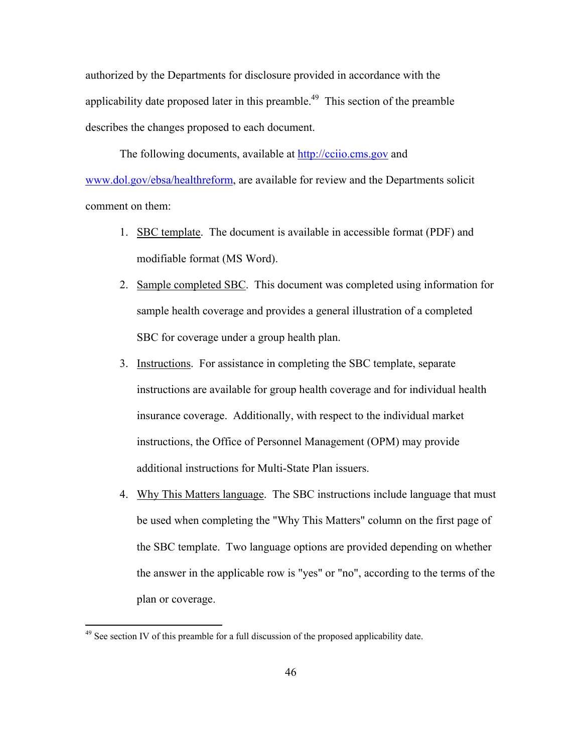authorized by the Departments for disclosure provided in accordance with the applicability date proposed later in this preamble.[49] This section of the preamble describes the changes proposed to each document.

The following documents, available at http://cciio.cms.gov and www.dol.gov/ebsa/healthreform, are available for review and the Departments solicit comment on them:

1. SBC template. The document is available in accessible format (PDF) and modifiable format (MS Word).
2. Sample completed SBC. This document was completed using information for sample health coverage and provides a general illustration of a completed SBC for coverage under a group health plan.
3. Instructions. For assistance in completing the SBC template, separate instructions are available for group health coverage and for individual health insurance coverage. Additionally, with respect to the individual market instructions, the Office of Personnel Management (OPM) may provide additional instructions for Multi-State Plan issuers.
4. Why This Matters language. The SBC instructions include language that must be used when completing the "Why This Matters" column on the first page of the SBC template. Two language options are provided depending on whether the answer in the applicable row is "yes" or "no", according to the terms of the plan or coverage.

---

[49] See section IV of this preamble for a full discussion of the proposed applicability date.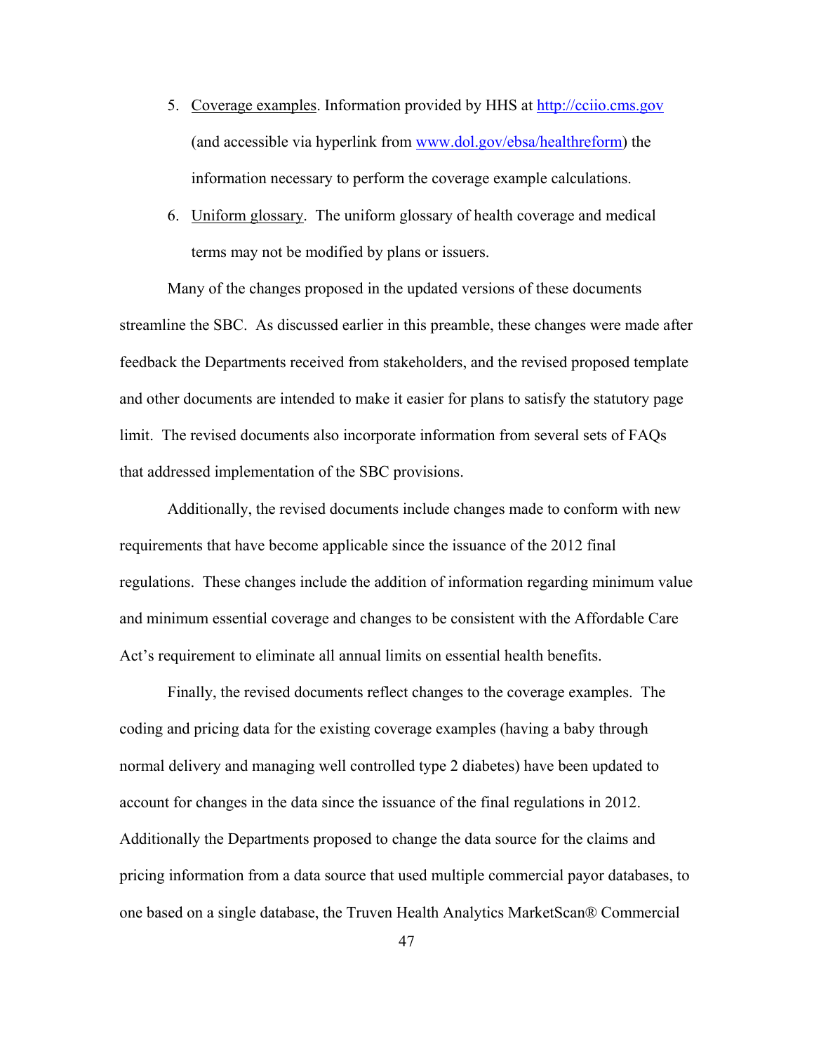5. <u>Coverage examples</u>. Information provided by HHS at http://cciio.cms.gov (and accessible via hyperlink from www.dol.gov/ebsa/healthreform) the information necessary to perform the coverage example calculations.

6. <u>Uniform glossary</u>. The uniform glossary of health coverage and medical terms may not be modified by plans or issuers.

Many of the changes proposed in the updated versions of these documents streamline the SBC. As discussed earlier in this preamble, these changes were made after feedback the Departments received from stakeholders, and the revised proposed template and other documents are intended to make it easier for plans to satisfy the statutory page limit. The revised documents also incorporate information from several sets of FAQs that addressed implementation of the SBC provisions.

Additionally, the revised documents include changes made to conform with new requirements that have become applicable since the issuance of the 2012 final regulations. These changes include the addition of information regarding minimum value and minimum essential coverage and changes to be consistent with the Affordable Care Act's requirement to eliminate all annual limits on essential health benefits.

Finally, the revised documents reflect changes to the coverage examples. The coding and pricing data for the existing coverage examples (having a baby through normal delivery and managing well controlled type 2 diabetes) have been updated to account for changes in the data since the issuance of the final regulations in 2012. Additionally the Departments proposed to change the data source for the claims and pricing information from a data source that used multiple commercial payor databases, to one based on a single database, the Truven Health Analytics MarketScan® Commercial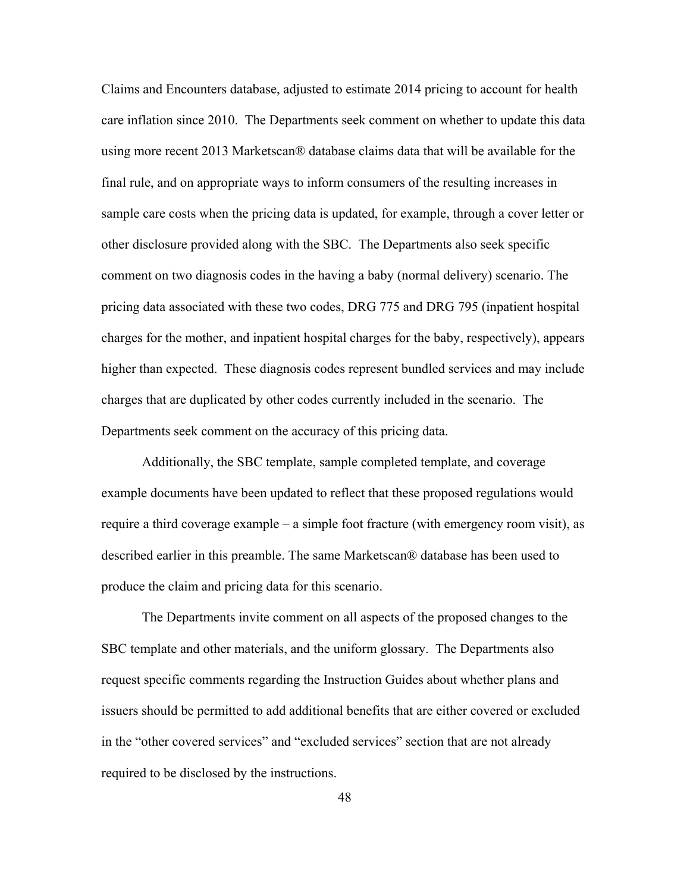Claims and Encounters database, adjusted to estimate 2014 pricing to account for health care inflation since 2010. The Departments seek comment on whether to update this data using more recent 2013 Marketscan® database claims data that will be available for the final rule, and on appropriate ways to inform consumers of the resulting increases in sample care costs when the pricing data is updated, for example, through a cover letter or other disclosure provided along with the SBC. The Departments also seek specific comment on two diagnosis codes in the having a baby (normal delivery) scenario. The pricing data associated with these two codes, DRG 775 and DRG 795 (inpatient hospital charges for the mother, and inpatient hospital charges for the baby, respectively), appears higher than expected. These diagnosis codes represent bundled services and may include charges that are duplicated by other codes currently included in the scenario. The Departments seek comment on the accuracy of this pricing data.

Additionally, the SBC template, sample completed template, and coverage example documents have been updated to reflect that these proposed regulations would require a third coverage example – a simple foot fracture (with emergency room visit), as described earlier in this preamble. The same Marketscan® database has been used to produce the claim and pricing data for this scenario.

The Departments invite comment on all aspects of the proposed changes to the SBC template and other materials, and the uniform glossary. The Departments also request specific comments regarding the Instruction Guides about whether plans and issuers should be permitted to add additional benefits that are either covered or excluded in the "other covered services" and "excluded services" section that are not already required to be disclosed by the instructions.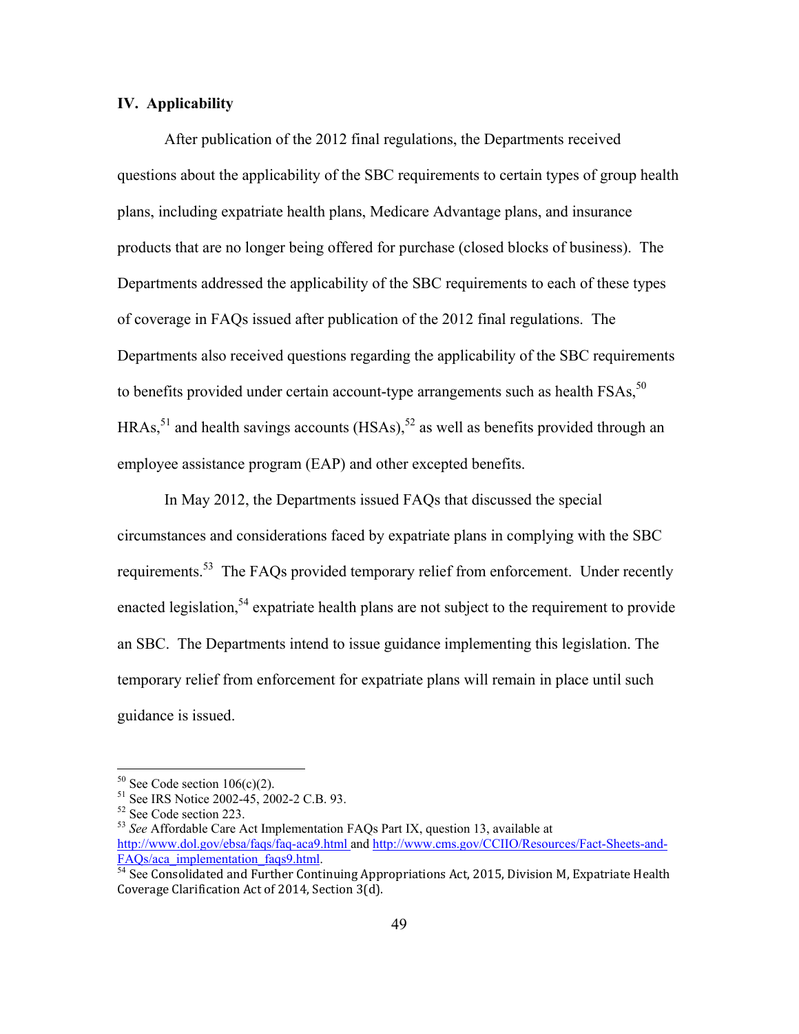## IV. Applicability

After publication of the 2012 final regulations, the Departments received questions about the applicability of the SBC requirements to certain types of group health plans, including expatriate health plans, Medicare Advantage plans, and insurance products that are no longer being offered for purchase (closed blocks of business). The Departments addressed the applicability of the SBC requirements to each of these types of coverage in FAQs issued after publication of the 2012 final regulations. The Departments also received questions regarding the applicability of the SBC requirements to benefits provided under certain account-type arrangements such as health FSAs,[50] HRAs,[51] and health savings accounts (HSAs),[52] as well as benefits provided through an employee assistance program (EAP) and other excepted benefits.

In May 2012, the Departments issued FAQs that discussed the special circumstances and considerations faced by expatriate plans in complying with the SBC requirements.[53] The FAQs provided temporary relief from enforcement. Under recently enacted legislation,[54] expatriate health plans are not subject to the requirement to provide an SBC. The Departments intend to issue guidance implementing this legislation. The temporary relief from enforcement for expatriate plans will remain in place until such guidance is issued.

---

[50] See Code section 106(c)(2).

[51] See IRS Notice 2002-45, 2002-2 C.B. 93.

[52] See Code section 223.

[53] *See* Affordable Care Act Implementation FAQs Part IX, question 13, available at http://www.dol.gov/ebsa/faqs/faq-aca9.html and http://www.cms.gov/CCIIO/Resources/Fact-Sheets-and-FAQs/aca_implementation_faqs9.html.

[54] See Consolidated and Further Continuing Appropriations Act, 2015, Division M, Expatriate Health Coverage Clarification Act of 2014, Section 3(d).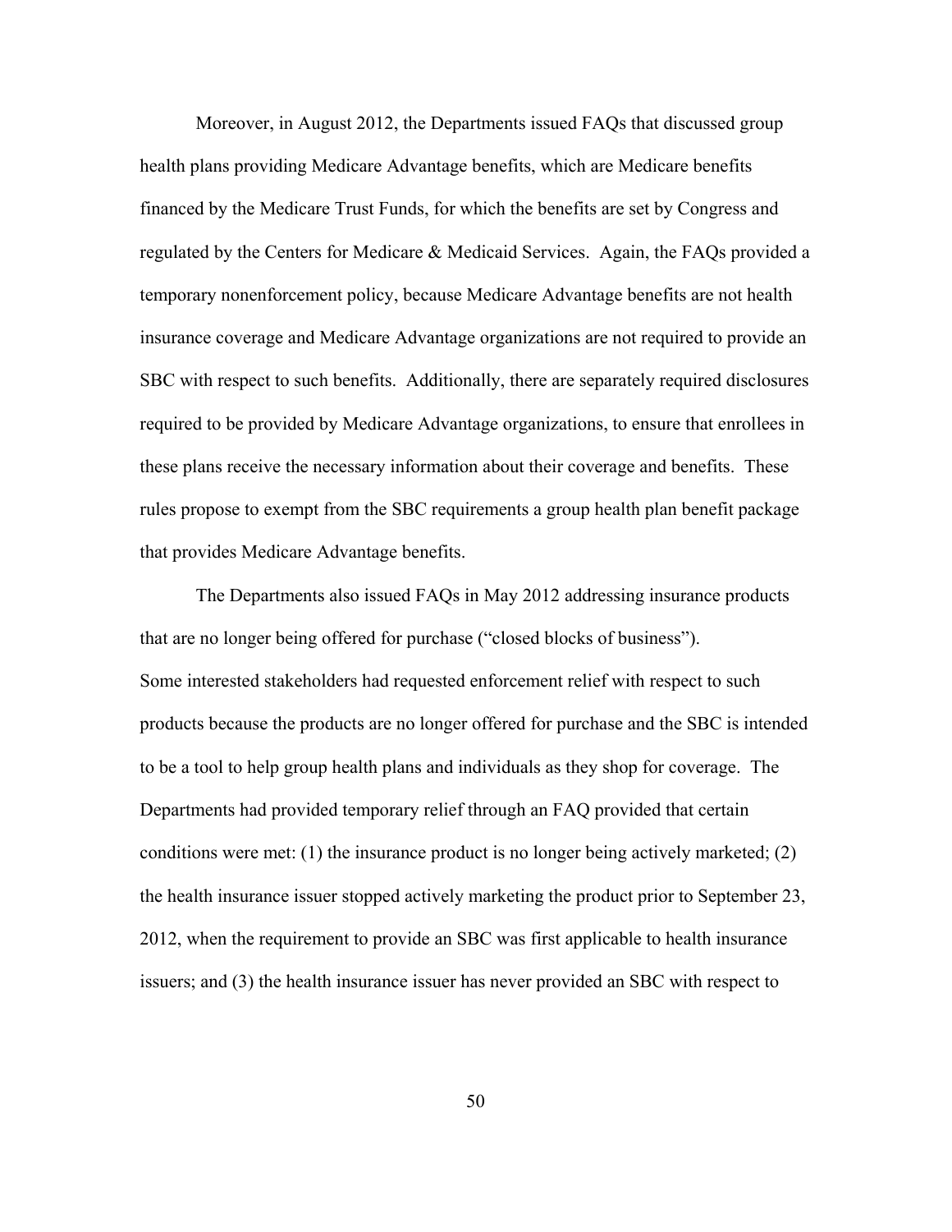Moreover, in August 2012, the Departments issued FAQs that discussed group health plans providing Medicare Advantage benefits, which are Medicare benefits financed by the Medicare Trust Funds, for which the benefits are set by Congress and regulated by the Centers for Medicare & Medicaid Services. Again, the FAQs provided a temporary nonenforcement policy, because Medicare Advantage benefits are not health insurance coverage and Medicare Advantage organizations are not required to provide an SBC with respect to such benefits. Additionally, there are separately required disclosures required to be provided by Medicare Advantage organizations, to ensure that enrollees in these plans receive the necessary information about their coverage and benefits. These rules propose to exempt from the SBC requirements a group health plan benefit package that provides Medicare Advantage benefits.

The Departments also issued FAQs in May 2012 addressing insurance products that are no longer being offered for purchase ("closed blocks of business"). Some interested stakeholders had requested enforcement relief with respect to such products because the products are no longer offered for purchase and the SBC is intended to be a tool to help group health plans and individuals as they shop for coverage. The Departments had provided temporary relief through an FAQ provided that certain conditions were met: (1) the insurance product is no longer being actively marketed; (2) the health insurance issuer stopped actively marketing the product prior to September 23, 2012, when the requirement to provide an SBC was first applicable to health insurance issuers; and (3) the health insurance issuer has never provided an SBC with respect to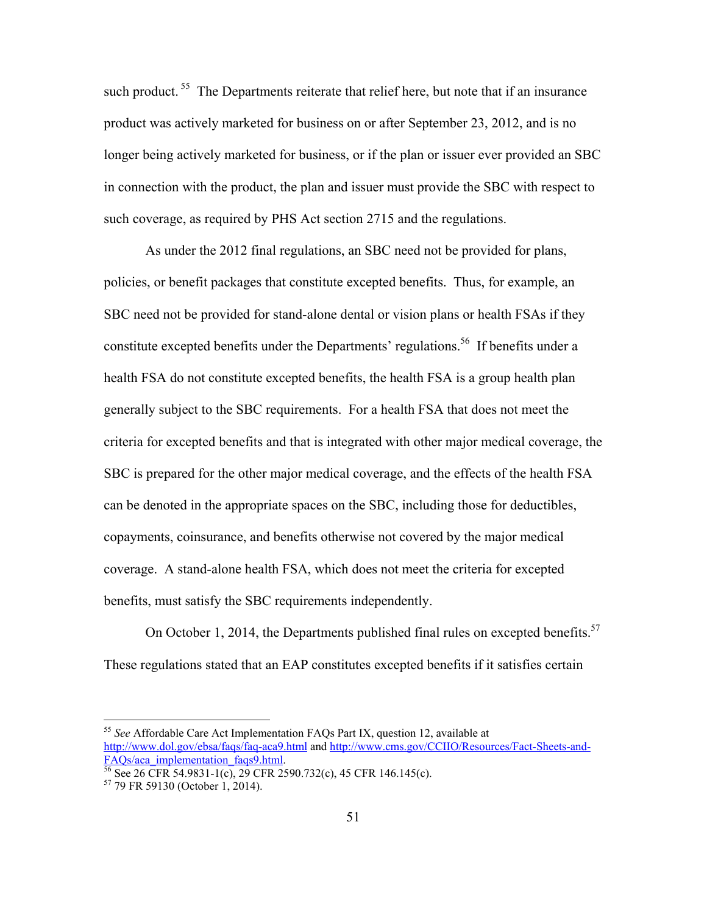such product.[55] The Departments reiterate that relief here, but note that if an insurance product was actively marketed for business on or after September 23, 2012, and is no longer being actively marketed for business, or if the plan or issuer ever provided an SBC in connection with the product, the plan and issuer must provide the SBC with respect to such coverage, as required by PHS Act section 2715 and the regulations.

As under the 2012 final regulations, an SBC need not be provided for plans, policies, or benefit packages that constitute excepted benefits. Thus, for example, an SBC need not be provided for stand-alone dental or vision plans or health FSAs if they constitute excepted benefits under the Departments' regulations.[56] If benefits under a health FSA do not constitute excepted benefits, the health FSA is a group health plan generally subject to the SBC requirements. For a health FSA that does not meet the criteria for excepted benefits and that is integrated with other major medical coverage, the SBC is prepared for the other major medical coverage, and the effects of the health FSA can be denoted in the appropriate spaces on the SBC, including those for deductibles, copayments, coinsurance, and benefits otherwise not covered by the major medical coverage. A stand-alone health FSA, which does not meet the criteria for excepted benefits, must satisfy the SBC requirements independently.

On October 1, 2014, the Departments published final rules on excepted benefits.[57] These regulations stated that an EAP constitutes excepted benefits if it satisfies certain

---

[55] *See* Affordable Care Act Implementation FAQs Part IX, question 12, available at http://www.dol.gov/ebsa/faqs/faq-aca9.html and http://www.cms.gov/CCIIO/Resources/Fact-Sheets-and-FAQs/aca_implementation_faqs9.html.

[56] See 26 CFR 54.9831-1(c), 29 CFR 2590.732(c), 45 CFR 146.145(c).

[57] 79 FR 59130 (October 1, 2014).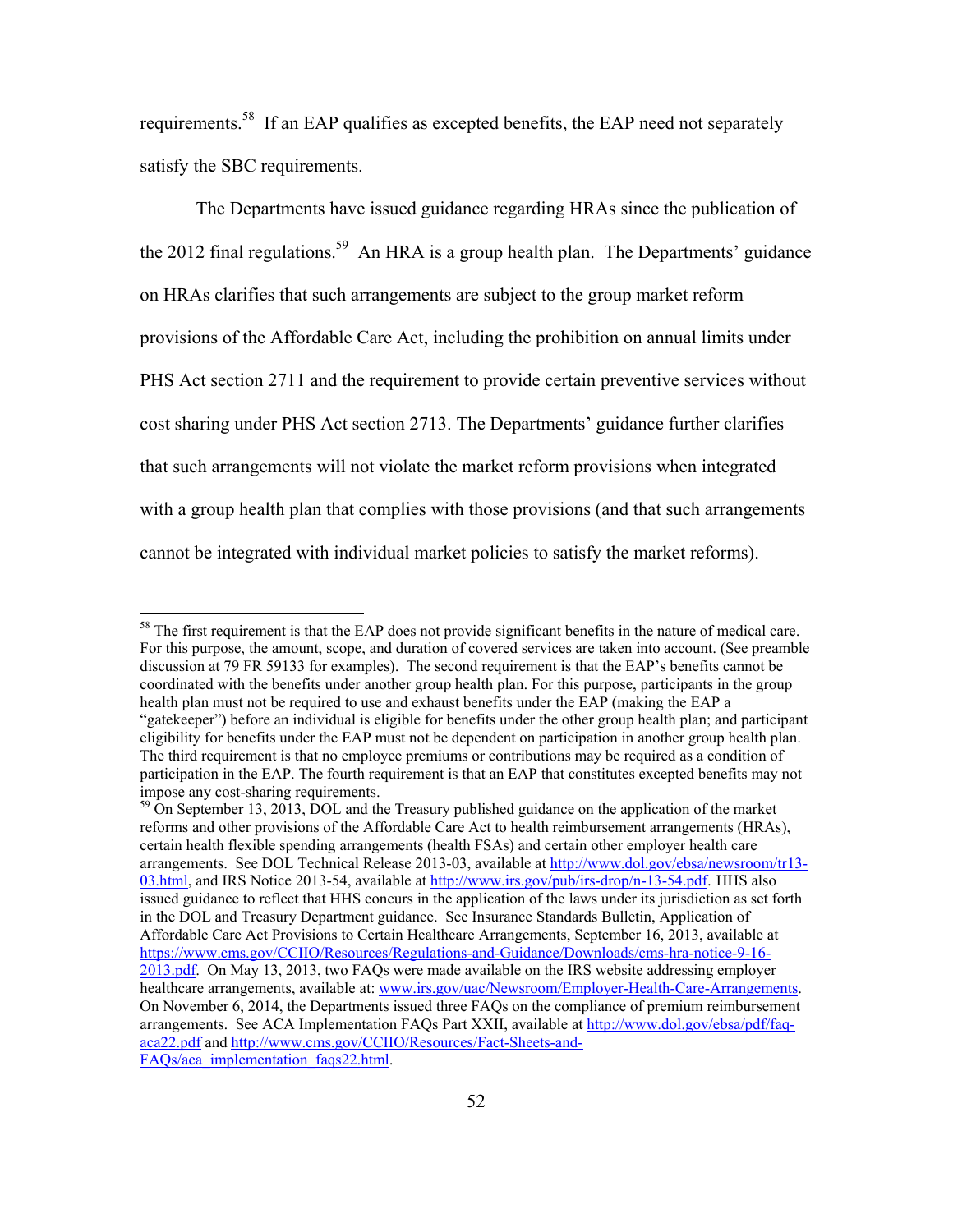requirements.[58] If an EAP qualifies as excepted benefits, the EAP need not separately satisfy the SBC requirements.

The Departments have issued guidance regarding HRAs since the publication of the 2012 final regulations.[59] An HRA is a group health plan. The Departments' guidance on HRAs clarifies that such arrangements are subject to the group market reform provisions of the Affordable Care Act, including the prohibition on annual limits under PHS Act section 2711 and the requirement to provide certain preventive services without cost sharing under PHS Act section 2713. The Departments' guidance further clarifies that such arrangements will not violate the market reform provisions when integrated with a group health plan that complies with those provisions (and that such arrangements cannot be integrated with individual market policies to satisfy the market reforms).

---

[58] The first requirement is that the EAP does not provide significant benefits in the nature of medical care. For this purpose, the amount, scope, and duration of covered services are taken into account. (See preamble discussion at 79 FR 59133 for examples). The second requirement is that the EAP's benefits cannot be coordinated with the benefits under another group health plan. For this purpose, participants in the group health plan must not be required to use and exhaust benefits under the EAP (making the EAP a "gatekeeper") before an individual is eligible for benefits under the other group health plan; and participant eligibility for benefits under the EAP must not be dependent on participation in another group health plan. The third requirement is that no employee premiums or contributions may be required as a condition of participation in the EAP. The fourth requirement is that an EAP that constitutes excepted benefits may not impose any cost-sharing requirements.

[59] On September 13, 2013, DOL and the Treasury published guidance on the application of the market reforms and other provisions of the Affordable Care Act to health reimbursement arrangements (HRAs), certain health flexible spending arrangements (health FSAs) and certain other employer health care arrangements. See DOL Technical Release 2013-03, available at http://www.dol.gov/ebsa/newsroom/tr13-03.html, and IRS Notice 2013-54, available at http://www.irs.gov/pub/irs-drop/n-13-54.pdf. HHS also issued guidance to reflect that HHS concurs in the application of the laws under its jurisdiction as set forth in the DOL and Treasury Department guidance. See Insurance Standards Bulletin, Application of Affordable Care Act Provisions to Certain Healthcare Arrangements, September 16, 2013, available at https://www.cms.gov/CCIIO/Resources/Regulations-and-Guidance/Downloads/cms-hra-notice-9-16-2013.pdf. On May 13, 2013, two FAQs were made available on the IRS website addressing employer healthcare arrangements, available at: www.irs.gov/uac/Newsroom/Employer-Health-Care-Arrangements. On November 6, 2014, the Departments issued three FAQs on the compliance of premium reimbursement arrangements. See ACA Implementation FAQs Part XXII, available at http://www.dol.gov/ebsa/pdf/faq-aca22.pdf and http://www.cms.gov/CCIIO/Resources/Fact-Sheets-and-FAQs/aca_implementation_faqs22.html.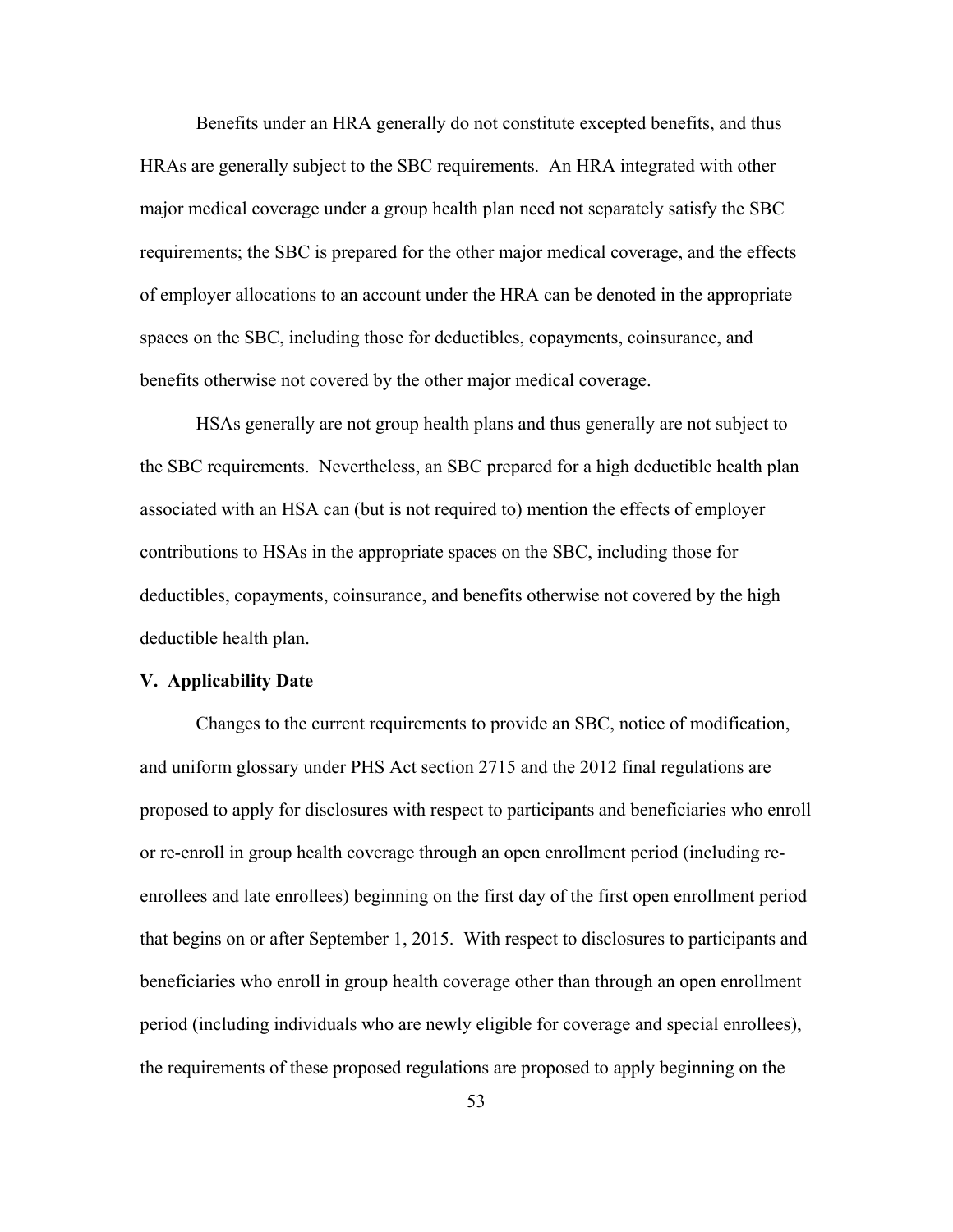Benefits under an HRA generally do not constitute excepted benefits, and thus HRAs are generally subject to the SBC requirements. An HRA integrated with other major medical coverage under a group health plan need not separately satisfy the SBC requirements; the SBC is prepared for the other major medical coverage, and the effects of employer allocations to an account under the HRA can be denoted in the appropriate spaces on the SBC, including those for deductibles, copayments, coinsurance, and benefits otherwise not covered by the other major medical coverage.

HSAs generally are not group health plans and thus generally are not subject to the SBC requirements. Nevertheless, an SBC prepared for a high deductible health plan associated with an HSA can (but is not required to) mention the effects of employer contributions to HSAs in the appropriate spaces on the SBC, including those for deductibles, copayments, coinsurance, and benefits otherwise not covered by the high deductible health plan.

**V. Applicability Date**

Changes to the current requirements to provide an SBC, notice of modification, and uniform glossary under PHS Act section 2715 and the 2012 final regulations are proposed to apply for disclosures with respect to participants and beneficiaries who enroll or re-enroll in group health coverage through an open enrollment period (including re-enrollees and late enrollees) beginning on the first day of the first open enrollment period that begins on or after September 1, 2015. With respect to disclosures to participants and beneficiaries who enroll in group health coverage other than through an open enrollment period (including individuals who are newly eligible for coverage and special enrollees), the requirements of these proposed regulations are proposed to apply beginning on the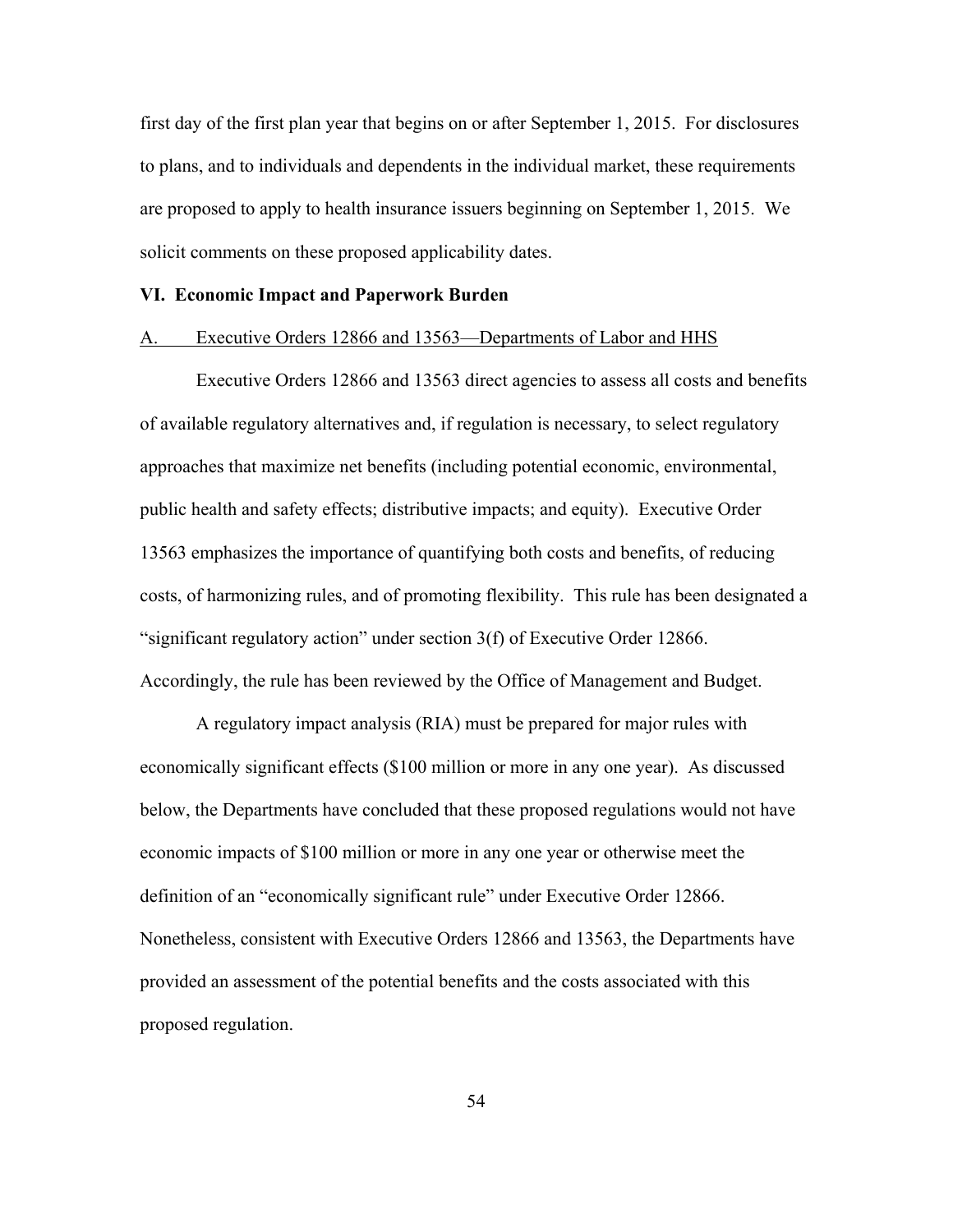first day of the first plan year that begins on or after September 1, 2015. For disclosures to plans, and to individuals and dependents in the individual market, these requirements are proposed to apply to health insurance issuers beginning on September 1, 2015. We solicit comments on these proposed applicability dates.

## VI. Economic Impact and Paperwork Burden

### A. Executive Orders 12866 and 13563—Departments of Labor and HHS

Executive Orders 12866 and 13563 direct agencies to assess all costs and benefits of available regulatory alternatives and, if regulation is necessary, to select regulatory approaches that maximize net benefits (including potential economic, environmental, public health and safety effects; distributive impacts; and equity). Executive Order 13563 emphasizes the importance of quantifying both costs and benefits, of reducing costs, of harmonizing rules, and of promoting flexibility. This rule has been designated a "significant regulatory action" under section 3(f) of Executive Order 12866. Accordingly, the rule has been reviewed by the Office of Management and Budget.

A regulatory impact analysis (RIA) must be prepared for major rules with economically significant effects ($100 million or more in any one year). As discussed below, the Departments have concluded that these proposed regulations would not have economic impacts of $100 million or more in any one year or otherwise meet the definition of an "economically significant rule" under Executive Order 12866. Nonetheless, consistent with Executive Orders 12866 and 13563, the Departments have provided an assessment of the potential benefits and the costs associated with this proposed regulation.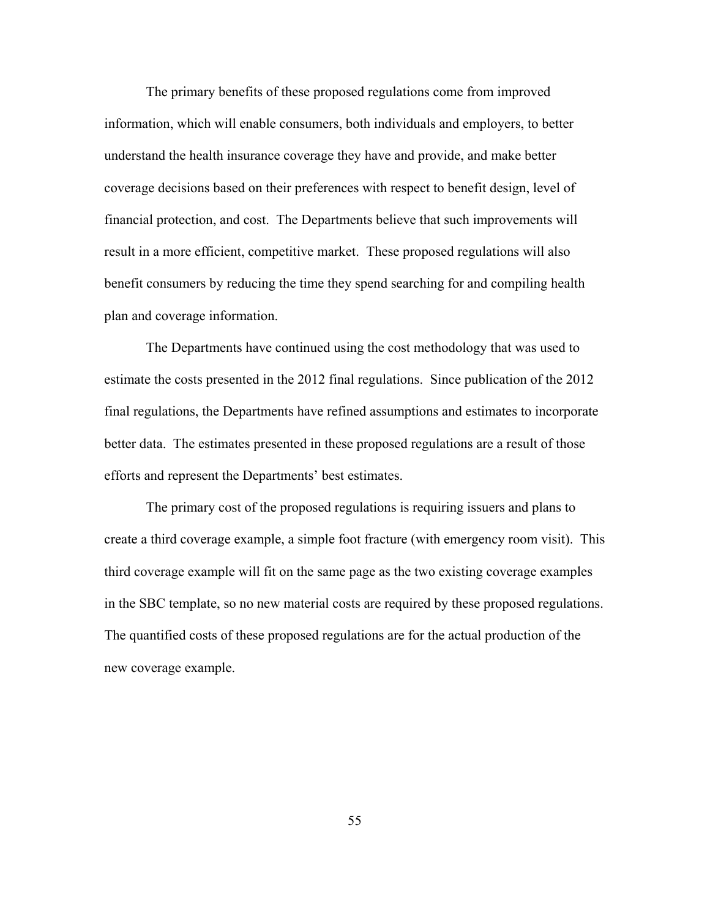The primary benefits of these proposed regulations come from improved information, which will enable consumers, both individuals and employers, to better understand the health insurance coverage they have and provide, and make better coverage decisions based on their preferences with respect to benefit design, level of financial protection, and cost. The Departments believe that such improvements will result in a more efficient, competitive market. These proposed regulations will also benefit consumers by reducing the time they spend searching for and compiling health plan and coverage information.

The Departments have continued using the cost methodology that was used to estimate the costs presented in the 2012 final regulations. Since publication of the 2012 final regulations, the Departments have refined assumptions and estimates to incorporate better data. The estimates presented in these proposed regulations are a result of those efforts and represent the Departments' best estimates.

The primary cost of the proposed regulations is requiring issuers and plans to create a third coverage example, a simple foot fracture (with emergency room visit). This third coverage example will fit on the same page as the two existing coverage examples in the SBC template, so no new material costs are required by these proposed regulations. The quantified costs of these proposed regulations are for the actual production of the new coverage example.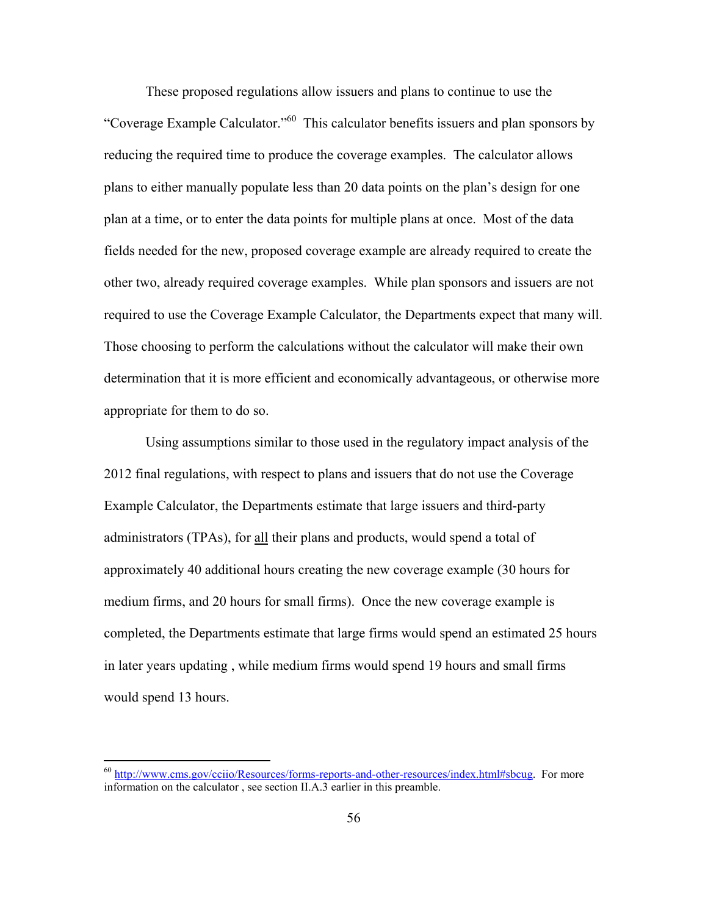These proposed regulations allow issuers and plans to continue to use the "Coverage Example Calculator."[60] This calculator benefits issuers and plan sponsors by reducing the required time to produce the coverage examples. The calculator allows plans to either manually populate less than 20 data points on the plan's design for one plan at a time, or to enter the data points for multiple plans at once. Most of the data fields needed for the new, proposed coverage example are already required to create the other two, already required coverage examples. While plan sponsors and issuers are not required to use the Coverage Example Calculator, the Departments expect that many will. Those choosing to perform the calculations without the calculator will make their own determination that it is more efficient and economically advantageous, or otherwise more appropriate for them to do so.

Using assumptions similar to those used in the regulatory impact analysis of the 2012 final regulations, with respect to plans and issuers that do not use the Coverage Example Calculator, the Departments estimate that large issuers and third-party administrators (TPAs), for <u>all</u> their plans and products, would spend a total of approximately 40 additional hours creating the new coverage example (30 hours for medium firms, and 20 hours for small firms). Once the new coverage example is completed, the Departments estimate that large firms would spend an estimated 25 hours in later years updating , while medium firms would spend 19 hours and small firms would spend 13 hours.

---

[60] http://www.cms.gov/cciio/Resources/forms-reports-and-other-resources/index.html#sbcug. For more information on the calculator , see section II.A.3 earlier in this preamble.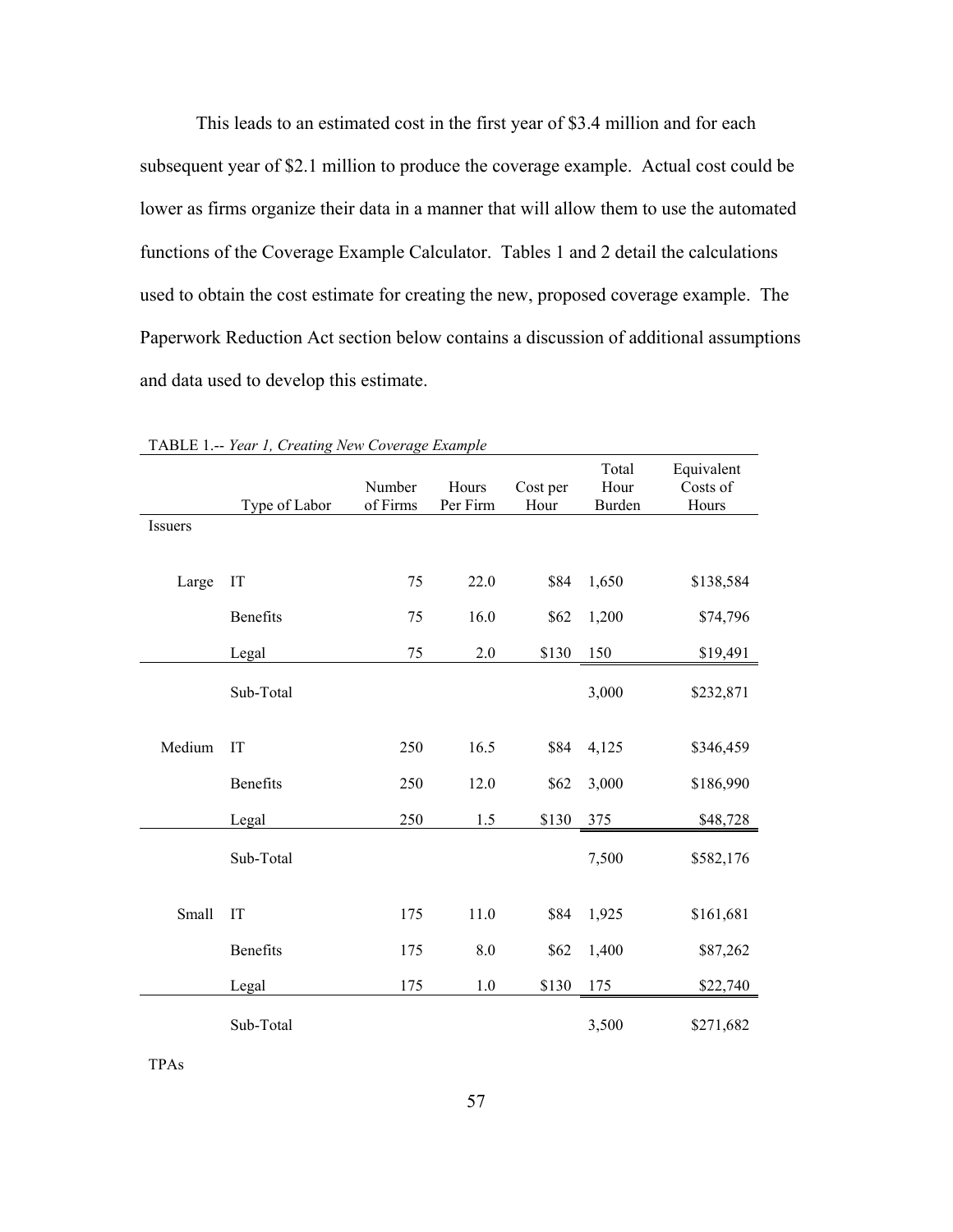This leads to an estimated cost in the first year of $3.4 million and for each subsequent year of $2.1 million to produce the coverage example. Actual cost could be lower as firms organize their data in a manner that will allow them to use the automated functions of the Coverage Example Calculator. Tables 1 and 2 detail the calculations used to obtain the cost estimate for creating the new, proposed coverage example. The Paperwork Reduction Act section below contains a discussion of additional assumptions and data used to develop this estimate.

TABLE 1.-- *Year 1, Creating New Coverage Example*

| | Type of Labor | Number of Firms | Hours Per Firm | Cost per Hour | Total Hour Burden | Equivalent Costs of Hours |
|---|---|---|---|---|---|---|
| Issuers | | | | | | |
| Large | IT | 75 | 22.0 | $84 | 1,650 | $138,584 |
| | Benefits | 75 | 16.0 | $62 | 1,200 | $74,796 |
| | Legal | 75 | 2.0 | $130 | 150 | $19,491 |
| | Sub-Total | | | | 3,000 | $232,871 |
| Medium | IT | 250 | 16.5 | $84 | 4,125 | $346,459 |
| | Benefits | 250 | 12.0 | $62 | 3,000 | $186,990 |
| | Legal | 250 | 1.5 | $130 | 375 | $48,728 |
| | Sub-Total | | | | 7,500 | $582,176 |
| Small | IT | 175 | 11.0 | $84 | 1,925 | $161,681 |
| | Benefits | 175 | 8.0 | $62 | 1,400 | $87,262 |
| | Legal | 175 | 1.0 | $130 | 175 | $22,740 |
| | Sub-Total | | | | 3,500 | $271,682 |
| TPAs | | | | | | |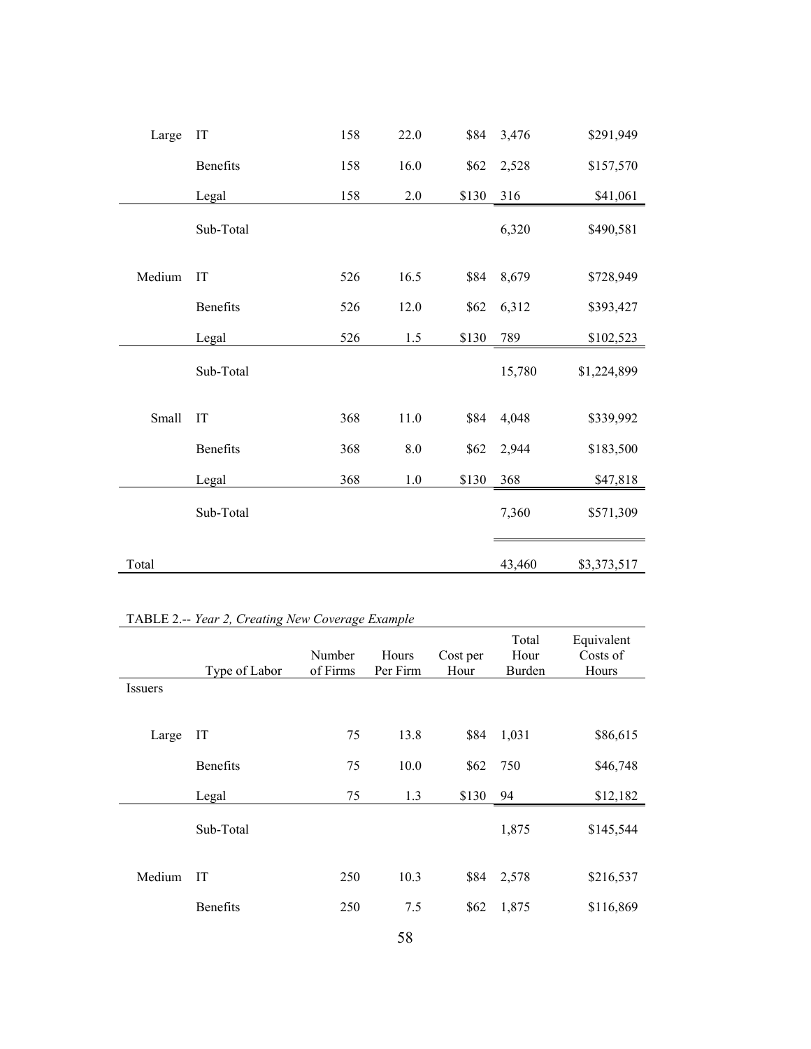| | | | | | | |
|---|---|---|---|---|---|---|
| Large | IT | 158 | 22.0 | $84 | 3,476 | $291,949 |
| | Benefits | 158 | 16.0 | $62 | 2,528 | $157,570 |
| | Legal | 158 | 2.0 | $130 | 316 | $41,061 |
| | Sub-Total | | | | 6,320 | $490,581 |
| Medium | IT | 526 | 16.5 | $84 | 8,679 | $728,949 |
| | Benefits | 526 | 12.0 | $62 | 6,312 | $393,427 |
| | Legal | 526 | 1.5 | $130 | 789 | $102,523 |
| | Sub-Total | | | | 15,780 | $1,224,899 |
| Small | IT | 368 | 11.0 | $84 | 4,048 | $339,992 |
| | Benefits | 368 | 8.0 | $62 | 2,944 | $183,500 |
| | Legal | 368 | 1.0 | $130 | 368 | $47,818 |
| | Sub-Total | | | | 7,360 | $571,309 |
| Total | | | | | 43,460 | $3,373,517 |

TABLE 2.-- *Year 2, Creating New Coverage Example*

| | Type of Labor | Number of Firms | Hours Per Firm | Cost per Hour | Total Hour Burden | Equivalent Costs of Hours |
|---|---|---|---|---|---|---|
| Issuers | | | | | | |
| Large | IT | 75 | 13.8 | $84 | 1,031 | $86,615 |
| | Benefits | 75 | 10.0 | $62 | 750 | $46,748 |
| | Legal | 75 | 1.3 | $130 | 94 | $12,182 |
| | Sub-Total | | | | 1,875 | $145,544 |
| Medium | IT | 250 | 10.3 | $84 | 2,578 | $216,537 |
| | Benefits | 250 | 7.5 | $62 | 1,875 | $116,869 |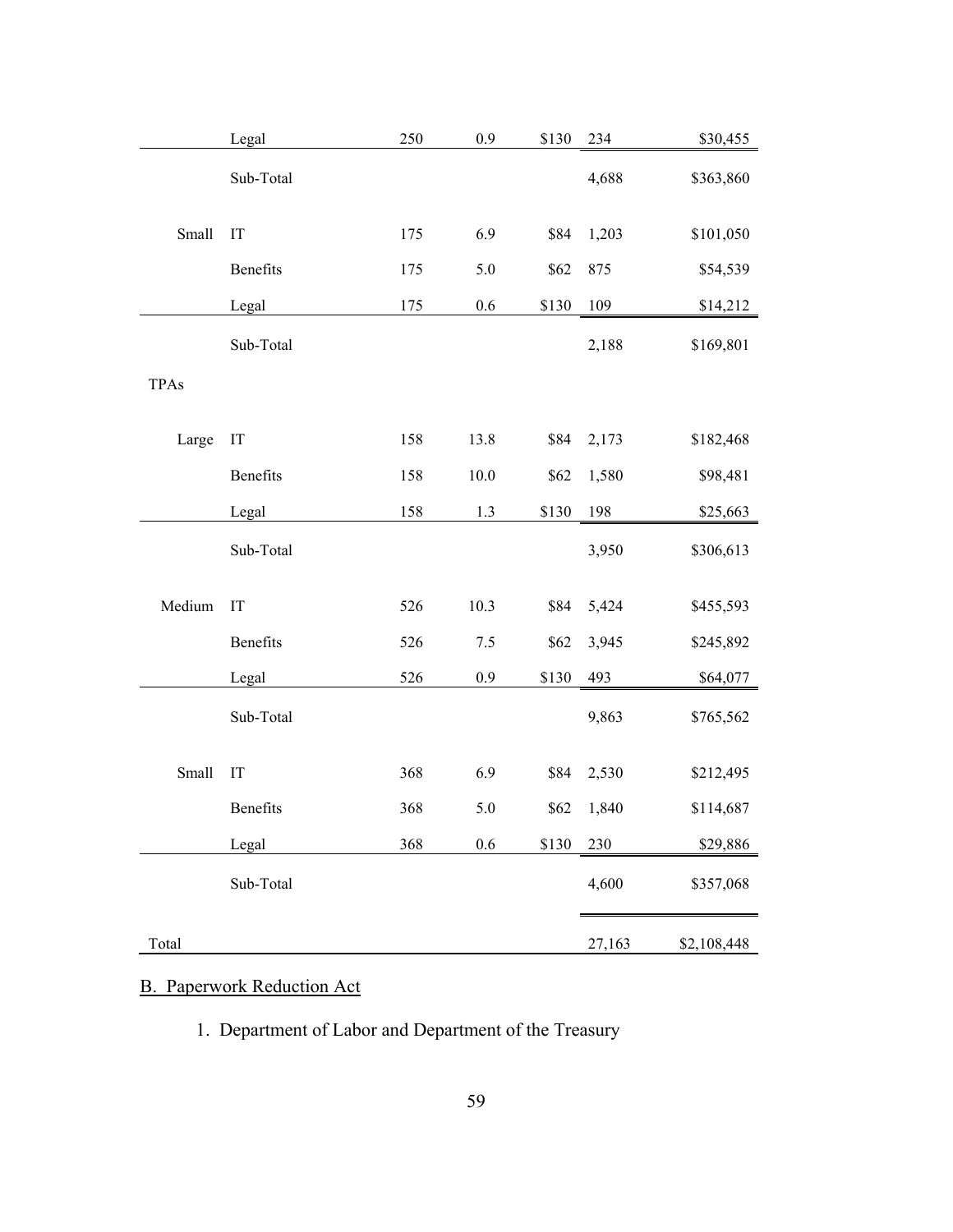| | | | | | | |
|---|---|---|---|---|---|---|
| | Legal | 250 | 0.9 | $130 | 234 | $30,455 |
| | Sub-Total | | | | 4,688 | $363,860 |
| Small | IT | 175 | 6.9 | $84 | 1,203 | $101,050 |
| | Benefits | 175 | 5.0 | $62 | 875 | $54,539 |
| | Legal | 175 | 0.6 | $130 | 109 | $14,212 |
| | Sub-Total | | | | 2,188 | $169,801 |
| TPAs | | | | | | |
| Large | IT | 158 | 13.8 | $84 | 2,173 | $182,468 |
| | Benefits | 158 | 10.0 | $62 | 1,580 | $98,481 |
| | Legal | 158 | 1.3 | $130 | 198 | $25,663 |
| | Sub-Total | | | | 3,950 | $306,613 |
| Medium | IT | 526 | 10.3 | $84 | 5,424 | $455,593 |
| | Benefits | 526 | 7.5 | $62 | 3,945 | $245,892 |
| | Legal | 526 | 0.9 | $130 | 493 | $64,077 |
| | Sub-Total | | | | 9,863 | $765,562 |
| Small | IT | 368 | 6.9 | $84 | 2,530 | $212,495 |
| | Benefits | 368 | 5.0 | $62 | 1,840 | $114,687 |
| | Legal | 368 | 0.6 | $130 | 230 | $29,886 |
| | Sub-Total | | | | 4,600 | $357,068 |
| Total | | | | | 27,163 | $2,108,448 |

B. Paperwork Reduction Act

1. Department of Labor and Department of the Treasury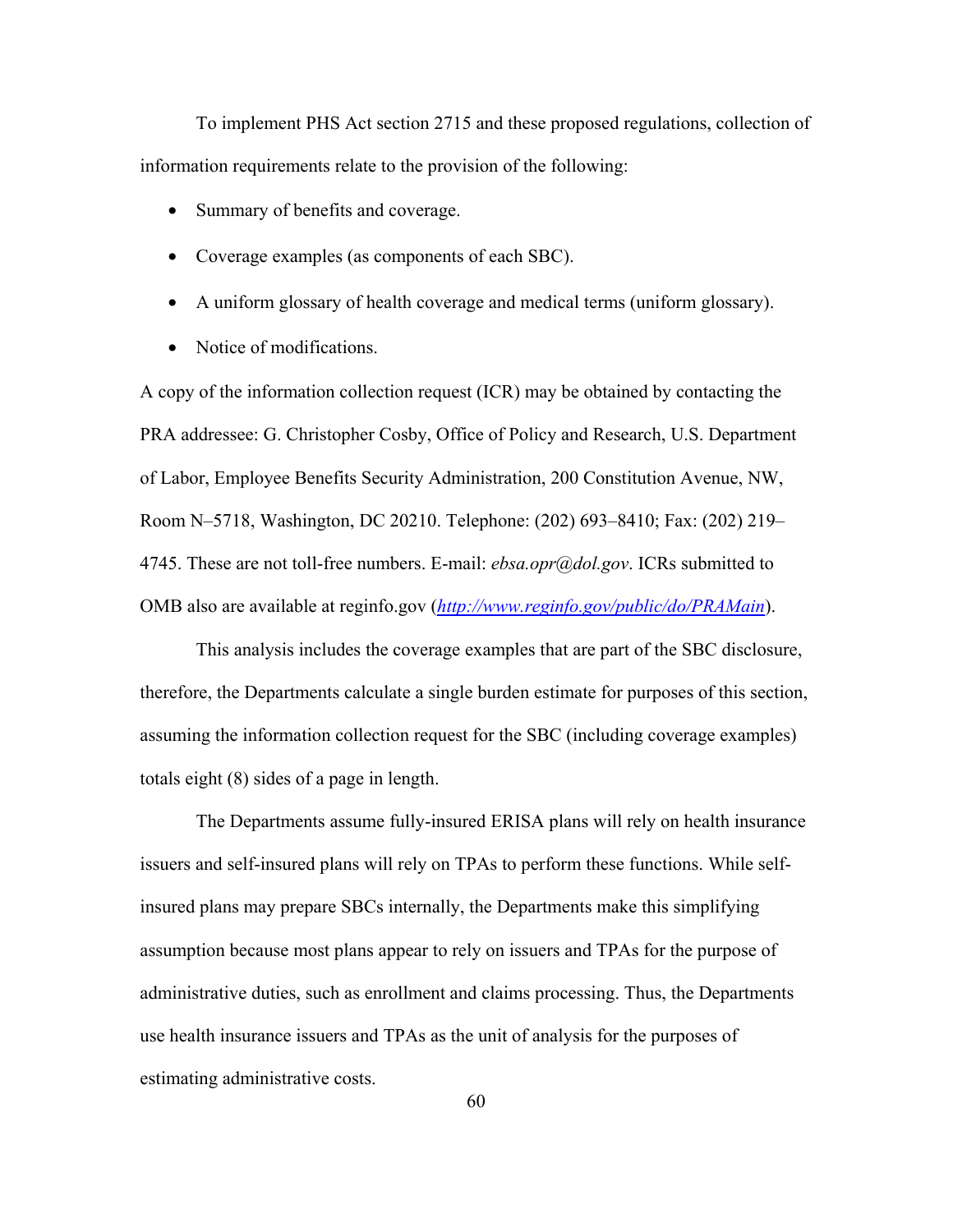To implement PHS Act section 2715 and these proposed regulations, collection of information requirements relate to the provision of the following:

- Summary of benefits and coverage.
- Coverage examples (as components of each SBC).
- A uniform glossary of health coverage and medical terms (uniform glossary).
- Notice of modifications.

A copy of the information collection request (ICR) may be obtained by contacting the PRA addressee: G. Christopher Cosby, Office of Policy and Research, U.S. Department of Labor, Employee Benefits Security Administration, 200 Constitution Avenue, NW, Room N–5718, Washington, DC 20210. Telephone: (202) 693–8410; Fax: (202) 219–4745. These are not toll-free numbers. E-mail: *ebsa.opr@dol.gov*. ICRs submitted to OMB also are available at reginfo.gov (*[http://www.reginfo.gov/public/do/PRAMain](http://www.reginfo.gov/public/do/PRAMain)*).

This analysis includes the coverage examples that are part of the SBC disclosure, therefore, the Departments calculate a single burden estimate for purposes of this section, assuming the information collection request for the SBC (including coverage examples) totals eight (8) sides of a page in length.

The Departments assume fully-insured ERISA plans will rely on health insurance issuers and self-insured plans will rely on TPAs to perform these functions. While self-insured plans may prepare SBCs internally, the Departments make this simplifying assumption because most plans appear to rely on issuers and TPAs for the purpose of administrative duties, such as enrollment and claims processing. Thus, the Departments use health insurance issuers and TPAs as the unit of analysis for the purposes of estimating administrative costs.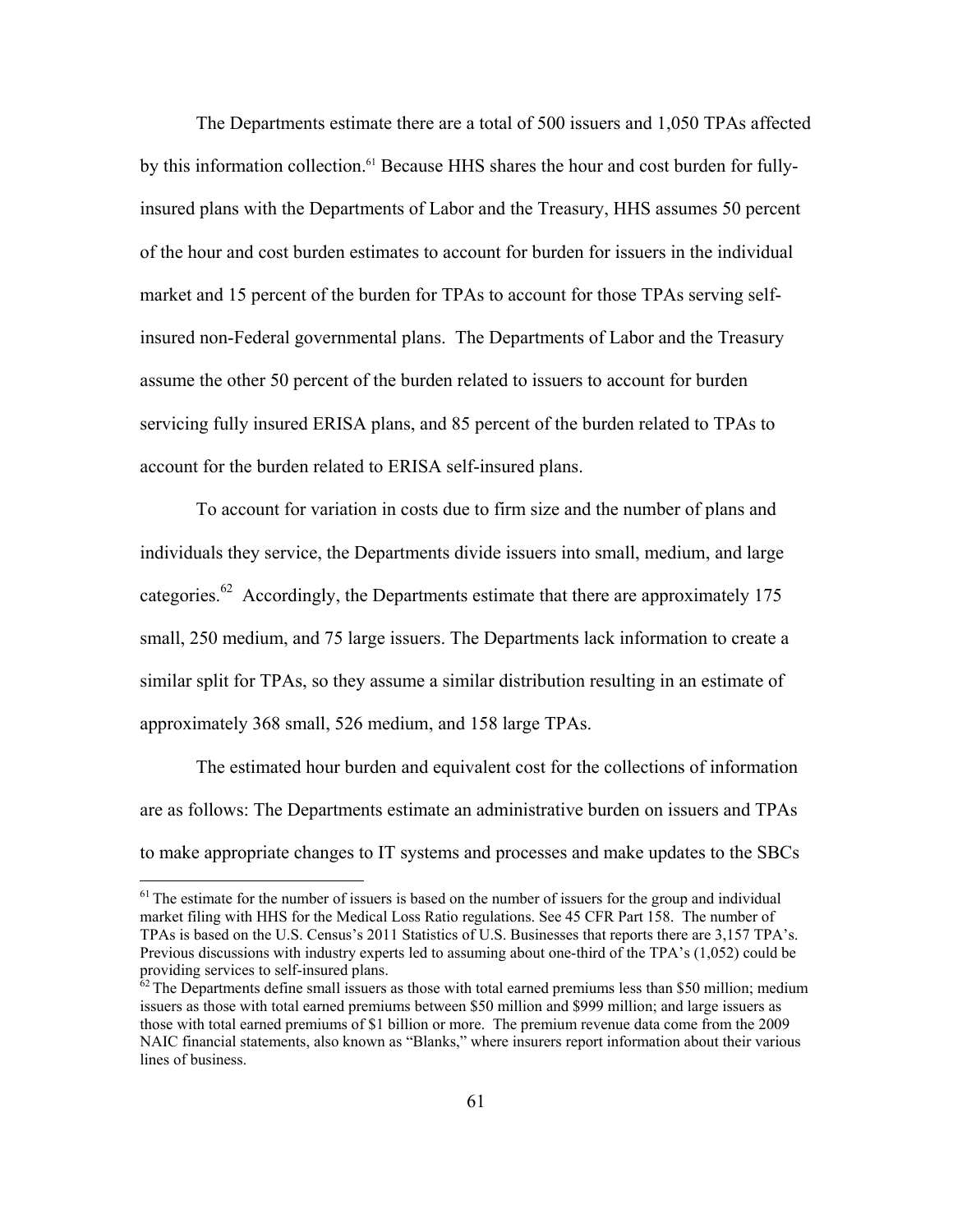The Departments estimate there are a total of 500 issuers and 1,050 TPAs affected by this information collection.[61] Because HHS shares the hour and cost burden for fully-insured plans with the Departments of Labor and the Treasury, HHS assumes 50 percent of the hour and cost burden estimates to account for burden for issuers in the individual market and 15 percent of the burden for TPAs to account for those TPAs serving self-insured non-Federal governmental plans. The Departments of Labor and the Treasury assume the other 50 percent of the burden related to issuers to account for burden servicing fully insured ERISA plans, and 85 percent of the burden related to TPAs to account for the burden related to ERISA self-insured plans.

To account for variation in costs due to firm size and the number of plans and individuals they service, the Departments divide issuers into small, medium, and large categories.[62] Accordingly, the Departments estimate that there are approximately 175 small, 250 medium, and 75 large issuers. The Departments lack information to create a similar split for TPAs, so they assume a similar distribution resulting in an estimate of approximately 368 small, 526 medium, and 158 large TPAs.

The estimated hour burden and equivalent cost for the collections of information are as follows: The Departments estimate an administrative burden on issuers and TPAs to make appropriate changes to IT systems and processes and make updates to the SBCs

---

[61] The estimate for the number of issuers is based on the number of issuers for the group and individual market filing with HHS for the Medical Loss Ratio regulations. See 45 CFR Part 158. The number of TPAs is based on the U.S. Census's 2011 Statistics of U.S. Businesses that reports there are 3,157 TPA's. Previous discussions with industry experts led to assuming about one-third of the TPA's (1,052) could be providing services to self-insured plans.

[62] The Departments define small issuers as those with total earned premiums less than $50 million; medium issuers as those with total earned premiums between $50 million and $999 million; and large issuers as those with total earned premiums of $1 billion or more. The premium revenue data come from the 2009 NAIC financial statements, also known as "Blanks," where insurers report information about their various lines of business.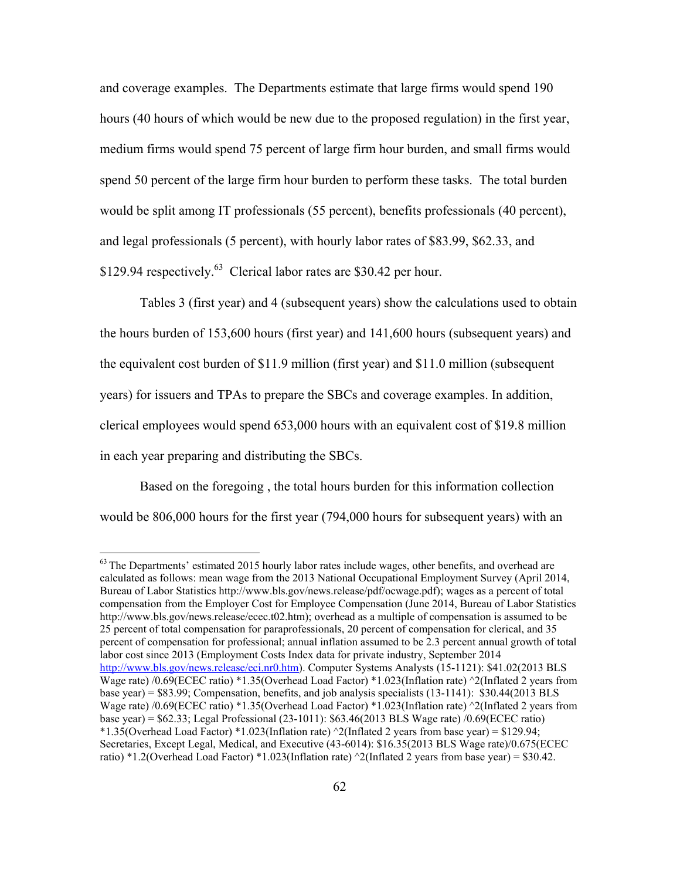and coverage examples. The Departments estimate that large firms would spend 190 hours (40 hours of which would be new due to the proposed regulation) in the first year, medium firms would spend 75 percent of large firm hour burden, and small firms would spend 50 percent of the large firm hour burden to perform these tasks. The total burden would be split among IT professionals (55 percent), benefits professionals (40 percent), and legal professionals (5 percent), with hourly labor rates of $83.99, $62.33, and $129.94 respectively.[63] Clerical labor rates are $30.42 per hour.

Tables 3 (first year) and 4 (subsequent years) show the calculations used to obtain the hours burden of 153,600 hours (first year) and 141,600 hours (subsequent years) and the equivalent cost burden of $11.9 million (first year) and $11.0 million (subsequent years) for issuers and TPAs to prepare the SBCs and coverage examples. In addition, clerical employees would spend 653,000 hours with an equivalent cost of $19.8 million in each year preparing and distributing the SBCs.

Based on the foregoing , the total hours burden for this information collection would be 806,000 hours for the first year (794,000 hours for subsequent years) with an

---

[63] The Departments' estimated 2015 hourly labor rates include wages, other benefits, and overhead are calculated as follows: mean wage from the 2013 National Occupational Employment Survey (April 2014, Bureau of Labor Statistics http://www.bls.gov/news.release/pdf/ocwage.pdf); wages as a percent of total compensation from the Employer Cost for Employee Compensation (June 2014, Bureau of Labor Statistics http://www.bls.gov/news.release/ecec.t02.htm); overhead as a multiple of compensation is assumed to be 25 percent of total compensation for paraprofessionals, 20 percent of compensation for clerical, and 35 percent of compensation for professional; annual inflation assumed to be 2.3 percent annual growth of total labor cost since 2013 (Employment Costs Index data for private industry, September 2014 http://www.bls.gov/news.release/eci.nr0.htm). Computer Systems Analysts (15-1121): $41.02(2013 BLS Wage rate) /0.69(ECEC ratio) *1.35(Overhead Load Factor) *1.023(Inflation rate) ^2(Inflated 2 years from base year) = $83.99; Compensation, benefits, and job analysis specialists (13-1141): $30.44(2013 BLS Wage rate) /0.69(ECEC ratio) *1.35(Overhead Load Factor) *1.023(Inflation rate) ^2(Inflated 2 years from base year) = $62.33; Legal Professional (23-1011): $63.46(2013 BLS Wage rate) /0.69(ECEC ratio) *1.35(Overhead Load Factor) *1.023(Inflation rate) ^2(Inflated 2 years from base year) = $129.94; Secretaries, Except Legal, Medical, and Executive (43-6014): $16.35(2013 BLS Wage rate)/0.675(ECEC ratio) *1.2(Overhead Load Factor) *1.023(Inflation rate) ^2(Inflated 2 years from base year) = $30.42.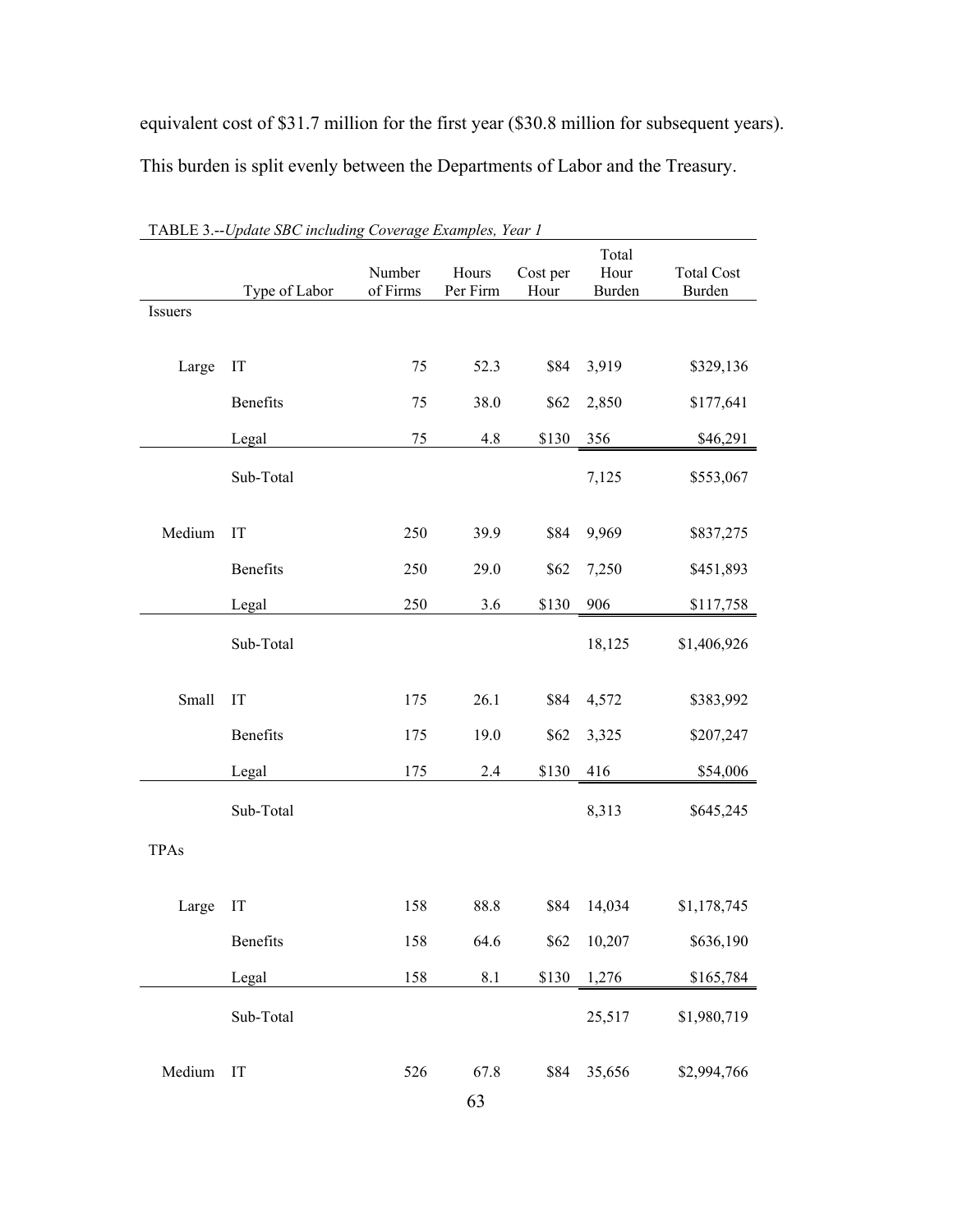equivalent cost of $31.7 million for the first year ($30.8 million for subsequent years). This burden is split evenly between the Departments of Labor and the Treasury.

TABLE 3.--*Update SBC including Coverage Examples, Year 1*

| | Type of Labor | Number of Firms | Hours Per Firm | Cost per Hour | Total Hour Burden | Total Cost Burden |
|---|---|---|---|---|---|---|
| Issuers | | | | | | |
| Large | IT | 75 | 52.3 | $84 | 3,919 | $329,136 |
| | Benefits | 75 | 38.0 | $62 | 2,850 | $177,641 |
| | Legal | 75 | 4.8 | $130 | 356 | $46,291 |
| | Sub-Total | | | | 7,125 | $553,067 |
| Medium | IT | 250 | 39.9 | $84 | 9,969 | $837,275 |
| | Benefits | 250 | 29.0 | $62 | 7,250 | $451,893 |
| | Legal | 250 | 3.6 | $130 | 906 | $117,758 |
| | Sub-Total | | | | 18,125 | $1,406,926 |
| Small | IT | 175 | 26.1 | $84 | 4,572 | $383,992 |
| | Benefits | 175 | 19.0 | $62 | 3,325 | $207,247 |
| | Legal | 175 | 2.4 | $130 | 416 | $54,006 |
| | Sub-Total | | | | 8,313 | $645,245 |
| TPAs | | | | | | |
| Large | IT | 158 | 88.8 | $84 | 14,034 | $1,178,745 |
| | Benefits | 158 | 64.6 | $62 | 10,207 | $636,190 |
| | Legal | 158 | 8.1 | $130 | 1,276 | $165,784 |
| | Sub-Total | | | | 25,517 | $1,980,719 |
| Medium | IT | 526 | 67.8 | $84 | 35,656 | $2,994,766 |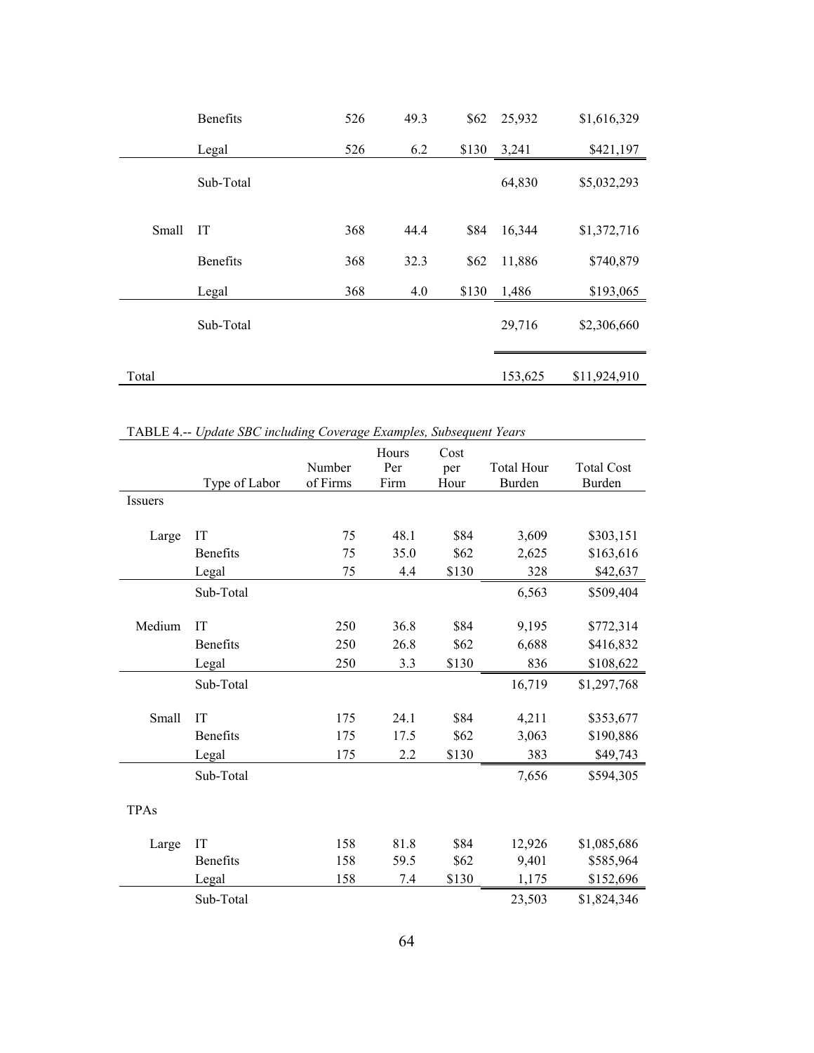| | | | | | | |
|---|---|---|---|---|---|---|
| | Benefits | 526 | 49.3 | $62 | 25,932 | $1,616,329 |
| | Legal | 526 | 6.2 | $130 | 3,241 | $421,197 |
| | Sub-Total | | | | 64,830 | $5,032,293 |
| Small | IT | 368 | 44.4 | $84 | 16,344 | $1,372,716 |
| | Benefits | 368 | 32.3 | $62 | 11,886 | $740,879 |
| | Legal | 368 | 4.0 | $130 | 1,486 | $193,065 |
| | Sub-Total | | | | 29,716 | $2,306,660 |
| Total | | | | | 153,625 | $11,924,910 |

TABLE 4.-- *Update SBC including Coverage Examples, Subsequent Years*

| | Type of Labor | Number of Firms | Hours Per Firm | Cost per Hour | Total Hour Burden | Total Cost Burden |
|---|---|---|---|---|---|---|
| Issuers | | | | | | |
| Large | IT | 75 | 48.1 | $84 | 3,609 | $303,151 |
| | Benefits | 75 | 35.0 | $62 | 2,625 | $163,616 |
| | Legal | 75 | 4.4 | $130 | 328 | $42,637 |
| | Sub-Total | | | | 6,563 | $509,404 |
| Medium | IT | 250 | 36.8 | $84 | 9,195 | $772,314 |
| | Benefits | 250 | 26.8 | $62 | 6,688 | $416,832 |
| | Legal | 250 | 3.3 | $130 | 836 | $108,622 |
| | Sub-Total | | | | 16,719 | $1,297,768 |
| Small | IT | 175 | 24.1 | $84 | 4,211 | $353,677 |
| | Benefits | 175 | 17.5 | $62 | 3,063 | $190,886 |
| | Legal | 175 | 2.2 | $130 | 383 | $49,743 |
| | Sub-Total | | | | 7,656 | $594,305 |
| TPAs | | | | | | |
| Large | IT | 158 | 81.8 | $84 | 12,926 | $1,085,686 |
| | Benefits | 158 | 59.5 | $62 | 9,401 | $585,964 |
| | Legal | 158 | 7.4 | $130 | 1,175 | $152,696 |
| | Sub-Total | | | | 23,503 | $1,824,346 |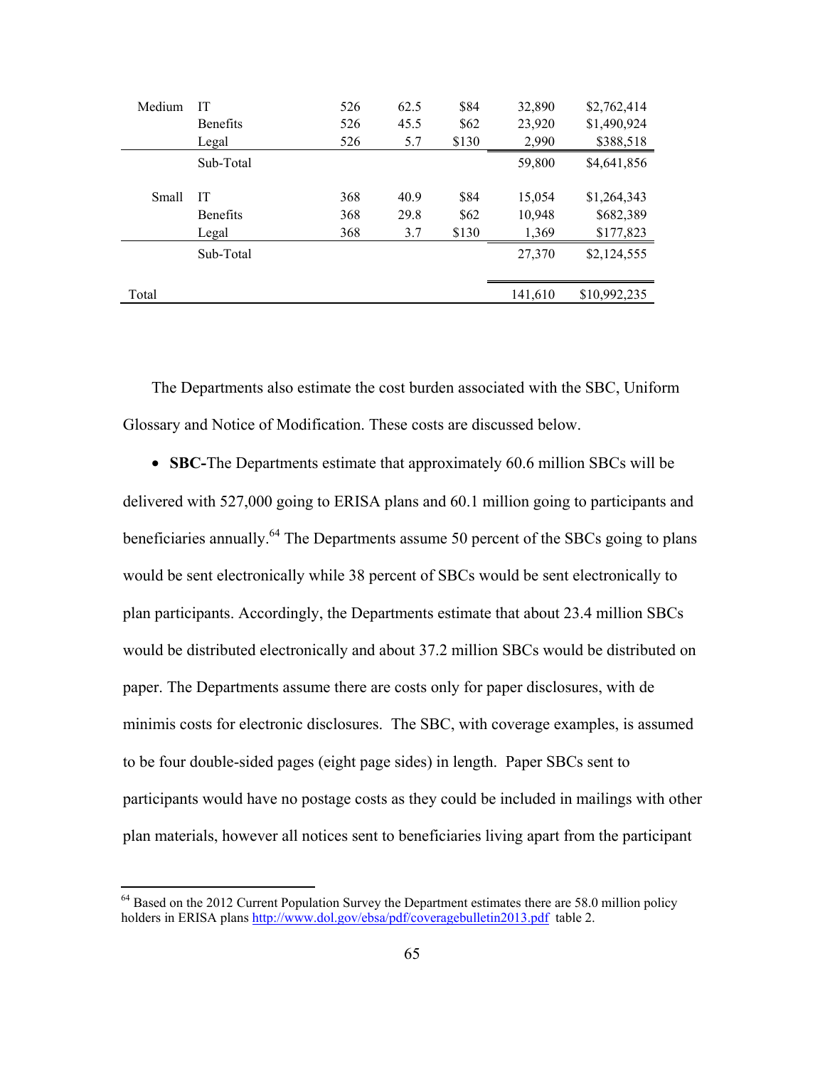| | | | | | | |
|---|---|---|---|---|---|---|
| Medium | IT | 526 | 62.5 | $84 | 32,890 | $2,762,414 |
| | Benefits | 526 | 45.5 | $62 | 23,920 | $1,490,924 |
| | Legal | 526 | 5.7 | $130 | 2,990 | $388,518 |
| | Sub-Total | | | | 59,800 | $4,641,856 |
| Small | IT | 368 | 40.9 | $84 | 15,054 | $1,264,343 |
| | Benefits | 368 | 29.8 | $62 | 10,948 | $682,389 |
| | Legal | 368 | 3.7 | $130 | 1,369 | $177,823 |
| | Sub-Total | | | | 27,370 | $2,124,555 |
| Total | | | | | 141,610 | $10,992,235 |

The Departments also estimate the cost burden associated with the SBC, Uniform Glossary and Notice of Modification. These costs are discussed below.

- **SBC-**The Departments estimate that approximately 60.6 million SBCs will be delivered with 527,000 going to ERISA plans and 60.1 million going to participants and beneficiaries annually.[64] The Departments assume 50 percent of the SBCs going to plans would be sent electronically while 38 percent of SBCs would be sent electronically to plan participants. Accordingly, the Departments estimate that about 23.4 million SBCs would be distributed electronically and about 37.2 million SBCs would be distributed on paper. The Departments assume there are costs only for paper disclosures, with de minimis costs for electronic disclosures. The SBC, with coverage examples, is assumed to be four double-sided pages (eight page sides) in length. Paper SBCs sent to participants would have no postage costs as they could be included in mailings with other plan materials, however all notices sent to beneficiaries living apart from the participant

---

[64] Based on the 2012 Current Population Survey the Department estimates there are 58.0 million policy holders in ERISA plans http://www.dol.gov/ebsa/pdf/coveragebulletin2013.pdf table 2.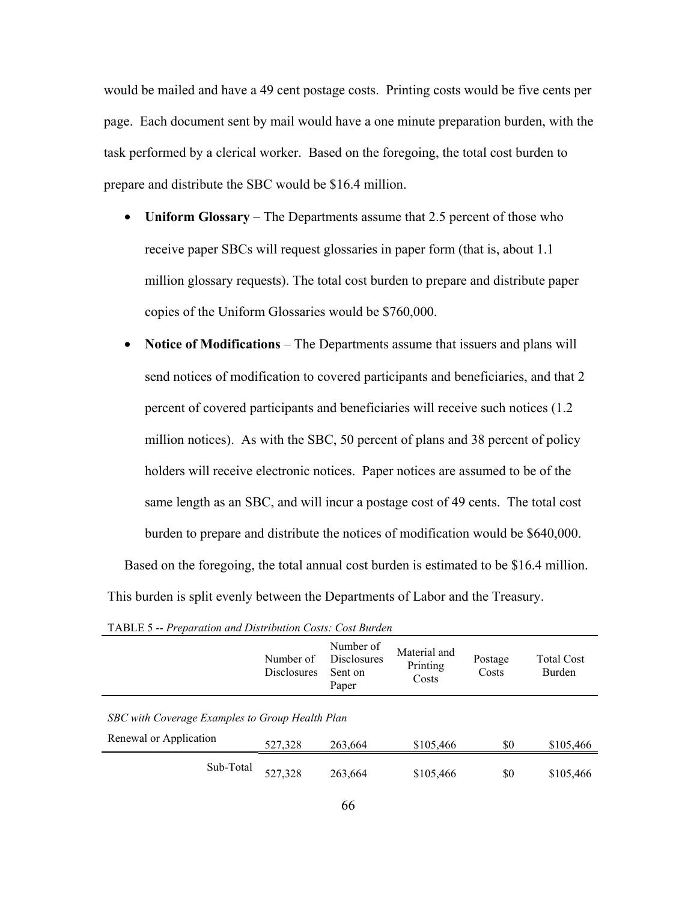would be mailed and have a 49 cent postage costs. Printing costs would be five cents per page. Each document sent by mail would have a one minute preparation burden, with the task performed by a clerical worker. Based on the foregoing, the total cost burden to prepare and distribute the SBC would be $16.4 million.

- **Uniform Glossary** – The Departments assume that 2.5 percent of those who receive paper SBCs will request glossaries in paper form (that is, about 1.1 million glossary requests). The total cost burden to prepare and distribute paper copies of the Uniform Glossaries would be $760,000.
- **Notice of Modifications** – The Departments assume that issuers and plans will send notices of modification to covered participants and beneficiaries, and that 2 percent of covered participants and beneficiaries will receive such notices (1.2 million notices). As with the SBC, 50 percent of plans and 38 percent of policy holders will receive electronic notices. Paper notices are assumed to be of the same length as an SBC, and will incur a postage cost of 49 cents. The total cost burden to prepare and distribute the notices of modification would be $640,000.

Based on the foregoing, the total annual cost burden is estimated to be $16.4 million. This burden is split evenly between the Departments of Labor and the Treasury.

TABLE 5 -- *Preparation and Distribution Costs: Cost Burden*

| | Number of Disclosures | Number of Disclosures Sent on Paper | Material and Printing Costs | Postage Costs | Total Cost Burden |
|---|---|---|---|---|---|
| *SBC with Coverage Examples to Group Health Plan* | | | | | |
| Renewal or Application | 527,328 | 263,664 | $105,466 | $0 | $105,466 |
| Sub-Total | 527,328 | 263,664 | $105,466 | $0 | $105,466 |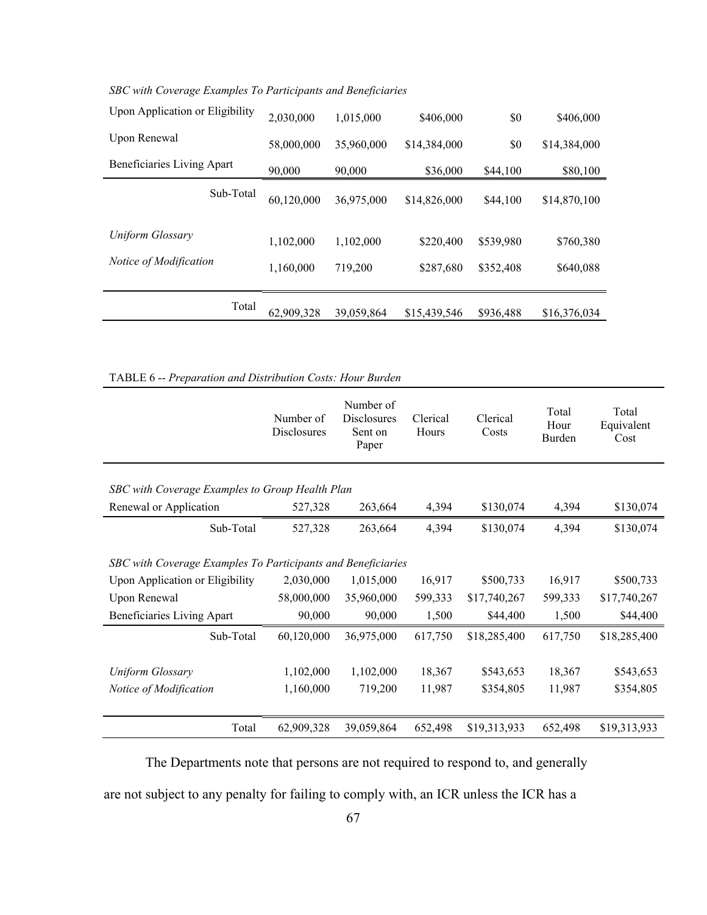| | | | | | |
|---|---|---|---|---|---|
| *SBC with Coverage Examples To Participants and Beneficiaries* | | | | | |
| Upon Application or Eligibility | 2,030,000 | 1,015,000 | $406,000 | $0 | $406,000 |
| Upon Renewal | 58,000,000 | 35,960,000 | $14,384,000 | $0 | $14,384,000 |
| Beneficiaries Living Apart | 90,000 | 90,000 | $36,000 | $44,100 | $80,100 |
| Sub-Total | 60,120,000 | 36,975,000 | $14,826,000 | $44,100 | $14,870,100 |
| *Uniform Glossary* | 1,102,000 | 1,102,000 | $220,400 | $539,980 | $760,380 |
| *Notice of Modification* | 1,160,000 | 719,200 | $287,680 | $352,408 | $640,088 |
| Total | 62,909,328 | 39,059,864 | $15,439,546 | $936,488 | $16,376,034 |

TABLE 6 -- *Preparation and Distribution Costs: Hour Burden*

| | Number of Disclosures | Number of Disclosures Sent on Paper | Clerical Hours | Clerical Costs | Total Hour Burden | Total Equivalent Cost |
|---|---|---|---|---|---|---|
| *SBC with Coverage Examples to Group Health Plan* | | | | | | |
| Renewal or Application | 527,328 | 263,664 | 4,394 | $130,074 | 4,394 | $130,074 |
| Sub-Total | 527,328 | 263,664 | 4,394 | $130,074 | 4,394 | $130,074 |
| *SBC with Coverage Examples To Participants and Beneficiaries* | | | | | | |
| Upon Application or Eligibility | 2,030,000 | 1,015,000 | 16,917 | $500,733 | 16,917 | $500,733 |
| Upon Renewal | 58,000,000 | 35,960,000 | 599,333 | $17,740,267 | 599,333 | $17,740,267 |
| Beneficiaries Living Apart | 90,000 | 90,000 | 1,500 | $44,400 | 1,500 | $44,400 |
| Sub-Total | 60,120,000 | 36,975,000 | 617,750 | $18,285,400 | 617,750 | $18,285,400 |
| *Uniform Glossary* | 1,102,000 | 1,102,000 | 18,367 | $543,653 | 18,367 | $543,653 |
| *Notice of Modification* | 1,160,000 | 719,200 | 11,987 | $354,805 | 11,987 | $354,805 |
| Total | 62,909,328 | 39,059,864 | 652,498 | $19,313,933 | 652,498 | $19,313,933 |

The Departments note that persons are not required to respond to, and generally are not subject to any penalty for failing to comply with, an ICR unless the ICR has a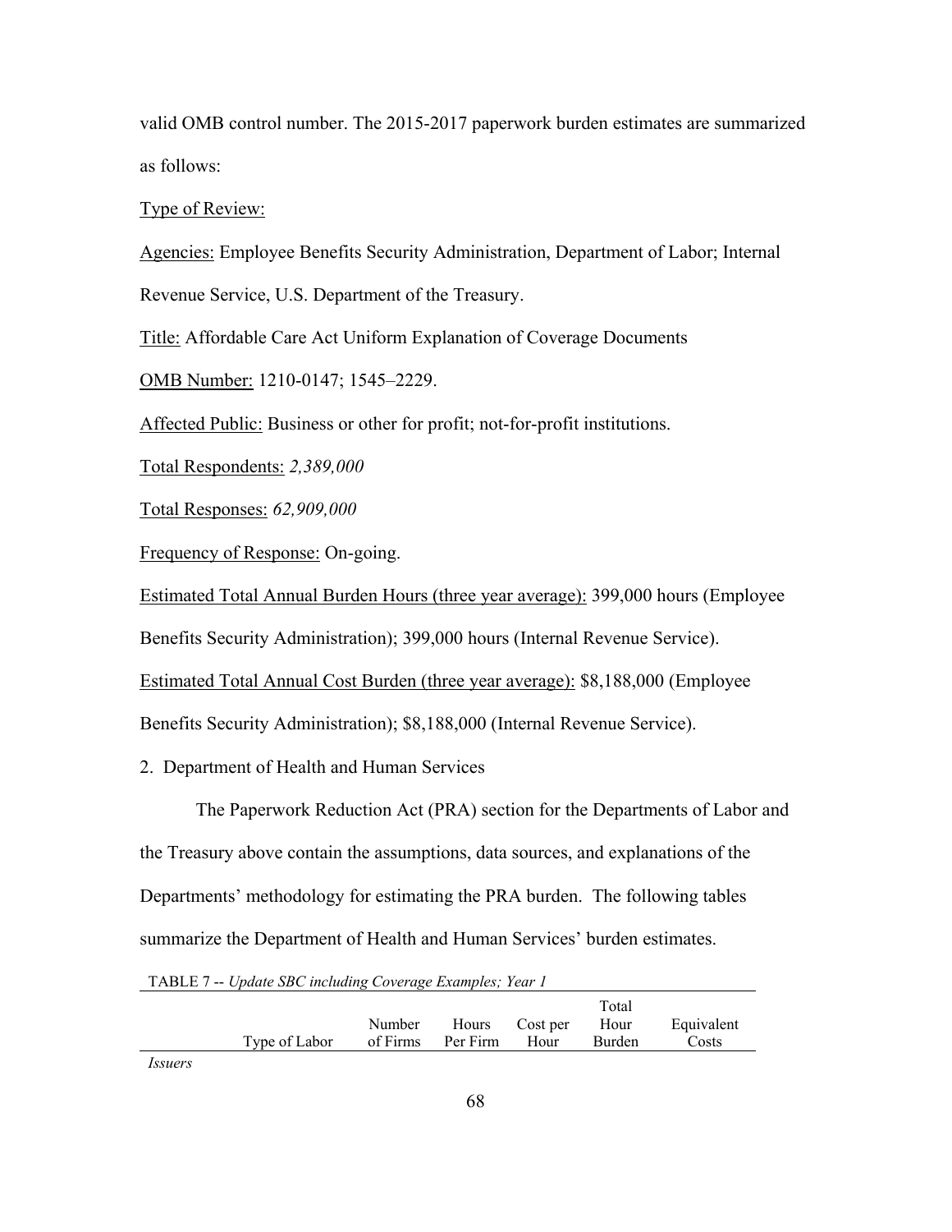valid OMB control number. The 2015-2017 paperwork burden estimates are summarized as follows:

Type of Review:

Agencies: Employee Benefits Security Administration, Department of Labor; Internal Revenue Service, U.S. Department of the Treasury.

Title: Affordable Care Act Uniform Explanation of Coverage Documents

OMB Number: 1210-0147; 1545–2229.

Affected Public: Business or other for profit; not-for-profit institutions.

Total Respondents: *2,389,000*

Total Responses: *62,909,000*

Frequency of Response: On-going.

Estimated Total Annual Burden Hours (three year average): 399,000 hours (Employee Benefits Security Administration); 399,000 hours (Internal Revenue Service).

Estimated Total Annual Cost Burden (three year average): $8,188,000 (Employee Benefits Security Administration); $8,188,000 (Internal Revenue Service).

2. Department of Health and Human Services

The Paperwork Reduction Act (PRA) section for the Departments of Labor and the Treasury above contain the assumptions, data sources, and explanations of the Departments' methodology for estimating the PRA burden. The following tables summarize the Department of Health and Human Services' burden estimates.

TABLE 7 -- *Update SBC including Coverage Examples; Year 1*

| | Type of Labor | Number of Firms | Hours Per Firm | Cost per Hour | Total Hour Burden | Equivalent Costs |
|---|---|---|---|---|---|---|
| *Issuers* | | | | | | |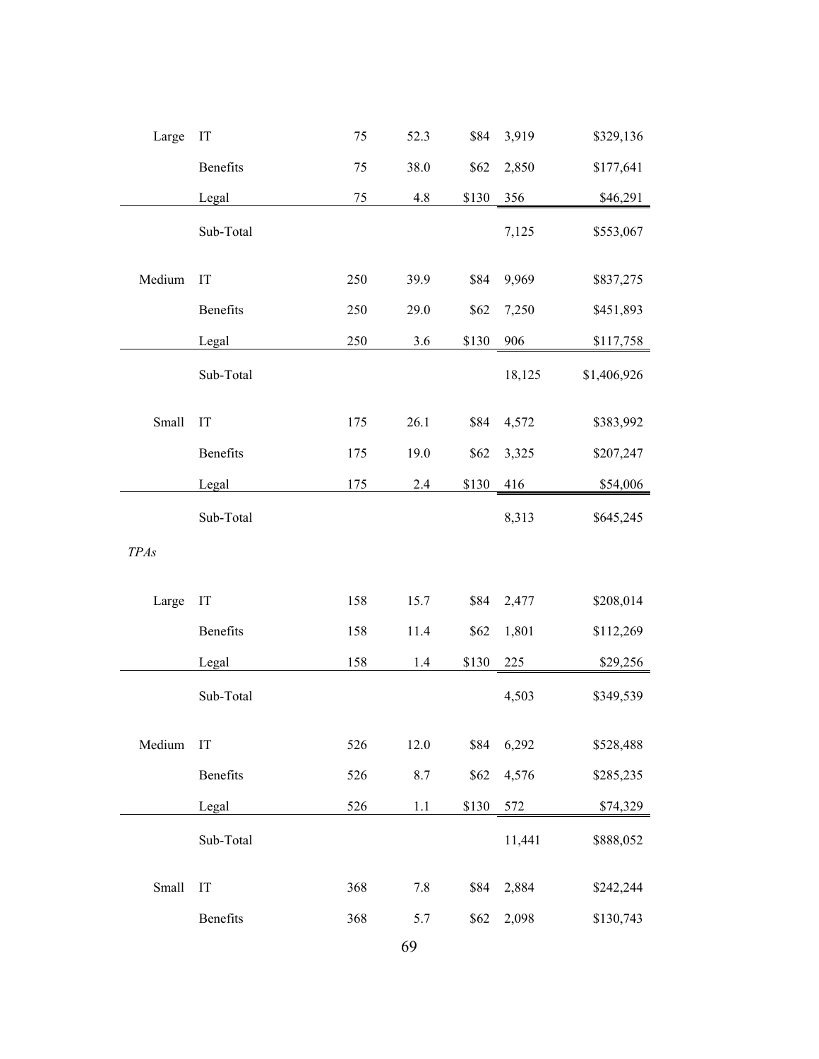| | | | | | | |
|---|---|---|---|---|---|---|
| Large | IT | 75 | 52.3 | $84 | 3,919 | $329,136 |
| | Benefits | 75 | 38.0 | $62 | 2,850 | $177,641 |
| | Legal | 75 | 4.8 | $130 | 356 | $46,291 |
| | Sub-Total | | | | 7,125 | $553,067 |
| Medium | IT | 250 | 39.9 | $84 | 9,969 | $837,275 |
| | Benefits | 250 | 29.0 | $62 | 7,250 | $451,893 |
| | Legal | 250 | 3.6 | $130 | 906 | $117,758 |
| | Sub-Total | | | | 18,125 | $1,406,926 |
| Small | IT | 175 | 26.1 | $84 | 4,572 | $383,992 |
| | Benefits | 175 | 19.0 | $62 | 3,325 | $207,247 |
| | Legal | 175 | 2.4 | $130 | 416 | $54,006 |
| | Sub-Total | | | | 8,313 | $645,245 |
| *TPAs* | | | | | | |
| Large | IT | 158 | 15.7 | $84 | 2,477 | $208,014 |
| | Benefits | 158 | 11.4 | $62 | 1,801 | $112,269 |
| | Legal | 158 | 1.4 | $130 | 225 | $29,256 |
| | Sub-Total | | | | 4,503 | $349,539 |
| Medium | IT | 526 | 12.0 | $84 | 6,292 | $528,488 |
| | Benefits | 526 | 8.7 | $62 | 4,576 | $285,235 |
| | Legal | 526 | 1.1 | $130 | 572 | $74,329 |
| | Sub-Total | | | | 11,441 | $888,052 |
| Small | IT | 368 | 7.8 | $84 | 2,884 | $242,244 |
| | Benefits | 368 | 5.7 | $62 | 2,098 | $130,743 |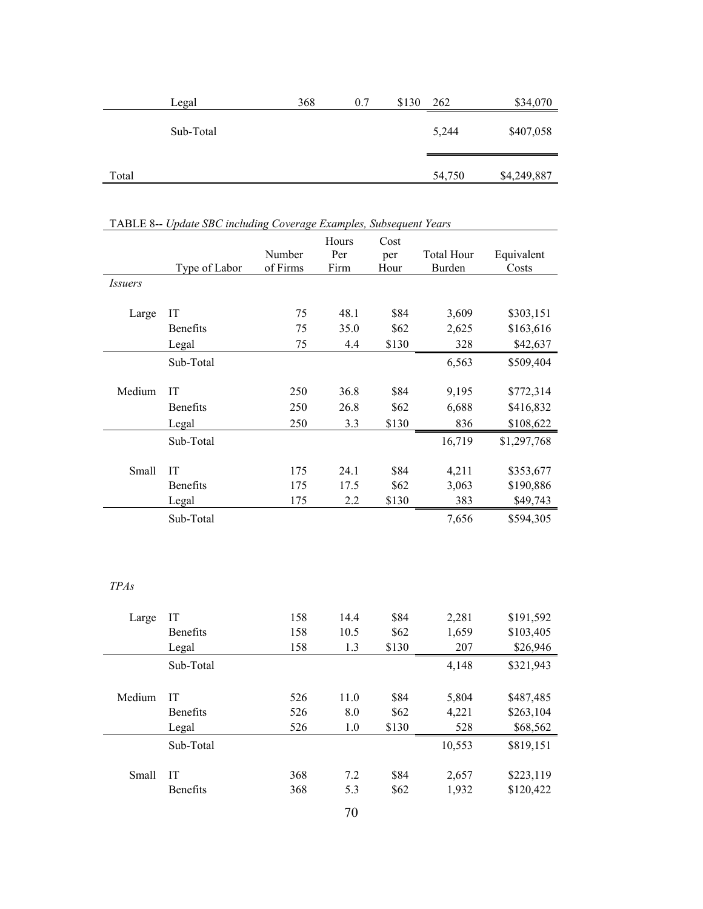| | | | | | | |
|---|---|---|---|---|---|---|
| | Legal | 368 | 0.7 | $130 | 262 | $34,070 |
| | Sub-Total | | | | 5,244 | $407,058 |
| Total | | | | | 54,750 | $4,249,887 |

TABLE 8-- *Update SBC including Coverage Examples, Subsequent Years*

| | Type of Labor | Number of Firms | Hours Per Firm | Cost per Hour | Total Hour Burden | Equivalent Costs |
|---|---|---|---|---|---|---|
| *Issuers* | | | | | | |
| Large | IT | 75 | 48.1 | $84 | 3,609 | $303,151 |
| | Benefits | 75 | 35.0 | $62 | 2,625 | $163,616 |
| | Legal | 75 | 4.4 | $130 | 328 | $42,637 |
| | Sub-Total | | | | 6,563 | $509,404 |
| Medium | IT | 250 | 36.8 | $84 | 9,195 | $772,314 |
| | Benefits | 250 | 26.8 | $62 | 6,688 | $416,832 |
| | Legal | 250 | 3.3 | $130 | 836 | $108,622 |
| | Sub-Total | | | | 16,719 | $1,297,768 |
| Small | IT | 175 | 24.1 | $84 | 4,211 | $353,677 |
| | Benefits | 175 | 17.5 | $62 | 3,063 | $190,886 |
| | Legal | 175 | 2.2 | $130 | 383 | $49,743 |
| | Sub-Total | | | | 7,656 | $594,305 |
| *TPAs* | | | | | | |
| Large | IT | 158 | 14.4 | $84 | 2,281 | $191,592 |
| | Benefits | 158 | 10.5 | $62 | 1,659 | $103,405 |
| | Legal | 158 | 1.3 | $130 | 207 | $26,946 |
| | Sub-Total | | | | 4,148 | $321,943 |
| Medium | IT | 526 | 11.0 | $84 | 5,804 | $487,485 |
| | Benefits | 526 | 8.0 | $62 | 4,221 | $263,104 |
| | Legal | 526 | 1.0 | $130 | 528 | $68,562 |
| | Sub-Total | | | | 10,553 | $819,151 |
| Small | IT | 368 | 7.2 | $84 | 2,657 | $223,119 |
| | Benefits | 368 | 5.3 | $62 | 1,932 | $120,422 |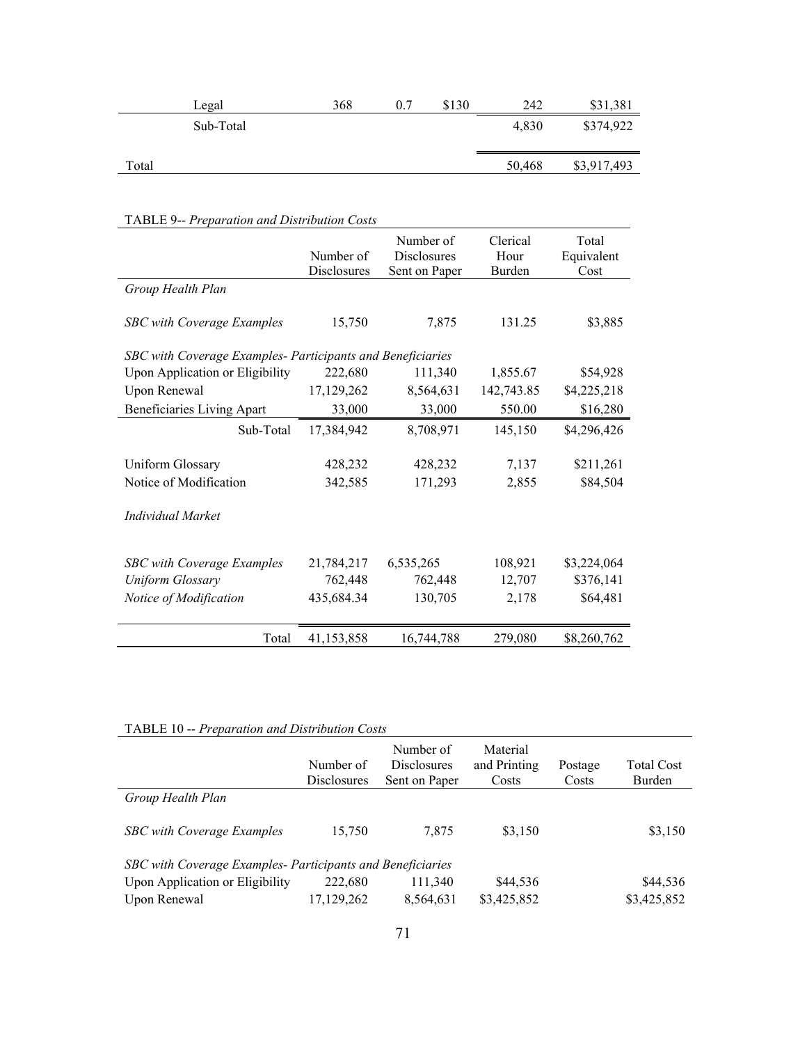| | | | | | |
|---|---|---|---|---|---|
| Legal | 368 | 0.7 | $130 | 242 | $31,381 |
| Sub-Total | | | | 4,830 | $374,922 |
| Total | | | | 50,468 | $3,917,493 |

TABLE 9-- *Preparation and Distribution Costs*

| | Number of Disclosures | Number of Disclosures Sent on Paper | Clerical Hour Burden | Total Equivalent Cost |
|---|---|---|---|---|
| *Group Health Plan* | | | | |
| *SBC with Coverage Examples* | 15,750 | 7,875 | 131.25 | $3,885 |
| *SBC with Coverage Examples- Participants and Beneficiaries* | | | | |
| Upon Application or Eligibility | 222,680 | 111,340 | 1,855.67 | $54,928 |
| Upon Renewal | 17,129,262 | 8,564,631 | 142,743.85 | $4,225,218 |
| Beneficiaries Living Apart | 33,000 | 33,000 | 550.00 | $16,280 |
| Sub-Total | 17,384,942 | 8,708,971 | 145,150 | $4,296,426 |
| Uniform Glossary | 428,232 | 428,232 | 7,137 | $211,261 |
| Notice of Modification | 342,585 | 171,293 | 2,855 | $84,504 |
| *Individual Market* | | | | |
| *SBC with Coverage Examples* | 21,784,217 | 6,535,265 | 108,921 | $3,224,064 |
| *Uniform Glossary* | 762,448 | 762,448 | 12,707 | $376,141 |
| *Notice of Modification* | 435,684.34 | 130,705 | 2,178 | $64,481 |
| Total | 41,153,858 | 16,744,788 | 279,080 | $8,260,762 |

TABLE 10 -- *Preparation and Distribution Costs*

| | Number of Disclosures | Number of Disclosures Sent on Paper | Material and Printing Costs | Postage Costs | Total Cost Burden |
|---|---|---|---|---|---|
| *Group Health Plan* | | | | | |
| *SBC with Coverage Examples* | 15,750 | 7,875 | $3,150 | | $3,150 |
| *SBC with Coverage Examples- Participants and Beneficiaries* | | | | | |
| Upon Application or Eligibility | 222,680 | 111,340 | $44,536 | | $44,536 |
| Upon Renewal | 17,129,262 | 8,564,631 | $3,425,852 | | $3,425,852 |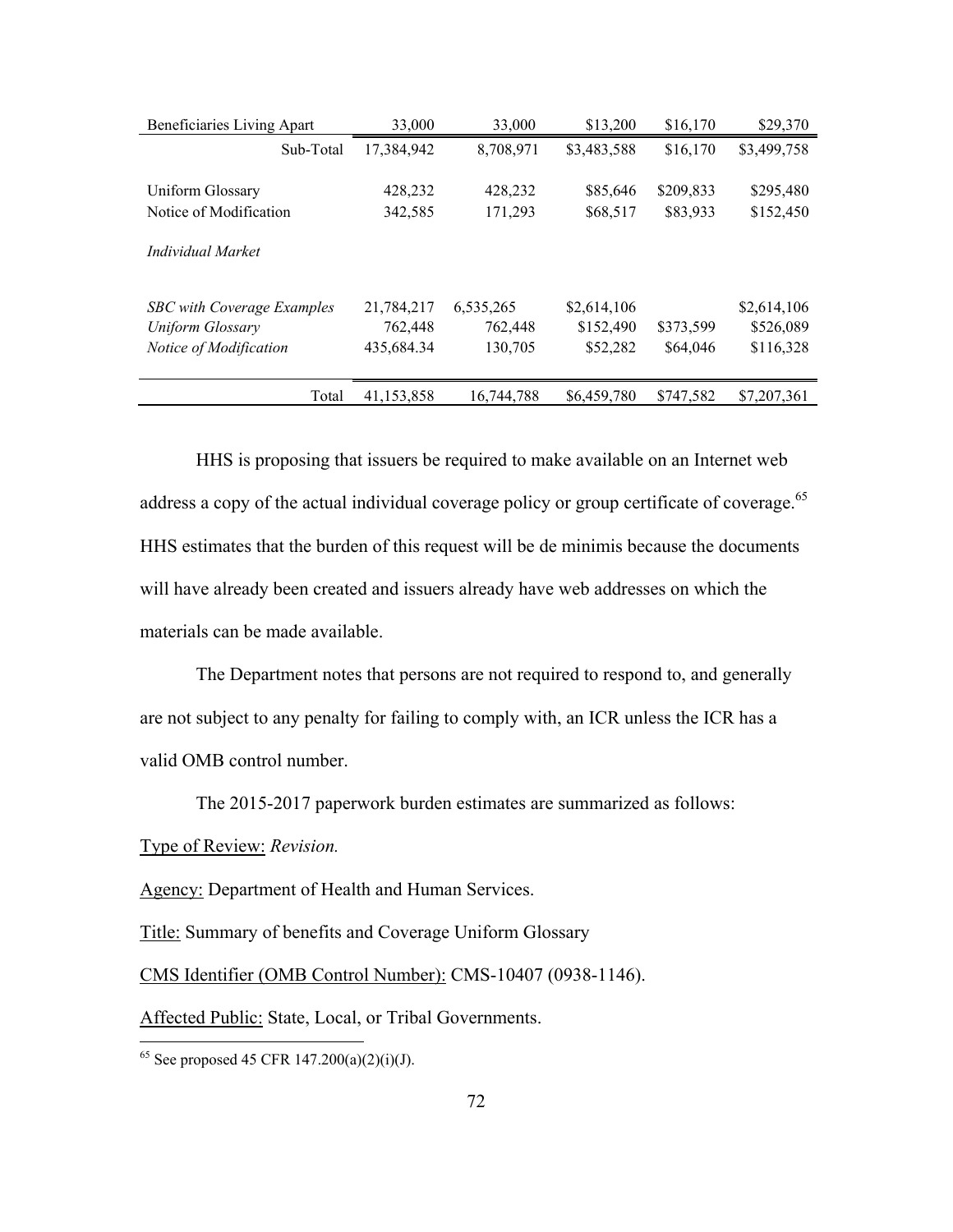| | | | | | |
|---|---|---|---|---|---|
| Beneficiaries Living Apart | 33,000 | 33,000 | $13,200 | $16,170 | $29,370 |
| Sub-Total | 17,384,942 | 8,708,971 | $3,483,588 | $16,170 | $3,499,758 |
| Uniform Glossary | 428,232 | 428,232 | $85,646 | $209,833 | $295,480 |
| Notice of Modification | 342,585 | 171,293 | $68,517 | $83,933 | $152,450 |
| *Individual Market* | | | | | |
| *SBC with Coverage Examples* | 21,784,217 | 6,535,265 | $2,614,106 | | $2,614,106 |
| *Uniform Glossary* | 762,448 | 762,448 | $152,490 | $373,599 | $526,089 |
| *Notice of Modification* | 435,684.34 | 130,705 | $52,282 | $64,046 | $116,328 |
| Total | 41,153,858 | 16,744,788 | $6,459,780 | $747,582 | $7,207,361 |

HHS is proposing that issuers be required to make available on an Internet web address a copy of the actual individual coverage policy or group certificate of coverage.[65] HHS estimates that the burden of this request will be de minimis because the documents will have already been created and issuers already have web addresses on which the materials can be made available.

The Department notes that persons are not required to respond to, and generally are not subject to any penalty for failing to comply with, an ICR unless the ICR has a valid OMB control number.

The 2015-2017 paperwork burden estimates are summarized as follows:

Type of Review: *Revision.*

Agency: Department of Health and Human Services.

Title: Summary of benefits and Coverage Uniform Glossary

CMS Identifier (OMB Control Number): CMS-10407 (0938-1146).

Affected Public: State, Local, or Tribal Governments.

[65] See proposed 45 CFR 147.200(a)(2)(i)(J).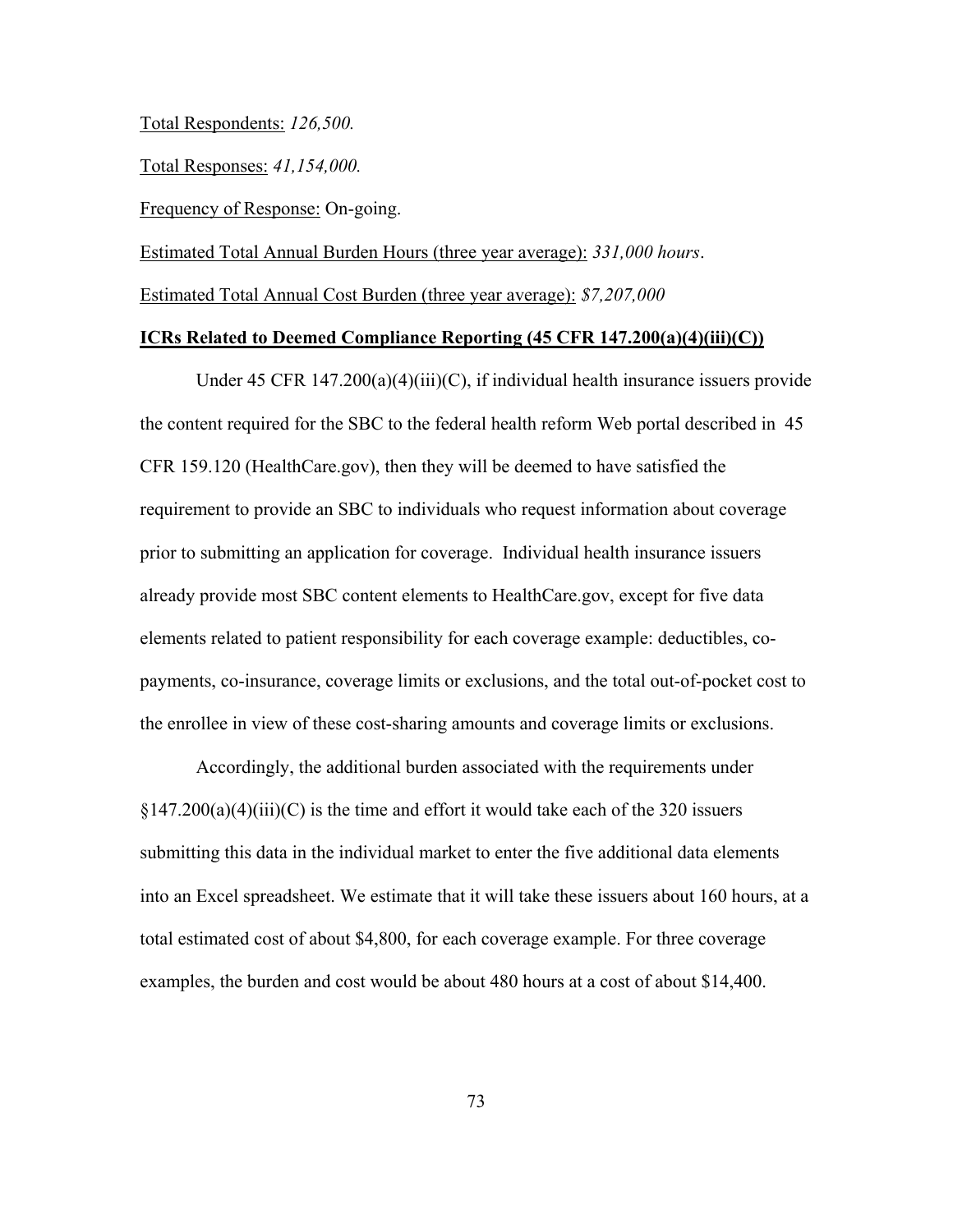Total Respondents: *126,500.*

Total Responses: *41,154,000.*

Frequency of Response: On-going.

Estimated Total Annual Burden Hours (three year average): *331,000 hours*.

Estimated Total Annual Cost Burden (three year average): *$7,207,000*

**ICRs Related to Deemed Compliance Reporting (45 CFR 147.200(a)(4)(iii)(C))**

Under 45 CFR 147.200(a)(4)(iii)(C), if individual health insurance issuers provide the content required for the SBC to the federal health reform Web portal described in 45 CFR 159.120 (HealthCare.gov), then they will be deemed to have satisfied the requirement to provide an SBC to individuals who request information about coverage prior to submitting an application for coverage. Individual health insurance issuers already provide most SBC content elements to HealthCare.gov, except for five data elements related to patient responsibility for each coverage example: deductibles, co-payments, co-insurance, coverage limits or exclusions, and the total out-of-pocket cost to the enrollee in view of these cost-sharing amounts and coverage limits or exclusions.

Accordingly, the additional burden associated with the requirements under §147.200(a)(4)(iii)(C) is the time and effort it would take each of the 320 issuers submitting this data in the individual market to enter the five additional data elements into an Excel spreadsheet. We estimate that it will take these issuers about 160 hours, at a total estimated cost of about $4,800, for each coverage example. For three coverage examples, the burden and cost would be about 480 hours at a cost of about $14,400.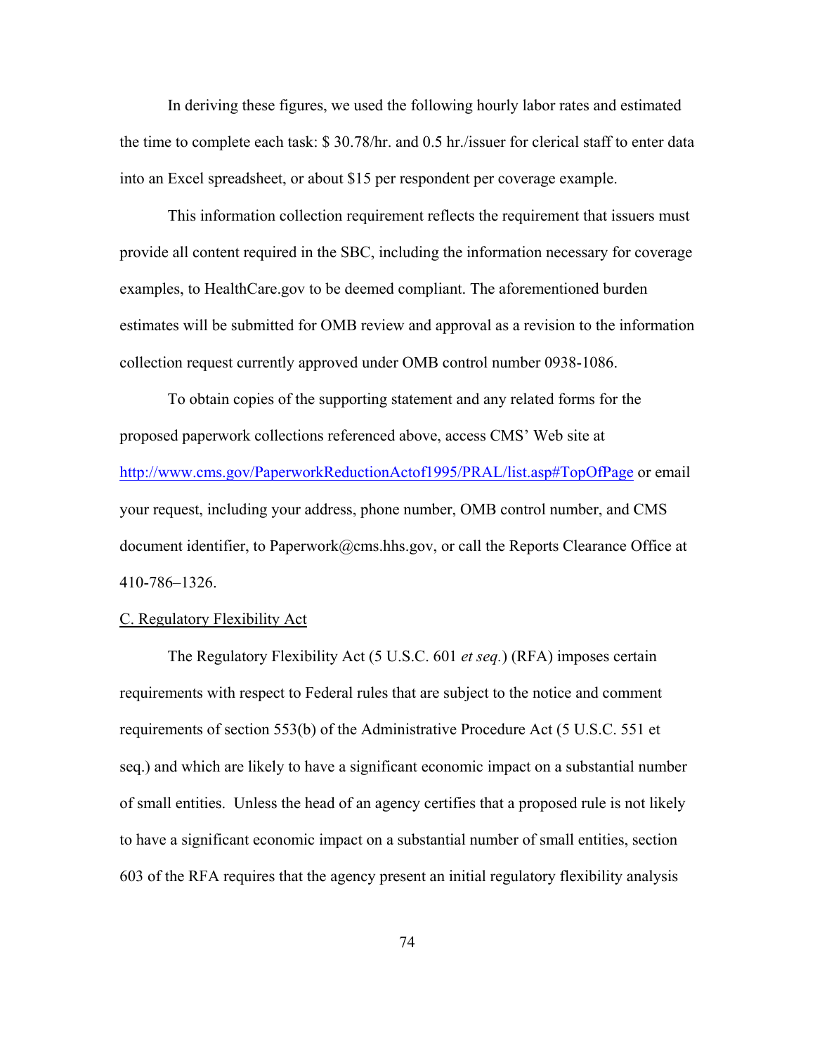In deriving these figures, we used the following hourly labor rates and estimated the time to complete each task: $ 30.78/hr. and 0.5 hr./issuer for clerical staff to enter data into an Excel spreadsheet, or about $15 per respondent per coverage example.

This information collection requirement reflects the requirement that issuers must provide all content required in the SBC, including the information necessary for coverage examples, to HealthCare.gov to be deemed compliant. The aforementioned burden estimates will be submitted for OMB review and approval as a revision to the information collection request currently approved under OMB control number 0938-1086.

To obtain copies of the supporting statement and any related forms for the proposed paperwork collections referenced above, access CMS' Web site at http://www.cms.gov/PaperworkReductionActof1995/PRAL/list.asp#TopOfPage or email your request, including your address, phone number, OMB control number, and CMS document identifier, to Paperwork@cms.hhs.gov, or call the Reports Clearance Office at 410-786–1326.

C. Regulatory Flexibility Act

The Regulatory Flexibility Act (5 U.S.C. 601 *et seq.*) (RFA) imposes certain requirements with respect to Federal rules that are subject to the notice and comment requirements of section 553(b) of the Administrative Procedure Act (5 U.S.C. 551 et seq.) and which are likely to have a significant economic impact on a substantial number of small entities. Unless the head of an agency certifies that a proposed rule is not likely to have a significant economic impact on a substantial number of small entities, section 603 of the RFA requires that the agency present an initial regulatory flexibility analysis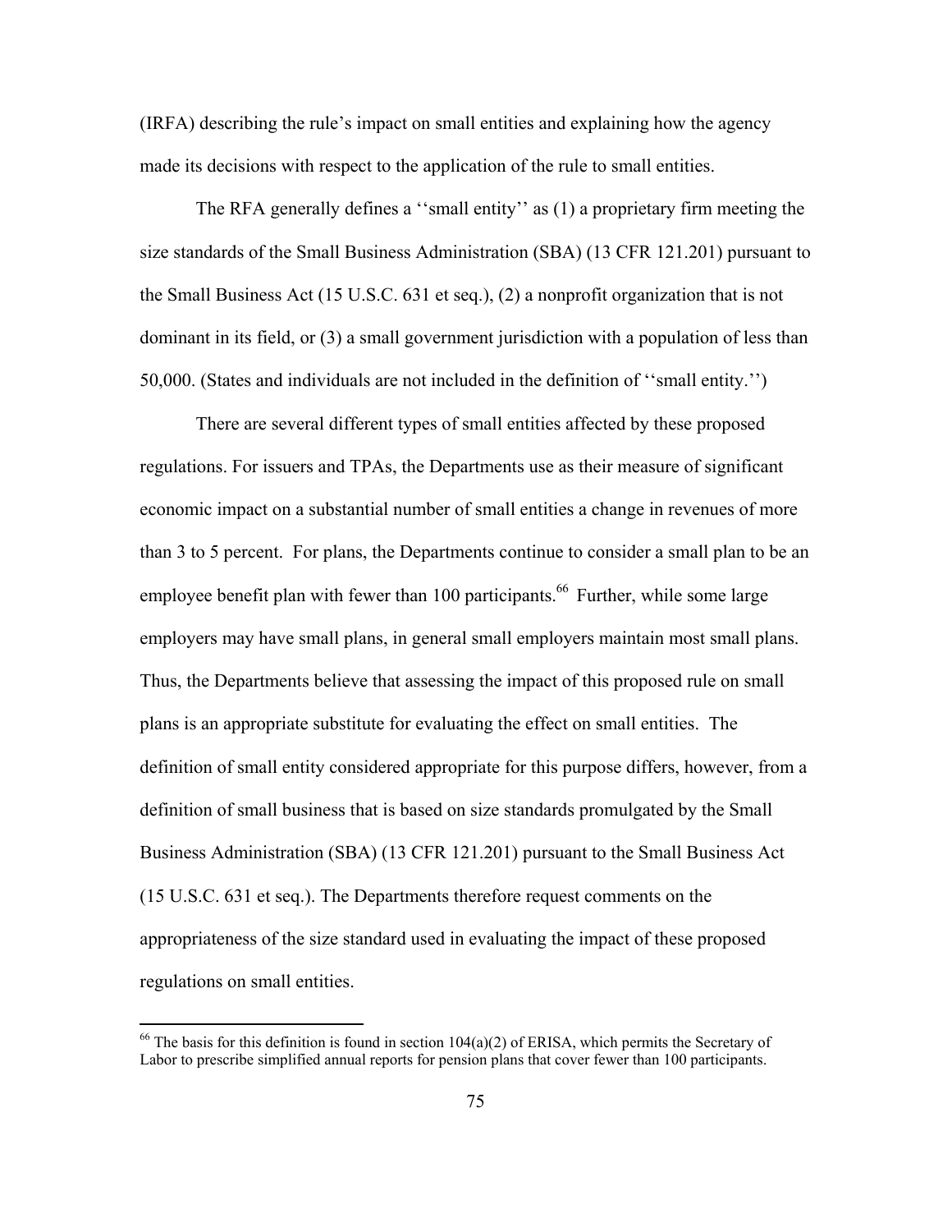(IRFA) describing the rule's impact on small entities and explaining how the agency made its decisions with respect to the application of the rule to small entities.

The RFA generally defines a ''small entity'' as (1) a proprietary firm meeting the size standards of the Small Business Administration (SBA) (13 CFR 121.201) pursuant to the Small Business Act (15 U.S.C. 631 et seq.), (2) a nonprofit organization that is not dominant in its field, or (3) a small government jurisdiction with a population of less than 50,000. (States and individuals are not included in the definition of ''small entity.'')

There are several different types of small entities affected by these proposed regulations. For issuers and TPAs, the Departments use as their measure of significant economic impact on a substantial number of small entities a change in revenues of more than 3 to 5 percent. For plans, the Departments continue to consider a small plan to be an employee benefit plan with fewer than 100 participants.[66] Further, while some large employers may have small plans, in general small employers maintain most small plans. Thus, the Departments believe that assessing the impact of this proposed rule on small plans is an appropriate substitute for evaluating the effect on small entities. The definition of small entity considered appropriate for this purpose differs, however, from a definition of small business that is based on size standards promulgated by the Small Business Administration (SBA) (13 CFR 121.201) pursuant to the Small Business Act (15 U.S.C. 631 et seq.). The Departments therefore request comments on the appropriateness of the size standard used in evaluating the impact of these proposed regulations on small entities.

---

[66] The basis for this definition is found in section 104(a)(2) of ERISA, which permits the Secretary of Labor to prescribe simplified annual reports for pension plans that cover fewer than 100 participants.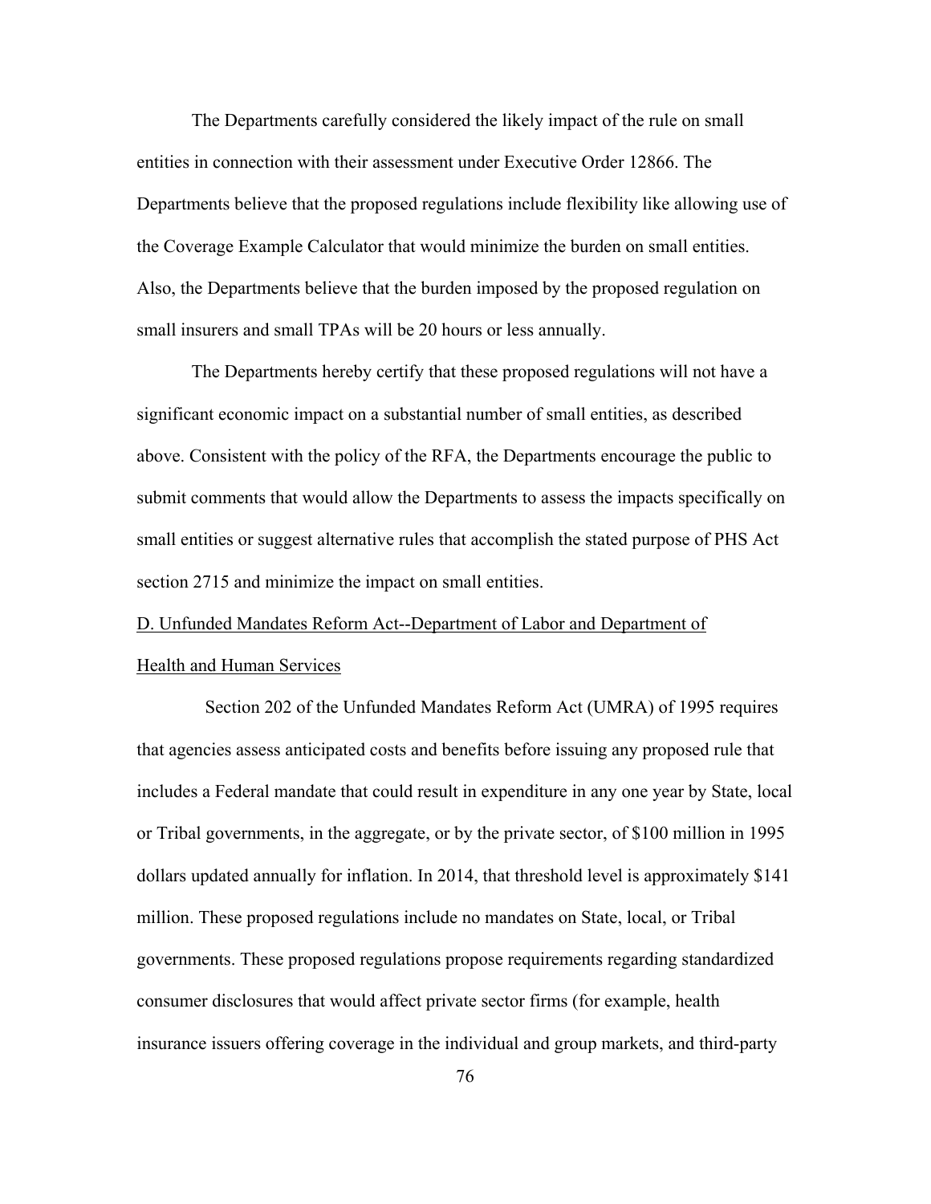The Departments carefully considered the likely impact of the rule on small entities in connection with their assessment under Executive Order 12866. The Departments believe that the proposed regulations include flexibility like allowing use of the Coverage Example Calculator that would minimize the burden on small entities. Also, the Departments believe that the burden imposed by the proposed regulation on small insurers and small TPAs will be 20 hours or less annually.

The Departments hereby certify that these proposed regulations will not have a significant economic impact on a substantial number of small entities, as described above. Consistent with the policy of the RFA, the Departments encourage the public to submit comments that would allow the Departments to assess the impacts specifically on small entities or suggest alternative rules that accomplish the stated purpose of PHS Act section 2715 and minimize the impact on small entities.

D. Unfunded Mandates Reform Act--Department of Labor and Department of Health and Human Services

Section 202 of the Unfunded Mandates Reform Act (UMRA) of 1995 requires that agencies assess anticipated costs and benefits before issuing any proposed rule that includes a Federal mandate that could result in expenditure in any one year by State, local or Tribal governments, in the aggregate, or by the private sector, of $100 million in 1995 dollars updated annually for inflation. In 2014, that threshold level is approximately $141 million. These proposed regulations include no mandates on State, local, or Tribal governments. These proposed regulations propose requirements regarding standardized consumer disclosures that would affect private sector firms (for example, health insurance issuers offering coverage in the individual and group markets, and third-party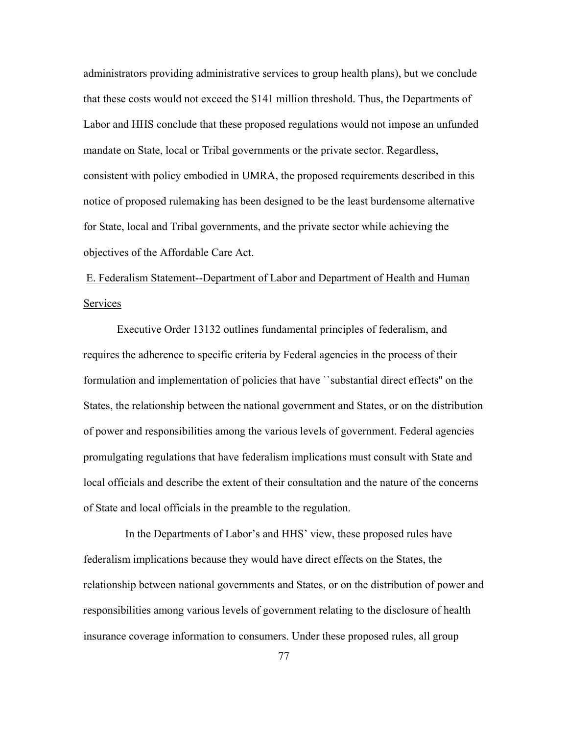administrators providing administrative services to group health plans), but we conclude that these costs would not exceed the $141 million threshold. Thus, the Departments of Labor and HHS conclude that these proposed regulations would not impose an unfunded mandate on State, local or Tribal governments or the private sector. Regardless, consistent with policy embodied in UMRA, the proposed requirements described in this notice of proposed rulemaking has been designed to be the least burdensome alternative for State, local and Tribal governments, and the private sector while achieving the objectives of the Affordable Care Act.

E. Federalism Statement--Department of Labor and Department of Health and Human Services

Executive Order 13132 outlines fundamental principles of federalism, and requires the adherence to specific criteria by Federal agencies in the process of their formulation and implementation of policies that have ``substantial direct effects'' on the States, the relationship between the national government and States, or on the distribution of power and responsibilities among the various levels of government. Federal agencies promulgating regulations that have federalism implications must consult with State and local officials and describe the extent of their consultation and the nature of the concerns of State and local officials in the preamble to the regulation.

In the Departments of Labor's and HHS' view, these proposed rules have federalism implications because they would have direct effects on the States, the relationship between national governments and States, or on the distribution of power and responsibilities among various levels of government relating to the disclosure of health insurance coverage information to consumers. Under these proposed rules, all group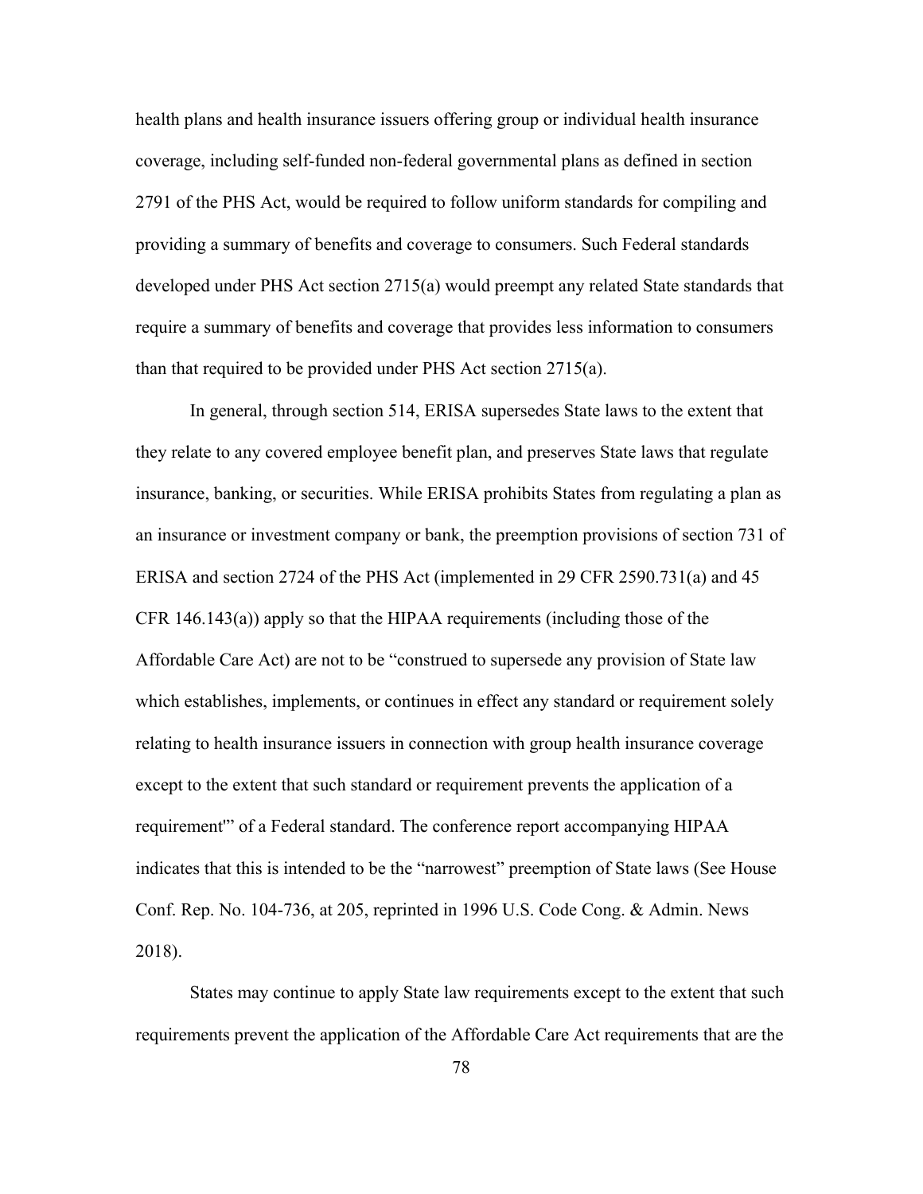health plans and health insurance issuers offering group or individual health insurance coverage, including self-funded non-federal governmental plans as defined in section 2791 of the PHS Act, would be required to follow uniform standards for compiling and providing a summary of benefits and coverage to consumers. Such Federal standards developed under PHS Act section 2715(a) would preempt any related State standards that require a summary of benefits and coverage that provides less information to consumers than that required to be provided under PHS Act section 2715(a).

In general, through section 514, ERISA supersedes State laws to the extent that they relate to any covered employee benefit plan, and preserves State laws that regulate insurance, banking, or securities. While ERISA prohibits States from regulating a plan as an insurance or investment company or bank, the preemption provisions of section 731 of ERISA and section 2724 of the PHS Act (implemented in 29 CFR 2590.731(a) and 45 CFR 146.143(a)) apply so that the HIPAA requirements (including those of the Affordable Care Act) are not to be "construed to supersede any provision of State law which establishes, implements, or continues in effect any standard or requirement solely relating to health insurance issuers in connection with group health insurance coverage except to the extent that such standard or requirement prevents the application of a requirement'" of a Federal standard. The conference report accompanying HIPAA indicates that this is intended to be the "narrowest" preemption of State laws (See House Conf. Rep. No. 104-736, at 205, reprinted in 1996 U.S. Code Cong. & Admin. News 2018).

States may continue to apply State law requirements except to the extent that such requirements prevent the application of the Affordable Care Act requirements that are the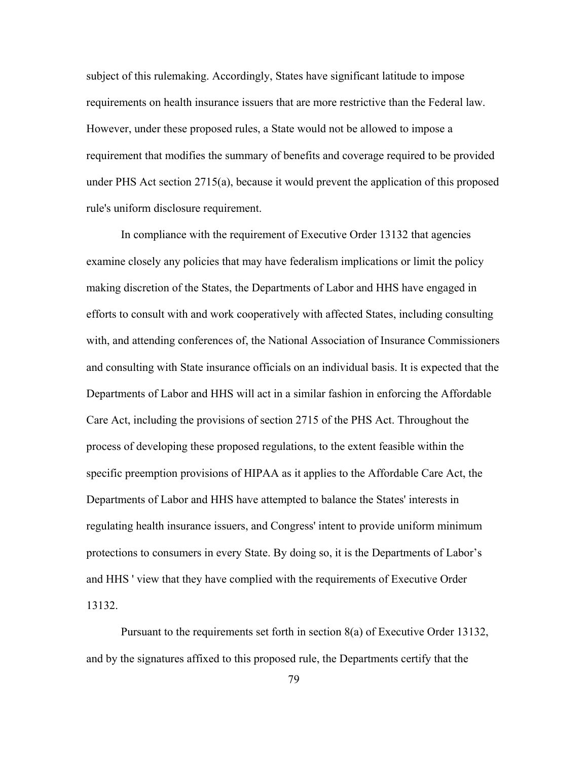subject of this rulemaking. Accordingly, States have significant latitude to impose requirements on health insurance issuers that are more restrictive than the Federal law. However, under these proposed rules, a State would not be allowed to impose a requirement that modifies the summary of benefits and coverage required to be provided under PHS Act section 2715(a), because it would prevent the application of this proposed rule's uniform disclosure requirement.

In compliance with the requirement of Executive Order 13132 that agencies examine closely any policies that may have federalism implications or limit the policy making discretion of the States, the Departments of Labor and HHS have engaged in efforts to consult with and work cooperatively with affected States, including consulting with, and attending conferences of, the National Association of Insurance Commissioners and consulting with State insurance officials on an individual basis. It is expected that the Departments of Labor and HHS will act in a similar fashion in enforcing the Affordable Care Act, including the provisions of section 2715 of the PHS Act. Throughout the process of developing these proposed regulations, to the extent feasible within the specific preemption provisions of HIPAA as it applies to the Affordable Care Act, the Departments of Labor and HHS have attempted to balance the States' interests in regulating health insurance issuers, and Congress' intent to provide uniform minimum protections to consumers in every State. By doing so, it is the Departments of Labor's and HHS ' view that they have complied with the requirements of Executive Order 13132.

Pursuant to the requirements set forth in section 8(a) of Executive Order 13132, and by the signatures affixed to this proposed rule, the Departments certify that the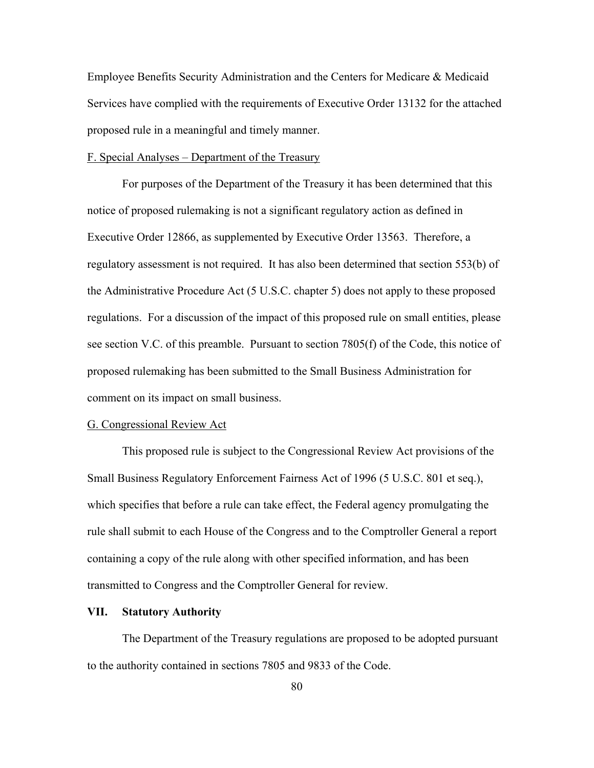Employee Benefits Security Administration and the Centers for Medicare & Medicaid Services have complied with the requirements of Executive Order 13132 for the attached proposed rule in a meaningful and timely manner.

F. Special Analyses – Department of the Treasury

For purposes of the Department of the Treasury it has been determined that this notice of proposed rulemaking is not a significant regulatory action as defined in Executive Order 12866, as supplemented by Executive Order 13563. Therefore, a regulatory assessment is not required. It has also been determined that section 553(b) of the Administrative Procedure Act (5 U.S.C. chapter 5) does not apply to these proposed regulations. For a discussion of the impact of this proposed rule on small entities, please see section V.C. of this preamble. Pursuant to section 7805(f) of the Code, this notice of proposed rulemaking has been submitted to the Small Business Administration for comment on its impact on small business.

G. Congressional Review Act

This proposed rule is subject to the Congressional Review Act provisions of the Small Business Regulatory Enforcement Fairness Act of 1996 (5 U.S.C. 801 et seq.), which specifies that before a rule can take effect, the Federal agency promulgating the rule shall submit to each House of the Congress and to the Comptroller General a report containing a copy of the rule along with other specified information, and has been transmitted to Congress and the Comptroller General for review.

## VII. Statutory Authority

The Department of the Treasury regulations are proposed to be adopted pursuant to the authority contained in sections 7805 and 9833 of the Code.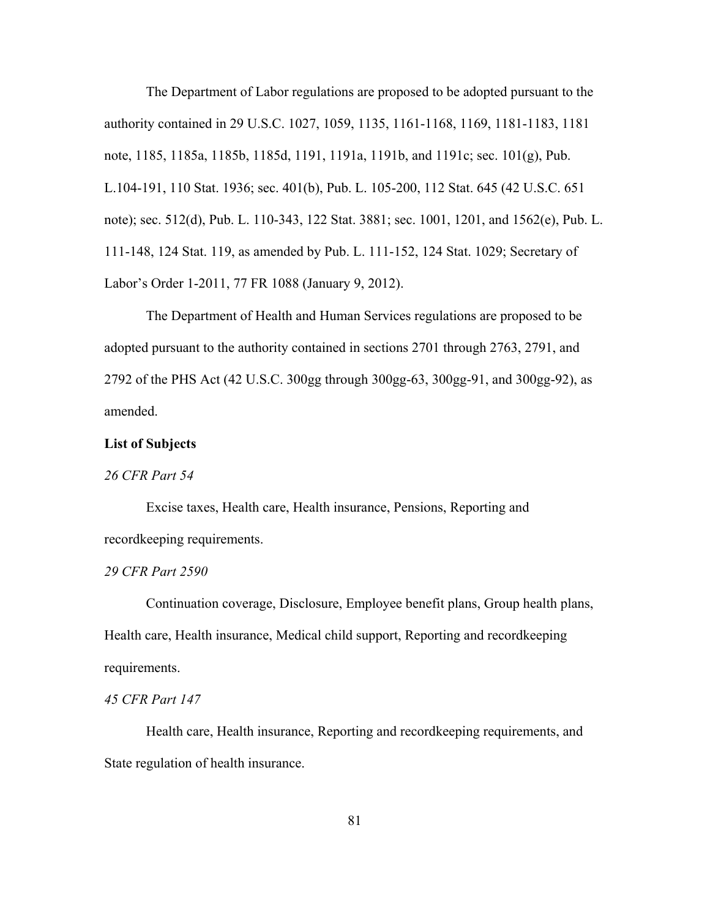The Department of Labor regulations are proposed to be adopted pursuant to the authority contained in 29 U.S.C. 1027, 1059, 1135, 1161-1168, 1169, 1181-1183, 1181 note, 1185, 1185a, 1185b, 1185d, 1191, 1191a, 1191b, and 1191c; sec. 101(g), Pub. L.104-191, 110 Stat. 1936; sec. 401(b), Pub. L. 105-200, 112 Stat. 645 (42 U.S.C. 651 note); sec. 512(d), Pub. L. 110-343, 122 Stat. 3881; sec. 1001, 1201, and 1562(e), Pub. L. 111-148, 124 Stat. 119, as amended by Pub. L. 111-152, 124 Stat. 1029; Secretary of Labor's Order 1-2011, 77 FR 1088 (January 9, 2012).

The Department of Health and Human Services regulations are proposed to be adopted pursuant to the authority contained in sections 2701 through 2763, 2791, and 2792 of the PHS Act (42 U.S.C. 300gg through 300gg-63, 300gg-91, and 300gg-92), as amended.

**List of Subjects**

*26 CFR Part 54*

Excise taxes, Health care, Health insurance, Pensions, Reporting and recordkeeping requirements.

*29 CFR Part 2590*

Continuation coverage, Disclosure, Employee benefit plans, Group health plans, Health care, Health insurance, Medical child support, Reporting and recordkeeping requirements.

*45 CFR Part 147*

Health care, Health insurance, Reporting and recordkeeping requirements, and State regulation of health insurance.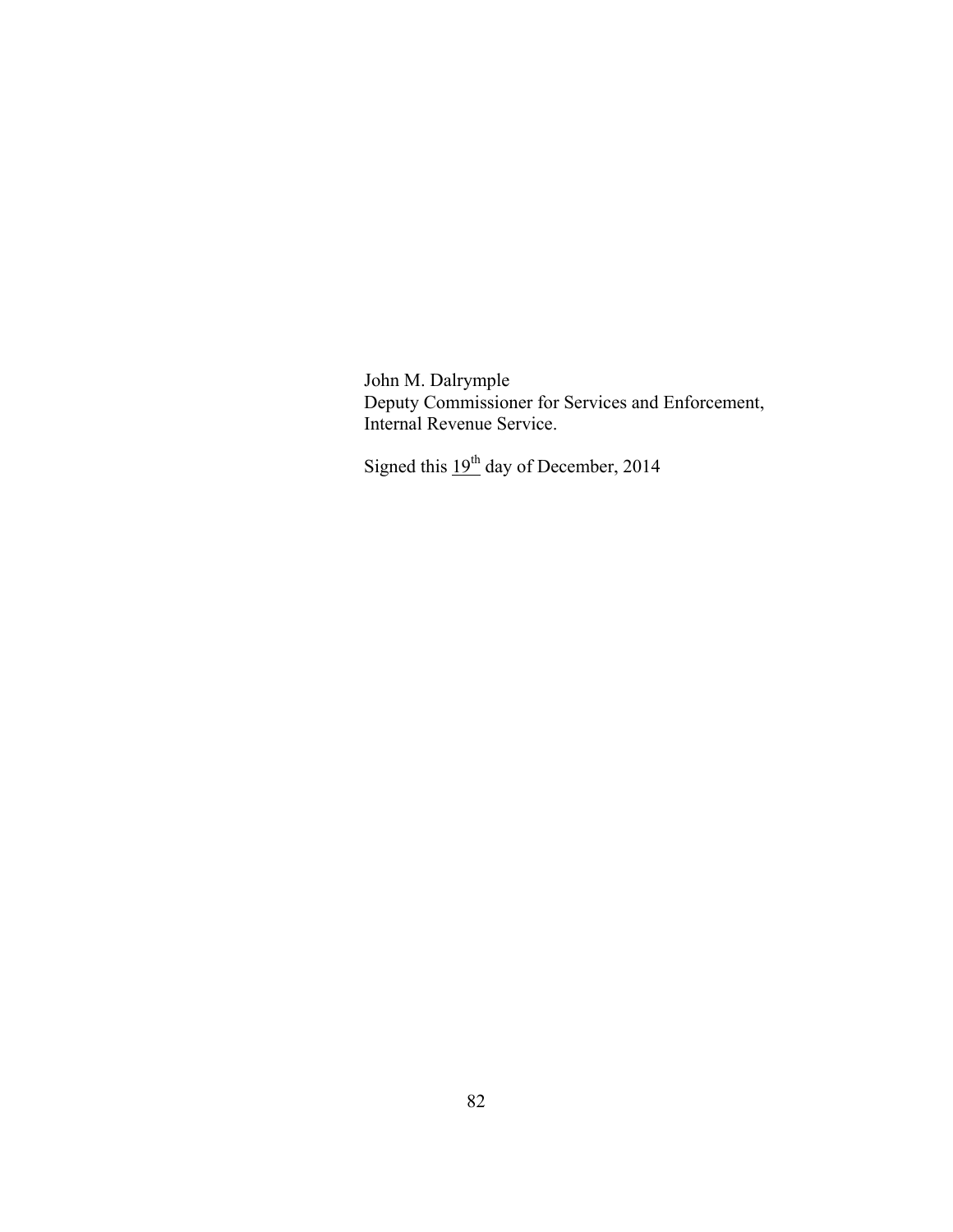John M. Dalrymple
Deputy Commissioner for Services and Enforcement,
Internal Revenue Service.

Signed this 19th day of December, 2014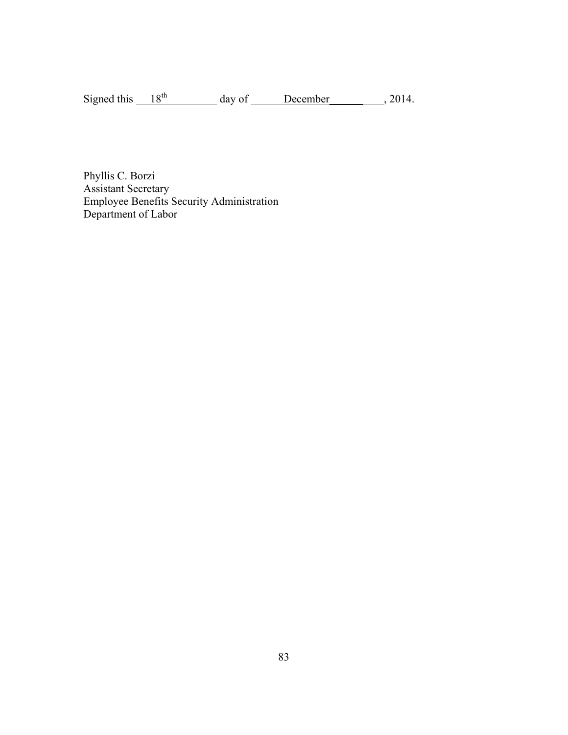Signed this 18th day of December, 2014.

Phyllis C. Borzi  
Assistant Secretary  
Employee Benefits Security Administration  
Department of Labor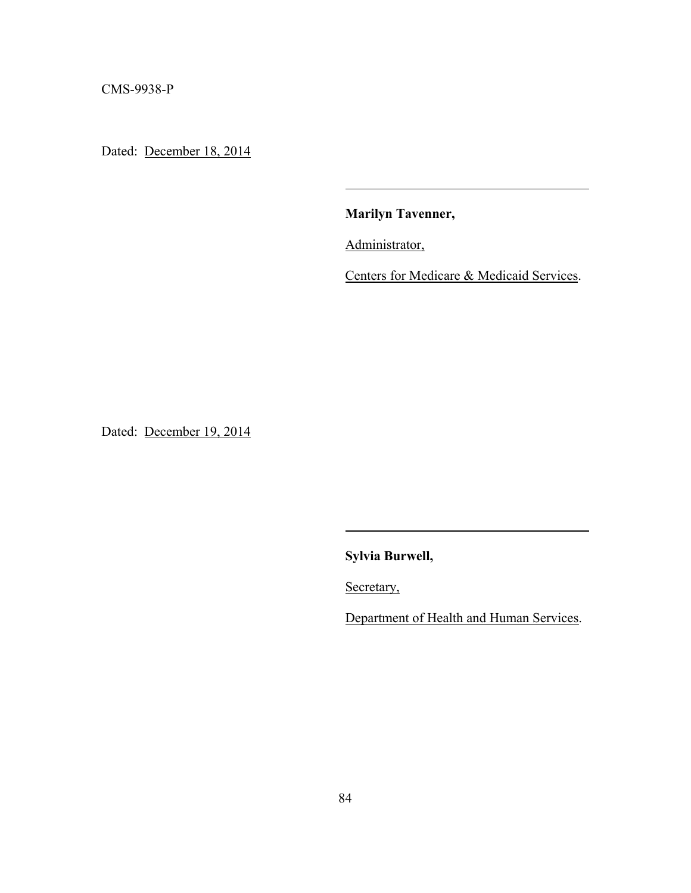CMS-9938-P

Dated: December 18, 2014

______________________________

**Marilyn Tavenner,**

Administrator,

Centers for Medicare & Medicaid Services.

Dated: December 19, 2014

______________________________

**Sylvia Burwell,**

Secretary,

Department of Health and Human Services.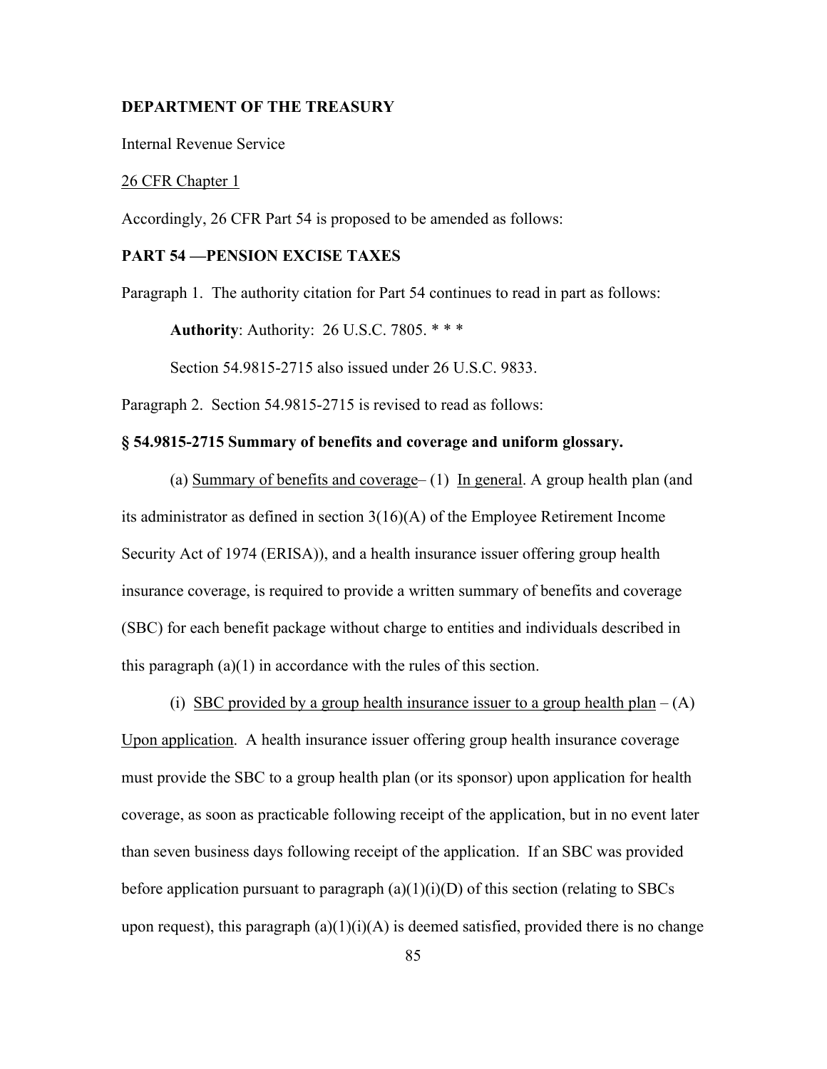**DEPARTMENT OF THE TREASURY**

Internal Revenue Service

26 CFR Chapter 1

Accordingly, 26 CFR Part 54 is proposed to be amended as follows:

**PART 54 —PENSION EXCISE TAXES**

Paragraph 1. The authority citation for Part 54 continues to read in part as follows:

**Authority**: Authority: 26 U.S.C. 7805. * * *

Section 54.9815-2715 also issued under 26 U.S.C. 9833.

Paragraph 2. Section 54.9815-2715 is revised to read as follows:

**§ 54.9815-2715 Summary of benefits and coverage and uniform glossary.**

(a) Summary of benefits and coverage– (1) In general. A group health plan (and its administrator as defined in section 3(16)(A) of the Employee Retirement Income Security Act of 1974 (ERISA)), and a health insurance issuer offering group health insurance coverage, is required to provide a written summary of benefits and coverage (SBC) for each benefit package without charge to entities and individuals described in this paragraph (a)(1) in accordance with the rules of this section.

(i) SBC provided by a group health insurance issuer to a group health plan – (A) Upon application. A health insurance issuer offering group health insurance coverage must provide the SBC to a group health plan (or its sponsor) upon application for health coverage, as soon as practicable following receipt of the application, but in no event later than seven business days following receipt of the application. If an SBC was provided before application pursuant to paragraph (a)(1)(i)(D) of this section (relating to SBCs upon request), this paragraph (a)(1)(i)(A) is deemed satisfied, provided there is no change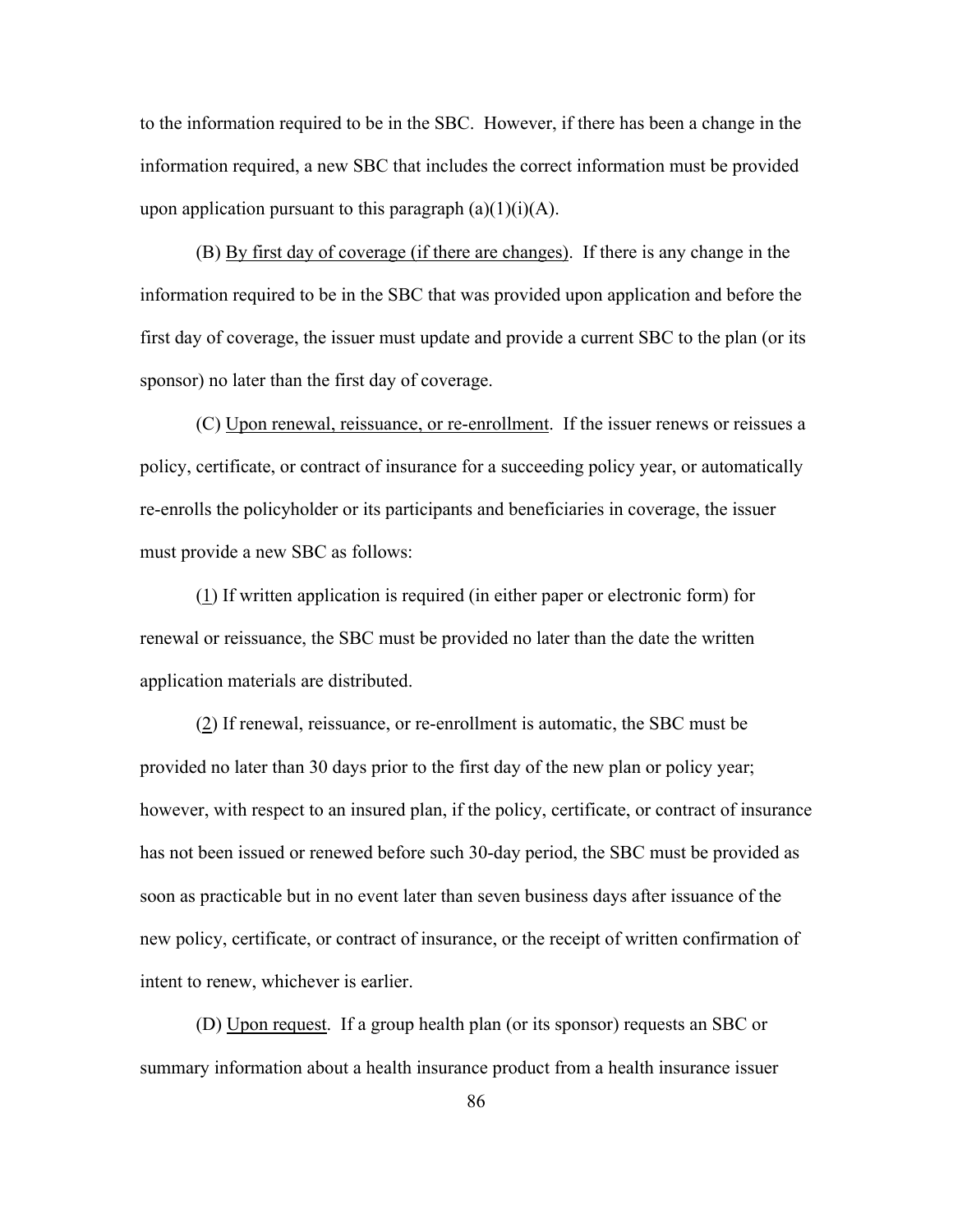to the information required to be in the SBC. However, if there has been a change in the information required, a new SBC that includes the correct information must be provided upon application pursuant to this paragraph (a)(1)(i)(A).

(B) By first day of coverage (if there are changes). If there is any change in the information required to be in the SBC that was provided upon application and before the first day of coverage, the issuer must update and provide a current SBC to the plan (or its sponsor) no later than the first day of coverage.

(C) Upon renewal, reissuance, or re-enrollment. If the issuer renews or reissues a policy, certificate, or contract of insurance for a succeeding policy year, or automatically re-enrolls the policyholder or its participants and beneficiaries in coverage, the issuer must provide a new SBC as follows:

(1) If written application is required (in either paper or electronic form) for renewal or reissuance, the SBC must be provided no later than the date the written application materials are distributed.

(2) If renewal, reissuance, or re-enrollment is automatic, the SBC must be provided no later than 30 days prior to the first day of the new plan or policy year; however, with respect to an insured plan, if the policy, certificate, or contract of insurance has not been issued or renewed before such 30-day period, the SBC must be provided as soon as practicable but in no event later than seven business days after issuance of the new policy, certificate, or contract of insurance, or the receipt of written confirmation of intent to renew, whichever is earlier.

(D) Upon request. If a group health plan (or its sponsor) requests an SBC or summary information about a health insurance product from a health insurance issuer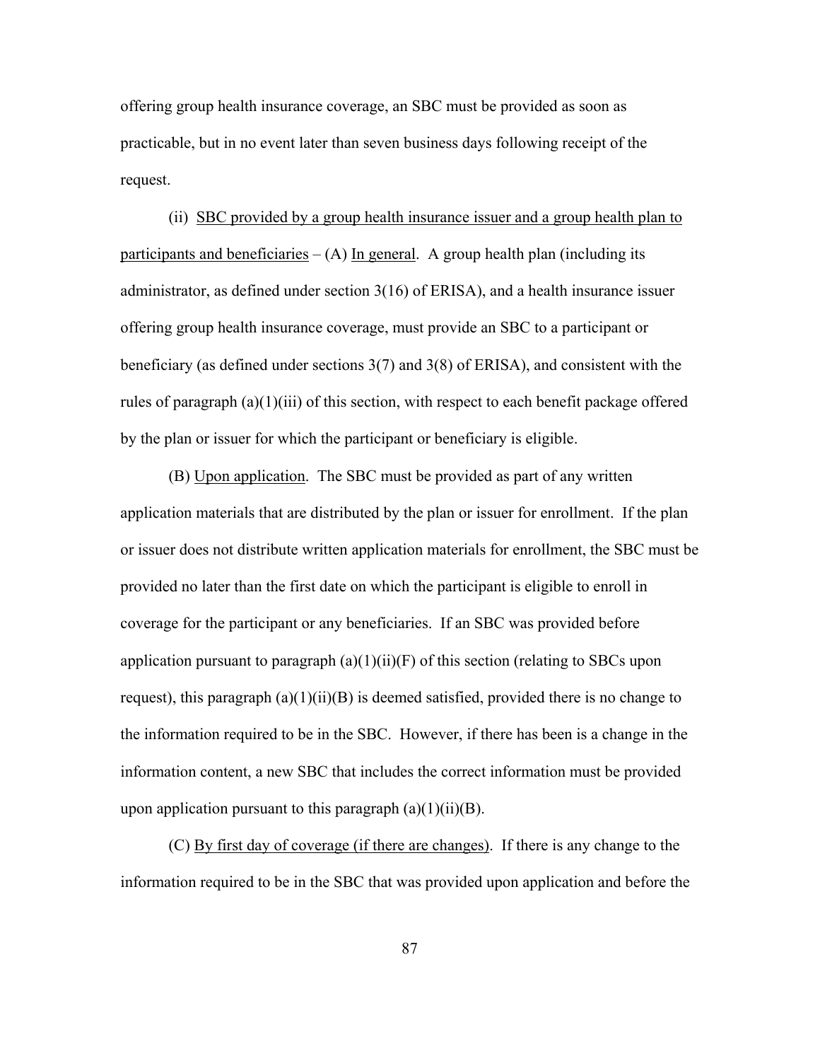offering group health insurance coverage, an SBC must be provided as soon as practicable, but in no event later than seven business days following receipt of the request.

(ii) <u>SBC provided by a group health insurance issuer and a group health plan to participants and beneficiaries</u> – (A) <u>In general</u>. A group health plan (including its administrator, as defined under section 3(16) of ERISA), and a health insurance issuer offering group health insurance coverage, must provide an SBC to a participant or beneficiary (as defined under sections 3(7) and 3(8) of ERISA), and consistent with the rules of paragraph (a)(1)(iii) of this section, with respect to each benefit package offered by the plan or issuer for which the participant or beneficiary is eligible.

(B) <u>Upon application</u>. The SBC must be provided as part of any written application materials that are distributed by the plan or issuer for enrollment. If the plan or issuer does not distribute written application materials for enrollment, the SBC must be provided no later than the first date on which the participant is eligible to enroll in coverage for the participant or any beneficiaries. If an SBC was provided before application pursuant to paragraph (a)(1)(ii)(F) of this section (relating to SBCs upon request), this paragraph (a)(1)(ii)(B) is deemed satisfied, provided there is no change to the information required to be in the SBC. However, if there has been is a change in the information content, a new SBC that includes the correct information must be provided upon application pursuant to this paragraph (a)(1)(ii)(B).

(C) <u>By first day of coverage (if there are changes)</u>. If there is any change to the information required to be in the SBC that was provided upon application and before the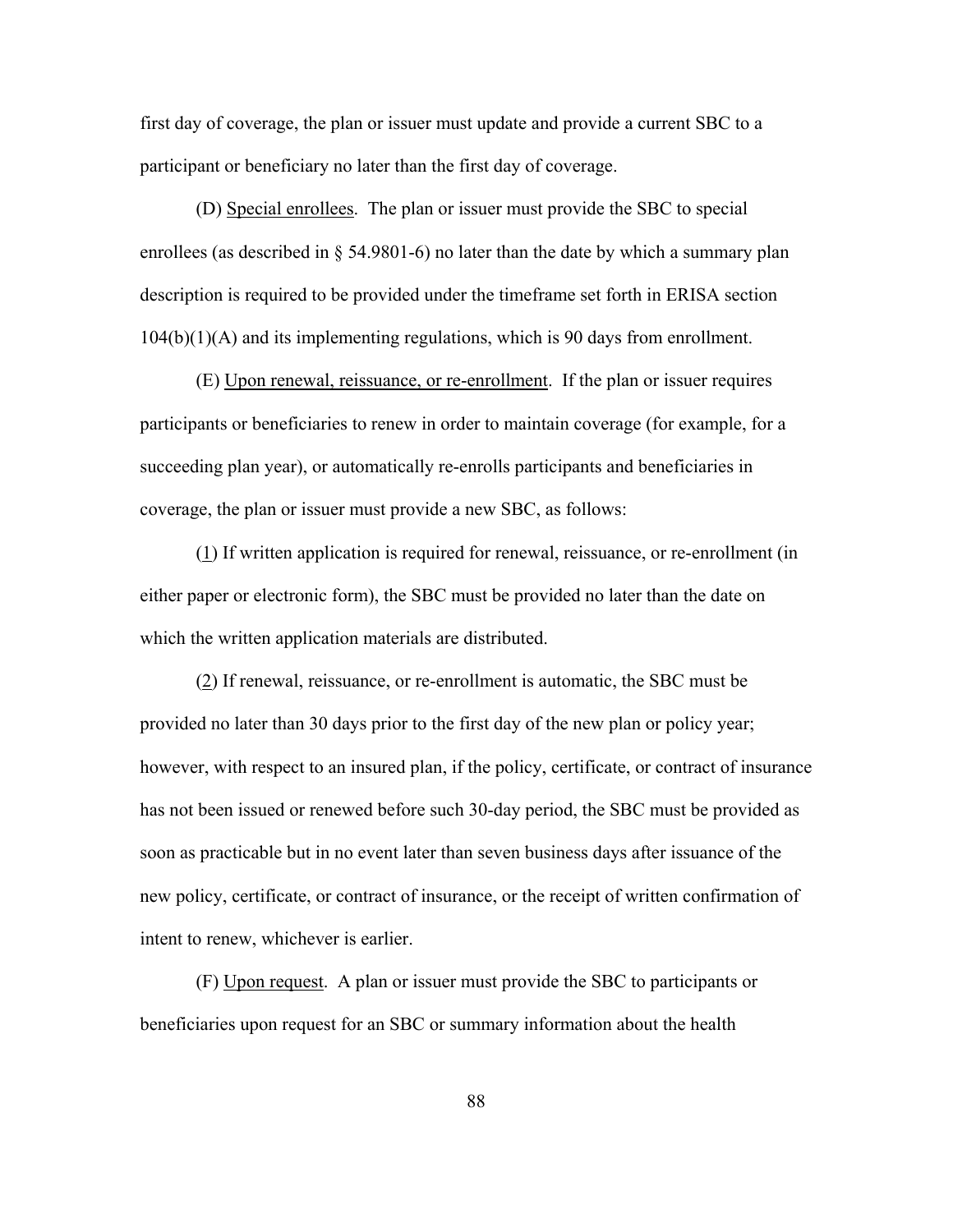first day of coverage, the plan or issuer must update and provide a current SBC to a participant or beneficiary no later than the first day of coverage.

(D) Special enrollees. The plan or issuer must provide the SBC to special enrollees (as described in § 54.9801-6) no later than the date by which a summary plan description is required to be provided under the timeframe set forth in ERISA section 104(b)(1)(A) and its implementing regulations, which is 90 days from enrollment.

(E) Upon renewal, reissuance, or re-enrollment. If the plan or issuer requires participants or beneficiaries to renew in order to maintain coverage (for example, for a succeeding plan year), or automatically re-enrolls participants and beneficiaries in coverage, the plan or issuer must provide a new SBC, as follows:

(1) If written application is required for renewal, reissuance, or re-enrollment (in either paper or electronic form), the SBC must be provided no later than the date on which the written application materials are distributed.

(2) If renewal, reissuance, or re-enrollment is automatic, the SBC must be provided no later than 30 days prior to the first day of the new plan or policy year; however, with respect to an insured plan, if the policy, certificate, or contract of insurance has not been issued or renewed before such 30-day period, the SBC must be provided as soon as practicable but in no event later than seven business days after issuance of the new policy, certificate, or contract of insurance, or the receipt of written confirmation of intent to renew, whichever is earlier.

(F) Upon request. A plan or issuer must provide the SBC to participants or beneficiaries upon request for an SBC or summary information about the health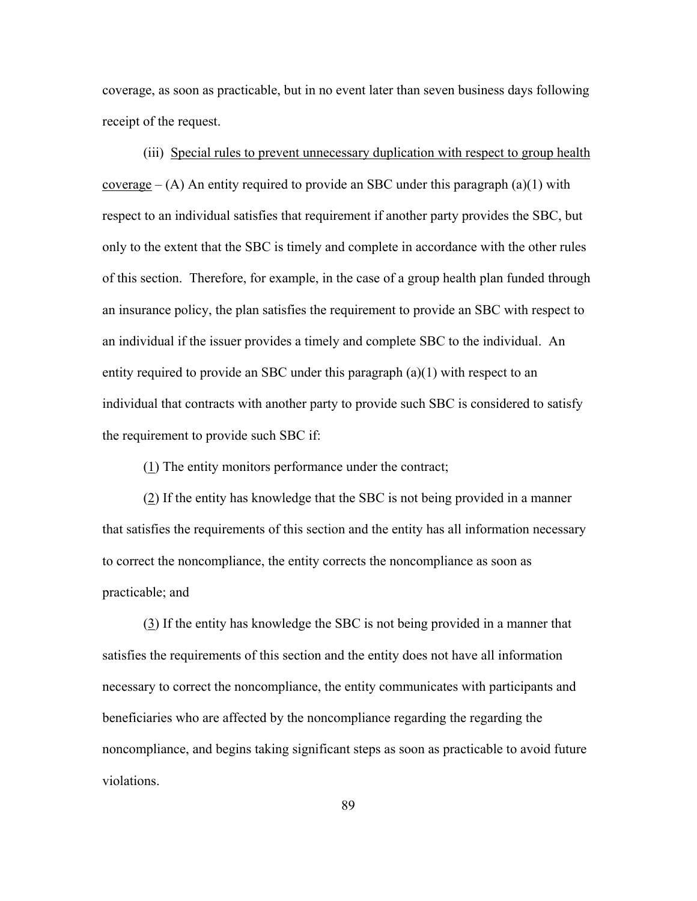coverage, as soon as practicable, but in no event later than seven business days following receipt of the request.

(iii) Special rules to prevent unnecessary duplication with respect to group health coverage – (A) An entity required to provide an SBC under this paragraph (a)(1) with respect to an individual satisfies that requirement if another party provides the SBC, but only to the extent that the SBC is timely and complete in accordance with the other rules of this section. Therefore, for example, in the case of a group health plan funded through an insurance policy, the plan satisfies the requirement to provide an SBC with respect to an individual if the issuer provides a timely and complete SBC to the individual. An entity required to provide an SBC under this paragraph (a)(1) with respect to an individual that contracts with another party to provide such SBC is considered to satisfy the requirement to provide such SBC if:

(1) The entity monitors performance under the contract;

(2) If the entity has knowledge that the SBC is not being provided in a manner that satisfies the requirements of this section and the entity has all information necessary to correct the noncompliance, the entity corrects the noncompliance as soon as practicable; and

(3) If the entity has knowledge the SBC is not being provided in a manner that satisfies the requirements of this section and the entity does not have all information necessary to correct the noncompliance, the entity communicates with participants and beneficiaries who are affected by the noncompliance regarding the regarding the noncompliance, and begins taking significant steps as soon as practicable to avoid future violations.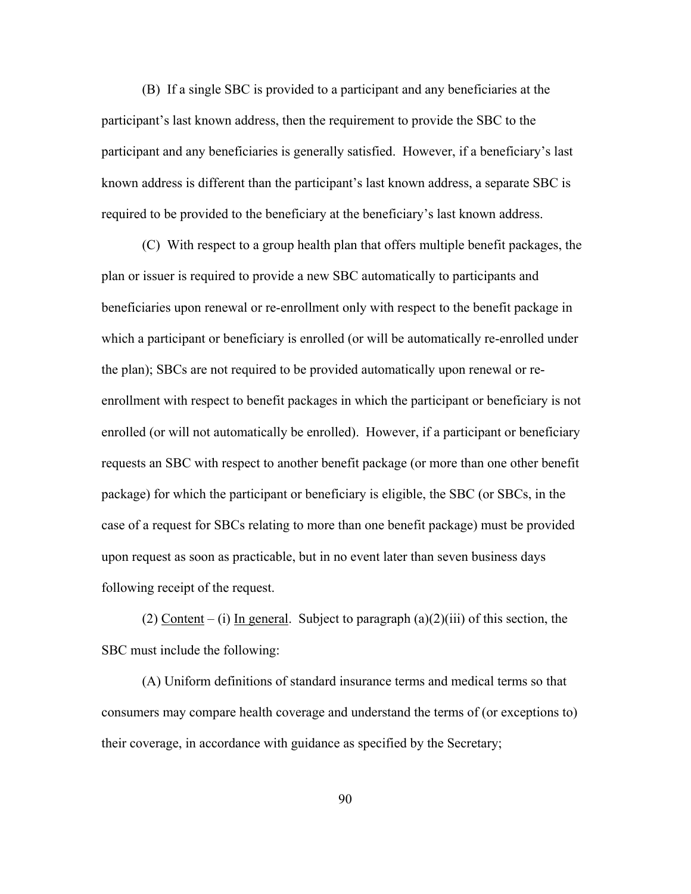(B) If a single SBC is provided to a participant and any beneficiaries at the participant's last known address, then the requirement to provide the SBC to the participant and any beneficiaries is generally satisfied. However, if a beneficiary's last known address is different than the participant's last known address, a separate SBC is required to be provided to the beneficiary at the beneficiary's last known address.

(C) With respect to a group health plan that offers multiple benefit packages, the plan or issuer is required to provide a new SBC automatically to participants and beneficiaries upon renewal or re-enrollment only with respect to the benefit package in which a participant or beneficiary is enrolled (or will be automatically re-enrolled under the plan); SBCs are not required to be provided automatically upon renewal or re-enrollment with respect to benefit packages in which the participant or beneficiary is not enrolled (or will not automatically be enrolled). However, if a participant or beneficiary requests an SBC with respect to another benefit package (or more than one other benefit package) for which the participant or beneficiary is eligible, the SBC (or SBCs, in the case of a request for SBCs relating to more than one benefit package) must be provided upon request as soon as practicable, but in no event later than seven business days following receipt of the request.

(2) Content – (i) In general. Subject to paragraph (a)(2)(iii) of this section, the SBC must include the following:

(A) Uniform definitions of standard insurance terms and medical terms so that consumers may compare health coverage and understand the terms of (or exceptions to) their coverage, in accordance with guidance as specified by the Secretary;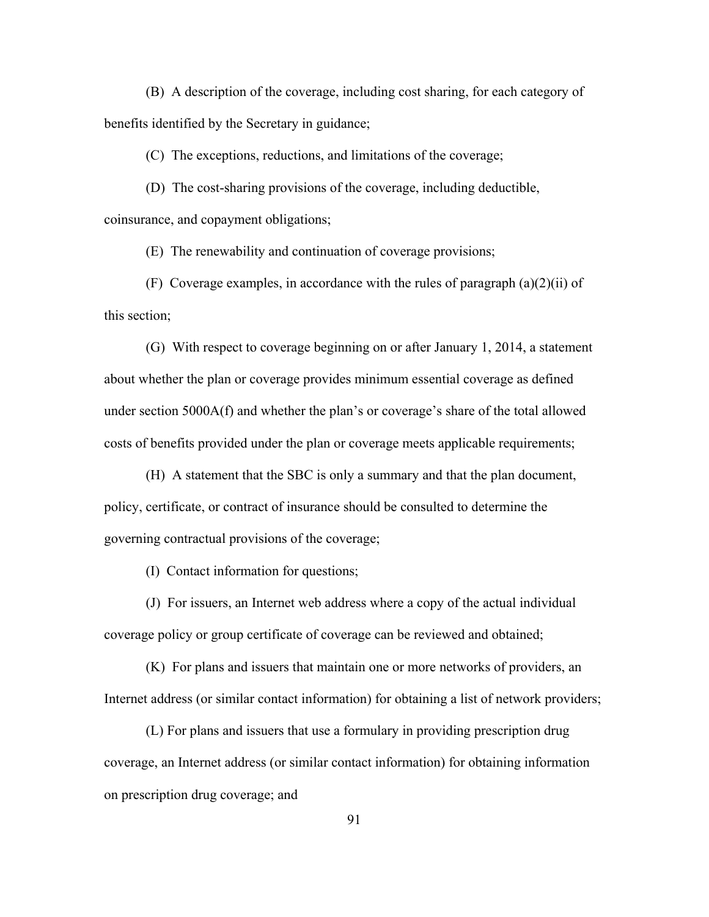(B) A description of the coverage, including cost sharing, for each category of benefits identified by the Secretary in guidance;

(C) The exceptions, reductions, and limitations of the coverage;

(D) The cost-sharing provisions of the coverage, including deductible, coinsurance, and copayment obligations;

(E) The renewability and continuation of coverage provisions;

(F) Coverage examples, in accordance with the rules of paragraph (a)(2)(ii) of this section;

(G) With respect to coverage beginning on or after January 1, 2014, a statement about whether the plan or coverage provides minimum essential coverage as defined under section 5000A(f) and whether the plan's or coverage's share of the total allowed costs of benefits provided under the plan or coverage meets applicable requirements;

(H) A statement that the SBC is only a summary and that the plan document, policy, certificate, or contract of insurance should be consulted to determine the governing contractual provisions of the coverage;

(I) Contact information for questions;

(J) For issuers, an Internet web address where a copy of the actual individual coverage policy or group certificate of coverage can be reviewed and obtained;

(K) For plans and issuers that maintain one or more networks of providers, an Internet address (or similar contact information) for obtaining a list of network providers;

(L) For plans and issuers that use a formulary in providing prescription drug coverage, an Internet address (or similar contact information) for obtaining information on prescription drug coverage; and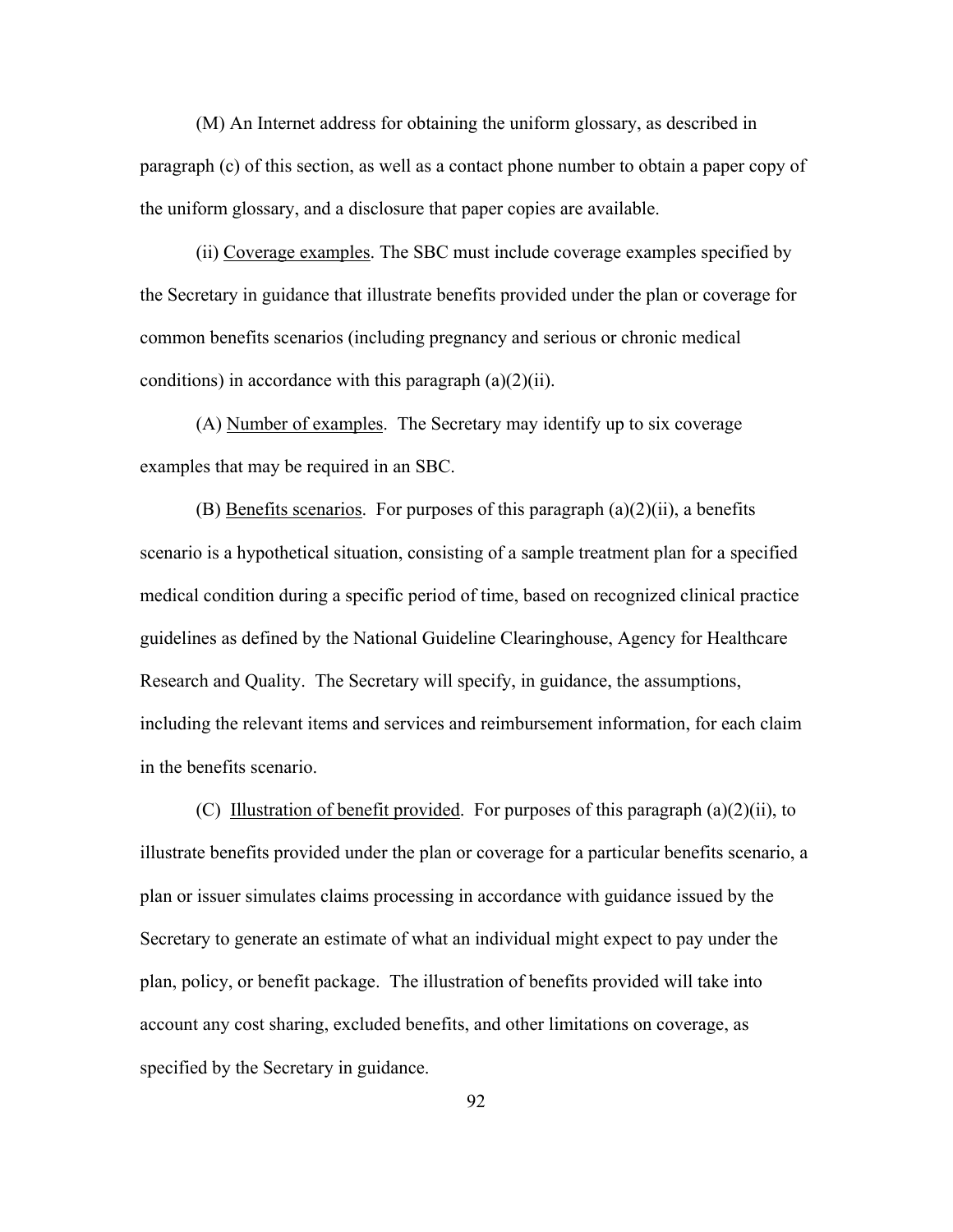(M) An Internet address for obtaining the uniform glossary, as described in paragraph (c) of this section, as well as a contact phone number to obtain a paper copy of the uniform glossary, and a disclosure that paper copies are available.

(ii) <u>Coverage examples</u>. The SBC must include coverage examples specified by the Secretary in guidance that illustrate benefits provided under the plan or coverage for common benefits scenarios (including pregnancy and serious or chronic medical conditions) in accordance with this paragraph (a)(2)(ii).

(A) <u>Number of examples</u>. The Secretary may identify up to six coverage examples that may be required in an SBC.

(B) <u>Benefits scenarios</u>. For purposes of this paragraph (a)(2)(ii), a benefits scenario is a hypothetical situation, consisting of a sample treatment plan for a specified medical condition during a specific period of time, based on recognized clinical practice guidelines as defined by the National Guideline Clearinghouse, Agency for Healthcare Research and Quality. The Secretary will specify, in guidance, the assumptions, including the relevant items and services and reimbursement information, for each claim in the benefits scenario.

(C) <u>Illustration of benefit provided</u>. For purposes of this paragraph (a)(2)(ii), to illustrate benefits provided under the plan or coverage for a particular benefits scenario, a plan or issuer simulates claims processing in accordance with guidance issued by the Secretary to generate an estimate of what an individual might expect to pay under the plan, policy, or benefit package. The illustration of benefits provided will take into account any cost sharing, excluded benefits, and other limitations on coverage, as specified by the Secretary in guidance.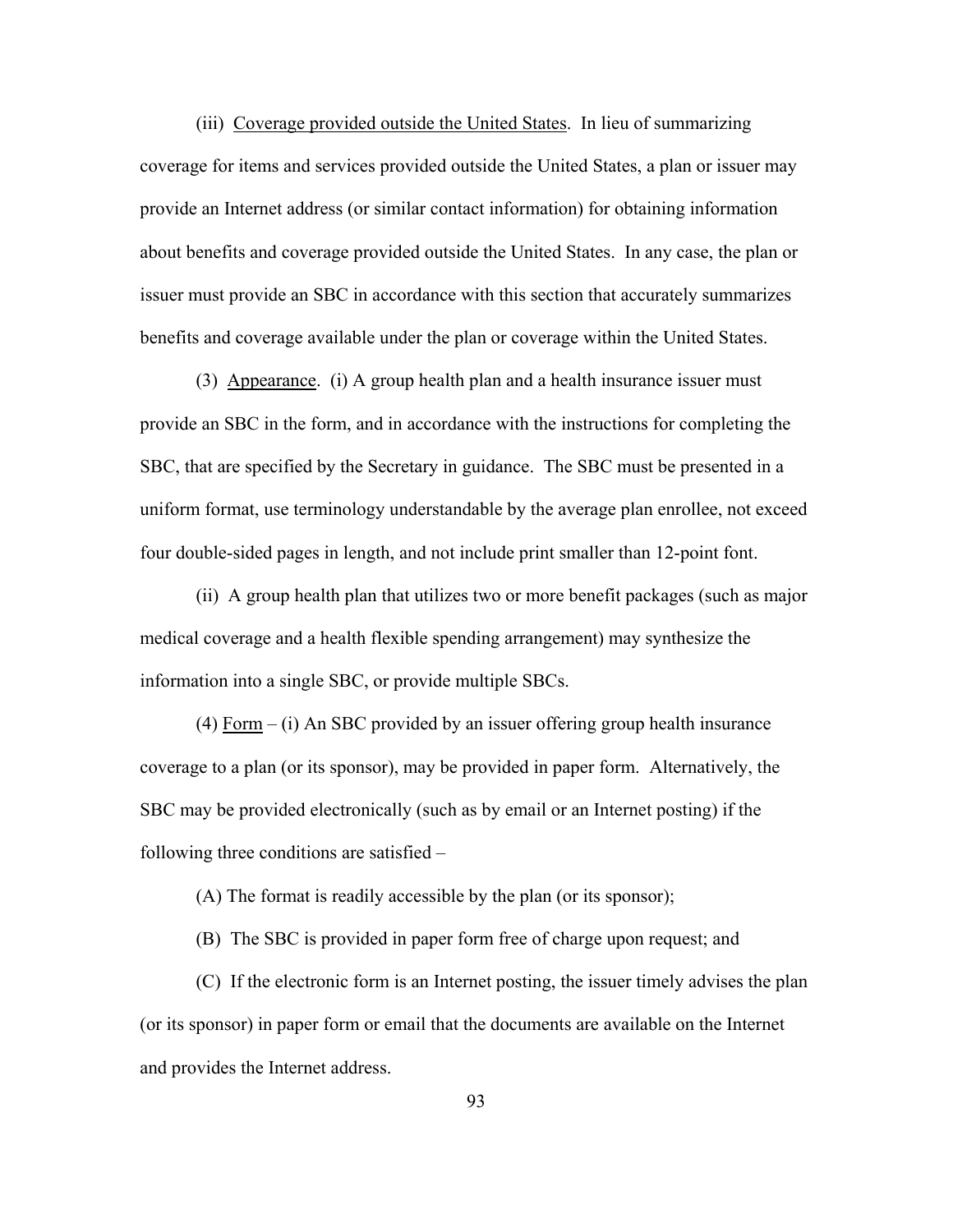(iii) Coverage provided outside the United States. In lieu of summarizing coverage for items and services provided outside the United States, a plan or issuer may provide an Internet address (or similar contact information) for obtaining information about benefits and coverage provided outside the United States. In any case, the plan or issuer must provide an SBC in accordance with this section that accurately summarizes benefits and coverage available under the plan or coverage within the United States.

(3) Appearance. (i) A group health plan and a health insurance issuer must provide an SBC in the form, and in accordance with the instructions for completing the SBC, that are specified by the Secretary in guidance. The SBC must be presented in a uniform format, use terminology understandable by the average plan enrollee, not exceed four double-sided pages in length, and not include print smaller than 12-point font.

(ii) A group health plan that utilizes two or more benefit packages (such as major medical coverage and a health flexible spending arrangement) may synthesize the information into a single SBC, or provide multiple SBCs.

(4) Form – (i) An SBC provided by an issuer offering group health insurance coverage to a plan (or its sponsor), may be provided in paper form. Alternatively, the SBC may be provided electronically (such as by email or an Internet posting) if the following three conditions are satisfied –

(A) The format is readily accessible by the plan (or its sponsor);

(B) The SBC is provided in paper form free of charge upon request; and

(C) If the electronic form is an Internet posting, the issuer timely advises the plan (or its sponsor) in paper form or email that the documents are available on the Internet and provides the Internet address.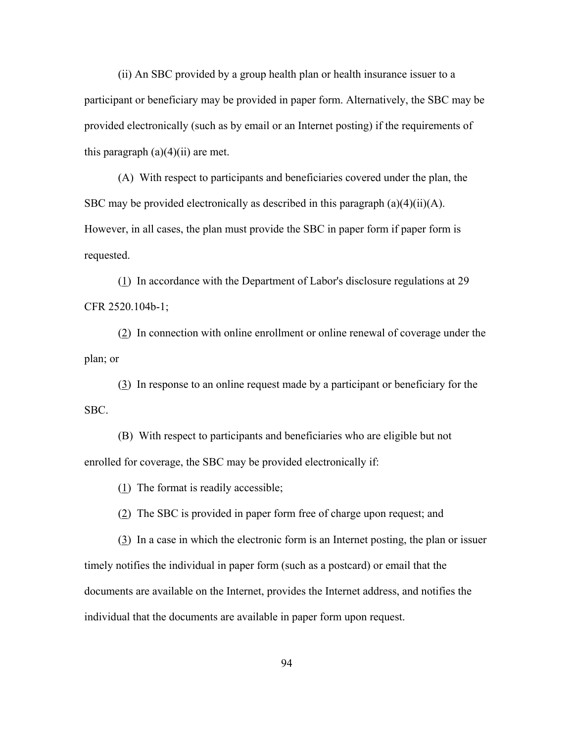(ii) An SBC provided by a group health plan or health insurance issuer to a participant or beneficiary may be provided in paper form. Alternatively, the SBC may be provided electronically (such as by email or an Internet posting) if the requirements of this paragraph (a)(4)(ii) are met.

(A) With respect to participants and beneficiaries covered under the plan, the SBC may be provided electronically as described in this paragraph (a)(4)(ii)(A). However, in all cases, the plan must provide the SBC in paper form if paper form is requested.

(1) In accordance with the Department of Labor's disclosure regulations at 29 CFR 2520.104b-1;

(2) In connection with online enrollment or online renewal of coverage under the plan; or

(3) In response to an online request made by a participant or beneficiary for the SBC.

(B) With respect to participants and beneficiaries who are eligible but not enrolled for coverage, the SBC may be provided electronically if:

(1) The format is readily accessible;

(2) The SBC is provided in paper form free of charge upon request; and

(3) In a case in which the electronic form is an Internet posting, the plan or issuer timely notifies the individual in paper form (such as a postcard) or email that the documents are available on the Internet, provides the Internet address, and notifies the individual that the documents are available in paper form upon request.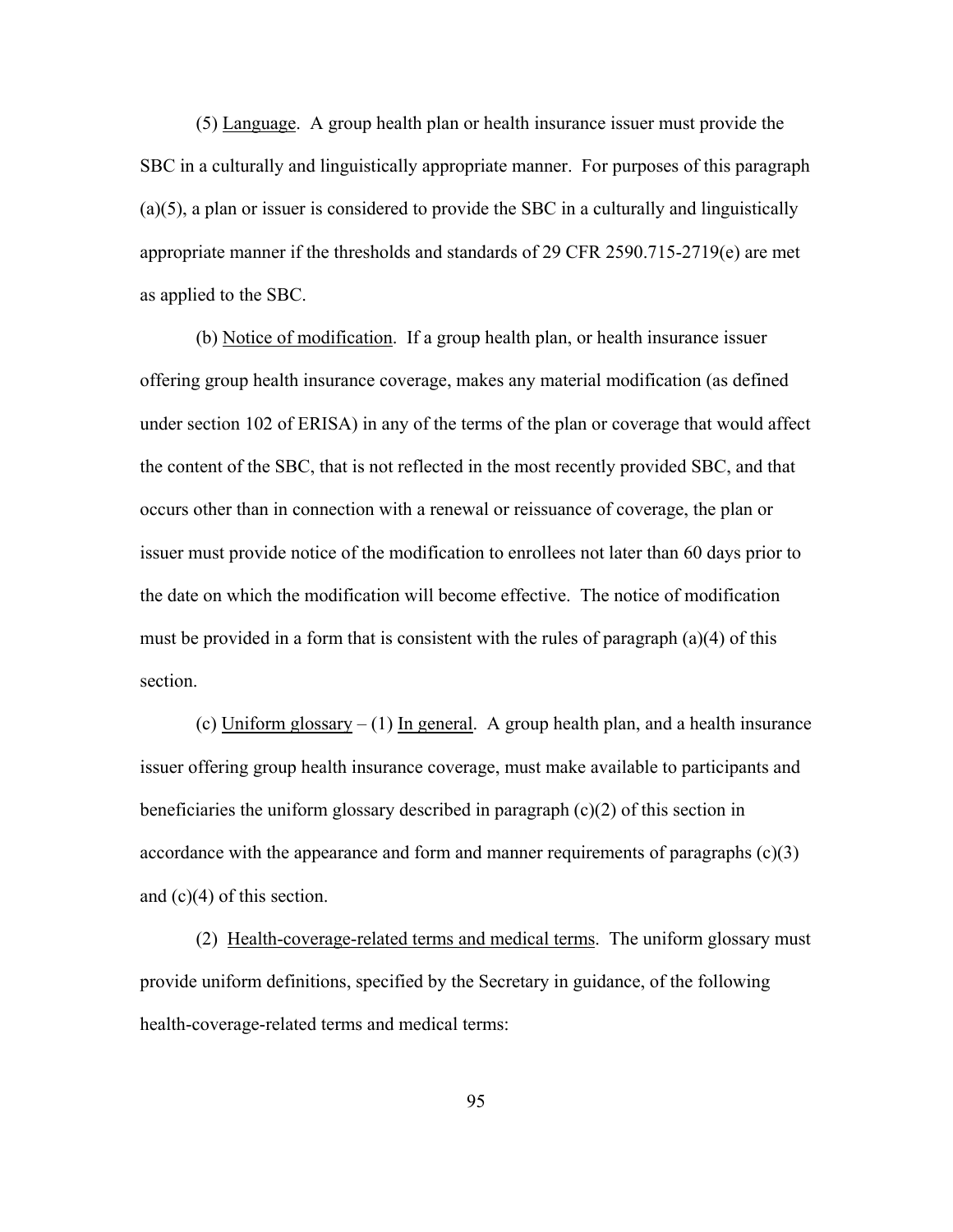(5) Language. A group health plan or health insurance issuer must provide the SBC in a culturally and linguistically appropriate manner. For purposes of this paragraph (a)(5), a plan or issuer is considered to provide the SBC in a culturally and linguistically appropriate manner if the thresholds and standards of 29 CFR 2590.715-2719(e) are met as applied to the SBC.

(b) Notice of modification. If a group health plan, or health insurance issuer offering group health insurance coverage, makes any material modification (as defined under section 102 of ERISA) in any of the terms of the plan or coverage that would affect the content of the SBC, that is not reflected in the most recently provided SBC, and that occurs other than in connection with a renewal or reissuance of coverage, the plan or issuer must provide notice of the modification to enrollees not later than 60 days prior to the date on which the modification will become effective. The notice of modification must be provided in a form that is consistent with the rules of paragraph (a)(4) of this section.

(c) Uniform glossary – (1) In general. A group health plan, and a health insurance issuer offering group health insurance coverage, must make available to participants and beneficiaries the uniform glossary described in paragraph (c)(2) of this section in accordance with the appearance and form and manner requirements of paragraphs (c)(3) and (c)(4) of this section.

(2) Health-coverage-related terms and medical terms. The uniform glossary must provide uniform definitions, specified by the Secretary in guidance, of the following health-coverage-related terms and medical terms: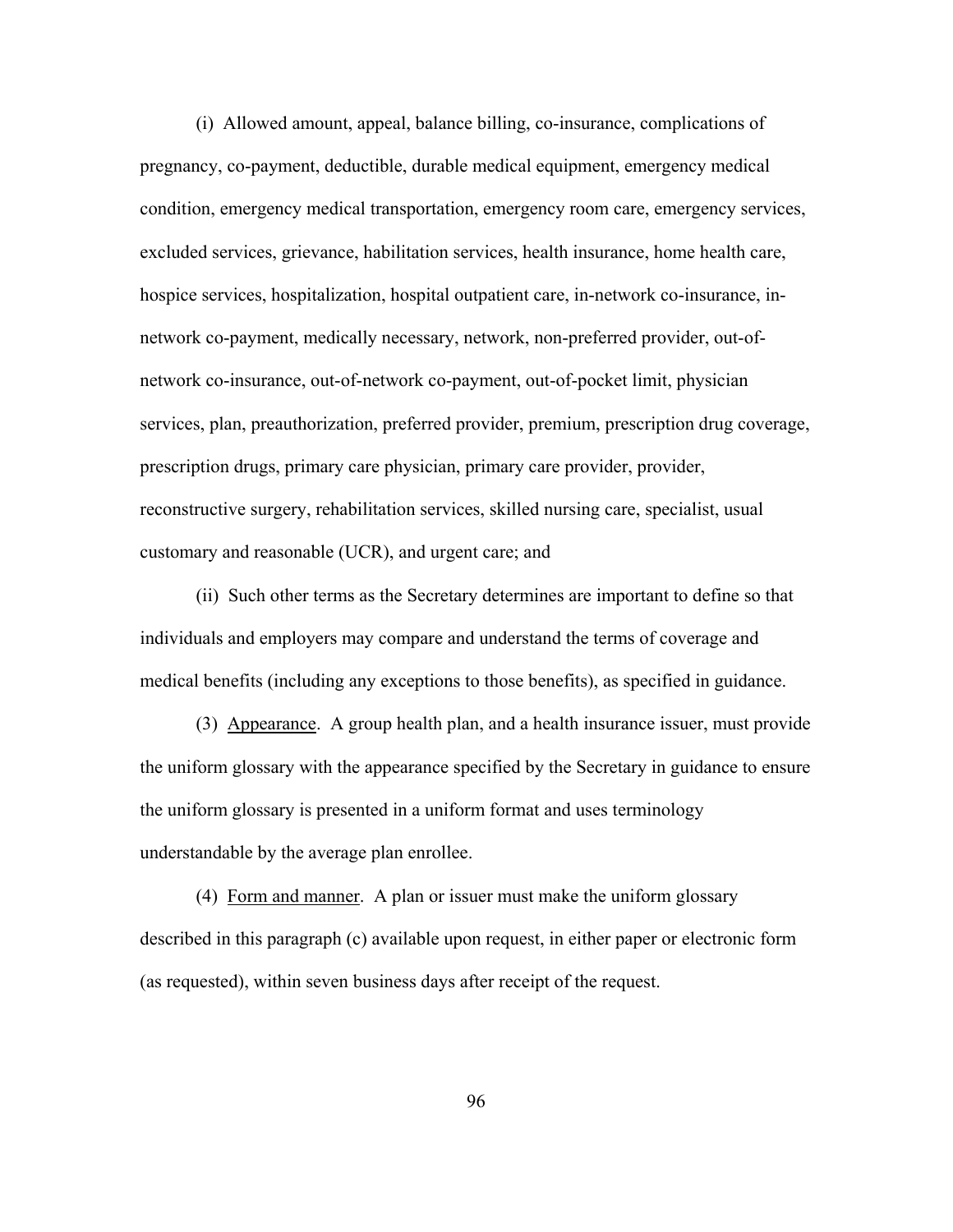(i) Allowed amount, appeal, balance billing, co-insurance, complications of pregnancy, co-payment, deductible, durable medical equipment, emergency medical condition, emergency medical transportation, emergency room care, emergency services, excluded services, grievance, habilitation services, health insurance, home health care, hospice services, hospitalization, hospital outpatient care, in-network co-insurance, in-network co-payment, medically necessary, network, non-preferred provider, out-of-network co-insurance, out-of-network co-payment, out-of-pocket limit, physician services, plan, preauthorization, preferred provider, premium, prescription drug coverage, prescription drugs, primary care physician, primary care provider, provider, reconstructive surgery, rehabilitation services, skilled nursing care, specialist, usual customary and reasonable (UCR), and urgent care; and

(ii) Such other terms as the Secretary determines are important to define so that individuals and employers may compare and understand the terms of coverage and medical benefits (including any exceptions to those benefits), as specified in guidance.

(3) Appearance. A group health plan, and a health insurance issuer, must provide the uniform glossary with the appearance specified by the Secretary in guidance to ensure the uniform glossary is presented in a uniform format and uses terminology understandable by the average plan enrollee.

(4) Form and manner. A plan or issuer must make the uniform glossary described in this paragraph (c) available upon request, in either paper or electronic form (as requested), within seven business days after receipt of the request.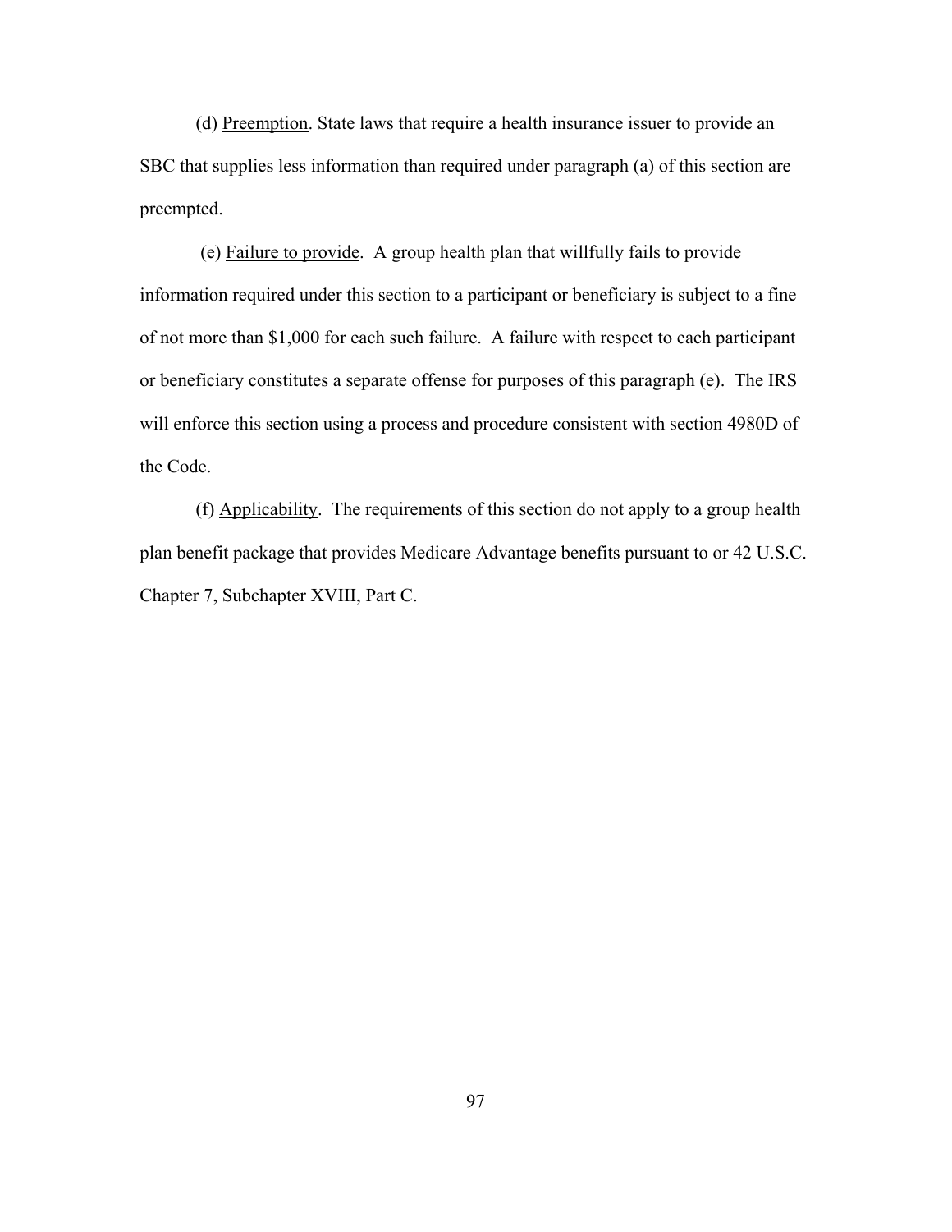(d) Preemption. State laws that require a health insurance issuer to provide an SBC that supplies less information than required under paragraph (a) of this section are preempted.

(e) Failure to provide. A group health plan that willfully fails to provide information required under this section to a participant or beneficiary is subject to a fine of not more than $1,000 for each such failure. A failure with respect to each participant or beneficiary constitutes a separate offense for purposes of this paragraph (e). The IRS will enforce this section using a process and procedure consistent with section 4980D of the Code.

(f) Applicability. The requirements of this section do not apply to a group health plan benefit package that provides Medicare Advantage benefits pursuant to or 42 U.S.C. Chapter 7, Subchapter XVIII, Part C.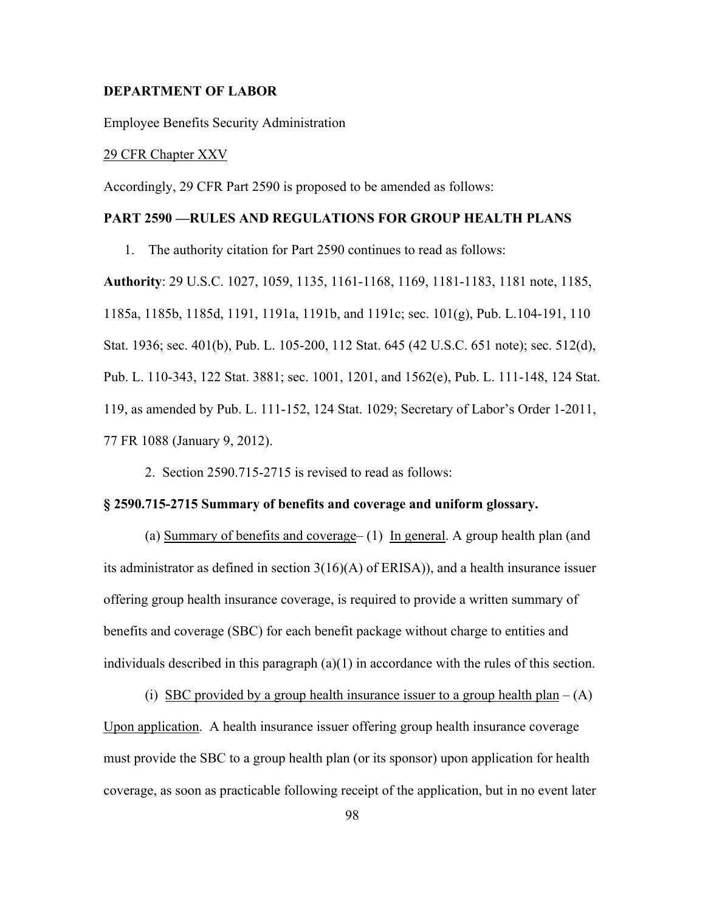**DEPARTMENT OF LABOR**

Employee Benefits Security Administration

29 CFR Chapter XXV

Accordingly, 29 CFR Part 2590 is proposed to be amended as follows:

**PART 2590 —RULES AND REGULATIONS FOR GROUP HEALTH PLANS**

1. The authority citation for Part 2590 continues to read as follows:

**Authority**: 29 U.S.C. 1027, 1059, 1135, 1161-1168, 1169, 1181-1183, 1181 note, 1185, 1185a, 1185b, 1185d, 1191, 1191a, 1191b, and 1191c; sec. 101(g), Pub. L.104-191, 110 Stat. 1936; sec. 401(b), Pub. L. 105-200, 112 Stat. 645 (42 U.S.C. 651 note); sec. 512(d), Pub. L. 110-343, 122 Stat. 3881; sec. 1001, 1201, and 1562(e), Pub. L. 111-148, 124 Stat. 119, as amended by Pub. L. 111-152, 124 Stat. 1029; Secretary of Labor's Order 1-2011, 77 FR 1088 (January 9, 2012).

2. Section 2590.715-2715 is revised to read as follows:

**§ 2590.715-2715 Summary of benefits and coverage and uniform glossary.**

(a) Summary of benefits and coverage– (1) In general. A group health plan (and its administrator as defined in section 3(16)(A) of ERISA)), and a health insurance issuer offering group health insurance coverage, is required to provide a written summary of benefits and coverage (SBC) for each benefit package without charge to entities and individuals described in this paragraph (a)(1) in accordance with the rules of this section.

(i) SBC provided by a group health insurance issuer to a group health plan – (A) Upon application. A health insurance issuer offering group health insurance coverage must provide the SBC to a group health plan (or its sponsor) upon application for health coverage, as soon as practicable following receipt of the application, but in no event later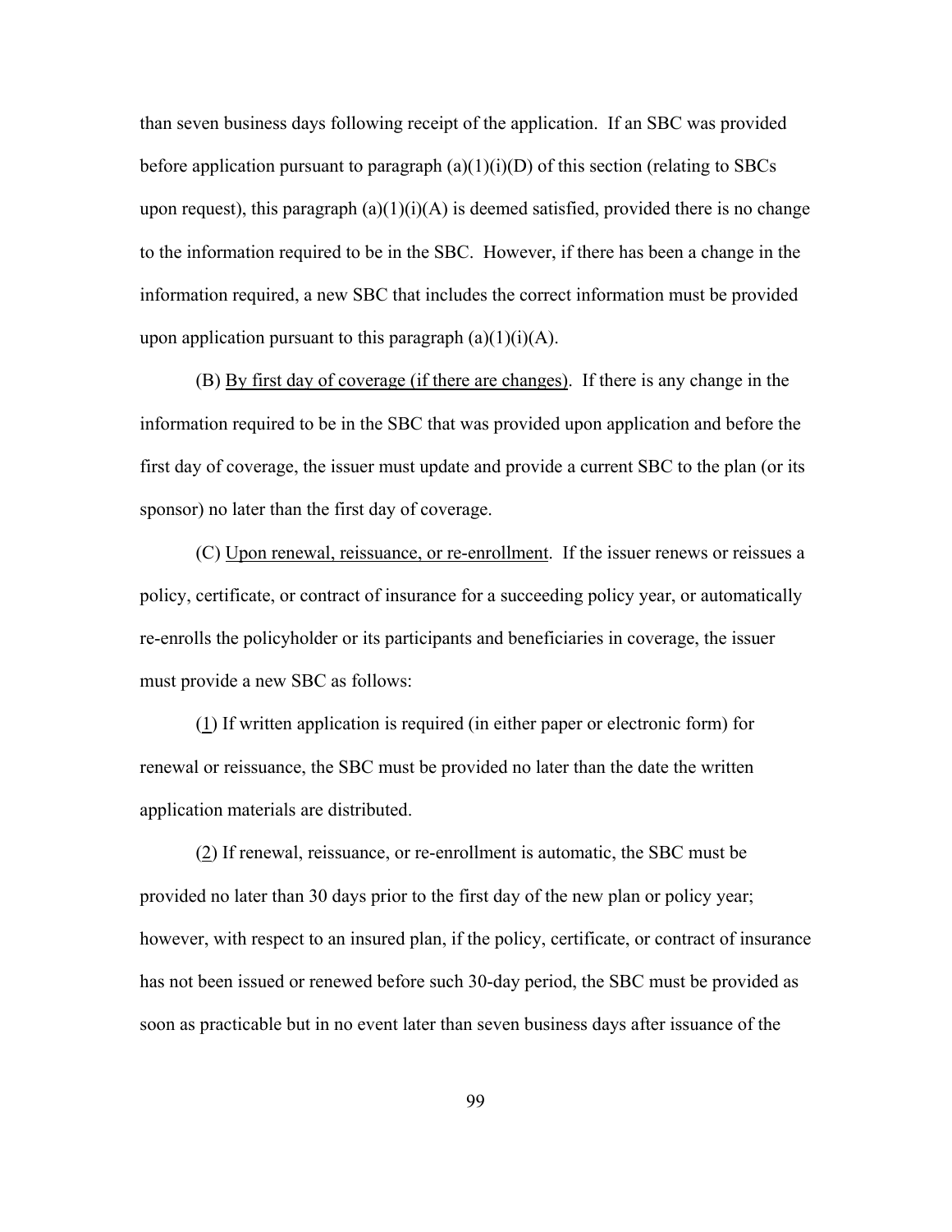than seven business days following receipt of the application. If an SBC was provided before application pursuant to paragraph (a)(1)(i)(D) of this section (relating to SBCs upon request), this paragraph (a)(1)(i)(A) is deemed satisfied, provided there is no change to the information required to be in the SBC. However, if there has been a change in the information required, a new SBC that includes the correct information must be provided upon application pursuant to this paragraph (a)(1)(i)(A).

(B) By first day of coverage (if there are changes). If there is any change in the information required to be in the SBC that was provided upon application and before the first day of coverage, the issuer must update and provide a current SBC to the plan (or its sponsor) no later than the first day of coverage.

(C) Upon renewal, reissuance, or re-enrollment. If the issuer renews or reissues a policy, certificate, or contract of insurance for a succeeding policy year, or automatically re-enrolls the policyholder or its participants and beneficiaries in coverage, the issuer must provide a new SBC as follows:

(1) If written application is required (in either paper or electronic form) for renewal or reissuance, the SBC must be provided no later than the date the written application materials are distributed.

(2) If renewal, reissuance, or re-enrollment is automatic, the SBC must be provided no later than 30 days prior to the first day of the new plan or policy year; however, with respect to an insured plan, if the policy, certificate, or contract of insurance has not been issued or renewed before such 30-day period, the SBC must be provided as soon as practicable but in no event later than seven business days after issuance of the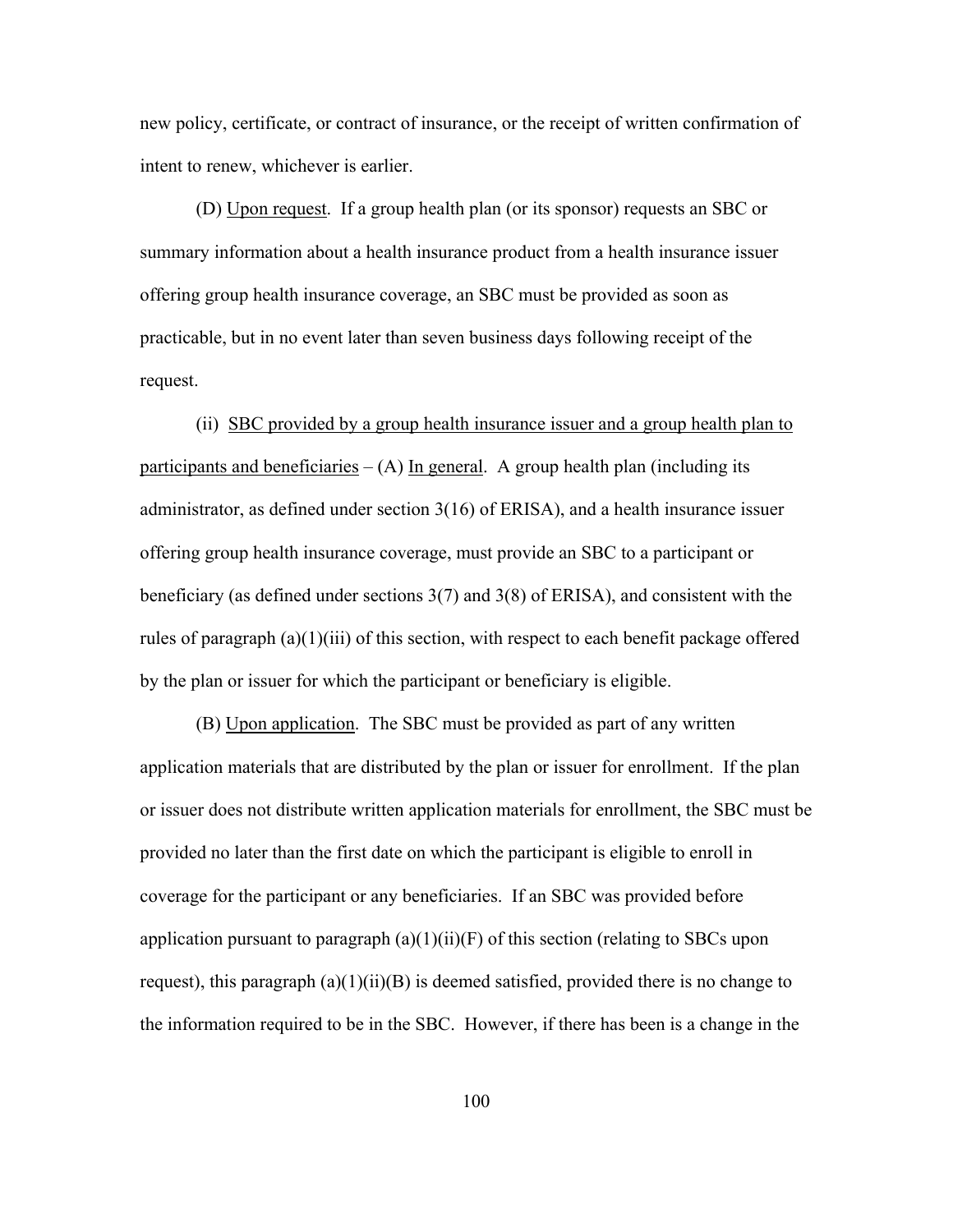new policy, certificate, or contract of insurance, or the receipt of written confirmation of intent to renew, whichever is earlier.

(D) Upon request. If a group health plan (or its sponsor) requests an SBC or summary information about a health insurance product from a health insurance issuer offering group health insurance coverage, an SBC must be provided as soon as practicable, but in no event later than seven business days following receipt of the request.

(ii) SBC provided by a group health insurance issuer and a group health plan to participants and beneficiaries – (A) In general. A group health plan (including its administrator, as defined under section 3(16) of ERISA), and a health insurance issuer offering group health insurance coverage, must provide an SBC to a participant or beneficiary (as defined under sections 3(7) and 3(8) of ERISA), and consistent with the rules of paragraph (a)(1)(iii) of this section, with respect to each benefit package offered by the plan or issuer for which the participant or beneficiary is eligible.

(B) Upon application. The SBC must be provided as part of any written application materials that are distributed by the plan or issuer for enrollment. If the plan or issuer does not distribute written application materials for enrollment, the SBC must be provided no later than the first date on which the participant is eligible to enroll in coverage for the participant or any beneficiaries. If an SBC was provided before application pursuant to paragraph (a)(1)(ii)(F) of this section (relating to SBCs upon request), this paragraph (a)(1)(ii)(B) is deemed satisfied, provided there is no change to the information required to be in the SBC. However, if there has been is a change in the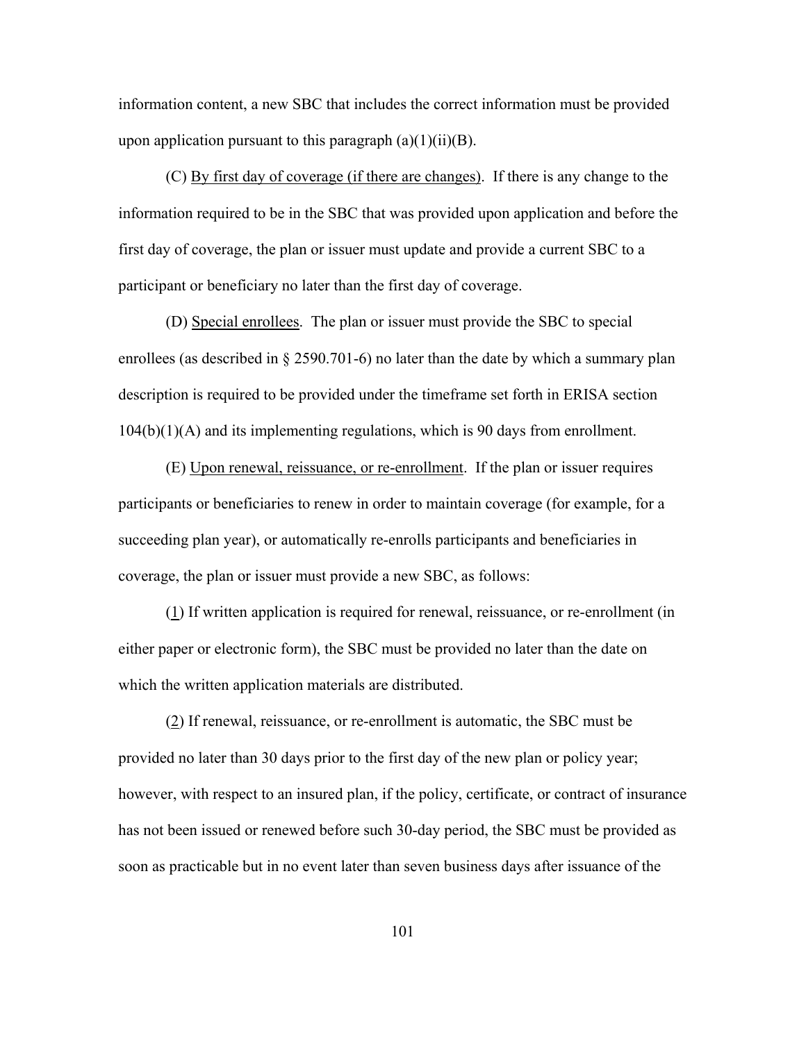information content, a new SBC that includes the correct information must be provided upon application pursuant to this paragraph (a)(1)(ii)(B).

(C) By first day of coverage (if there are changes). If there is any change to the information required to be in the SBC that was provided upon application and before the first day of coverage, the plan or issuer must update and provide a current SBC to a participant or beneficiary no later than the first day of coverage.

(D) Special enrollees. The plan or issuer must provide the SBC to special enrollees (as described in § 2590.701-6) no later than the date by which a summary plan description is required to be provided under the timeframe set forth in ERISA section 104(b)(1)(A) and its implementing regulations, which is 90 days from enrollment.

(E) Upon renewal, reissuance, or re-enrollment. If the plan or issuer requires participants or beneficiaries to renew in order to maintain coverage (for example, for a succeeding plan year), or automatically re-enrolls participants and beneficiaries in coverage, the plan or issuer must provide a new SBC, as follows:

(1) If written application is required for renewal, reissuance, or re-enrollment (in either paper or electronic form), the SBC must be provided no later than the date on which the written application materials are distributed.

(2) If renewal, reissuance, or re-enrollment is automatic, the SBC must be provided no later than 30 days prior to the first day of the new plan or policy year; however, with respect to an insured plan, if the policy, certificate, or contract of insurance has not been issued or renewed before such 30-day period, the SBC must be provided as soon as practicable but in no event later than seven business days after issuance of the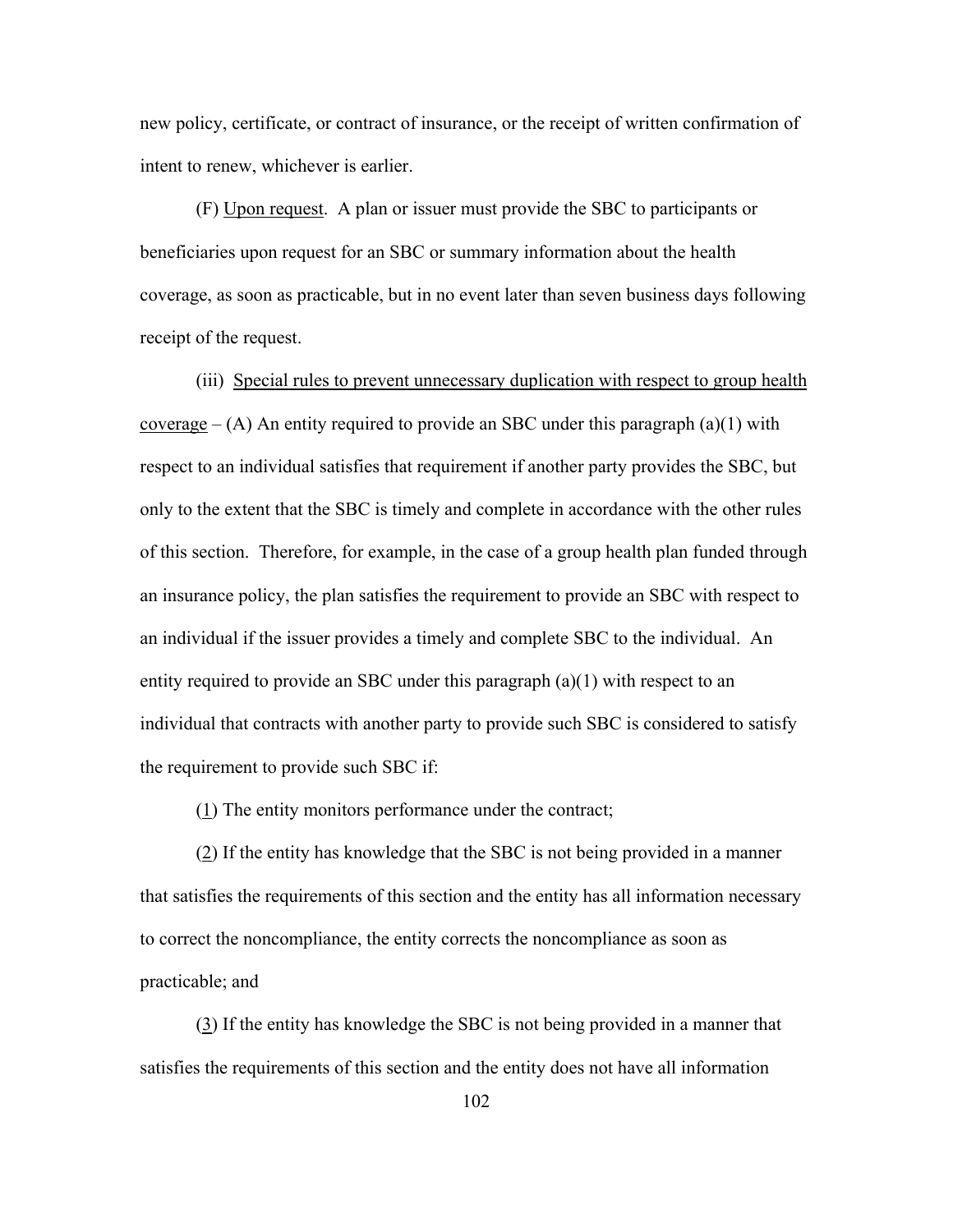new policy, certificate, or contract of insurance, or the receipt of written confirmation of intent to renew, whichever is earlier.

(F) Upon request. A plan or issuer must provide the SBC to participants or beneficiaries upon request for an SBC or summary information about the health coverage, as soon as practicable, but in no event later than seven business days following receipt of the request.

(iii) Special rules to prevent unnecessary duplication with respect to group health coverage – (A) An entity required to provide an SBC under this paragraph (a)(1) with respect to an individual satisfies that requirement if another party provides the SBC, but only to the extent that the SBC is timely and complete in accordance with the other rules of this section. Therefore, for example, in the case of a group health plan funded through an insurance policy, the plan satisfies the requirement to provide an SBC with respect to an individual if the issuer provides a timely and complete SBC to the individual. An entity required to provide an SBC under this paragraph (a)(1) with respect to an individual that contracts with another party to provide such SBC is considered to satisfy the requirement to provide such SBC if:

(1) The entity monitors performance under the contract;

(2) If the entity has knowledge that the SBC is not being provided in a manner that satisfies the requirements of this section and the entity has all information necessary to correct the noncompliance, the entity corrects the noncompliance as soon as practicable; and

(3) If the entity has knowledge the SBC is not being provided in a manner that satisfies the requirements of this section and the entity does not have all information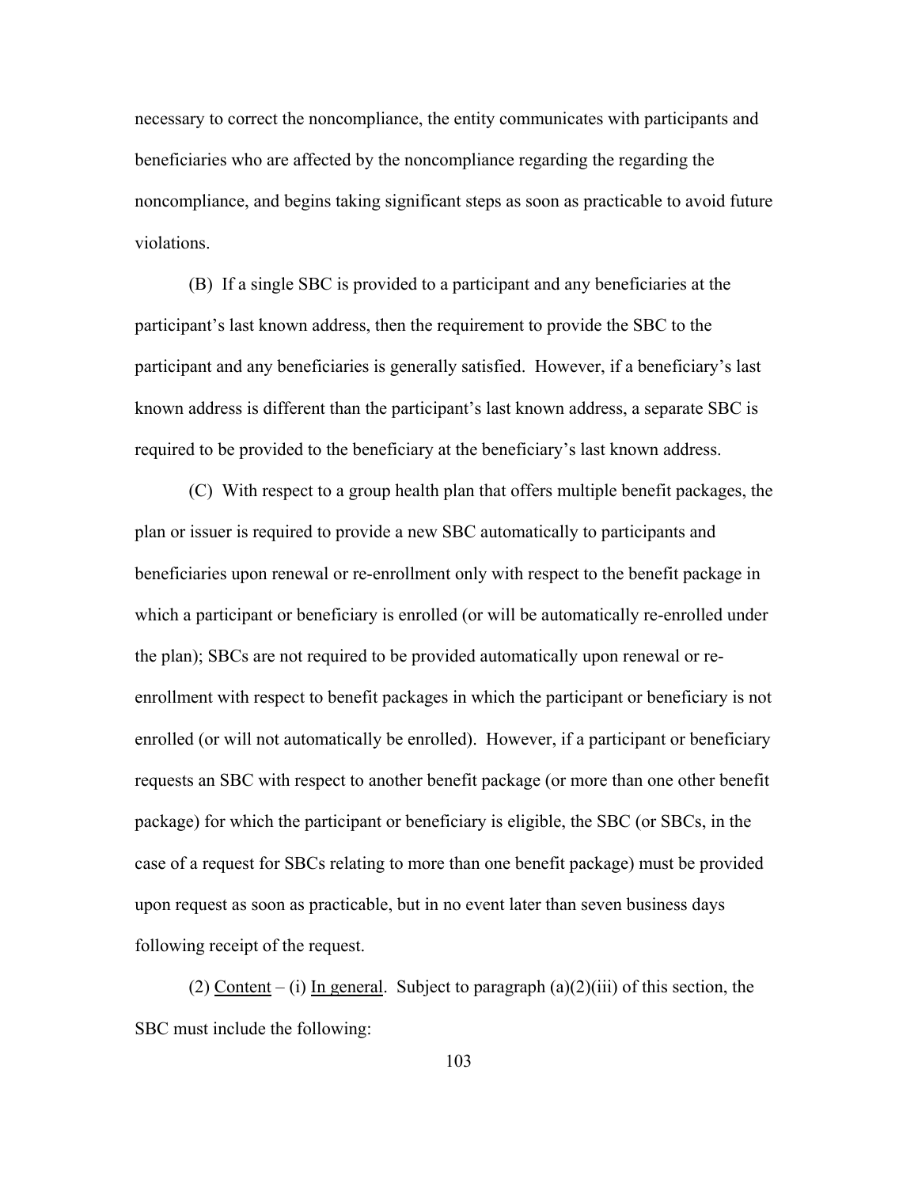necessary to correct the noncompliance, the entity communicates with participants and beneficiaries who are affected by the noncompliance regarding the regarding the noncompliance, and begins taking significant steps as soon as practicable to avoid future violations.

(B) If a single SBC is provided to a participant and any beneficiaries at the participant's last known address, then the requirement to provide the SBC to the participant and any beneficiaries is generally satisfied. However, if a beneficiary's last known address is different than the participant's last known address, a separate SBC is required to be provided to the beneficiary at the beneficiary's last known address.

(C) With respect to a group health plan that offers multiple benefit packages, the plan or issuer is required to provide a new SBC automatically to participants and beneficiaries upon renewal or re-enrollment only with respect to the benefit package in which a participant or beneficiary is enrolled (or will be automatically re-enrolled under the plan); SBCs are not required to be provided automatically upon renewal or re-enrollment with respect to benefit packages in which the participant or beneficiary is not enrolled (or will not automatically be enrolled). However, if a participant or beneficiary requests an SBC with respect to another benefit package (or more than one other benefit package) for which the participant or beneficiary is eligible, the SBC (or SBCs, in the case of a request for SBCs relating to more than one benefit package) must be provided upon request as soon as practicable, but in no event later than seven business days following receipt of the request.

(2) Content – (i) In general. Subject to paragraph (a)(2)(iii) of this section, the SBC must include the following: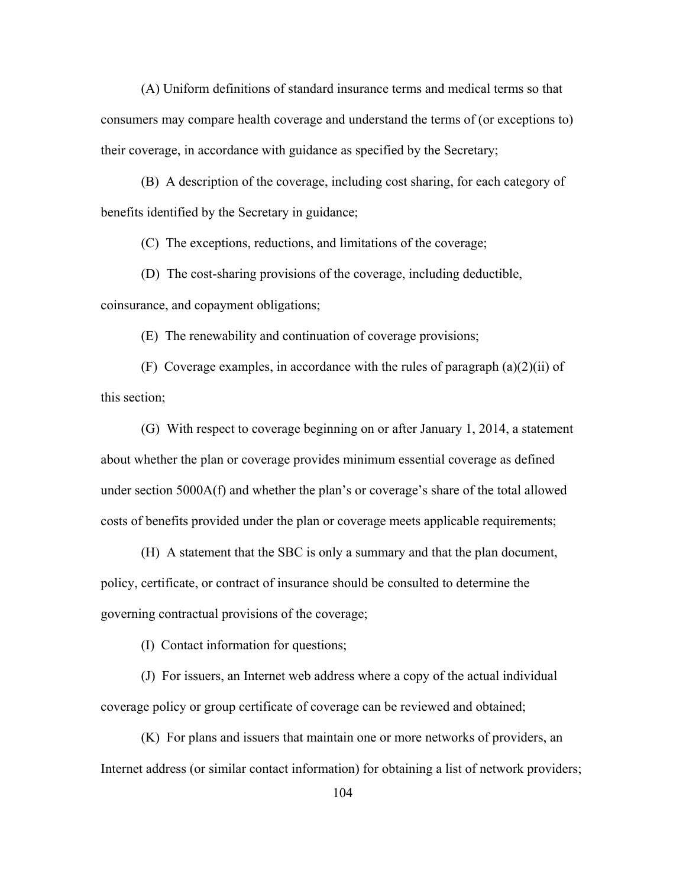(A) Uniform definitions of standard insurance terms and medical terms so that consumers may compare health coverage and understand the terms of (or exceptions to) their coverage, in accordance with guidance as specified by the Secretary;

(B) A description of the coverage, including cost sharing, for each category of benefits identified by the Secretary in guidance;

(C) The exceptions, reductions, and limitations of the coverage;

(D) The cost-sharing provisions of the coverage, including deductible, coinsurance, and copayment obligations;

(E) The renewability and continuation of coverage provisions;

(F) Coverage examples, in accordance with the rules of paragraph (a)(2)(ii) of this section;

(G) With respect to coverage beginning on or after January 1, 2014, a statement about whether the plan or coverage provides minimum essential coverage as defined under section 5000A(f) and whether the plan's or coverage's share of the total allowed costs of benefits provided under the plan or coverage meets applicable requirements;

(H) A statement that the SBC is only a summary and that the plan document, policy, certificate, or contract of insurance should be consulted to determine the governing contractual provisions of the coverage;

(I) Contact information for questions;

(J) For issuers, an Internet web address where a copy of the actual individual coverage policy or group certificate of coverage can be reviewed and obtained;

(K) For plans and issuers that maintain one or more networks of providers, an Internet address (or similar contact information) for obtaining a list of network providers;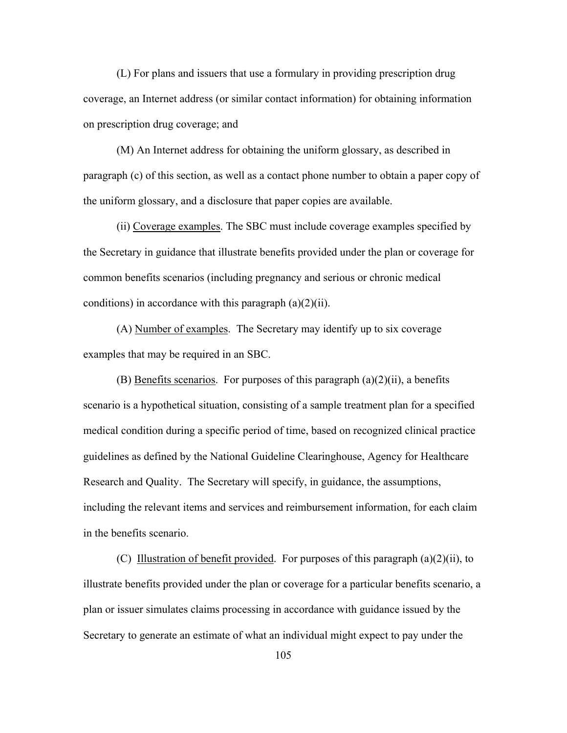(L) For plans and issuers that use a formulary in providing prescription drug coverage, an Internet address (or similar contact information) for obtaining information on prescription drug coverage; and

(M) An Internet address for obtaining the uniform glossary, as described in paragraph (c) of this section, as well as a contact phone number to obtain a paper copy of the uniform glossary, and a disclosure that paper copies are available.

(ii) Coverage examples. The SBC must include coverage examples specified by the Secretary in guidance that illustrate benefits provided under the plan or coverage for common benefits scenarios (including pregnancy and serious or chronic medical conditions) in accordance with this paragraph (a)(2)(ii).

(A) Number of examples. The Secretary may identify up to six coverage examples that may be required in an SBC.

(B) Benefits scenarios. For purposes of this paragraph (a)(2)(ii), a benefits scenario is a hypothetical situation, consisting of a sample treatment plan for a specified medical condition during a specific period of time, based on recognized clinical practice guidelines as defined by the National Guideline Clearinghouse, Agency for Healthcare Research and Quality. The Secretary will specify, in guidance, the assumptions, including the relevant items and services and reimbursement information, for each claim in the benefits scenario.

(C) Illustration of benefit provided. For purposes of this paragraph (a)(2)(ii), to illustrate benefits provided under the plan or coverage for a particular benefits scenario, a plan or issuer simulates claims processing in accordance with guidance issued by the Secretary to generate an estimate of what an individual might expect to pay under the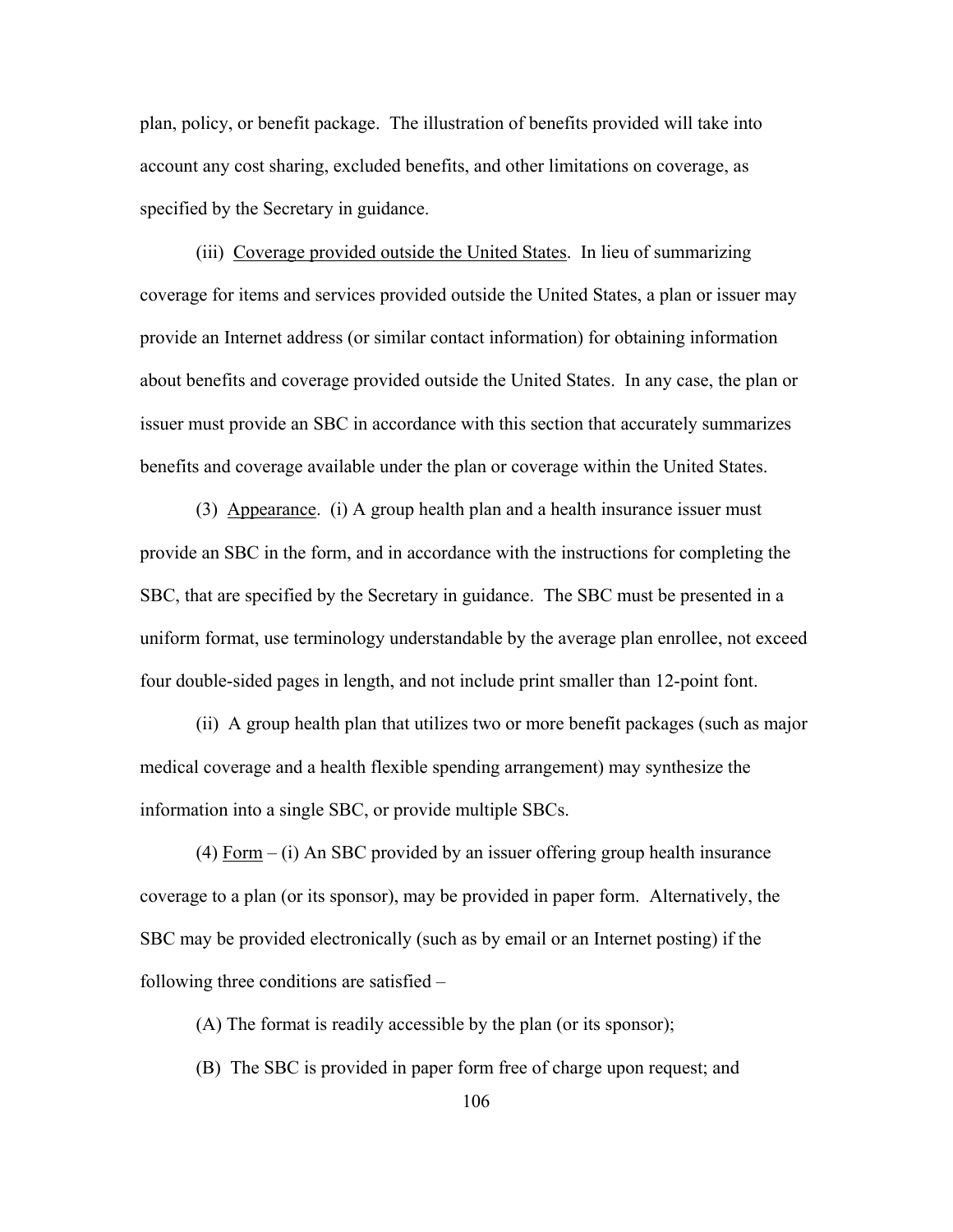plan, policy, or benefit package. The illustration of benefits provided will take into account any cost sharing, excluded benefits, and other limitations on coverage, as specified by the Secretary in guidance.

(iii) Coverage provided outside the United States. In lieu of summarizing coverage for items and services provided outside the United States, a plan or issuer may provide an Internet address (or similar contact information) for obtaining information about benefits and coverage provided outside the United States. In any case, the plan or issuer must provide an SBC in accordance with this section that accurately summarizes benefits and coverage available under the plan or coverage within the United States.

(3) Appearance. (i) A group health plan and a health insurance issuer must provide an SBC in the form, and in accordance with the instructions for completing the SBC, that are specified by the Secretary in guidance. The SBC must be presented in a uniform format, use terminology understandable by the average plan enrollee, not exceed four double-sided pages in length, and not include print smaller than 12-point font.

(ii) A group health plan that utilizes two or more benefit packages (such as major medical coverage and a health flexible spending arrangement) may synthesize the information into a single SBC, or provide multiple SBCs.

(4) Form – (i) An SBC provided by an issuer offering group health insurance coverage to a plan (or its sponsor), may be provided in paper form. Alternatively, the SBC may be provided electronically (such as by email or an Internet posting) if the following three conditions are satisfied –

(A) The format is readily accessible by the plan (or its sponsor);

(B) The SBC is provided in paper form free of charge upon request; and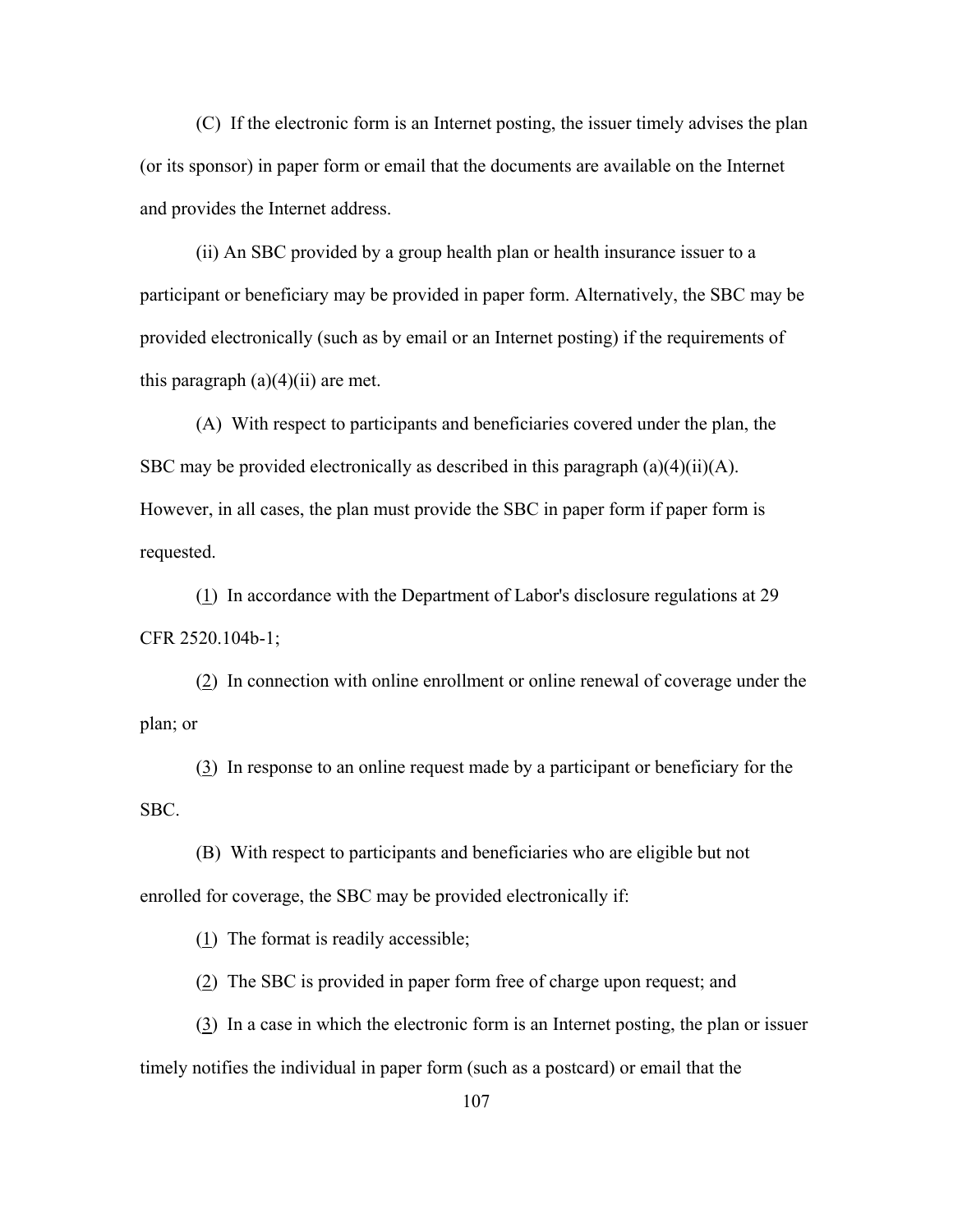(C) If the electronic form is an Internet posting, the issuer timely advises the plan (or its sponsor) in paper form or email that the documents are available on the Internet and provides the Internet address.

(ii) An SBC provided by a group health plan or health insurance issuer to a participant or beneficiary may be provided in paper form. Alternatively, the SBC may be provided electronically (such as by email or an Internet posting) if the requirements of this paragraph (a)(4)(ii) are met.

(A) With respect to participants and beneficiaries covered under the plan, the SBC may be provided electronically as described in this paragraph (a)(4)(ii)(A). However, in all cases, the plan must provide the SBC in paper form if paper form is requested.

(1) In accordance with the Department of Labor's disclosure regulations at 29 CFR 2520.104b-1;

(2) In connection with online enrollment or online renewal of coverage under the plan; or

(3) In response to an online request made by a participant or beneficiary for the SBC.

(B) With respect to participants and beneficiaries who are eligible but not enrolled for coverage, the SBC may be provided electronically if:

(1) The format is readily accessible;

(2) The SBC is provided in paper form free of charge upon request; and

(3) In a case in which the electronic form is an Internet posting, the plan or issuer timely notifies the individual in paper form (such as a postcard) or email that the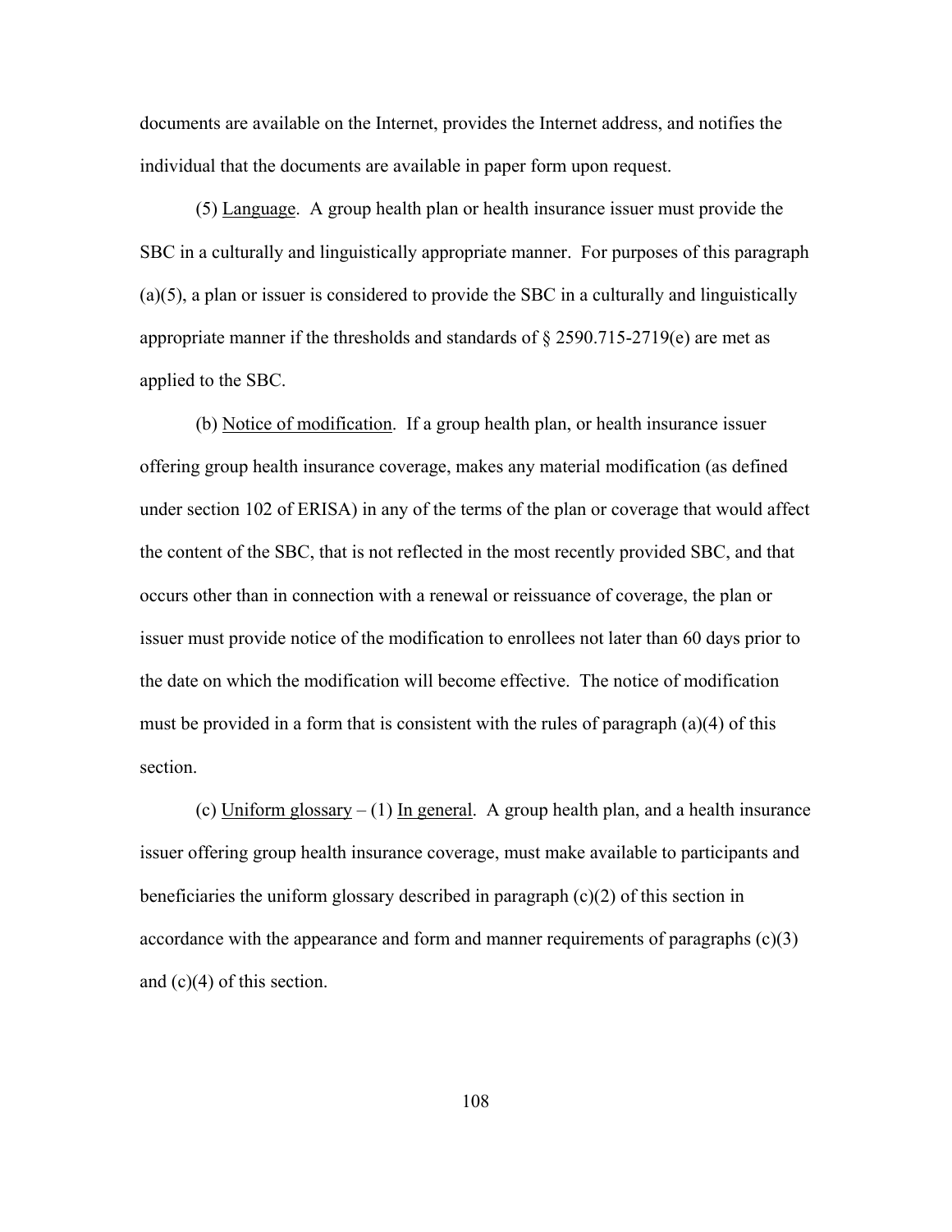documents are available on the Internet, provides the Internet address, and notifies the individual that the documents are available in paper form upon request.

(5) Language. A group health plan or health insurance issuer must provide the SBC in a culturally and linguistically appropriate manner. For purposes of this paragraph (a)(5), a plan or issuer is considered to provide the SBC in a culturally and linguistically appropriate manner if the thresholds and standards of § 2590.715-2719(e) are met as applied to the SBC.

(b) Notice of modification. If a group health plan, or health insurance issuer offering group health insurance coverage, makes any material modification (as defined under section 102 of ERISA) in any of the terms of the plan or coverage that would affect the content of the SBC, that is not reflected in the most recently provided SBC, and that occurs other than in connection with a renewal or reissuance of coverage, the plan or issuer must provide notice of the modification to enrollees not later than 60 days prior to the date on which the modification will become effective. The notice of modification must be provided in a form that is consistent with the rules of paragraph (a)(4) of this section.

(c) Uniform glossary – (1) In general. A group health plan, and a health insurance issuer offering group health insurance coverage, must make available to participants and beneficiaries the uniform glossary described in paragraph (c)(2) of this section in accordance with the appearance and form and manner requirements of paragraphs (c)(3) and (c)(4) of this section.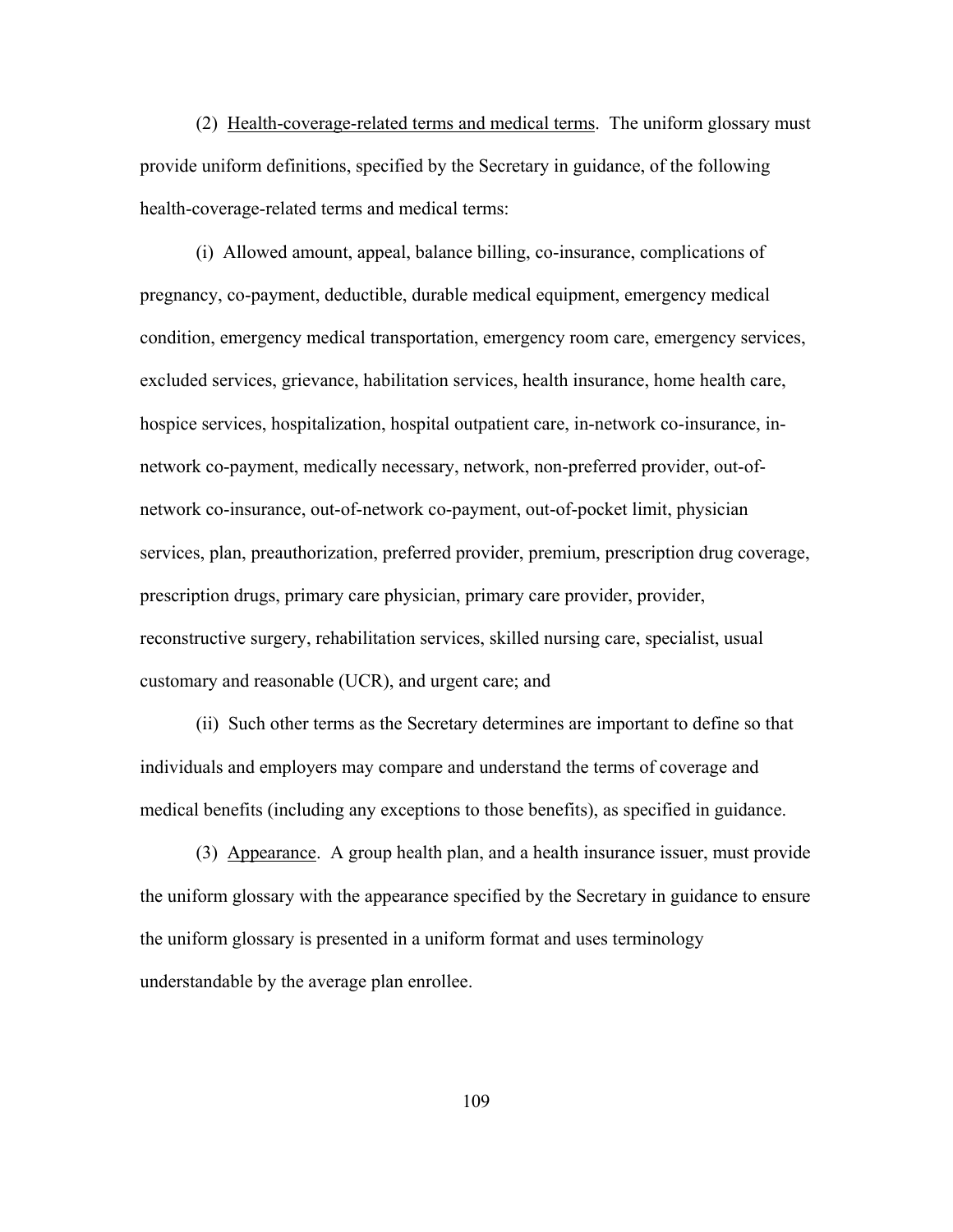(2) Health-coverage-related terms and medical terms. The uniform glossary must provide uniform definitions, specified by the Secretary in guidance, of the following health-coverage-related terms and medical terms:

(i) Allowed amount, appeal, balance billing, co-insurance, complications of pregnancy, co-payment, deductible, durable medical equipment, emergency medical condition, emergency medical transportation, emergency room care, emergency services, excluded services, grievance, habilitation services, health insurance, home health care, hospice services, hospitalization, hospital outpatient care, in-network co-insurance, in-network co-payment, medically necessary, network, non-preferred provider, out-of-network co-insurance, out-of-network co-payment, out-of-pocket limit, physician services, plan, preauthorization, preferred provider, premium, prescription drug coverage, prescription drugs, primary care physician, primary care provider, provider, reconstructive surgery, rehabilitation services, skilled nursing care, specialist, usual customary and reasonable (UCR), and urgent care; and

(ii) Such other terms as the Secretary determines are important to define so that individuals and employers may compare and understand the terms of coverage and medical benefits (including any exceptions to those benefits), as specified in guidance.

(3) Appearance. A group health plan, and a health insurance issuer, must provide the uniform glossary with the appearance specified by the Secretary in guidance to ensure the uniform glossary is presented in a uniform format and uses terminology understandable by the average plan enrollee.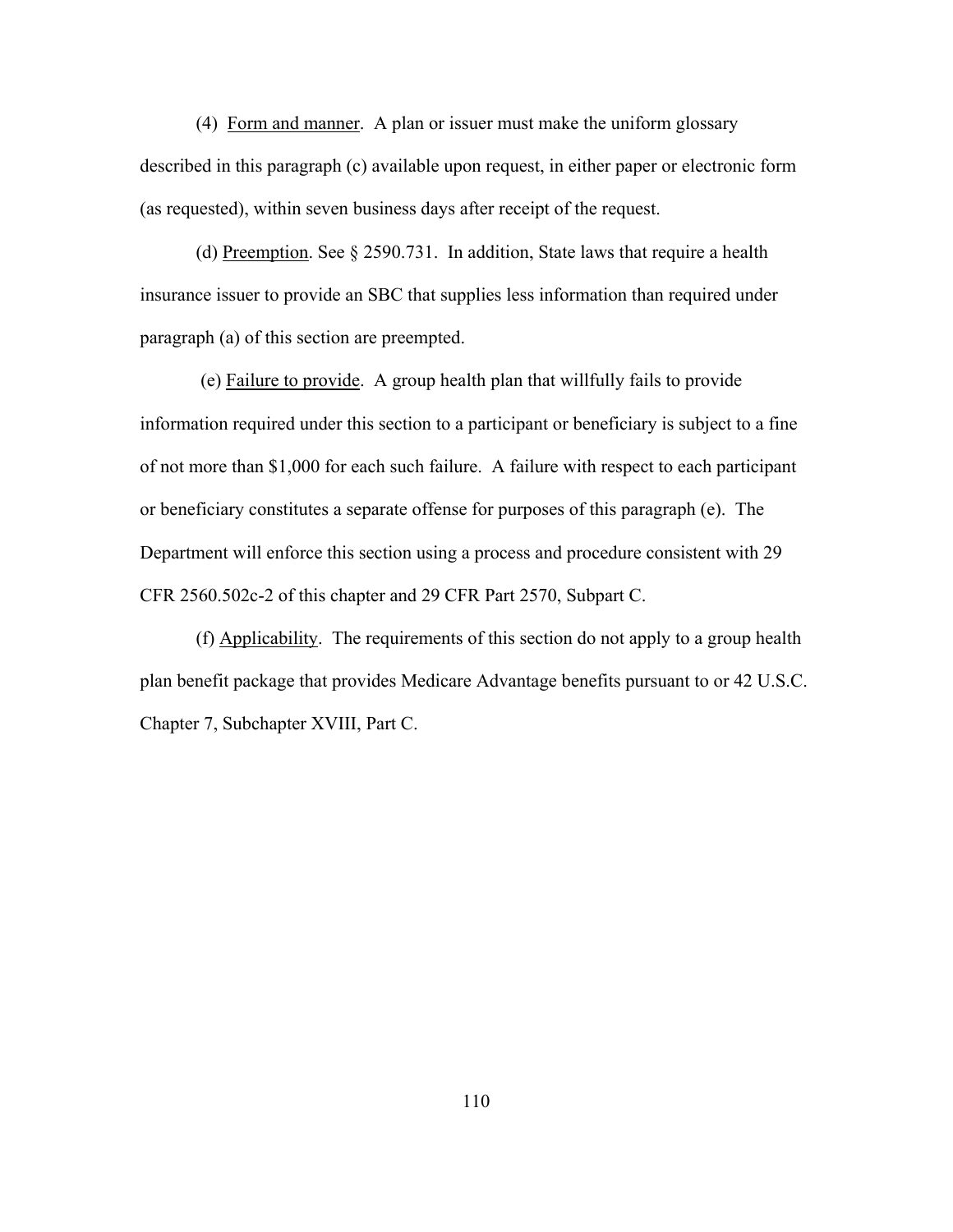(4) Form and manner. A plan or issuer must make the uniform glossary described in this paragraph (c) available upon request, in either paper or electronic form (as requested), within seven business days after receipt of the request.

(d) Preemption. See § 2590.731. In addition, State laws that require a health insurance issuer to provide an SBC that supplies less information than required under paragraph (a) of this section are preempted.

(e) Failure to provide. A group health plan that willfully fails to provide information required under this section to a participant or beneficiary is subject to a fine of not more than $1,000 for each such failure. A failure with respect to each participant or beneficiary constitutes a separate offense for purposes of this paragraph (e). The Department will enforce this section using a process and procedure consistent with 29 CFR 2560.502c-2 of this chapter and 29 CFR Part 2570, Subpart C.

(f) Applicability. The requirements of this section do not apply to a group health plan benefit package that provides Medicare Advantage benefits pursuant to or 42 U.S.C. Chapter 7, Subchapter XVIII, Part C.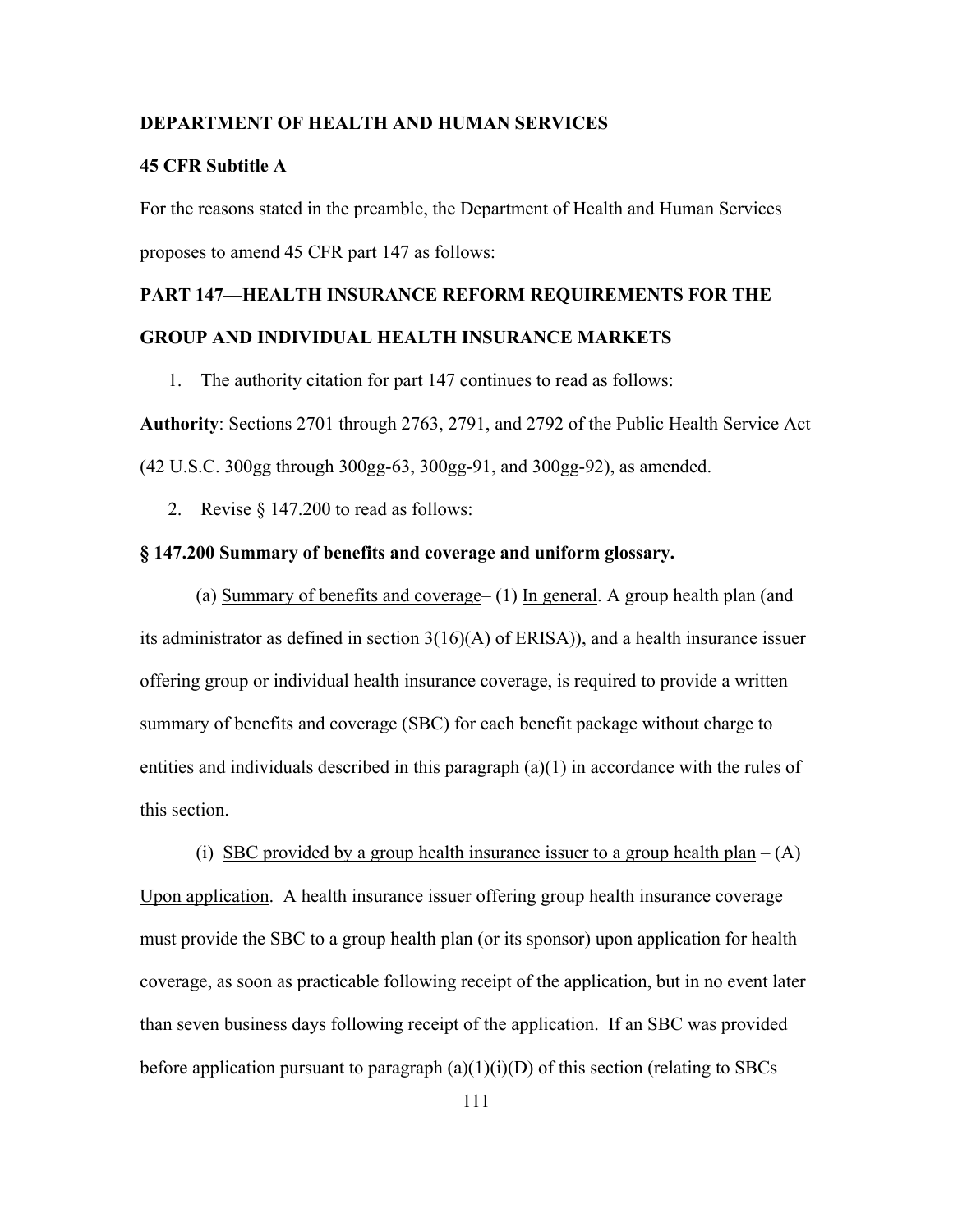**DEPARTMENT OF HEALTH AND HUMAN SERVICES**

**45 CFR Subtitle A**

For the reasons stated in the preamble, the Department of Health and Human Services proposes to amend 45 CFR part 147 as follows:

**PART 147—HEALTH INSURANCE REFORM REQUIREMENTS FOR THE GROUP AND INDIVIDUAL HEALTH INSURANCE MARKETS**

1. The authority citation for part 147 continues to read as follows:

**Authority**: Sections 2701 through 2763, 2791, and 2792 of the Public Health Service Act (42 U.S.C. 300gg through 300gg-63, 300gg-91, and 300gg-92), as amended.

2. Revise § 147.200 to read as follows:

**§ 147.200 Summary of benefits and coverage and uniform glossary.**

(a) Summary of benefits and coverage– (1) In general. A group health plan (and its administrator as defined in section 3(16)(A) of ERISA)), and a health insurance issuer offering group or individual health insurance coverage, is required to provide a written summary of benefits and coverage (SBC) for each benefit package without charge to entities and individuals described in this paragraph (a)(1) in accordance with the rules of this section.

(i) SBC provided by a group health insurance issuer to a group health plan – (A) Upon application. A health insurance issuer offering group health insurance coverage must provide the SBC to a group health plan (or its sponsor) upon application for health coverage, as soon as practicable following receipt of the application, but in no event later than seven business days following receipt of the application. If an SBC was provided before application pursuant to paragraph (a)(1)(i)(D) of this section (relating to SBCs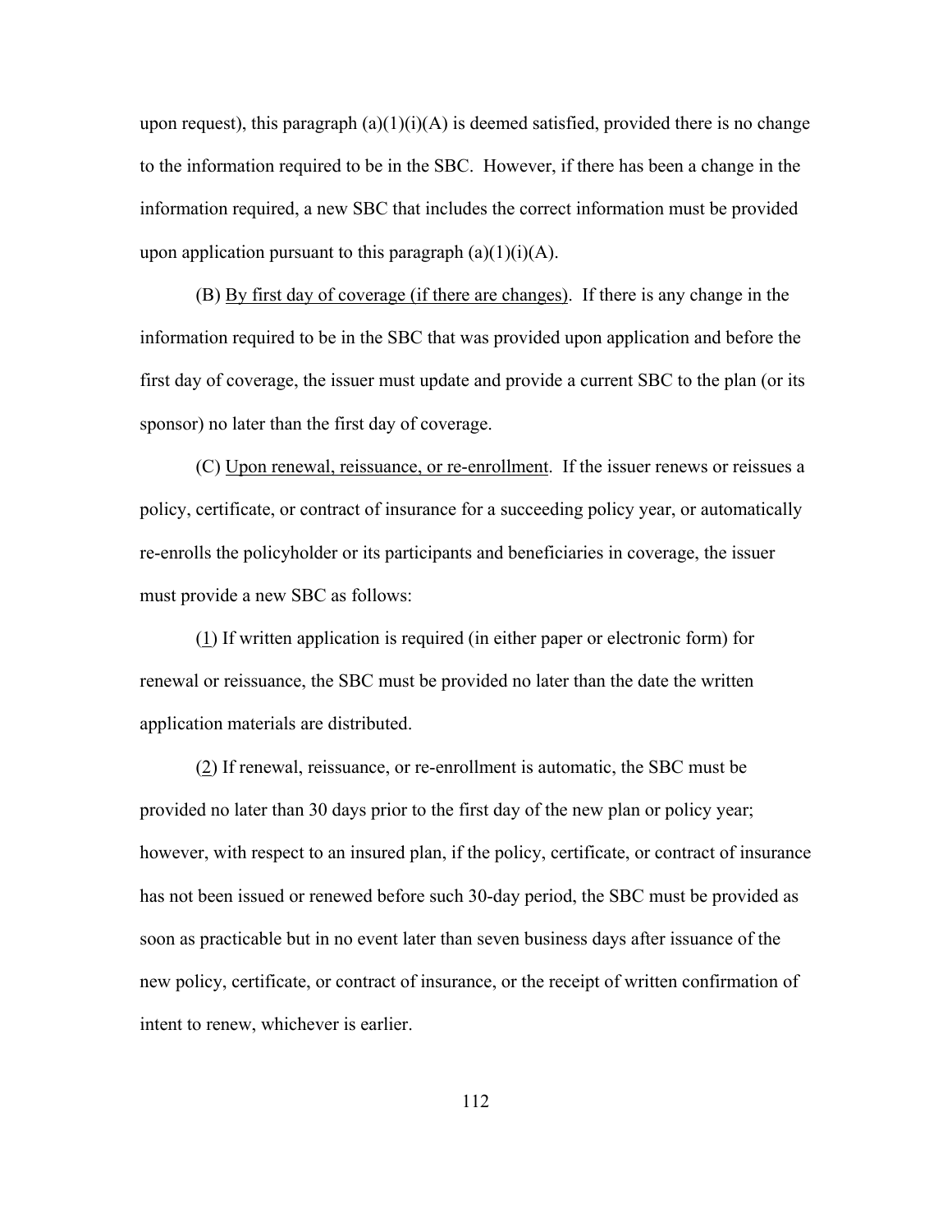upon request), this paragraph (a)(1)(i)(A) is deemed satisfied, provided there is no change to the information required to be in the SBC. However, if there has been a change in the information required, a new SBC that includes the correct information must be provided upon application pursuant to this paragraph (a)(1)(i)(A).

(B) By first day of coverage (if there are changes). If there is any change in the information required to be in the SBC that was provided upon application and before the first day of coverage, the issuer must update and provide a current SBC to the plan (or its sponsor) no later than the first day of coverage.

(C) Upon renewal, reissuance, or re-enrollment. If the issuer renews or reissues a policy, certificate, or contract of insurance for a succeeding policy year, or automatically re-enrolls the policyholder or its participants and beneficiaries in coverage, the issuer must provide a new SBC as follows:

(1) If written application is required (in either paper or electronic form) for renewal or reissuance, the SBC must be provided no later than the date the written application materials are distributed.

(2) If renewal, reissuance, or re-enrollment is automatic, the SBC must be provided no later than 30 days prior to the first day of the new plan or policy year; however, with respect to an insured plan, if the policy, certificate, or contract of insurance has not been issued or renewed before such 30-day period, the SBC must be provided as soon as practicable but in no event later than seven business days after issuance of the new policy, certificate, or contract of insurance, or the receipt of written confirmation of intent to renew, whichever is earlier.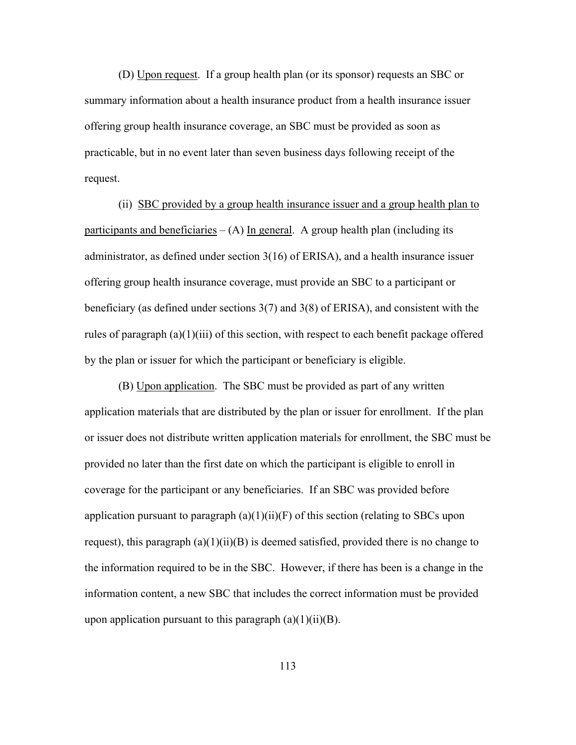(D) Upon request. If a group health plan (or its sponsor) requests an SBC or summary information about a health insurance product from a health insurance issuer offering group health insurance coverage, an SBC must be provided as soon as practicable, but in no event later than seven business days following receipt of the request.

(ii) SBC provided by a group health insurance issuer and a group health plan to participants and beneficiaries – (A) In general. A group health plan (including its administrator, as defined under section 3(16) of ERISA), and a health insurance issuer offering group health insurance coverage, must provide an SBC to a participant or beneficiary (as defined under sections 3(7) and 3(8) of ERISA), and consistent with the rules of paragraph (a)(1)(iii) of this section, with respect to each benefit package offered by the plan or issuer for which the participant or beneficiary is eligible.

(B) Upon application. The SBC must be provided as part of any written application materials that are distributed by the plan or issuer for enrollment. If the plan or issuer does not distribute written application materials for enrollment, the SBC must be provided no later than the first date on which the participant is eligible to enroll in coverage for the participant or any beneficiaries. If an SBC was provided before application pursuant to paragraph (a)(1)(ii)(F) of this section (relating to SBCs upon request), this paragraph (a)(1)(ii)(B) is deemed satisfied, provided there is no change to the information required to be in the SBC. However, if there has been is a change in the information content, a new SBC that includes the correct information must be provided upon application pursuant to this paragraph (a)(1)(ii)(B).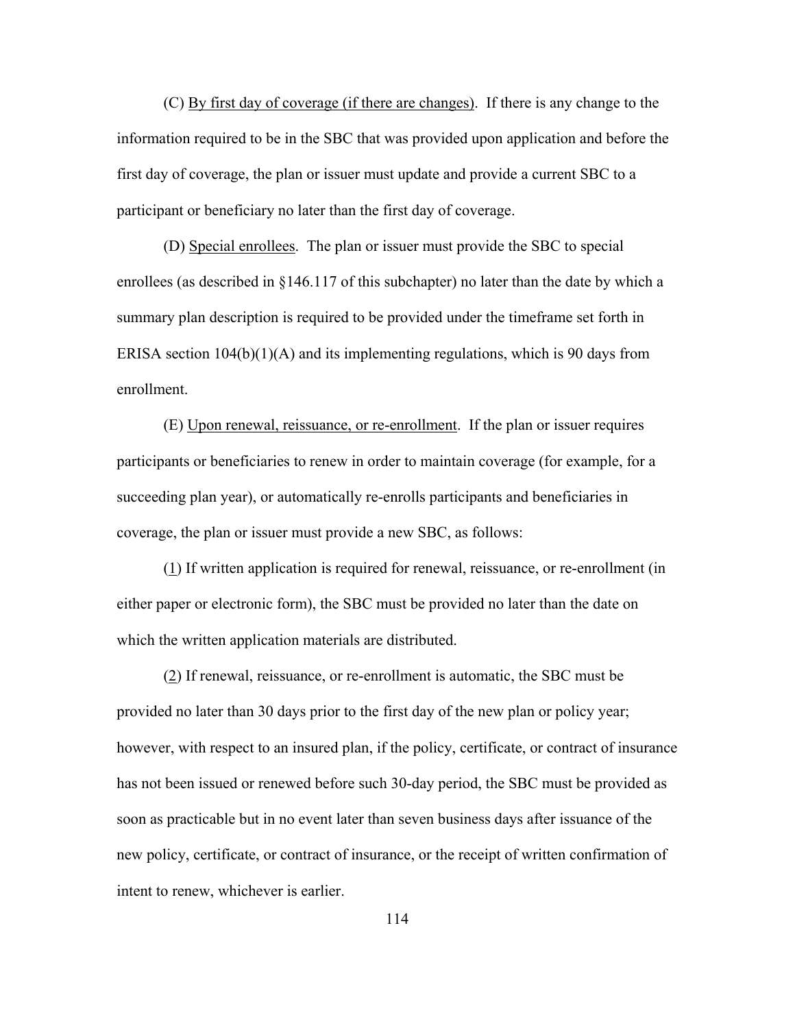(C) <u>By first day of coverage (if there are changes)</u>. If there is any change to the information required to be in the SBC that was provided upon application and before the first day of coverage, the plan or issuer must update and provide a current SBC to a participant or beneficiary no later than the first day of coverage.

(D) <u>Special enrollees</u>. The plan or issuer must provide the SBC to special enrollees (as described in §146.117 of this subchapter) no later than the date by which a summary plan description is required to be provided under the timeframe set forth in ERISA section 104(b)(1)(A) and its implementing regulations, which is 90 days from enrollment.

(E) <u>Upon renewal, reissuance, or re-enrollment</u>. If the plan or issuer requires participants or beneficiaries to renew in order to maintain coverage (for example, for a succeeding plan year), or automatically re-enrolls participants and beneficiaries in coverage, the plan or issuer must provide a new SBC, as follows:

(<u>1</u>) If written application is required for renewal, reissuance, or re-enrollment (in either paper or electronic form), the SBC must be provided no later than the date on which the written application materials are distributed.

(<u>2</u>) If renewal, reissuance, or re-enrollment is automatic, the SBC must be provided no later than 30 days prior to the first day of the new plan or policy year; however, with respect to an insured plan, if the policy, certificate, or contract of insurance has not been issued or renewed before such 30-day period, the SBC must be provided as soon as practicable but in no event later than seven business days after issuance of the new policy, certificate, or contract of insurance, or the receipt of written confirmation of intent to renew, whichever is earlier.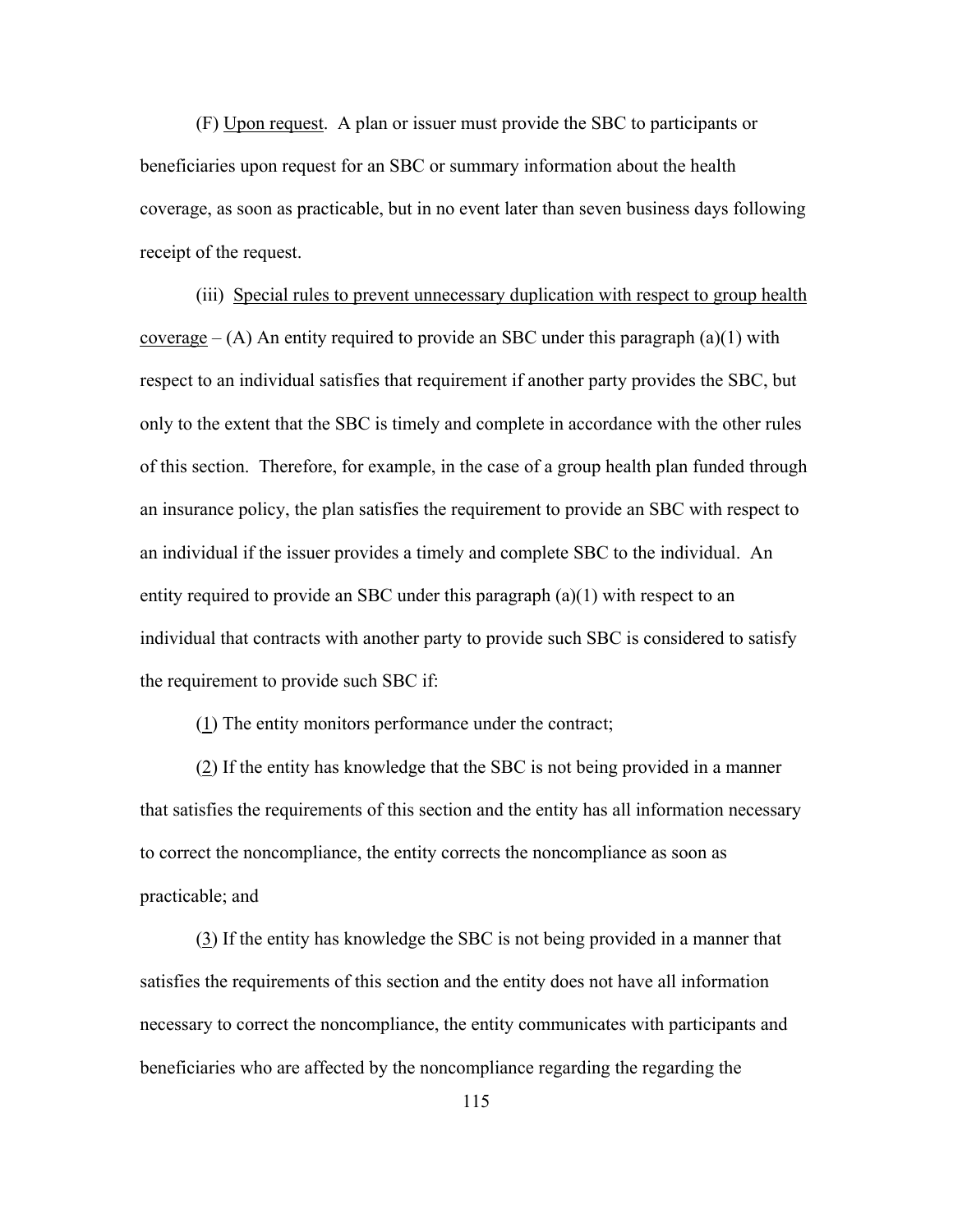(F) Upon request. A plan or issuer must provide the SBC to participants or beneficiaries upon request for an SBC or summary information about the health coverage, as soon as practicable, but in no event later than seven business days following receipt of the request.

(iii) Special rules to prevent unnecessary duplication with respect to group health coverage – (A) An entity required to provide an SBC under this paragraph (a)(1) with respect to an individual satisfies that requirement if another party provides the SBC, but only to the extent that the SBC is timely and complete in accordance with the other rules of this section. Therefore, for example, in the case of a group health plan funded through an insurance policy, the plan satisfies the requirement to provide an SBC with respect to an individual if the issuer provides a timely and complete SBC to the individual. An entity required to provide an SBC under this paragraph (a)(1) with respect to an individual that contracts with another party to provide such SBC is considered to satisfy the requirement to provide such SBC if:

(1) The entity monitors performance under the contract;

(2) If the entity has knowledge that the SBC is not being provided in a manner that satisfies the requirements of this section and the entity has all information necessary to correct the noncompliance, the entity corrects the noncompliance as soon as practicable; and

(3) If the entity has knowledge the SBC is not being provided in a manner that satisfies the requirements of this section and the entity does not have all information necessary to correct the noncompliance, the entity communicates with participants and beneficiaries who are affected by the noncompliance regarding the regarding the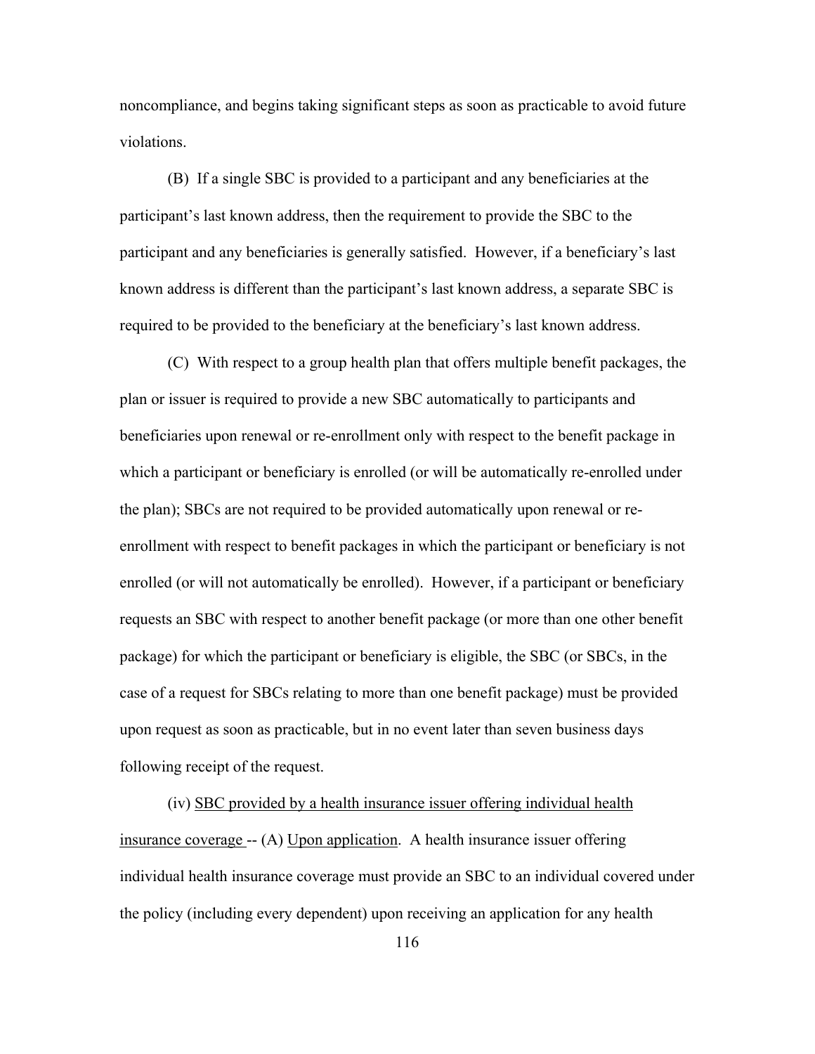noncompliance, and begins taking significant steps as soon as practicable to avoid future violations.

(B) If a single SBC is provided to a participant and any beneficiaries at the participant's last known address, then the requirement to provide the SBC to the participant and any beneficiaries is generally satisfied. However, if a beneficiary's last known address is different than the participant's last known address, a separate SBC is required to be provided to the beneficiary at the beneficiary's last known address.

(C) With respect to a group health plan that offers multiple benefit packages, the plan or issuer is required to provide a new SBC automatically to participants and beneficiaries upon renewal or re-enrollment only with respect to the benefit package in which a participant or beneficiary is enrolled (or will be automatically re-enrolled under the plan); SBCs are not required to be provided automatically upon renewal or re-enrollment with respect to benefit packages in which the participant or beneficiary is not enrolled (or will not automatically be enrolled). However, if a participant or beneficiary requests an SBC with respect to another benefit package (or more than one other benefit package) for which the participant or beneficiary is eligible, the SBC (or SBCs, in the case of a request for SBCs relating to more than one benefit package) must be provided upon request as soon as practicable, but in no event later than seven business days following receipt of the request.

(iv) <u>SBC provided by a health insurance issuer offering individual health insurance coverage</u> -- (A) <u>Upon application</u>. A health insurance issuer offering individual health insurance coverage must provide an SBC to an individual covered under the policy (including every dependent) upon receiving an application for any health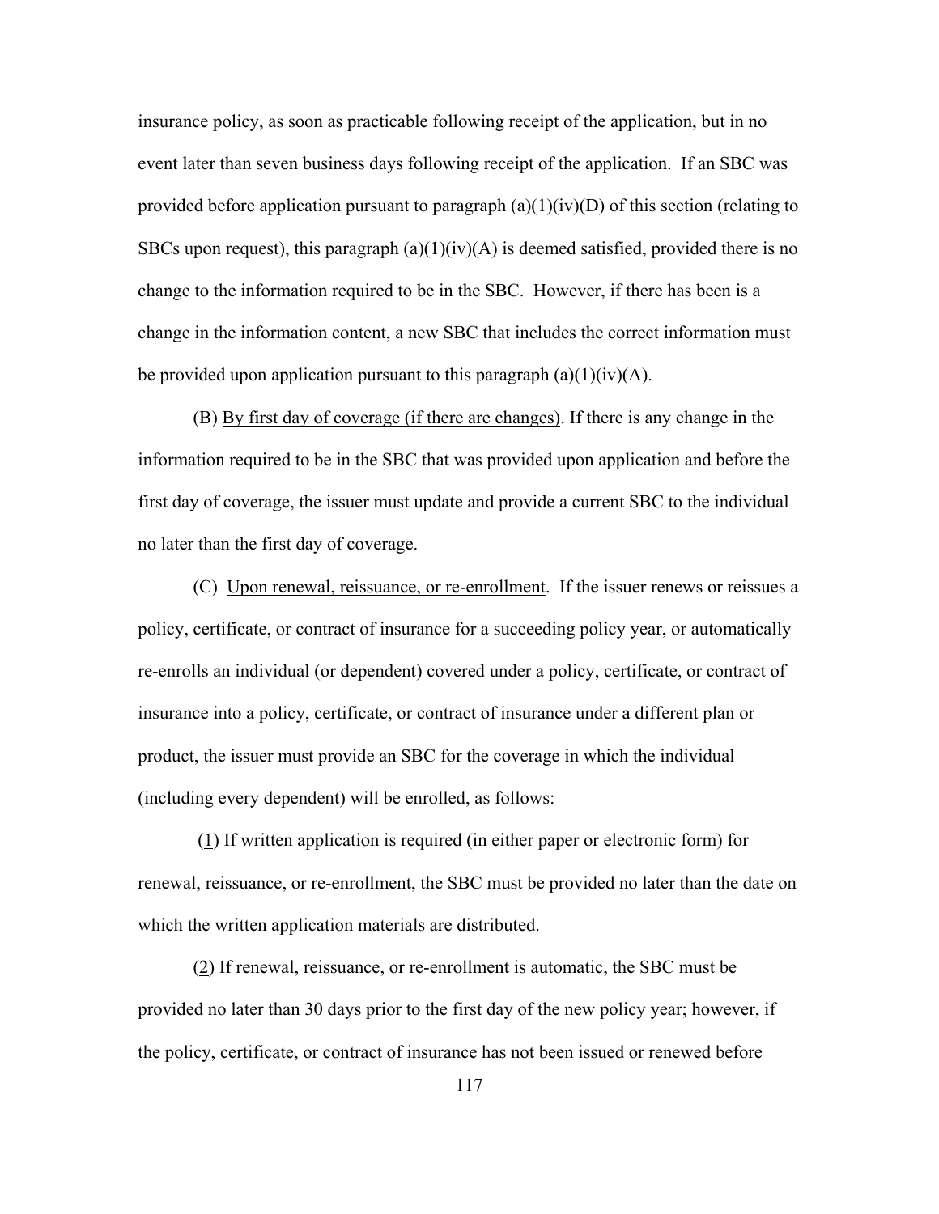insurance policy, as soon as practicable following receipt of the application, but in no event later than seven business days following receipt of the application. If an SBC was provided before application pursuant to paragraph (a)(1)(iv)(D) of this section (relating to SBCs upon request), this paragraph (a)(1)(iv)(A) is deemed satisfied, provided there is no change to the information required to be in the SBC. However, if there has been is a change in the information content, a new SBC that includes the correct information must be provided upon application pursuant to this paragraph (a)(1)(iv)(A).

(B) <u>By first day of coverage (if there are changes)</u>. If there is any change in the information required to be in the SBC that was provided upon application and before the first day of coverage, the issuer must update and provide a current SBC to the individual no later than the first day of coverage.

(C) <u>Upon renewal, reissuance, or re-enrollment</u>. If the issuer renews or reissues a policy, certificate, or contract of insurance for a succeeding policy year, or automatically re-enrolls an individual (or dependent) covered under a policy, certificate, or contract of insurance into a policy, certificate, or contract of insurance under a different plan or product, the issuer must provide an SBC for the coverage in which the individual (including every dependent) will be enrolled, as follows:

(<u>1</u>) If written application is required (in either paper or electronic form) for renewal, reissuance, or re-enrollment, the SBC must be provided no later than the date on which the written application materials are distributed.

(<u>2</u>) If renewal, reissuance, or re-enrollment is automatic, the SBC must be provided no later than 30 days prior to the first day of the new policy year; however, if the policy, certificate, or contract of insurance has not been issued or renewed before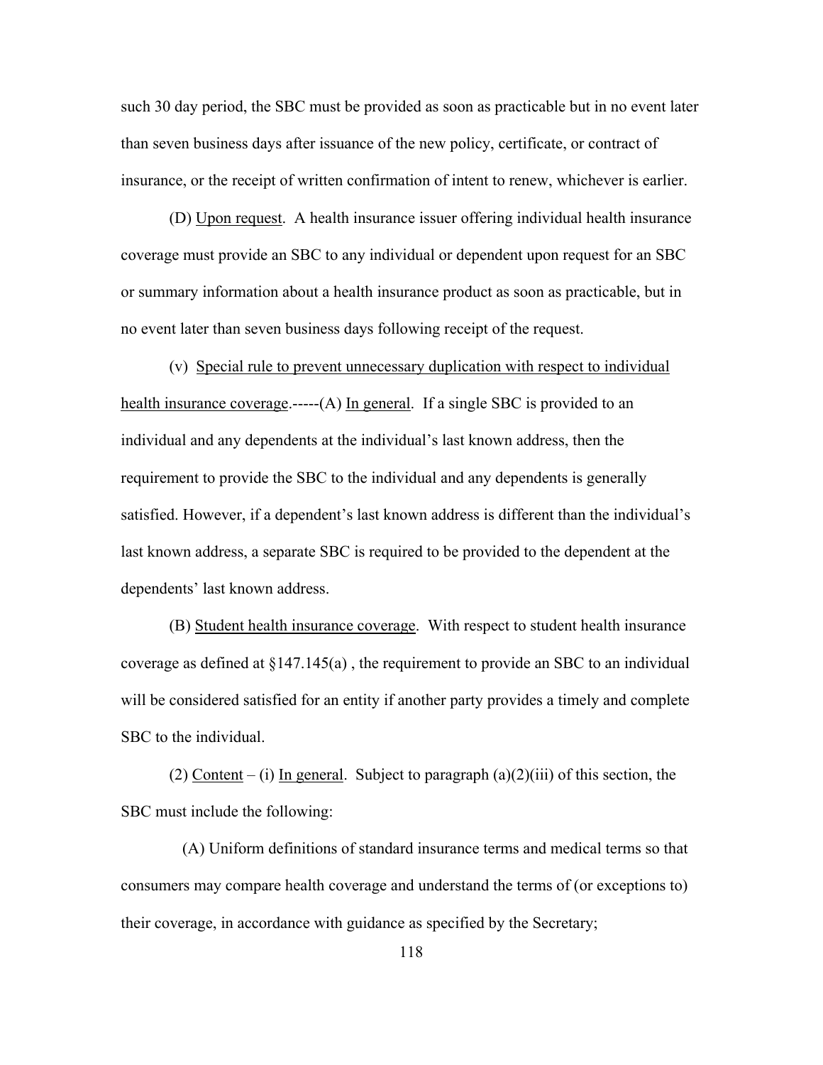such 30 day period, the SBC must be provided as soon as practicable but in no event later than seven business days after issuance of the new policy, certificate, or contract of insurance, or the receipt of written confirmation of intent to renew, whichever is earlier.

(D) Upon request. A health insurance issuer offering individual health insurance coverage must provide an SBC to any individual or dependent upon request for an SBC or summary information about a health insurance product as soon as practicable, but in no event later than seven business days following receipt of the request.

(v) Special rule to prevent unnecessary duplication with respect to individual health insurance coverage.-----(A) In general. If a single SBC is provided to an individual and any dependents at the individual's last known address, then the requirement to provide the SBC to the individual and any dependents is generally satisfied. However, if a dependent's last known address is different than the individual's last known address, a separate SBC is required to be provided to the dependent at the dependents' last known address.

(B) Student health insurance coverage. With respect to student health insurance coverage as defined at §147.145(a) , the requirement to provide an SBC to an individual will be considered satisfied for an entity if another party provides a timely and complete SBC to the individual.

(2) Content – (i) In general. Subject to paragraph (a)(2)(iii) of this section, the SBC must include the following:

(A) Uniform definitions of standard insurance terms and medical terms so that consumers may compare health coverage and understand the terms of (or exceptions to) their coverage, in accordance with guidance as specified by the Secretary;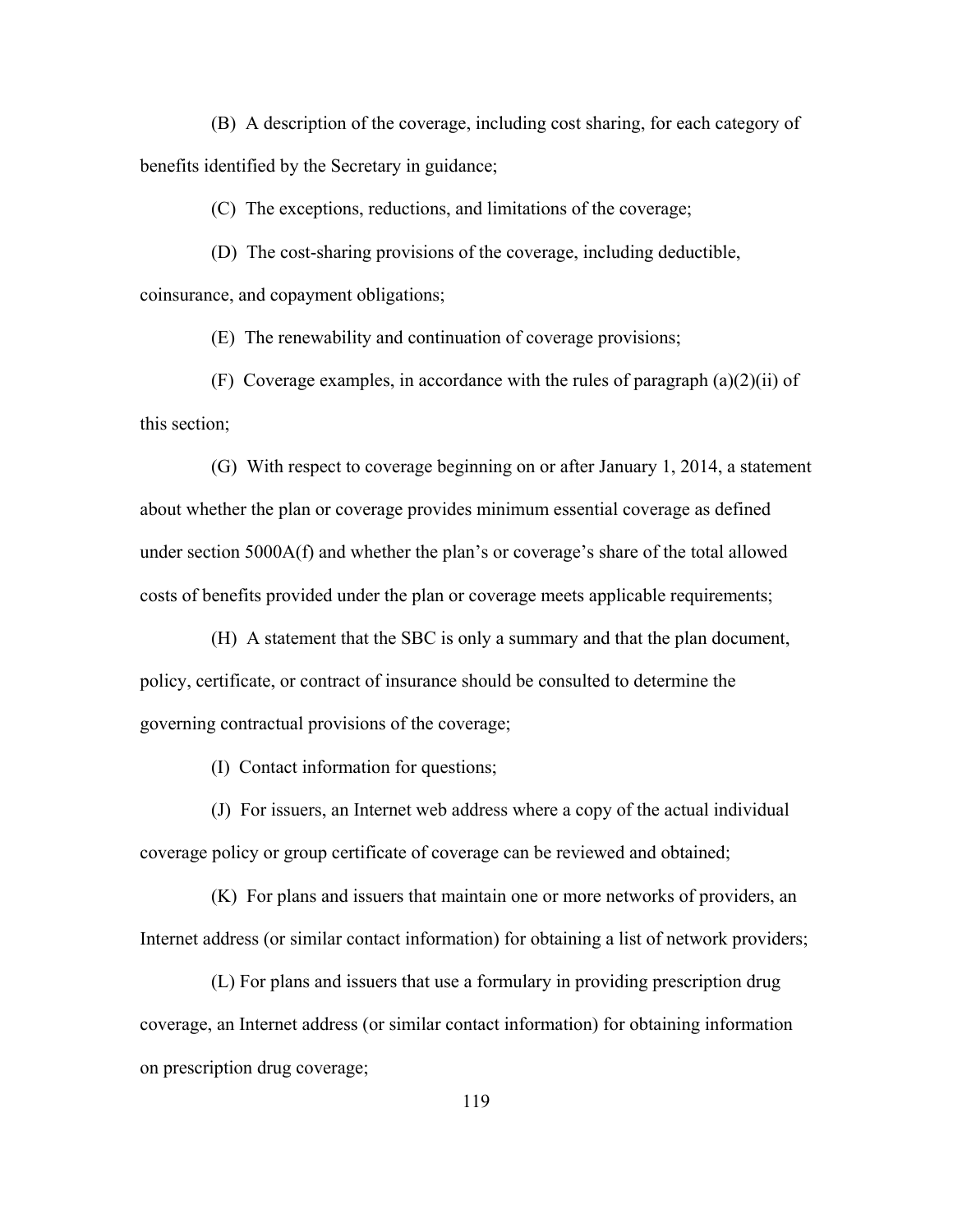(B) A description of the coverage, including cost sharing, for each category of benefits identified by the Secretary in guidance;

(C) The exceptions, reductions, and limitations of the coverage;

(D) The cost-sharing provisions of the coverage, including deductible, coinsurance, and copayment obligations;

(E) The renewability and continuation of coverage provisions;

(F) Coverage examples, in accordance with the rules of paragraph (a)(2)(ii) of this section;

(G) With respect to coverage beginning on or after January 1, 2014, a statement about whether the plan or coverage provides minimum essential coverage as defined under section 5000A(f) and whether the plan's or coverage's share of the total allowed costs of benefits provided under the plan or coverage meets applicable requirements;

(H) A statement that the SBC is only a summary and that the plan document, policy, certificate, or contract of insurance should be consulted to determine the governing contractual provisions of the coverage;

(I) Contact information for questions;

(J) For issuers, an Internet web address where a copy of the actual individual coverage policy or group certificate of coverage can be reviewed and obtained;

(K) For plans and issuers that maintain one or more networks of providers, an Internet address (or similar contact information) for obtaining a list of network providers;

(L) For plans and issuers that use a formulary in providing prescription drug coverage, an Internet address (or similar contact information) for obtaining information on prescription drug coverage;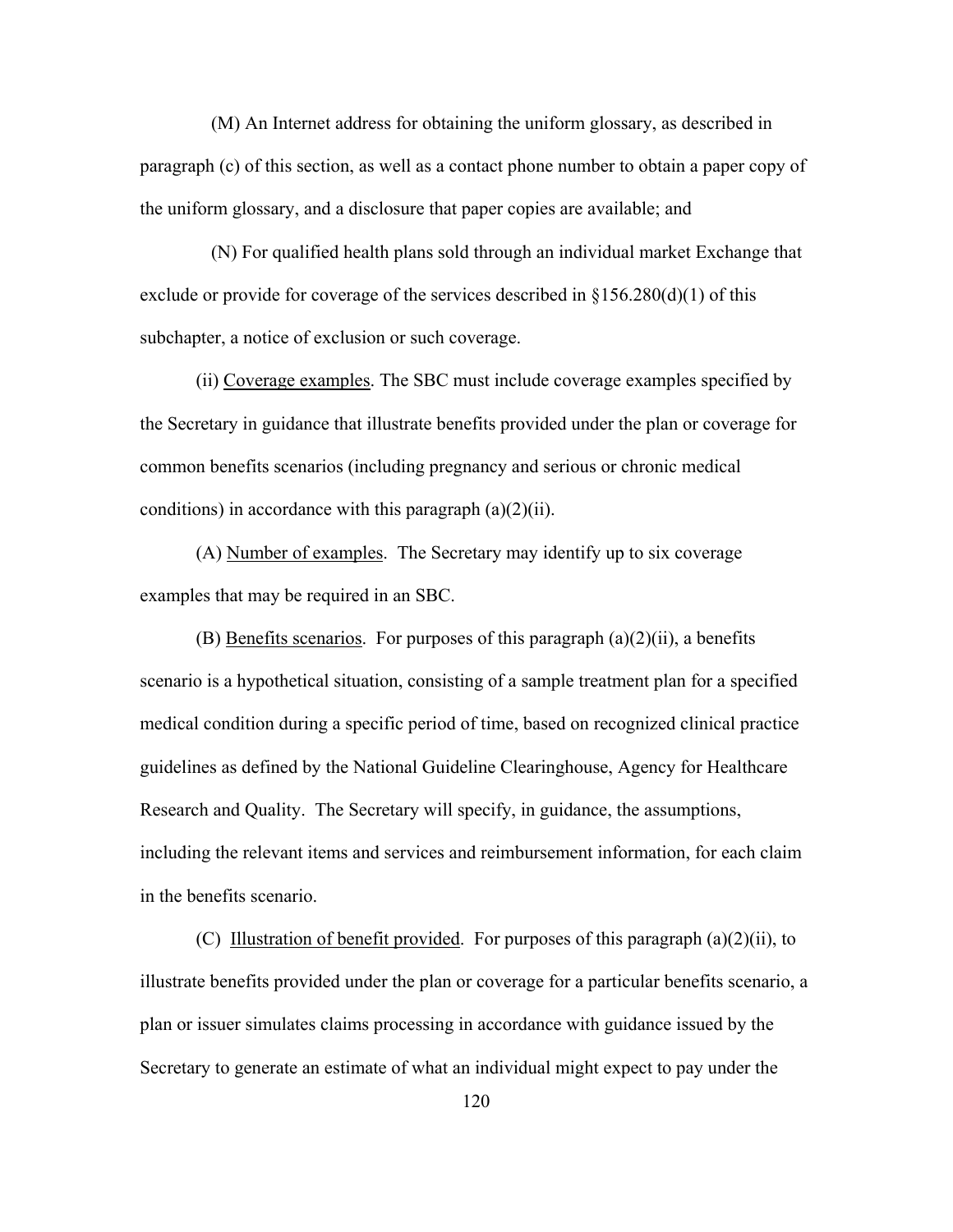(M) An Internet address for obtaining the uniform glossary, as described in paragraph (c) of this section, as well as a contact phone number to obtain a paper copy of the uniform glossary, and a disclosure that paper copies are available; and

(N) For qualified health plans sold through an individual market Exchange that exclude or provide for coverage of the services described in §156.280(d)(1) of this subchapter, a notice of exclusion or such coverage.

(ii) Coverage examples. The SBC must include coverage examples specified by the Secretary in guidance that illustrate benefits provided under the plan or coverage for common benefits scenarios (including pregnancy and serious or chronic medical conditions) in accordance with this paragraph (a)(2)(ii).

(A) Number of examples. The Secretary may identify up to six coverage examples that may be required in an SBC.

(B) Benefits scenarios. For purposes of this paragraph (a)(2)(ii), a benefits scenario is a hypothetical situation, consisting of a sample treatment plan for a specified medical condition during a specific period of time, based on recognized clinical practice guidelines as defined by the National Guideline Clearinghouse, Agency for Healthcare Research and Quality. The Secretary will specify, in guidance, the assumptions, including the relevant items and services and reimbursement information, for each claim in the benefits scenario.

(C) Illustration of benefit provided. For purposes of this paragraph (a)(2)(ii), to illustrate benefits provided under the plan or coverage for a particular benefits scenario, a plan or issuer simulates claims processing in accordance with guidance issued by the Secretary to generate an estimate of what an individual might expect to pay under the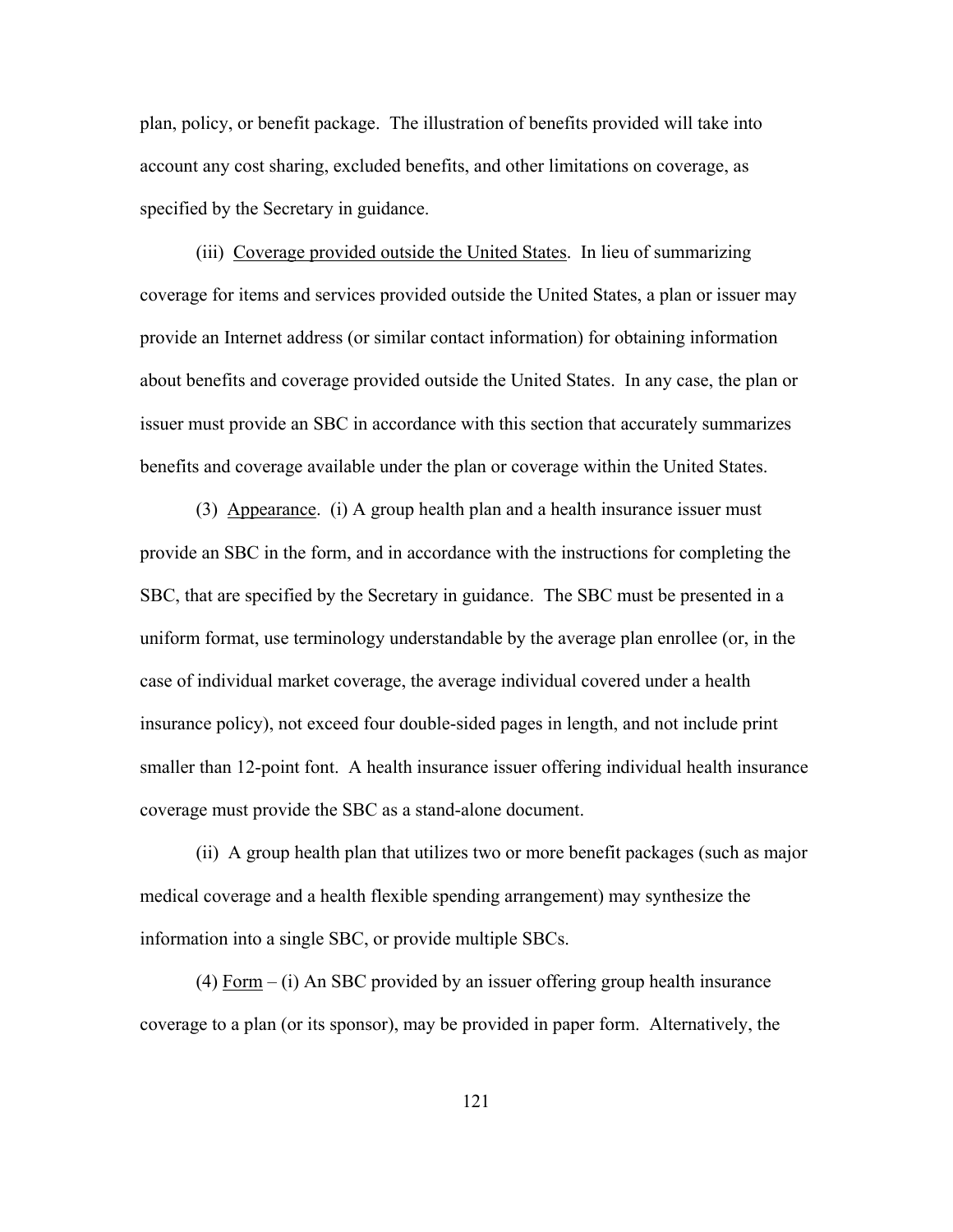plan, policy, or benefit package. The illustration of benefits provided will take into account any cost sharing, excluded benefits, and other limitations on coverage, as specified by the Secretary in guidance.

(iii) Coverage provided outside the United States. In lieu of summarizing coverage for items and services provided outside the United States, a plan or issuer may provide an Internet address (or similar contact information) for obtaining information about benefits and coverage provided outside the United States. In any case, the plan or issuer must provide an SBC in accordance with this section that accurately summarizes benefits and coverage available under the plan or coverage within the United States.

(3) Appearance. (i) A group health plan and a health insurance issuer must provide an SBC in the form, and in accordance with the instructions for completing the SBC, that are specified by the Secretary in guidance. The SBC must be presented in a uniform format, use terminology understandable by the average plan enrollee (or, in the case of individual market coverage, the average individual covered under a health insurance policy), not exceed four double-sided pages in length, and not include print smaller than 12-point font. A health insurance issuer offering individual health insurance coverage must provide the SBC as a stand-alone document.

(ii) A group health plan that utilizes two or more benefit packages (such as major medical coverage and a health flexible spending arrangement) may synthesize the information into a single SBC, or provide multiple SBCs.

(4) Form – (i) An SBC provided by an issuer offering group health insurance coverage to a plan (or its sponsor), may be provided in paper form. Alternatively, the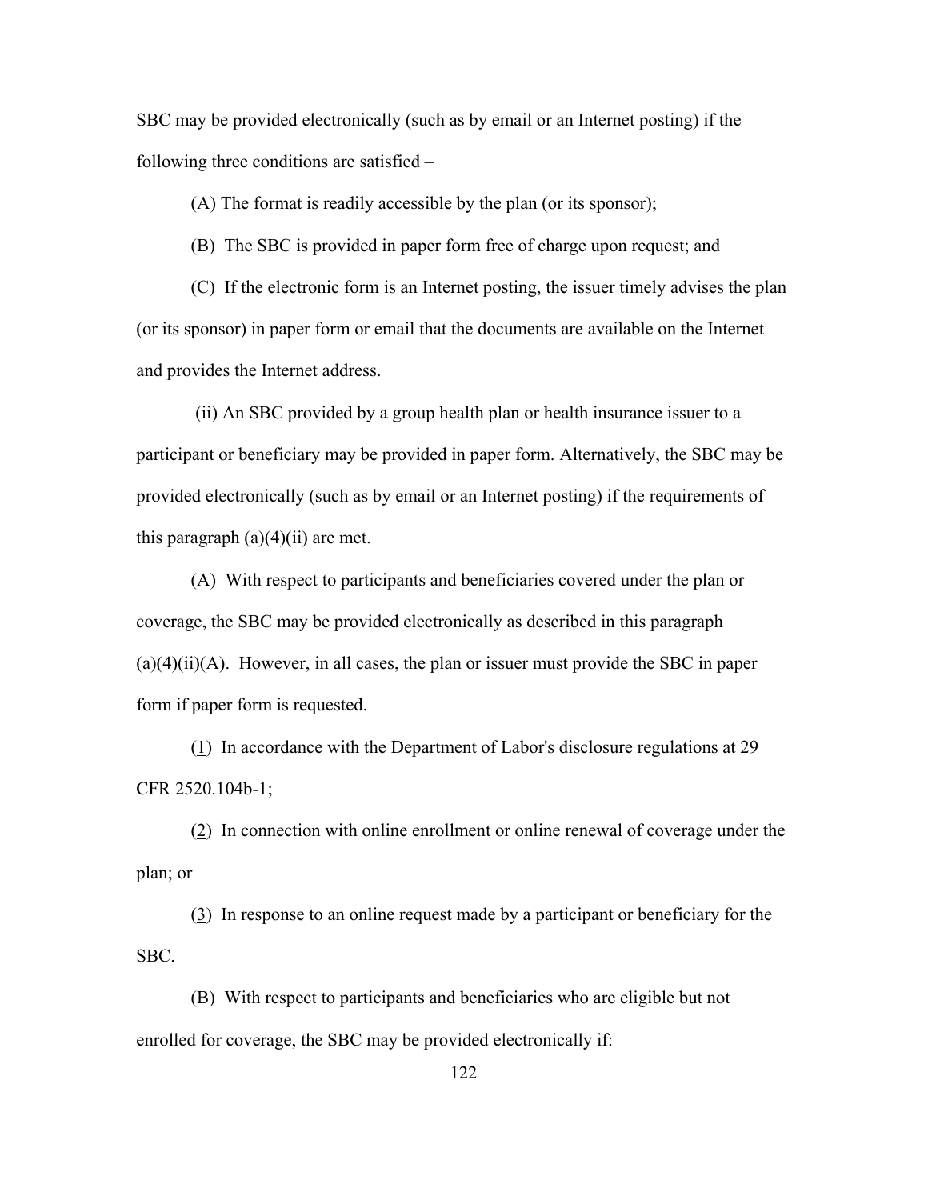SBC may be provided electronically (such as by email or an Internet posting) if the following three conditions are satisfied –

(A) The format is readily accessible by the plan (or its sponsor);

(B) The SBC is provided in paper form free of charge upon request; and

(C) If the electronic form is an Internet posting, the issuer timely advises the plan (or its sponsor) in paper form or email that the documents are available on the Internet and provides the Internet address.

(ii) An SBC provided by a group health plan or health insurance issuer to a participant or beneficiary may be provided in paper form. Alternatively, the SBC may be provided electronically (such as by email or an Internet posting) if the requirements of this paragraph (a)(4)(ii) are met.

(A) With respect to participants and beneficiaries covered under the plan or coverage, the SBC may be provided electronically as described in this paragraph (a)(4)(ii)(A). However, in all cases, the plan or issuer must provide the SBC in paper form if paper form is requested.

(1) In accordance with the Department of Labor's disclosure regulations at 29 CFR 2520.104b-1;

(2) In connection with online enrollment or online renewal of coverage under the plan; or

(3) In response to an online request made by a participant or beneficiary for the SBC.

(B) With respect to participants and beneficiaries who are eligible but not enrolled for coverage, the SBC may be provided electronically if: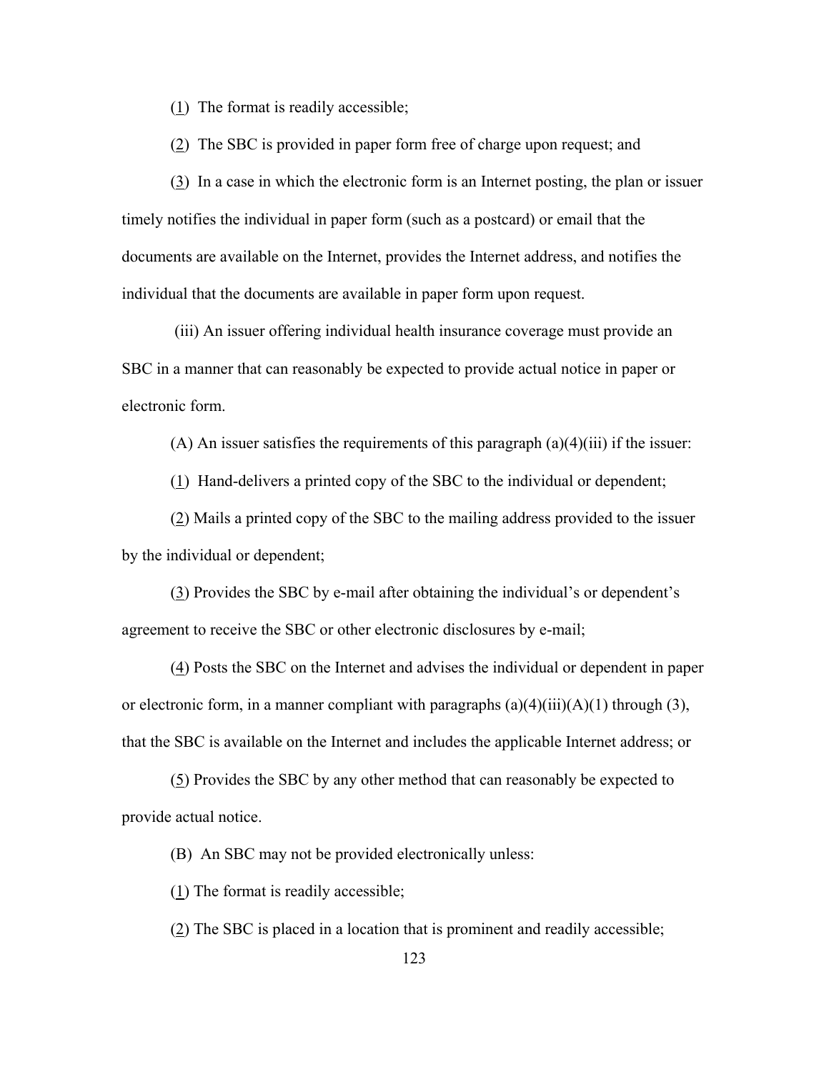(1) The format is readily accessible;

(2) The SBC is provided in paper form free of charge upon request; and

(3) In a case in which the electronic form is an Internet posting, the plan or issuer timely notifies the individual in paper form (such as a postcard) or email that the documents are available on the Internet, provides the Internet address, and notifies the individual that the documents are available in paper form upon request.

(iii) An issuer offering individual health insurance coverage must provide an SBC in a manner that can reasonably be expected to provide actual notice in paper or electronic form.

(A) An issuer satisfies the requirements of this paragraph (a)(4)(iii) if the issuer:

(1) Hand-delivers a printed copy of the SBC to the individual or dependent;

(2) Mails a printed copy of the SBC to the mailing address provided to the issuer by the individual or dependent;

(3) Provides the SBC by e-mail after obtaining the individual's or dependent's agreement to receive the SBC or other electronic disclosures by e-mail;

(4) Posts the SBC on the Internet and advises the individual or dependent in paper or electronic form, in a manner compliant with paragraphs (a)(4)(iii)(A)(1) through (3), that the SBC is available on the Internet and includes the applicable Internet address; or

(5) Provides the SBC by any other method that can reasonably be expected to provide actual notice.

(B) An SBC may not be provided electronically unless:

(1) The format is readily accessible;

(2) The SBC is placed in a location that is prominent and readily accessible;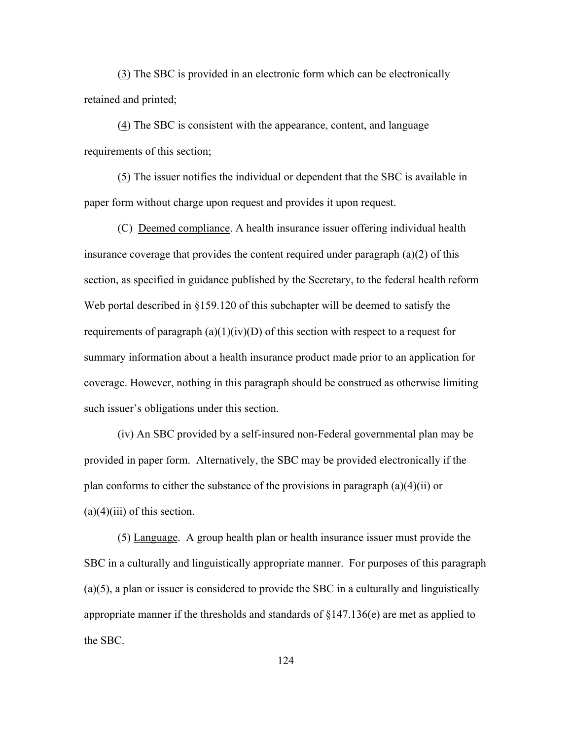(3) The SBC is provided in an electronic form which can be electronically retained and printed;

(4) The SBC is consistent with the appearance, content, and language requirements of this section;

(5) The issuer notifies the individual or dependent that the SBC is available in paper form without charge upon request and provides it upon request.

(C) Deemed compliance. A health insurance issuer offering individual health insurance coverage that provides the content required under paragraph (a)(2) of this section, as specified in guidance published by the Secretary, to the federal health reform Web portal described in §159.120 of this subchapter will be deemed to satisfy the requirements of paragraph (a)(1)(iv)(D) of this section with respect to a request for summary information about a health insurance product made prior to an application for coverage. However, nothing in this paragraph should be construed as otherwise limiting such issuer's obligations under this section.

(iv) An SBC provided by a self-insured non-Federal governmental plan may be provided in paper form. Alternatively, the SBC may be provided electronically if the plan conforms to either the substance of the provisions in paragraph (a)(4)(ii) or (a)(4)(iii) of this section.

(5) Language. A group health plan or health insurance issuer must provide the SBC in a culturally and linguistically appropriate manner. For purposes of this paragraph (a)(5), a plan or issuer is considered to provide the SBC in a culturally and linguistically appropriate manner if the thresholds and standards of §147.136(e) are met as applied to the SBC.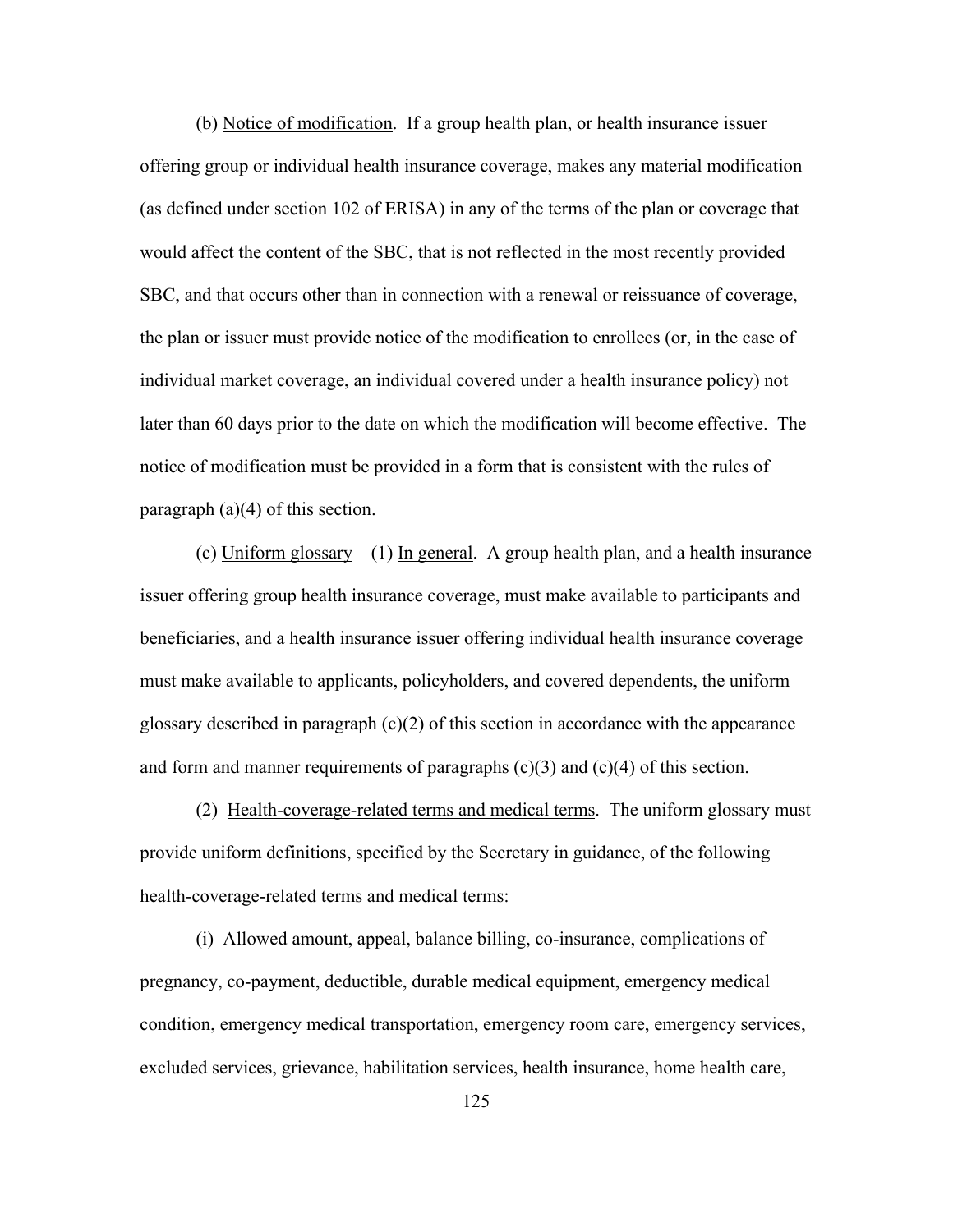(b) Notice of modification. If a group health plan, or health insurance issuer offering group or individual health insurance coverage, makes any material modification (as defined under section 102 of ERISA) in any of the terms of the plan or coverage that would affect the content of the SBC, that is not reflected in the most recently provided SBC, and that occurs other than in connection with a renewal or reissuance of coverage, the plan or issuer must provide notice of the modification to enrollees (or, in the case of individual market coverage, an individual covered under a health insurance policy) not later than 60 days prior to the date on which the modification will become effective. The notice of modification must be provided in a form that is consistent with the rules of paragraph (a)(4) of this section.

(c) Uniform glossary – (1) In general. A group health plan, and a health insurance issuer offering group health insurance coverage, must make available to participants and beneficiaries, and a health insurance issuer offering individual health insurance coverage must make available to applicants, policyholders, and covered dependents, the uniform glossary described in paragraph (c)(2) of this section in accordance with the appearance and form and manner requirements of paragraphs (c)(3) and (c)(4) of this section.

(2) Health-coverage-related terms and medical terms. The uniform glossary must provide uniform definitions, specified by the Secretary in guidance, of the following health-coverage-related terms and medical terms:

(i) Allowed amount, appeal, balance billing, co-insurance, complications of pregnancy, co-payment, deductible, durable medical equipment, emergency medical condition, emergency medical transportation, emergency room care, emergency services, excluded services, grievance, habilitation services, health insurance, home health care,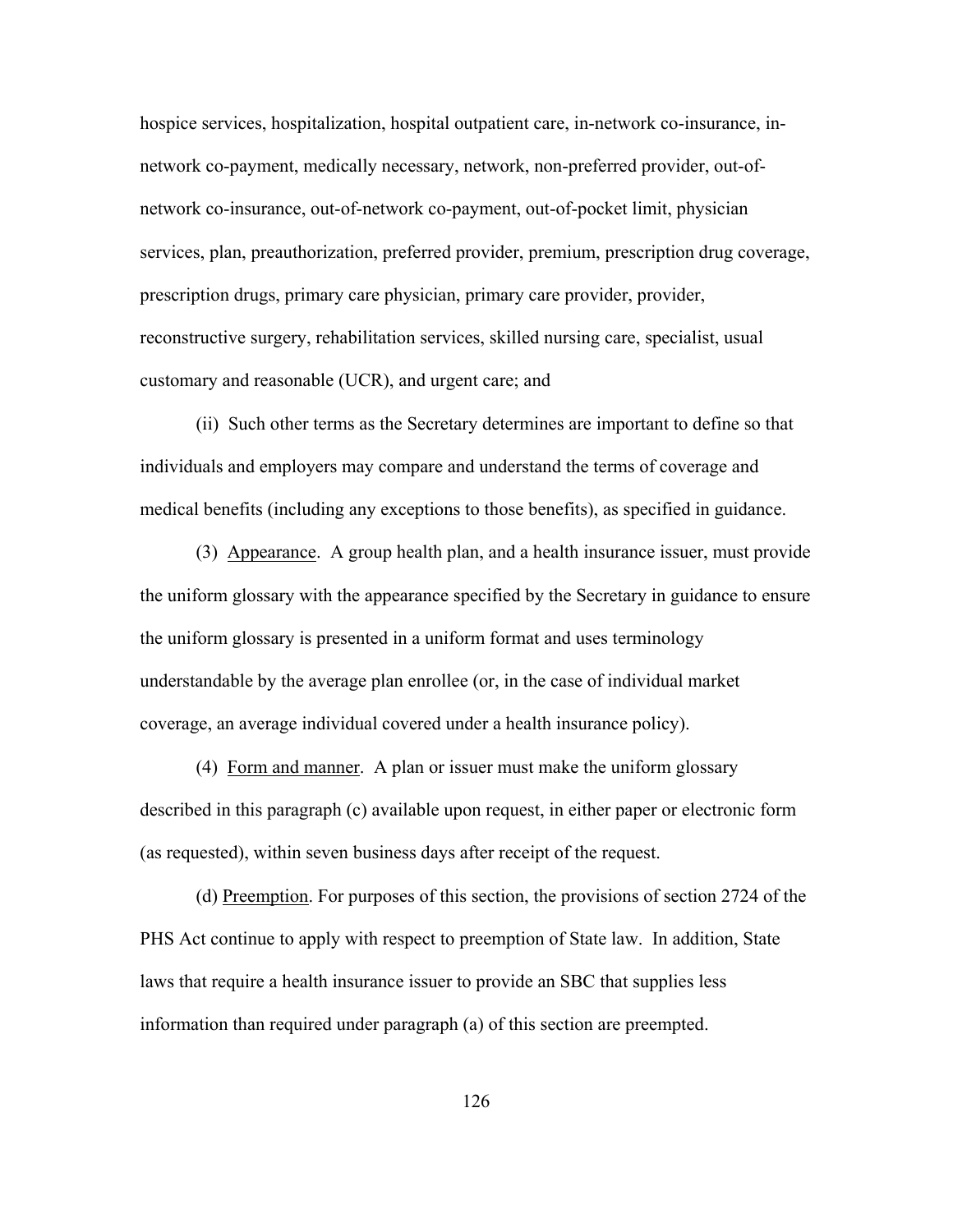hospice services, hospitalization, hospital outpatient care, in-network co-insurance, in-network co-payment, medically necessary, network, non-preferred provider, out-of-network co-insurance, out-of-network co-payment, out-of-pocket limit, physician services, plan, preauthorization, preferred provider, premium, prescription drug coverage, prescription drugs, primary care physician, primary care provider, provider, reconstructive surgery, rehabilitation services, skilled nursing care, specialist, usual customary and reasonable (UCR), and urgent care; and

(ii) Such other terms as the Secretary determines are important to define so that individuals and employers may compare and understand the terms of coverage and medical benefits (including any exceptions to those benefits), as specified in guidance.

(3) Appearance. A group health plan, and a health insurance issuer, must provide the uniform glossary with the appearance specified by the Secretary in guidance to ensure the uniform glossary is presented in a uniform format and uses terminology understandable by the average plan enrollee (or, in the case of individual market coverage, an average individual covered under a health insurance policy).

(4) Form and manner. A plan or issuer must make the uniform glossary described in this paragraph (c) available upon request, in either paper or electronic form (as requested), within seven business days after receipt of the request.

(d) Preemption. For purposes of this section, the provisions of section 2724 of the PHS Act continue to apply with respect to preemption of State law. In addition, State laws that require a health insurance issuer to provide an SBC that supplies less information than required under paragraph (a) of this section are preempted.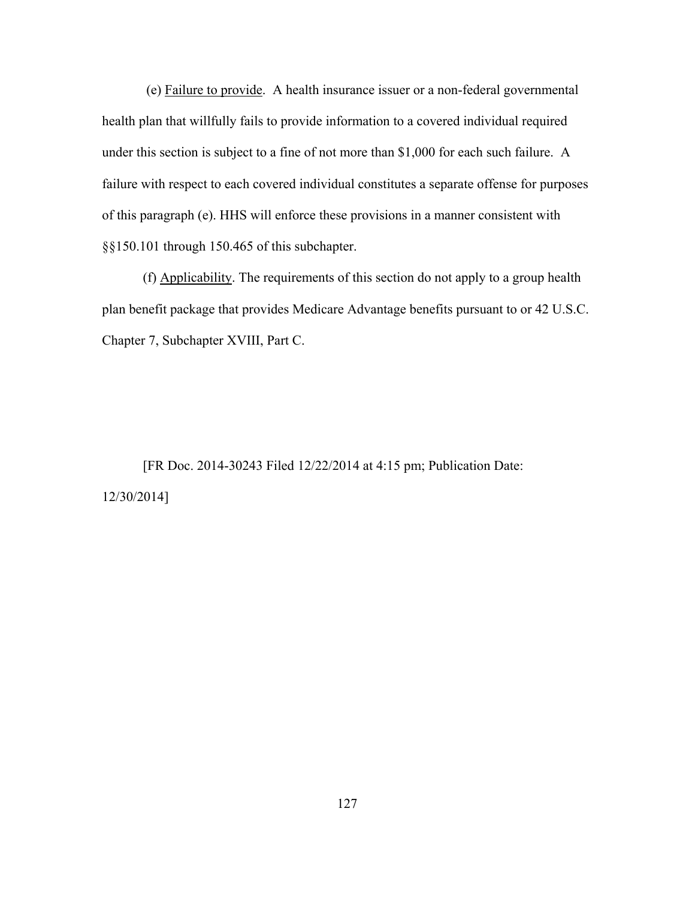(e) Failure to provide. A health insurance issuer or a non-federal governmental health plan that willfully fails to provide information to a covered individual required under this section is subject to a fine of not more than $1,000 for each such failure. A failure with respect to each covered individual constitutes a separate offense for purposes of this paragraph (e). HHS will enforce these provisions in a manner consistent with §§150.101 through 150.465 of this subchapter.

(f) Applicability. The requirements of this section do not apply to a group health plan benefit package that provides Medicare Advantage benefits pursuant to or 42 U.S.C. Chapter 7, Subchapter XVIII, Part C.

[FR Doc. 2014-30243 Filed 12/22/2014 at 4:15 pm; Publication Date: 12/30/2014]